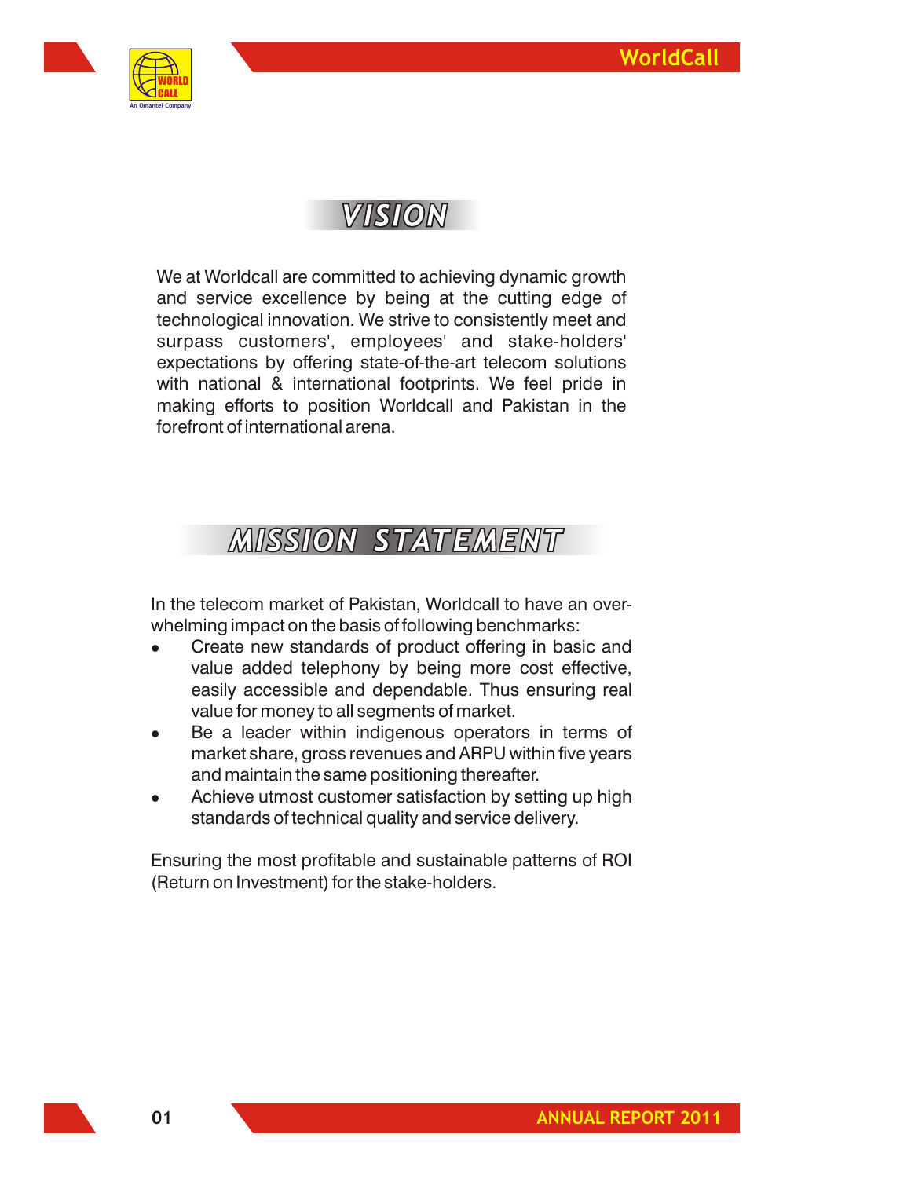# VISION

We at Worldcall are committed to achieving dynamic growth and service excellence by being at the cutting edge of technological innovation. We strive to consistently meet and surpass customers', employees' and stake-holders' expectations by offering state-of-the-art telecom solutions with national & international footprints. We feel pride in making efforts to position Worldcall and Pakistan in the forefront of international arena.

# MISSION STATEMENT

In the telecom market of Pakistan, Worldcall to have an overwhelming impact on the basis of following benchmarks:

- Create new standards of product offering in basic and value added telephony by being more cost effective, easily accessible and dependable. Thus ensuring real value for money to all segments of market.
- Be a leader within indigenous operators in terms of market share, gross revenues and ARPU within five years and maintain the same positioning thereafter.
- Achieve utmost customer satisfaction by setting up high standards of technical quality and service delivery.

Ensuring the most profitable and sustainable patterns of ROI (Return on Investment) for the stake-holders.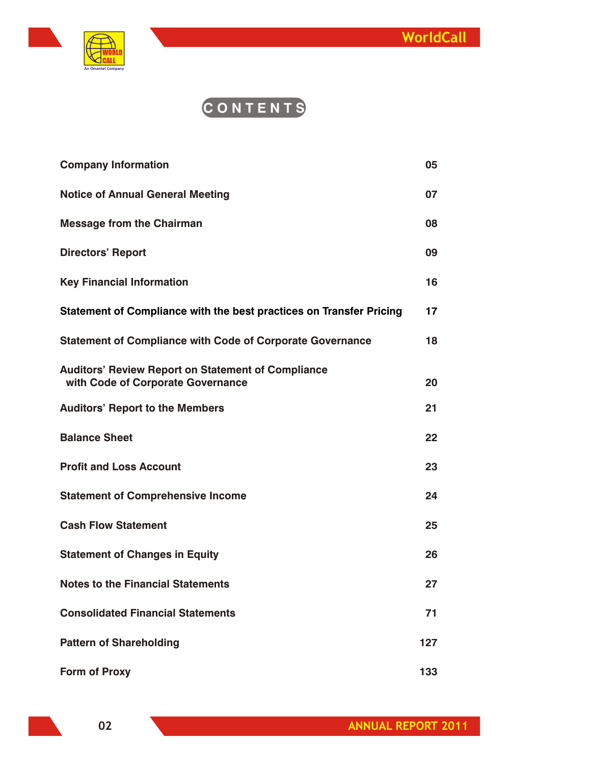# CONTENTS

| | |
|---|---|
| **Company Information** | **05** |
| **Notice of Annual General Meeting** | **07** |
| **Message from the Chairman** | **08** |
| **Directors' Report** | **09** |
| **Key Financial Information** | **16** |
| **Statement of Compliance with the best practices on Transfer Pricing** | **17** |
| **Statement of Compliance with Code of Corporate Governance** | **18** |
| **Auditors' Review Report on Statement of Compliance with Code of Corporate Governance** | **20** |
| **Auditors' Report to the Members** | **21** |
| **Balance Sheet** | **22** |
| **Profit and Loss Account** | **23** |
| **Statement of Comprehensive Income** | **24** |
| **Cash Flow Statement** | **25** |
| **Statement of Changes in Equity** | **26** |
| **Notes to the Financial Statements** | **27** |
| **Consolidated Financial Statements** | **71** |
| **Pattern of Shareholding** | **127** |
| **Form of Proxy** | **133** |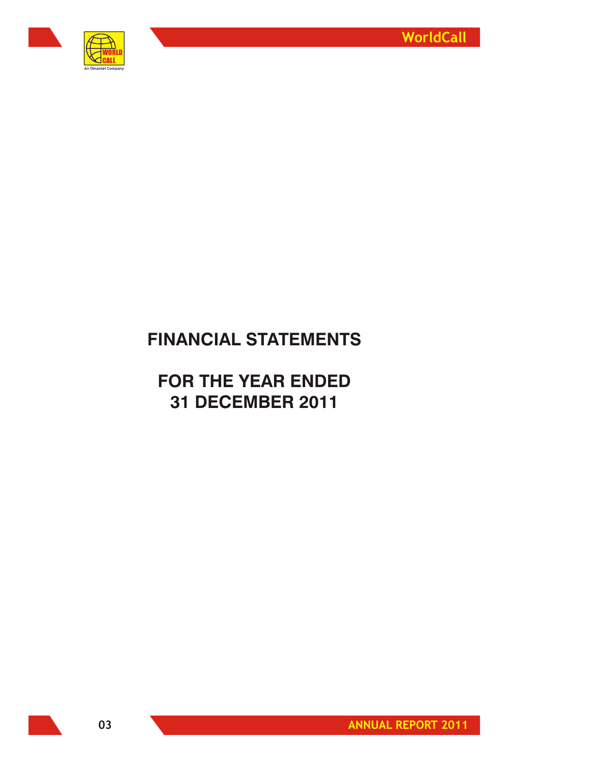# FINANCIAL STATEMENTS

## FOR THE YEAR ENDED 31 DECEMBER 2011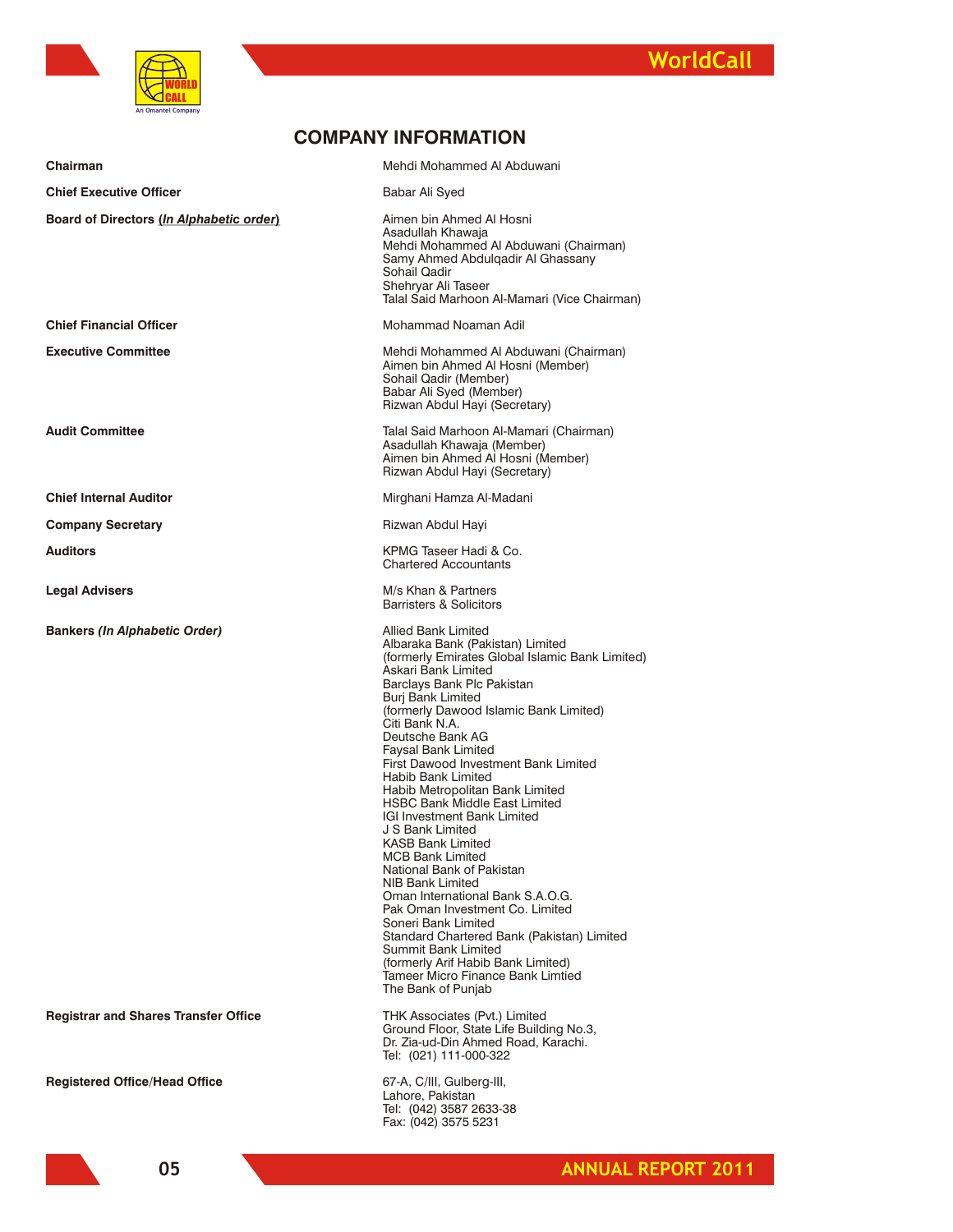# COMPANY INFORMATION

| | |
|---|---|
| **Chairman** | Mehdi Mohammed Al Abduwani |
| **Chief Executive Officer** | Babar Ali Syed |
| **Board of Directors (*In Alphabetic order*)** | Aimen bin Ahmed Al Hosni<br>Asadullah Khawaja<br>Mehdi Mohammed Al Abduwani (Chairman)<br>Samy Ahmed Abdulqadir Al Ghassany<br>Sohail Qadir<br>Shehryar Ali Taseer<br>Talal Said Marhoon Al-Mamari (Vice Chairman) |
| **Chief Financial Officer** | Mohammad Noaman Adil |
| **Executive Committee** | Mehdi Mohammed Al Abduwani (Chairman)<br>Aimen bin Ahmed Al Hosni (Member)<br>Sohail Qadir (Member)<br>Babar Ali Syed (Member)<br>Rizwan Abdul Hayi (Secretary) |
| **Audit Committee** | Talal Said Marhoon Al-Mamari (Chairman)<br>Asadullah Khawaja (Member)<br>Aimen bin Ahmed Al Hosni (Member)<br>Rizwan Abdul Hayi (Secretary) |
| **Chief Internal Auditor** | Mirghani Hamza Al-Madani |
| **Company Secretary** | Rizwan Abdul Hayi |
| **Auditors** | KPMG Taseer Hadi & Co.<br>Chartered Accountants |
| **Legal Advisers** | M/s Khan & Partners<br>Barristers & Solicitors |
| **Bankers *(In Alphabetic Order)*** | Allied Bank Limited<br>Albaraka Bank (Pakistan) Limited<br>(formerly Emirates Global Islamic Bank Limited)<br>Askari Bank Limited<br>Barclays Bank Plc Pakistan<br>Burj Bank Limited<br>(formerly Dawood Islamic Bank Limited)<br>Citi Bank N.A.<br>Deutsche Bank AG<br>Faysal Bank Limited<br>First Dawood Investment Bank Limited<br>Habib Bank Limited<br>Habib Metropolitan Bank Limited<br>HSBC Bank Middle East Limited<br>IGI Investment Bank Limited<br>J S Bank Limited<br>KASB Bank Limited<br>MCB Bank Limited<br>National Bank of Pakistan<br>NIB Bank Limited<br>Oman International Bank S.A.O.G.<br>Pak Oman Investment Co. Limited<br>Soneri Bank Limited<br>Standard Chartered Bank (Pakistan) Limited<br>Summit Bank Limited<br>(formerly Arif Habib Bank Limited)<br>Tameer Micro Finance Bank Limtied<br>The Bank of Punjab |
| **Registrar and Shares Transfer Office** | THK Associates (Pvt.) Limited<br>Ground Floor, State Life Building No.3,<br>Dr. Zia-ud-Din Ahmed Road, Karachi.<br>Tel: (021) 111-000-322 |
| **Registered Office/Head Office** | 67-A, C/III, Gulberg-III,<br>Lahore, Pakistan<br>Tel: (042) 3587 2633-38<br>Fax: (042) 3575 5231 |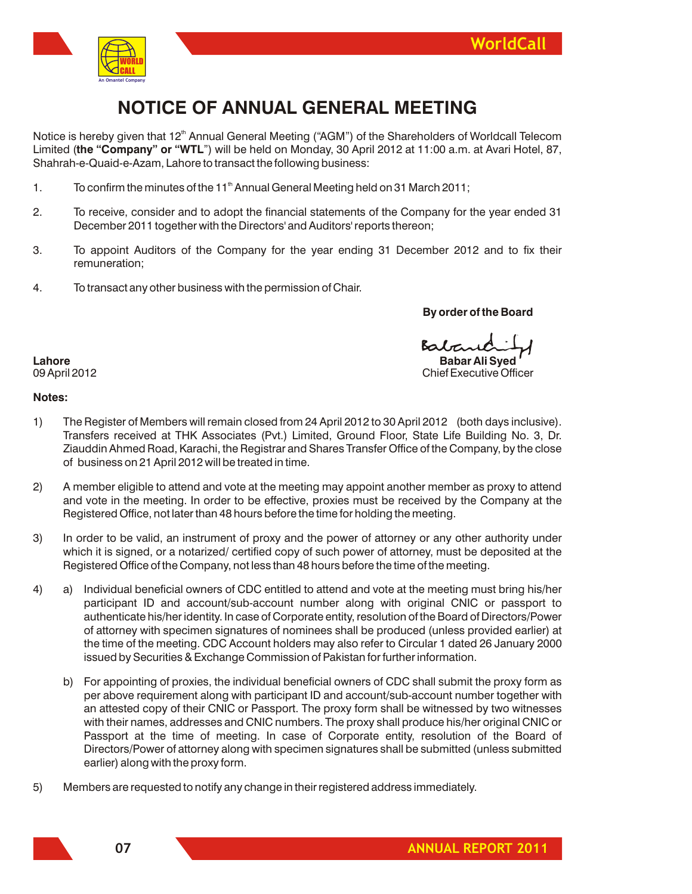# NOTICE OF ANNUAL GENERAL MEETING

Notice is hereby given that 12th Annual General Meeting ("AGM") of the Shareholders of Worldcall Telecom Limited (**the "Company" or "WTL"**) will be held on Monday, 30 April 2012 at 11:00 a.m. at Avari Hotel, 87, Shahrah-e-Quaid-e-Azam, Lahore to transact the following business:

1. To confirm the minutes of the 11th Annual General Meeting held on 31 March 2011;
2. To receive, consider and to adopt the financial statements of the Company for the year ended 31 December 2011 together with the Directors' and Auditors' reports thereon;
3. To appoint Auditors of the Company for the year ending 31 December 2012 and to fix their remuneration;
4. To transact any other business with the permission of Chair.

**By order of the Board**

**Babar Ali Syed**
Chief Executive Officer

**Lahore**
09 April 2012

**Notes:**

1) The Register of Members will remain closed from 24 April 2012 to 30 April 2012 (both days inclusive). Transfers received at THK Associates (Pvt.) Limited, Ground Floor, State Life Building No. 3, Dr. Ziauddin Ahmed Road, Karachi, the Registrar and Shares Transfer Office of the Company, by the close of business on 21 April 2012 will be treated in time.

2) A member eligible to attend and vote at the meeting may appoint another member as proxy to attend and vote in the meeting. In order to be effective, proxies must be received by the Company at the Registered Office, not later than 48 hours before the time for holding the meeting.

3) In order to be valid, an instrument of proxy and the power of attorney or any other authority under which it is signed, or a notarized/ certified copy of such power of attorney, must be deposited at the Registered Office of the Company, not less than 48 hours before the time of the meeting.

4) a) Individual beneficial owners of CDC entitled to attend and vote at the meeting must bring his/her participant ID and account/sub-account number along with original CNIC or passport to authenticate his/her identity. In case of Corporate entity, resolution of the Board of Directors/Power of attorney with specimen signatures of nominees shall be produced (unless provided earlier) at the time of the meeting. CDC Account holders may also refer to Circular 1 dated 26 January 2000 issued by Securities & Exchange Commission of Pakistan for further information.

   b) For appointing of proxies, the individual beneficial owners of CDC shall submit the proxy form as per above requirement along with participant ID and account/sub-account number together with an attested copy of their CNIC or Passport. The proxy form shall be witnessed by two witnesses with their names, addresses and CNIC numbers. The proxy shall produce his/her original CNIC or Passport at the time of meeting. In case of Corporate entity, resolution of the Board of Directors/Power of attorney along with specimen signatures shall be submitted (unless submitted earlier) along with the proxy form.

5) Members are requested to notify any change in their registered address immediately.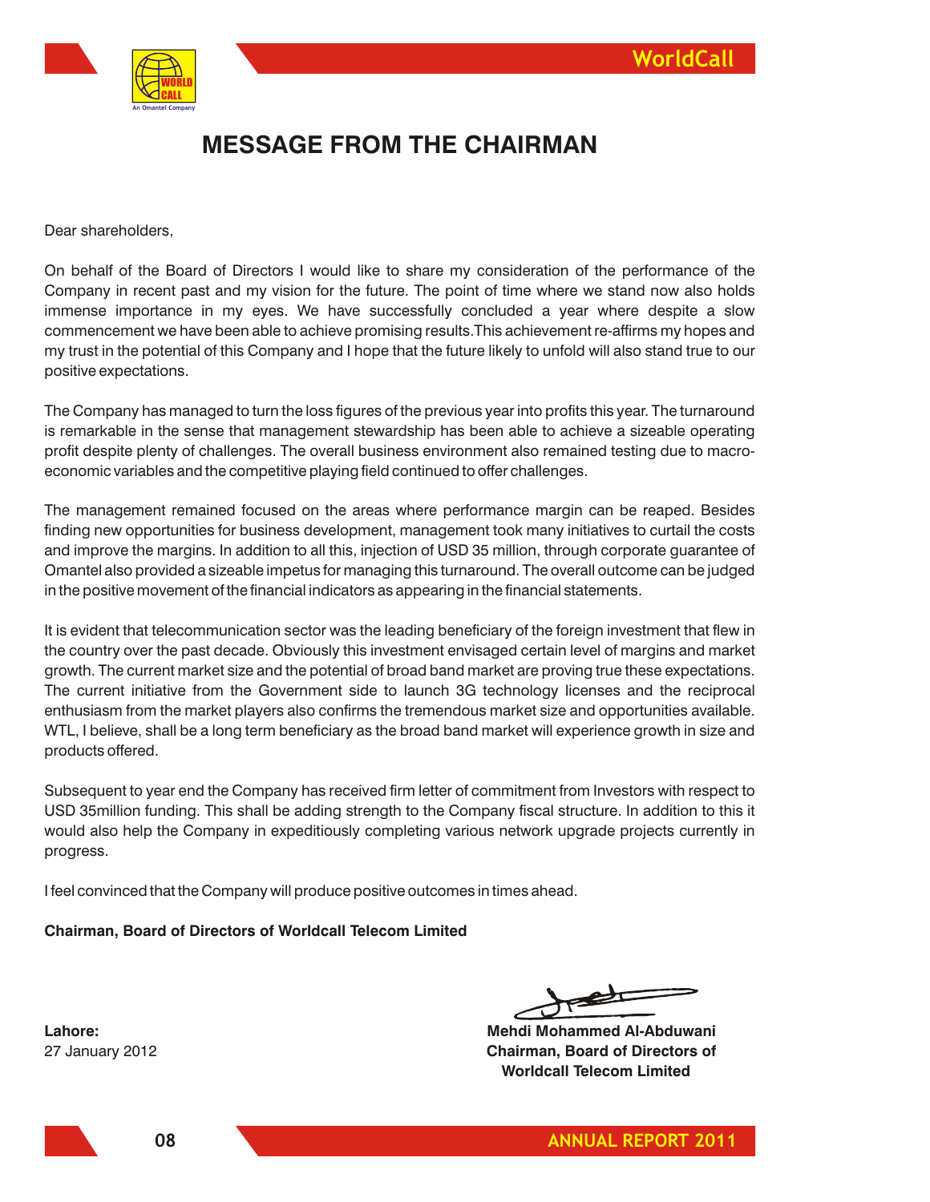# MESSAGE FROM THE CHAIRMAN

Dear shareholders,

On behalf of the Board of Directors I would like to share my consideration of the performance of the Company in recent past and my vision for the future. The point of time where we stand now also holds immense importance in my eyes. We have successfully concluded a year where despite a slow commencement we have been able to achieve promising results.This achievement re-affirms my hopes and my trust in the potential of this Company and I hope that the future likely to unfold will also stand true to our positive expectations.

The Company has managed to turn the loss figures of the previous year into profits this year. The turnaround is remarkable in the sense that management stewardship has been able to achieve a sizeable operating profit despite plenty of challenges. The overall business environment also remained testing due to macro-economic variables and the competitive playing field continued to offer challenges.

The management remained focused on the areas where performance margin can be reaped. Besides finding new opportunities for business development, management took many initiatives to curtail the costs and improve the margins. In addition to all this, injection of USD 35 million, through corporate guarantee of Omantel also provided a sizeable impetus for managing this turnaround. The overall outcome can be judged in the positive movement of the financial indicators as appearing in the financial statements.

It is evident that telecommunication sector was the leading beneficiary of the foreign investment that flew in the country over the past decade. Obviously this investment envisaged certain level of margins and market growth. The current market size and the potential of broad band market are proving true these expectations. The current initiative from the Government side to launch 3G technology licenses and the reciprocal enthusiasm from the market players also confirms the tremendous market size and opportunities available. WTL, I believe, shall be a long term beneficiary as the broad band market will experience growth in size and products offered.

Subsequent to year end the Company has received firm letter of commitment from Investors with respect to USD 35million funding. This shall be adding strength to the Company fiscal structure. In addition to this it would also help the Company in expeditiously completing various network upgrade projects currently in progress.

I feel convinced that the Company will produce positive outcomes in times ahead.

**Chairman, Board of Directors of Worldcall Telecom Limited**

**Lahore:**
27 January 2012

**Mehdi Mohammed Al-Abduwani**
**Chairman, Board of Directors of**
**Worldcall Telecom Limited**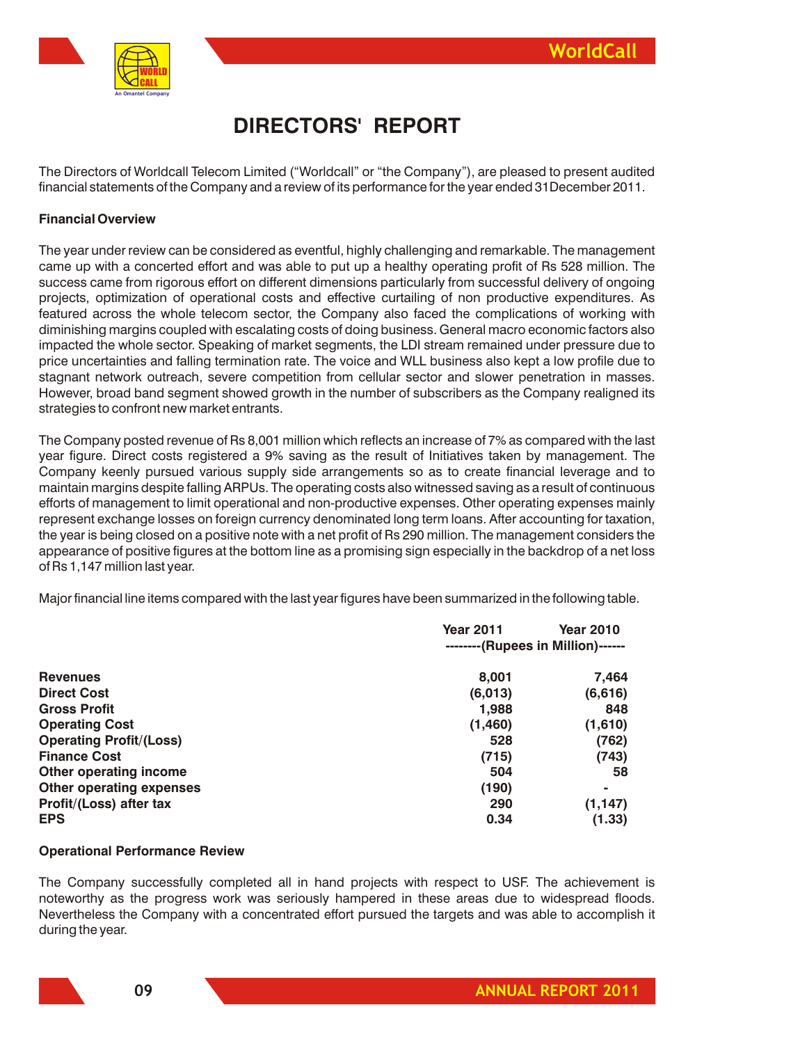# DIRECTORS' REPORT

The Directors of Worldcall Telecom Limited ("Worldcall" or "the Company"), are pleased to present audited financial statements of the Company and a review of its performance for the year ended 31December 2011.

**Financial Overview**

The year under review can be considered as eventful, highly challenging and remarkable. The management came up with a concerted effort and was able to put up a healthy operating profit of Rs 528 million. The success came from rigorous effort on different dimensions particularly from successful delivery of ongoing projects, optimization of operational costs and effective curtailing of non productive expenditures. As featured across the whole telecom sector, the Company also faced the complications of working with diminishing margins coupled with escalating costs of doing business. General macro economic factors also impacted the whole sector. Speaking of market segments, the LDI stream remained under pressure due to price uncertainties and falling termination rate. The voice and WLL business also kept a low profile due to stagnant network outreach, severe competition from cellular sector and slower penetration in masses. However, broad band segment showed growth in the number of subscribers as the Company realigned its strategies to confront new market entrants.

The Company posted revenue of Rs 8,001 million which reflects an increase of 7% as compared with the last year figure. Direct costs registered a 9% saving as the result of Initiatives taken by management. The Company keenly pursued various supply side arrangements so as to create financial leverage and to maintain margins despite falling ARPUs. The operating costs also witnessed saving as a result of continuous efforts of management to limit operational and non-productive expenses. Other operating expenses mainly represent exchange losses on foreign currency denominated long term loans. After accounting for taxation, the year is being closed on a positive note with a net profit of Rs 290 million. The management considers the appearance of positive figures at the bottom line as a promising sign especially in the backdrop of a net loss of Rs 1,147 million last year.

Major financial line items compared with the last year figures have been summarized in the following table.

| | Year 2011 | Year 2010 |
|---|---|---|
| | --------(Rupees in Million)------ | |
| **Revenues** | **8,001** | **7,464** |
| **Direct Cost** | **(6,013)** | **(6,616)** |
| **Gross Profit** | **1,988** | **848** |
| **Operating Cost** | **(1,460)** | **(1,610)** |
| **Operating Profit/(Loss)** | **528** | **(762)** |
| **Finance Cost** | **(715)** | **(743)** |
| **Other operating income** | **504** | **58** |
| **Other operating expenses** | **(190)** | **-** |
| **Profit/(Loss) after tax** | **290** | **(1,147)** |
| **EPS** | **0.34** | **(1.33)** |

**Operational Performance Review**

The Company successfully completed all in hand projects with respect to USF. The achievement is noteworthy as the progress work was seriously hampered in these areas due to widespread floods. Nevertheless the Company with a concentrated effort pursued the targets and was able to accomplish it during the year.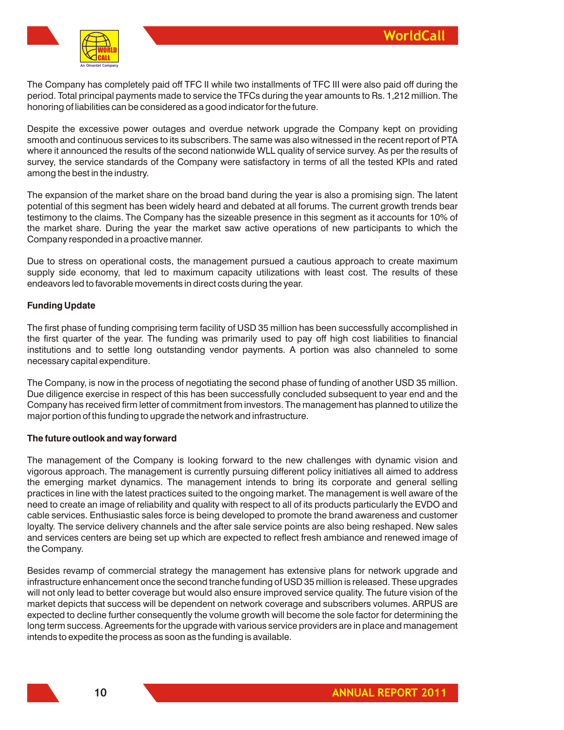The Company has completely paid off TFC II while two installments of TFC III were also paid off during the period. Total principal payments made to service the TFCs during the year amounts to Rs. 1,212 million. The honoring of liabilities can be considered as a good indicator for the future.

Despite the excessive power outages and overdue network upgrade the Company kept on providing smooth and continuous services to its subscribers. The same was also witnessed in the recent report of PTA where it announced the results of the second nationwide WLL quality of service survey. As per the results of survey, the service standards of the Company were satisfactory in terms of all the tested KPIs and rated among the best in the industry.

The expansion of the market share on the broad band during the year is also a promising sign. The latent potential of this segment has been widely heard and debated at all forums. The current growth trends bear testimony to the claims. The Company has the sizeable presence in this segment as it accounts for 10% of the market share. During the year the market saw active operations of new participants to which the Company responded in a proactive manner.

Due to stress on operational costs, the management pursued a cautious approach to create maximum supply side economy, that led to maximum capacity utilizations with least cost. The results of these endeavors led to favorable movements in direct costs during the year.

**Funding Update**

The first phase of funding comprising term facility of USD 35 million has been successfully accomplished in the first quarter of the year. The funding was primarily used to pay off high cost liabilities to financial institutions and to settle long outstanding vendor payments. A portion was also channeled to some necessary capital expenditure.

The Company, is now in the process of negotiating the second phase of funding of another USD 35 million. Due diligence exercise in respect of this has been successfully concluded subsequent to year end and the Company has received firm letter of commitment from investors. The management has planned to utilize the major portion of this funding to upgrade the network and infrastructure.

**The future outlook and way forward**

The management of the Company is looking forward to the new challenges with dynamic vision and vigorous approach. The management is currently pursuing different policy initiatives all aimed to address the emerging market dynamics. The management intends to bring its corporate and general selling practices in line with the latest practices suited to the ongoing market. The management is well aware of the need to create an image of reliability and quality with respect to all of its products particularly the EVDO and cable services. Enthusiastic sales force is being developed to promote the brand awareness and customer loyalty. The service delivery channels and the after sale service points are also being reshaped. New sales and services centers are being set up which are expected to reflect fresh ambiance and renewed image of the Company.

Besides revamp of commercial strategy the management has extensive plans for network upgrade and infrastructure enhancement once the second tranche funding of USD 35 million is released. These upgrades will not only lead to better coverage but would also ensure improved service quality. The future vision of the market depicts that success will be dependent on network coverage and subscribers volumes. ARPUS are expected to decline further consequently the volume growth will become the sole factor for determining the long term success. Agreements for the upgrade with various service providers are in place and management intends to expedite the process as soon as the funding is available.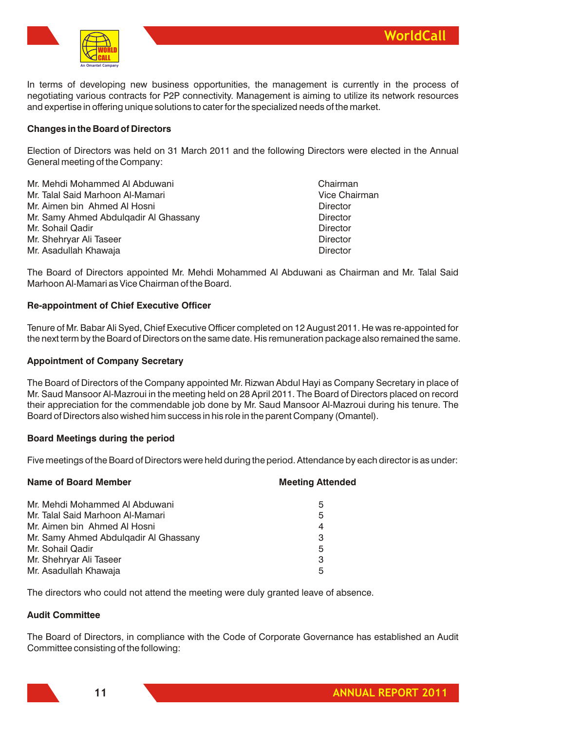In terms of developing new business opportunities, the management is currently in the process of negotiating various contracts for P2P connectivity. Management is aiming to utilize its network resources and expertise in offering unique solutions to cater for the specialized needs of the market.

**Changes in the Board of Directors**

Election of Directors was held on 31 March 2011 and the following Directors were elected in the Annual General meeting of the Company:

| | |
|---|---|
| Mr. Mehdi Mohammed Al Abduwani | Chairman |
| Mr. Talal Said Marhoon Al-Mamari | Vice Chairman |
| Mr. Aimen bin Ahmed Al Hosni | Director |
| Mr. Samy Ahmed Abdulqadir Al Ghassany | Director |
| Mr. Sohail Qadir | Director |
| Mr. Shehryar Ali Taseer | Director |
| Mr. Asadullah Khawaja | Director |

The Board of Directors appointed Mr. Mehdi Mohammed Al Abduwani as Chairman and Mr. Talal Said Marhoon Al-Mamari as Vice Chairman of the Board.

**Re-appointment of Chief Executive Officer**

Tenure of Mr. Babar Ali Syed, Chief Executive Officer completed on 12 August 2011. He was re-appointed for the next term by the Board of Directors on the same date. His remuneration package also remained the same.

**Appointment of Company Secretary**

The Board of Directors of the Company appointed Mr. Rizwan Abdul Hayi as Company Secretary in place of Mr. Saud Mansoor Al-Mazroui in the meeting held on 28 April 2011. The Board of Directors placed on record their appreciation for the commendable job done by Mr. Saud Mansoor Al-Mazroui during his tenure. The Board of Directors also wished him success in his role in the parent Company (Omantel).

**Board Meetings during the period**

Five meetings of the Board of Directors were held during the period. Attendance by each director is as under:

| Name of Board Member | Meeting Attended |
|---|---|
| Mr. Mehdi Mohammed Al Abduwani | 5 |
| Mr. Talal Said Marhoon Al-Mamari | 5 |
| Mr. Aimen bin Ahmed Al Hosni | 4 |
| Mr. Samy Ahmed Abdulqadir Al Ghassany | 3 |
| Mr. Sohail Qadir | 5 |
| Mr. Shehryar Ali Taseer | 3 |
| Mr. Asadullah Khawaja | 5 |

The directors who could not attend the meeting were duly granted leave of absence.

**Audit Committee**

The Board of Directors, in compliance with the Code of Corporate Governance has established an Audit Committee consisting of the following: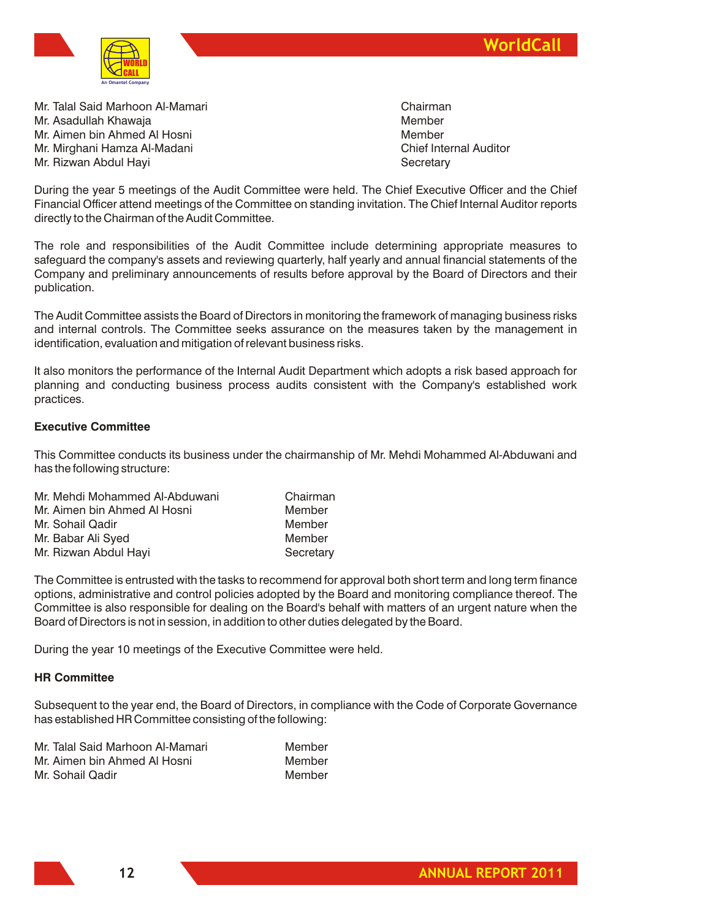| | |
|---|---|
| Mr. Talal Said Marhoon Al-Mamari | Chairman |
| Mr. Asadullah Khawaja | Member |
| Mr. Aimen bin Ahmed Al Hosni | Member |
| Mr. Mirghani Hamza Al-Madani | Chief Internal Auditor |
| Mr. Rizwan Abdul Hayi | Secretary |

During the year 5 meetings of the Audit Committee were held. The Chief Executive Officer and the Chief Financial Officer attend meetings of the Committee on standing invitation. The Chief Internal Auditor reports directly to the Chairman of the Audit Committee.

The role and responsibilities of the Audit Committee include determining appropriate measures to safeguard the company's assets and reviewing quarterly, half yearly and annual financial statements of the Company and preliminary announcements of results before approval by the Board of Directors and their publication.

The Audit Committee assists the Board of Directors in monitoring the framework of managing business risks and internal controls. The Committee seeks assurance on the measures taken by the management in identification, evaluation and mitigation of relevant business risks.

It also monitors the performance of the Internal Audit Department which adopts a risk based approach for planning and conducting business process audits consistent with the Company's established work practices.

**Executive Committee**

This Committee conducts its business under the chairmanship of Mr. Mehdi Mohammed Al-Abduwani and has the following structure:

| | |
|---|---|
| Mr. Mehdi Mohammed Al-Abduwani | Chairman |
| Mr. Aimen bin Ahmed Al Hosni | Member |
| Mr. Sohail Qadir | Member |
| Mr. Babar Ali Syed | Member |
| Mr. Rizwan Abdul Hayi | Secretary |

The Committee is entrusted with the tasks to recommend for approval both short term and long term finance options, administrative and control policies adopted by the Board and monitoring compliance thereof. The Committee is also responsible for dealing on the Board's behalf with matters of an urgent nature when the Board of Directors is not in session, in addition to other duties delegated by the Board.

During the year 10 meetings of the Executive Committee were held.

**HR Committee**

Subsequent to the year end, the Board of Directors, in compliance with the Code of Corporate Governance has established HR Committee consisting of the following:

| | |
|---|---|
| Mr. Talal Said Marhoon Al-Mamari | Member |
| Mr. Aimen bin Ahmed Al Hosni | Member |
| Mr. Sohail Qadir | Member |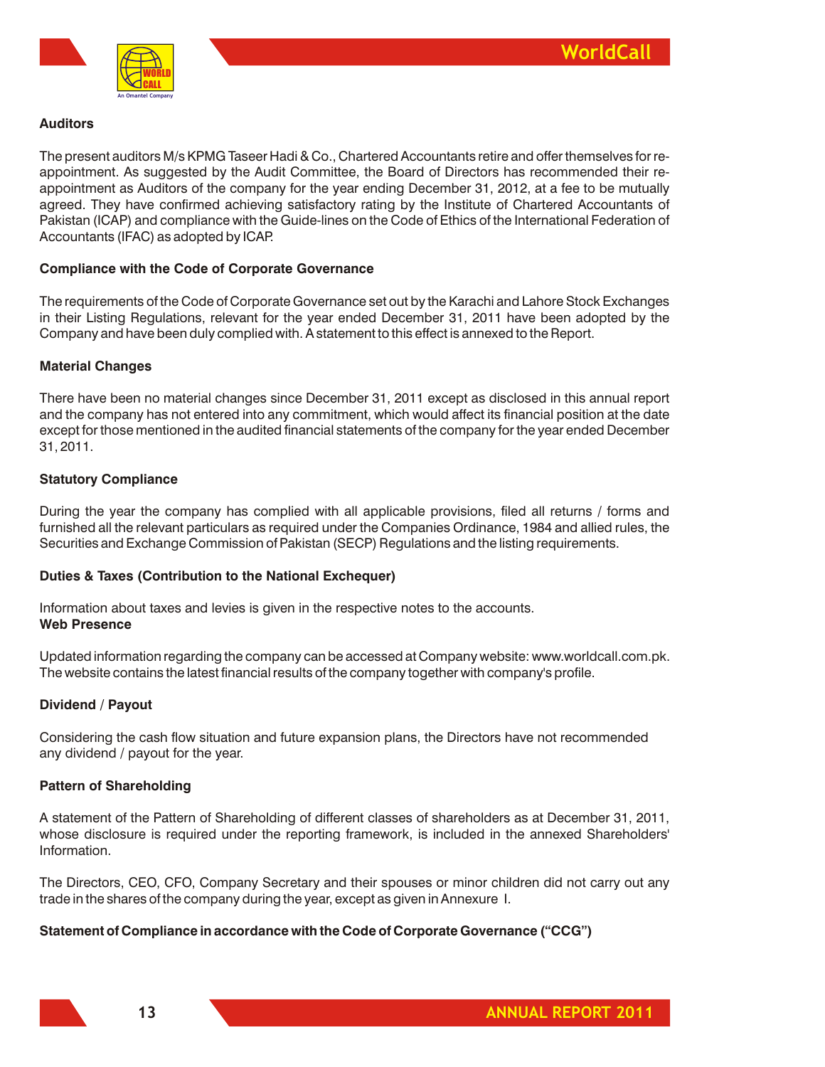## Auditors

The present auditors M/s KPMG Taseer Hadi & Co., Chartered Accountants retire and offer themselves for re-appointment. As suggested by the Audit Committee, the Board of Directors has recommended their re-appointment as Auditors of the company for the year ending December 31, 2012, at a fee to be mutually agreed. They have confirmed achieving satisfactory rating by the Institute of Chartered Accountants of Pakistan (ICAP) and compliance with the Guide-lines on the Code of Ethics of the International Federation of Accountants (IFAC) as adopted by ICAP.

## Compliance with the Code of Corporate Governance

The requirements of the Code of Corporate Governance set out by the Karachi and Lahore Stock Exchanges in their Listing Regulations, relevant for the year ended December 31, 2011 have been adopted by the Company and have been duly complied with. A statement to this effect is annexed to the Report.

## Material Changes

There have been no material changes since December 31, 2011 except as disclosed in this annual report and the company has not entered into any commitment, which would affect its financial position at the date except for those mentioned in the audited financial statements of the company for the year ended December 31, 2011.

## Statutory Compliance

During the year the company has complied with all applicable provisions, filed all returns / forms and furnished all the relevant particulars as required under the Companies Ordinance, 1984 and allied rules, the Securities and Exchange Commission of Pakistan (SECP) Regulations and the listing requirements.

## Duties & Taxes (Contribution to the National Exchequer)

Information about taxes and levies is given in the respective notes to the accounts.

## Web Presence

Updated information regarding the company can be accessed at Company website: www.worldcall.com.pk. The website contains the latest financial results of the company together with company's profile.

## Dividend / Payout

Considering the cash flow situation and future expansion plans, the Directors have not recommended any dividend / payout for the year.

## Pattern of Shareholding

A statement of the Pattern of Shareholding of different classes of shareholders as at December 31, 2011, whose disclosure is required under the reporting framework, is included in the annexed Shareholders' Information.

The Directors, CEO, CFO, Company Secretary and their spouses or minor children did not carry out any trade in the shares of the company during the year, except as given in Annexure I.

## Statement of Compliance in accordance with the Code of Corporate Governance ("CCG")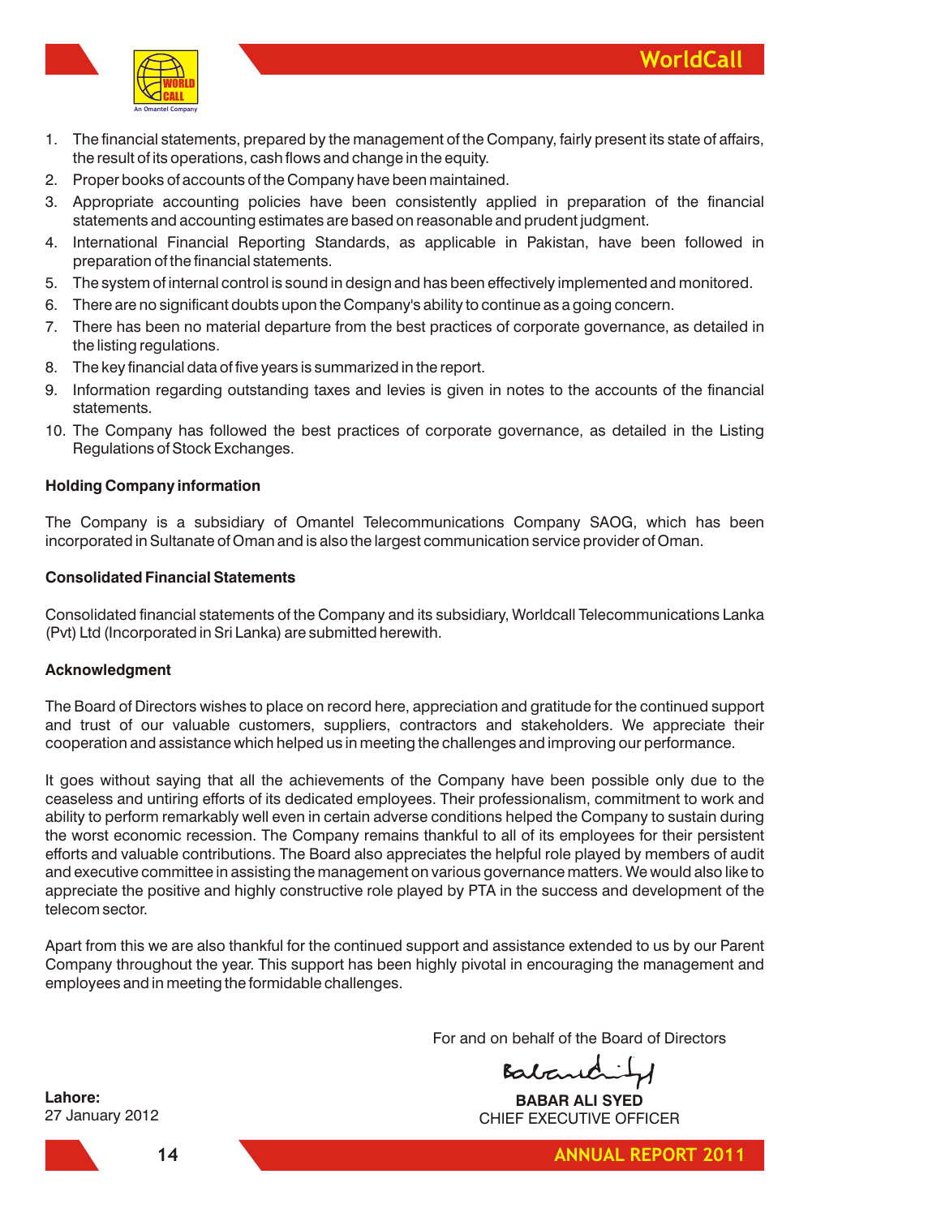1. The financial statements, prepared by the management of the Company, fairly present its state of affairs, the result of its operations, cash flows and change in the equity.
2. Proper books of accounts of the Company have been maintained.
3. Appropriate accounting policies have been consistently applied in preparation of the financial statements and accounting estimates are based on reasonable and prudent judgment.
4. International Financial Reporting Standards, as applicable in Pakistan, have been followed in preparation of the financial statements.
5. The system of internal control is sound in design and has been effectively implemented and monitored.
6. There are no significant doubts upon the Company's ability to continue as a going concern.
7. There has been no material departure from the best practices of corporate governance, as detailed in the listing regulations.
8. The key financial data of five years is summarized in the report.
9. Information regarding outstanding taxes and levies is given in notes to the accounts of the financial statements.
10. The Company has followed the best practices of corporate governance, as detailed in the Listing Regulations of Stock Exchanges.

**Holding Company information**

The Company is a subsidiary of Omantel Telecommunications Company SAOG, which has been incorporated in Sultanate of Oman and is also the largest communication service provider of Oman.

**Consolidated Financial Statements**

Consolidated financial statements of the Company and its subsidiary, Worldcall Telecommunications Lanka (Pvt) Ltd (Incorporated in Sri Lanka) are submitted herewith.

**Acknowledgment**

The Board of Directors wishes to place on record here, appreciation and gratitude for the continued support and trust of our valuable customers, suppliers, contractors and stakeholders. We appreciate their cooperation and assistance which helped us in meeting the challenges and improving our performance.

It goes without saying that all the achievements of the Company have been possible only due to the ceaseless and untiring efforts of its dedicated employees. Their professionalism, commitment to work and ability to perform remarkably well even in certain adverse conditions helped the Company to sustain during the worst economic recession. The Company remains thankful to all of its employees for their persistent efforts and valuable contributions. The Board also appreciates the helpful role played by members of audit and executive committee in assisting the management on various governance matters. We would also like to appreciate the positive and highly constructive role played by PTA in the success and development of the telecom sector.

Apart from this we are also thankful for the continued support and assistance extended to us by our Parent Company throughout the year. This support has been highly pivotal in encouraging the management and employees and in meeting the formidable challenges.

For and on behalf of the Board of Directors

**BABAR ALI SYED**
CHIEF EXECUTIVE OFFICER

**Lahore:**
27 January 2012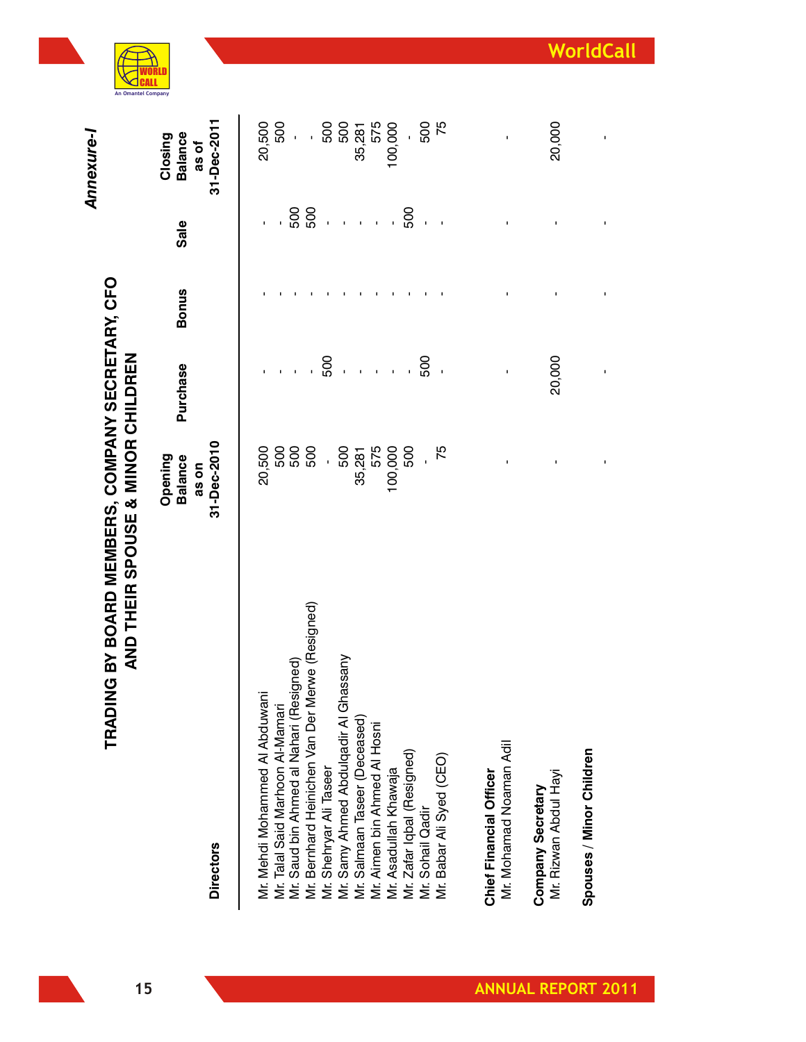*Annexure-I*

# TRADING BY BOARD MEMBERS, COMPANY SECRETARY, CFO AND THEIR SPOUSE & MINOR CHILDREN

| Directors | Opening Balance as on 31-Dec-2010 | Purchase | Bonus | Sale | Closing Balance as of 31-Dec-2011 |
|---|---|---|---|---|---|
| Mr. Mehdi Mohammed Al Abduwani | 20,500 | - | - | - | 20,500 |
| Mr. Talal Said Marhoon Al-Mamari | 500 | - | - | - | 500 |
| Mr. Saud bin Ahmed al Nahari (Resigned) | 500 | - | - | 500 | - |
| Mr. Bernhard Heinichen Van Der Merwe (Resigned) | 500 | - | - | 500 | - |
| Mr. Shehryar Ali Taseer | - | 500 | - | - | 500 |
| Mr. Samy Ahmed Abdulqadir Al Ghassany | 500 | - | - | - | 500 |
| Mr. Salmaan Taseer (Deceased) | 35,281 | - | - | - | 35,281 |
| Mr. Aimen bin Ahmed Al Hosni | 575 | - | - | - | 575 |
| Mr. Asadullah Khawaja | 100,000 | - | - | - | 100,000 |
| Mr. Zafar Iqbal (Resigned) | 500 | - | - | 500 | - |
| Mr. Sohail Qadir | - | 500 | - | - | 500 |
| Mr. Babar Ali Syed (CEO) | 75 | - | - | - | 75 |
| **Chief Financial Officer** | | | | | |
| Mr. Mohamad Noaman Adil | - | - | - | - | - |
| **Company Secretary** | | | | | |
| Mr. Rizwan Abdul Hayi | - | 20,000 | - | - | 20,000 |
| **Spouses / Minor Children** | - | - | - | - | - |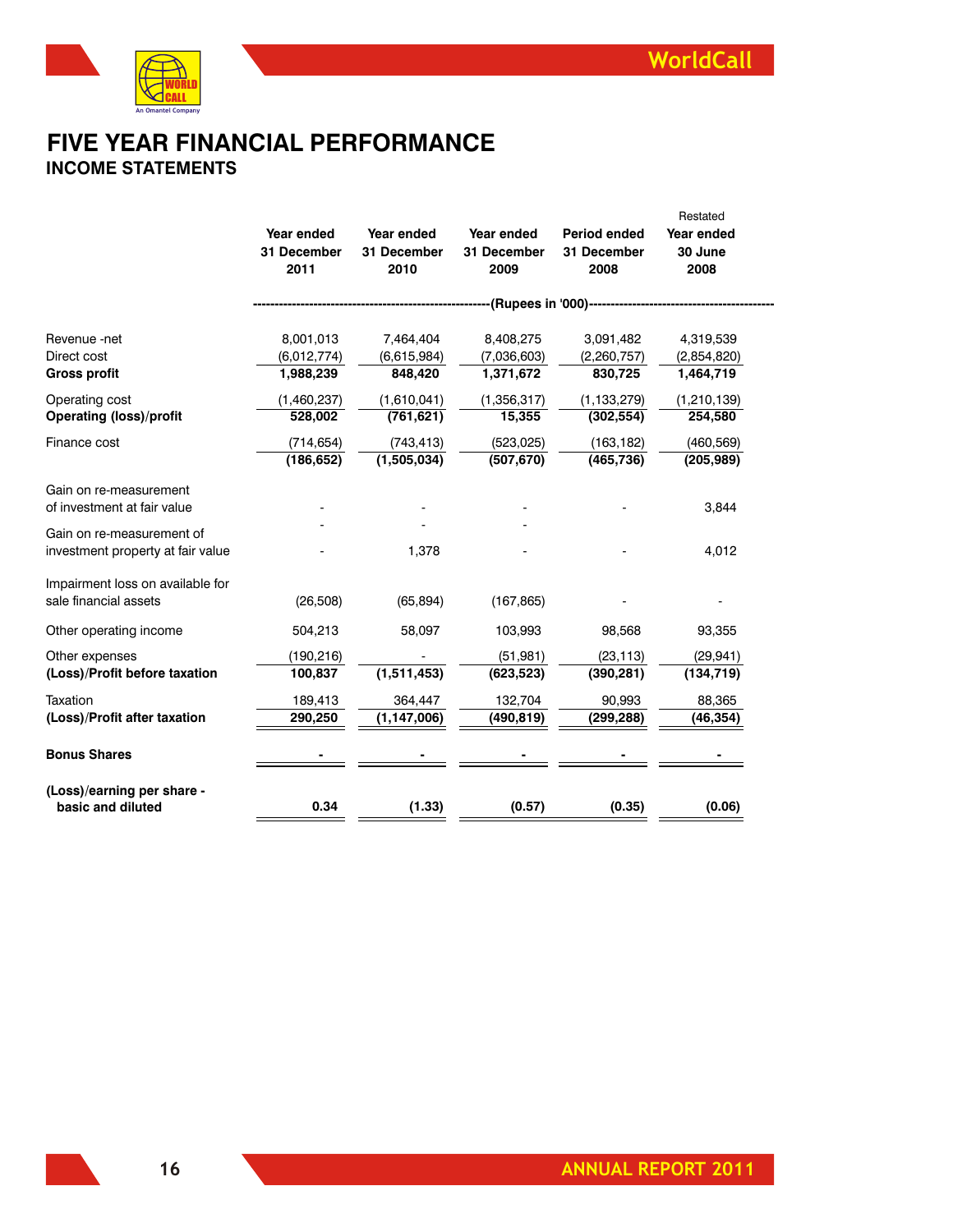# FIVE YEAR FINANCIAL PERFORMANCE

## INCOME STATEMENTS

| | Year ended 31 December 2011 | Year ended 31 December 2010 | Year ended 31 December 2009 | Period ended 31 December 2008 | Restated Year ended 30 June 2008 |
|---|---|---|---|---|---|
| | (Rupees in '000) | | | | |
| Revenue -net | 8,001,013 | 7,464,404 | 8,408,275 | 3,091,482 | 4,319,539 |
| Direct cost | (6,012,774) | (6,615,984) | (7,036,603) | (2,260,757) | (2,854,820) |
| **Gross profit** | **1,988,239** | **848,420** | **1,371,672** | **830,725** | **1,464,719** |
| Operating cost | (1,460,237) | (1,610,041) | (1,356,317) | (1,133,279) | (1,210,139) |
| **Operating (loss)/profit** | **528,002** | **(761,621)** | **15,355** | **(302,554)** | **254,580** |
| Finance cost | (714,654) | (743,413) | (523,025) | (163,182) | (460,569) |
| | **(186,652)** | **(1,505,034)** | **(507,670)** | **(465,736)** | **(205,989)** |
| Gain on re-measurement of investment at fair value | - | - | - | - | 3,844 |
| Gain on re-measurement of investment property at fair value | - | 1,378 | - | - | 4,012 |
| Impairment loss on available for sale financial assets | (26,508) | (65,894) | (167,865) | - | - |
| Other operating income | 504,213 | 58,097 | 103,993 | 98,568 | 93,355 |
| Other expenses | (190,216) | - | (51,981) | (23,113) | (29,941) |
| **(Loss)/Profit before taxation** | **100,837** | **(1,511,453)** | **(623,523)** | **(390,281)** | **(134,719)** |
| Taxation | 189,413 | 364,447 | 132,704 | 90,993 | 88,365 |
| **(Loss)/Profit after taxation** | **290,250** | **(1,147,006)** | **(490,819)** | **(299,288)** | **(46,354)** |
| **Bonus Shares** | **-** | **-** | **-** | **-** | **-** |
| **(Loss)/earning per share - basic and diluted** | **0.34** | **(1.33)** | **(0.57)** | **(0.35)** | **(0.06)** |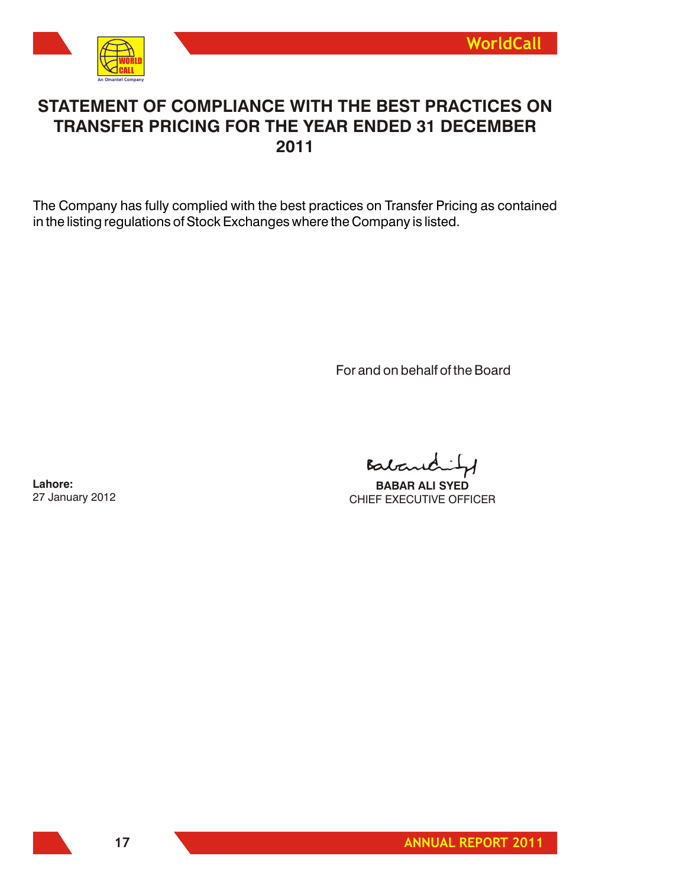# STATEMENT OF COMPLIANCE WITH THE BEST PRACTICES ON TRANSFER PRICING FOR THE YEAR ENDED 31 DECEMBER 2011

The Company has fully complied with the best practices on Transfer Pricing as contained in the listing regulations of Stock Exchanges where the Company is listed.

For and on behalf of the Board

**BABAR ALI SYED**
CHIEF EXECUTIVE OFFICER

**Lahore:**
27 January 2012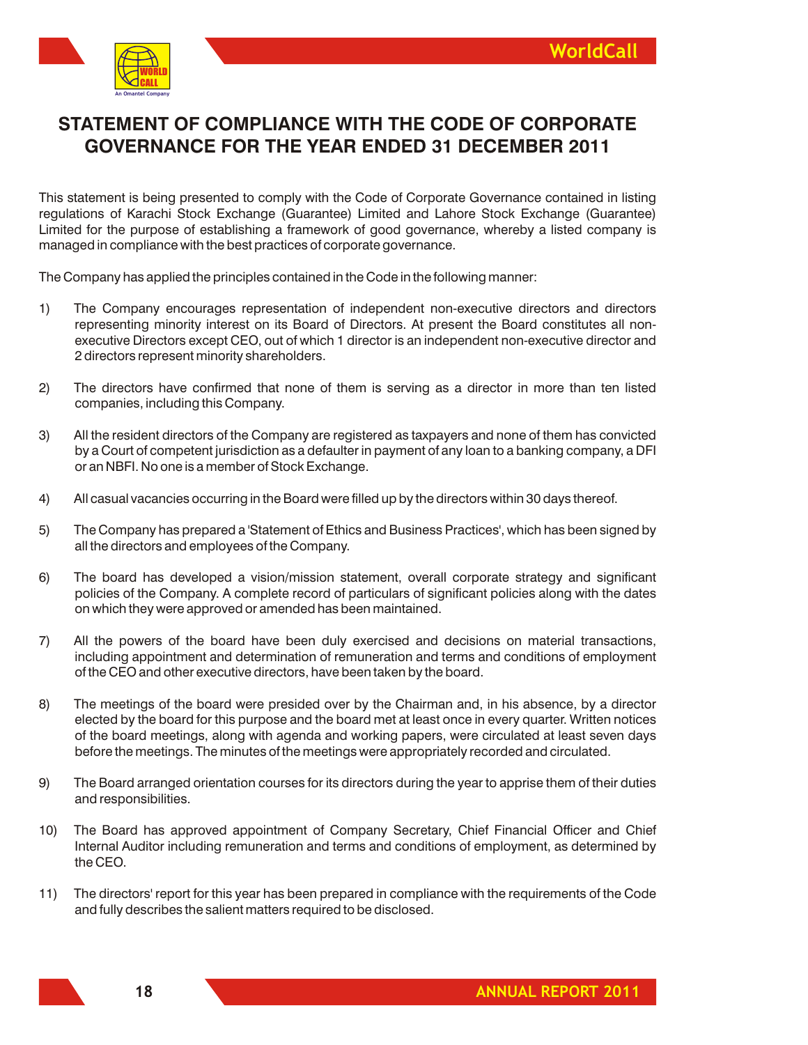# STATEMENT OF COMPLIANCE WITH THE CODE OF CORPORATE GOVERNANCE FOR THE YEAR ENDED 31 DECEMBER 2011

This statement is being presented to comply with the Code of Corporate Governance contained in listing regulations of Karachi Stock Exchange (Guarantee) Limited and Lahore Stock Exchange (Guarantee) Limited for the purpose of establishing a framework of good governance, whereby a listed company is managed in compliance with the best practices of corporate governance.

The Company has applied the principles contained in the Code in the following manner:

1) The Company encourages representation of independent non-executive directors and directors representing minority interest on its Board of Directors. At present the Board constitutes all non-executive Directors except CEO, out of which 1 director is an independent non-executive director and 2 directors represent minority shareholders.

2) The directors have confirmed that none of them is serving as a director in more than ten listed companies, including this Company.

3) All the resident directors of the Company are registered as taxpayers and none of them has convicted by a Court of competent jurisdiction as a defaulter in payment of any loan to a banking company, a DFI or an NBFI. No one is a member of Stock Exchange.

4) All casual vacancies occurring in the Board were filled up by the directors within 30 days thereof.

5) The Company has prepared a 'Statement of Ethics and Business Practices', which has been signed by all the directors and employees of the Company.

6) The board has developed a vision/mission statement, overall corporate strategy and significant policies of the Company. A complete record of particulars of significant policies along with the dates on which they were approved or amended has been maintained.

7) All the powers of the board have been duly exercised and decisions on material transactions, including appointment and determination of remuneration and terms and conditions of employment of the CEO and other executive directors, have been taken by the board.

8) The meetings of the board were presided over by the Chairman and, in his absence, by a director elected by the board for this purpose and the board met at least once in every quarter. Written notices of the board meetings, along with agenda and working papers, were circulated at least seven days before the meetings. The minutes of the meetings were appropriately recorded and circulated.

9) The Board arranged orientation courses for its directors during the year to apprise them of their duties and responsibilities.

10) The Board has approved appointment of Company Secretary, Chief Financial Officer and Chief Internal Auditor including remuneration and terms and conditions of employment, as determined by the CEO.

11) The directors' report for this year has been prepared in compliance with the requirements of the Code and fully describes the salient matters required to be disclosed.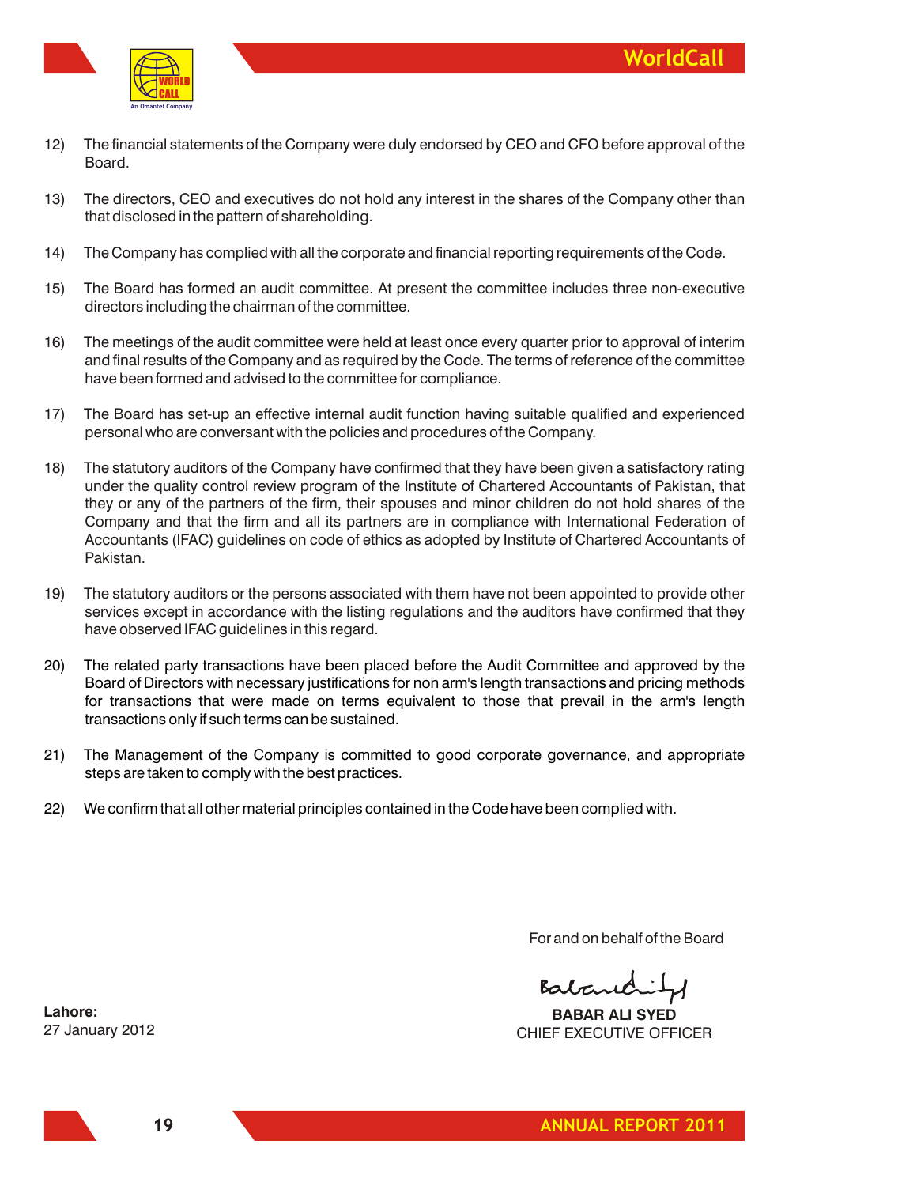12) The financial statements of the Company were duly endorsed by CEO and CFO before approval of the Board.

13) The directors, CEO and executives do not hold any interest in the shares of the Company other than that disclosed in the pattern of shareholding.

14) The Company has complied with all the corporate and financial reporting requirements of the Code.

15) The Board has formed an audit committee. At present the committee includes three non-executive directors including the chairman of the committee.

16) The meetings of the audit committee were held at least once every quarter prior to approval of interim and final results of the Company and as required by the Code. The terms of reference of the committee have been formed and advised to the committee for compliance.

17) The Board has set-up an effective internal audit function having suitable qualified and experienced personal who are conversant with the policies and procedures of the Company.

18) The statutory auditors of the Company have confirmed that they have been given a satisfactory rating under the quality control review program of the Institute of Chartered Accountants of Pakistan, that they or any of the partners of the firm, their spouses and minor children do not hold shares of the Company and that the firm and all its partners are in compliance with International Federation of Accountants (IFAC) guidelines on code of ethics as adopted by Institute of Chartered Accountants of Pakistan.

19) The statutory auditors or the persons associated with them have not been appointed to provide other services except in accordance with the listing regulations and the auditors have confirmed that they have observed IFAC guidelines in this regard.

20) The related party transactions have been placed before the Audit Committee and approved by the Board of Directors with necessary justifications for non arm's length transactions and pricing methods for transactions that were made on terms equivalent to those that prevail in the arm's length transactions only if such terms can be sustained.

21) The Management of the Company is committed to good corporate governance, and appropriate steps are taken to comply with the best practices.

22) We confirm that all other material principles contained in the Code have been complied with.

For and on behalf of the Board

**BABAR ALI SYED**
CHIEF EXECUTIVE OFFICER

**Lahore:**
27 January 2012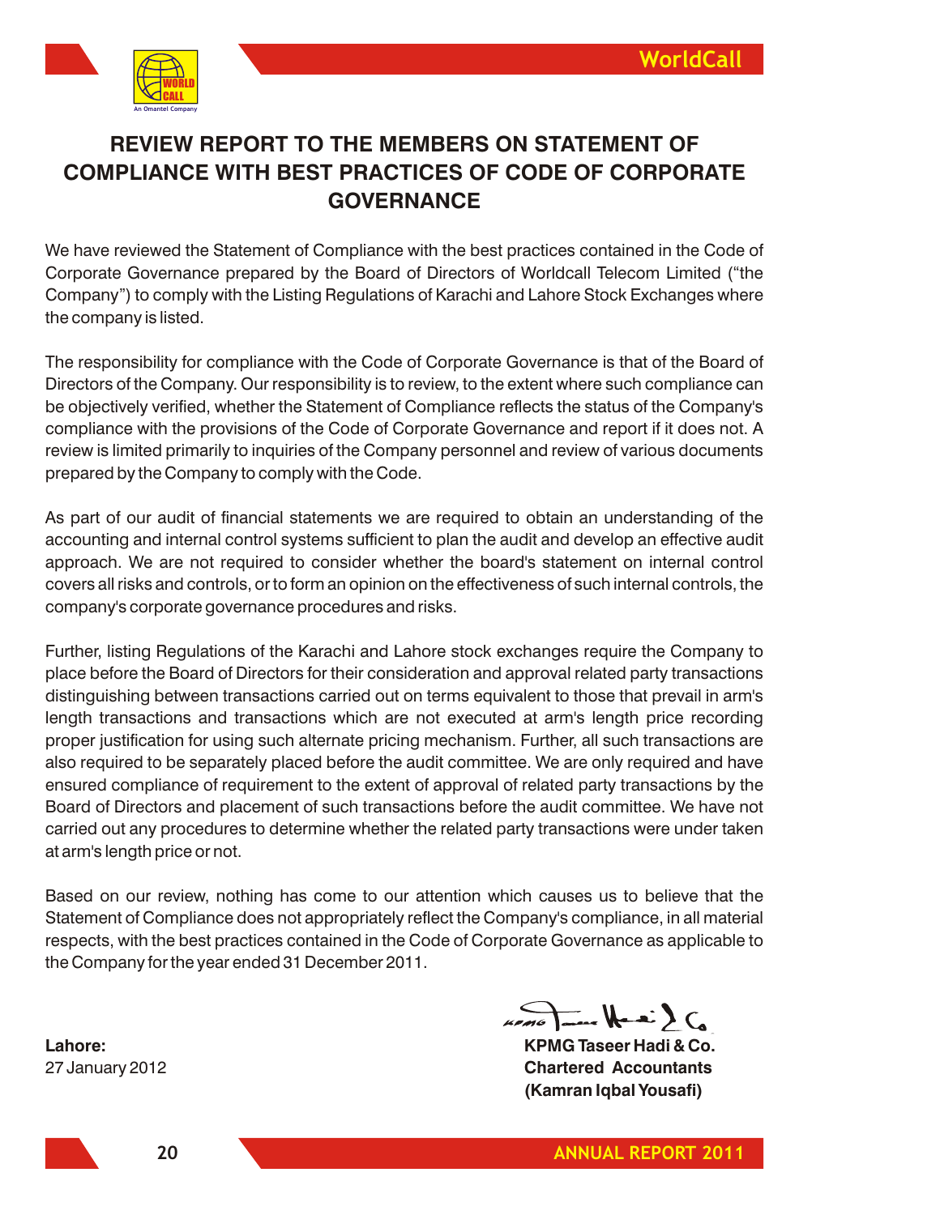# REVIEW REPORT TO THE MEMBERS ON STATEMENT OF COMPLIANCE WITH BEST PRACTICES OF CODE OF CORPORATE GOVERNANCE

We have reviewed the Statement of Compliance with the best practices contained in the Code of Corporate Governance prepared by the Board of Directors of Worldcall Telecom Limited ("the Company") to comply with the Listing Regulations of Karachi and Lahore Stock Exchanges where the company is listed.

The responsibility for compliance with the Code of Corporate Governance is that of the Board of Directors of the Company. Our responsibility is to review, to the extent where such compliance can be objectively verified, whether the Statement of Compliance reflects the status of the Company's compliance with the provisions of the Code of Corporate Governance and report if it does not. A review is limited primarily to inquiries of the Company personnel and review of various documents prepared by the Company to comply with the Code.

As part of our audit of financial statements we are required to obtain an understanding of the accounting and internal control systems sufficient to plan the audit and develop an effective audit approach. We are not required to consider whether the board's statement on internal control covers all risks and controls, or to form an opinion on the effectiveness of such internal controls, the company's corporate governance procedures and risks.

Further, listing Regulations of the Karachi and Lahore stock exchanges require the Company to place before the Board of Directors for their consideration and approval related party transactions distinguishing between transactions carried out on terms equivalent to those that prevail in arm's length transactions and transactions which are not executed at arm's length price recording proper justification for using such alternate pricing mechanism. Further, all such transactions are also required to be separately placed before the audit committee. We are only required and have ensured compliance of requirement to the extent of approval of related party transactions by the Board of Directors and placement of such transactions before the audit committee. We have not carried out any procedures to determine whether the related party transactions were under taken at arm's length price or not.

Based on our review, nothing has come to our attention which causes us to believe that the Statement of Compliance does not appropriately reflect the Company's compliance, in all material respects, with the best practices contained in the Code of Corporate Governance as applicable to the Company for the year ended 31 December 2011.

**Lahore:**
27 January 2012

**KPMG Taseer Hadi & Co.**
**Chartered Accountants**
**(Kamran Iqbal Yousafi)**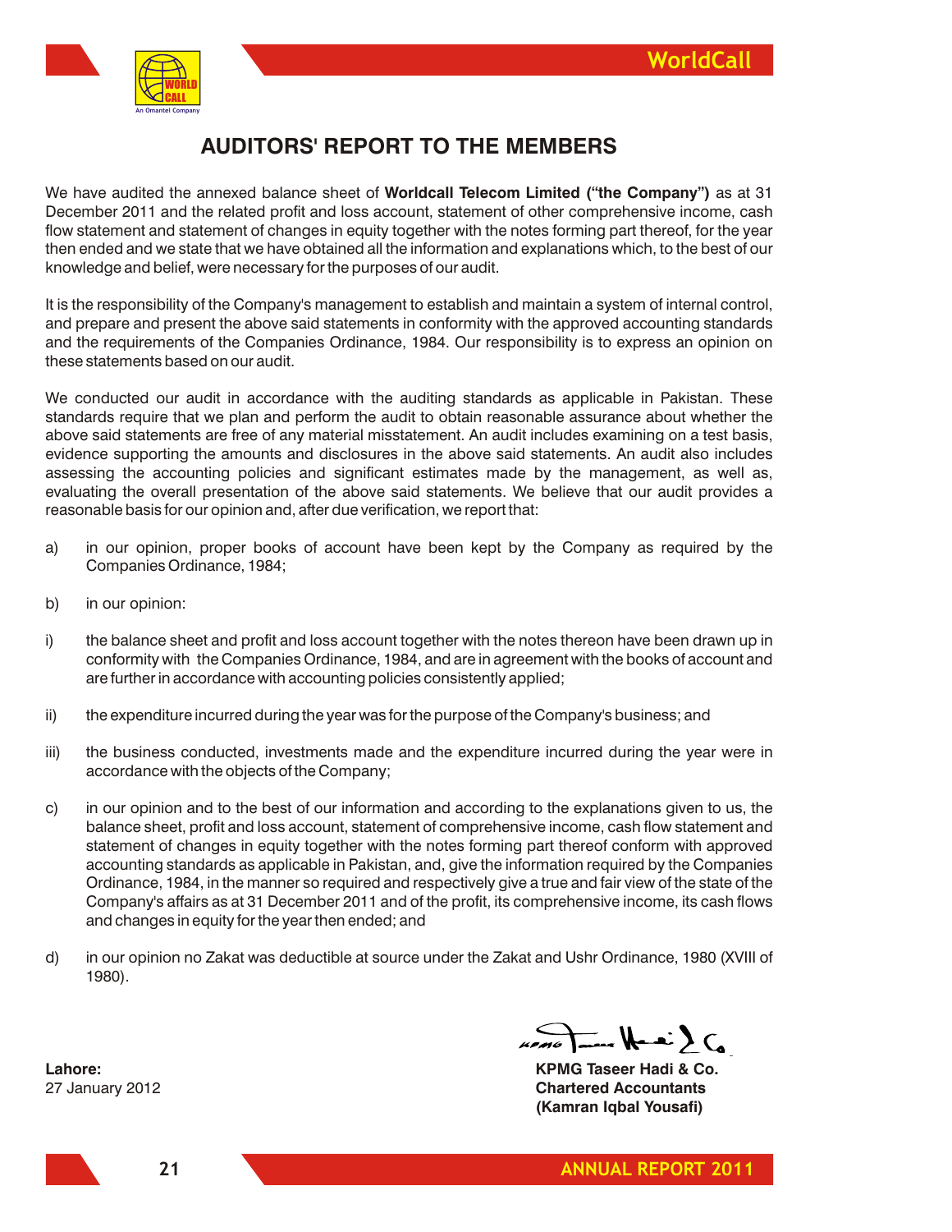# AUDITORS' REPORT TO THE MEMBERS

We have audited the annexed balance sheet of **Worldcall Telecom Limited ("the Company")** as at 31 December 2011 and the related profit and loss account, statement of other comprehensive income, cash flow statement and statement of changes in equity together with the notes forming part thereof, for the year then ended and we state that we have obtained all the information and explanations which, to the best of our knowledge and belief, were necessary for the purposes of our audit.

It is the responsibility of the Company's management to establish and maintain a system of internal control, and prepare and present the above said statements in conformity with the approved accounting standards and the requirements of the Companies Ordinance, 1984. Our responsibility is to express an opinion on these statements based on our audit.

We conducted our audit in accordance with the auditing standards as applicable in Pakistan. These standards require that we plan and perform the audit to obtain reasonable assurance about whether the above said statements are free of any material misstatement. An audit includes examining on a test basis, evidence supporting the amounts and disclosures in the above said statements. An audit also includes assessing the accounting policies and significant estimates made by the management, as well as, evaluating the overall presentation of the above said statements. We believe that our audit provides a reasonable basis for our opinion and, after due verification, we report that:

a) in our opinion, proper books of account have been kept by the Company as required by the Companies Ordinance, 1984;

b) in our opinion:

i) the balance sheet and profit and loss account together with the notes thereon have been drawn up in conformity with the Companies Ordinance, 1984, and are in agreement with the books of account and are further in accordance with accounting policies consistently applied;

ii) the expenditure incurred during the year was for the purpose of the Company's business; and

iii) the business conducted, investments made and the expenditure incurred during the year were in accordance with the objects of the Company;

c) in our opinion and to the best of our information and according to the explanations given to us, the balance sheet, profit and loss account, statement of comprehensive income, cash flow statement and statement of changes in equity together with the notes forming part thereof conform with approved accounting standards as applicable in Pakistan, and, give the information required by the Companies Ordinance, 1984, in the manner so required and respectively give a true and fair view of the state of the Company's affairs as at 31 December 2011 and of the profit, its comprehensive income, its cash flows and changes in equity for the year then ended; and

d) in our opinion no Zakat was deductible at source under the Zakat and Ushr Ordinance, 1980 (XVIII of 1980).

**Lahore:**
27 January 2012

**KPMG Taseer Hadi & Co.**
**Chartered Accountants**
**(Kamran Iqbal Yousafi)**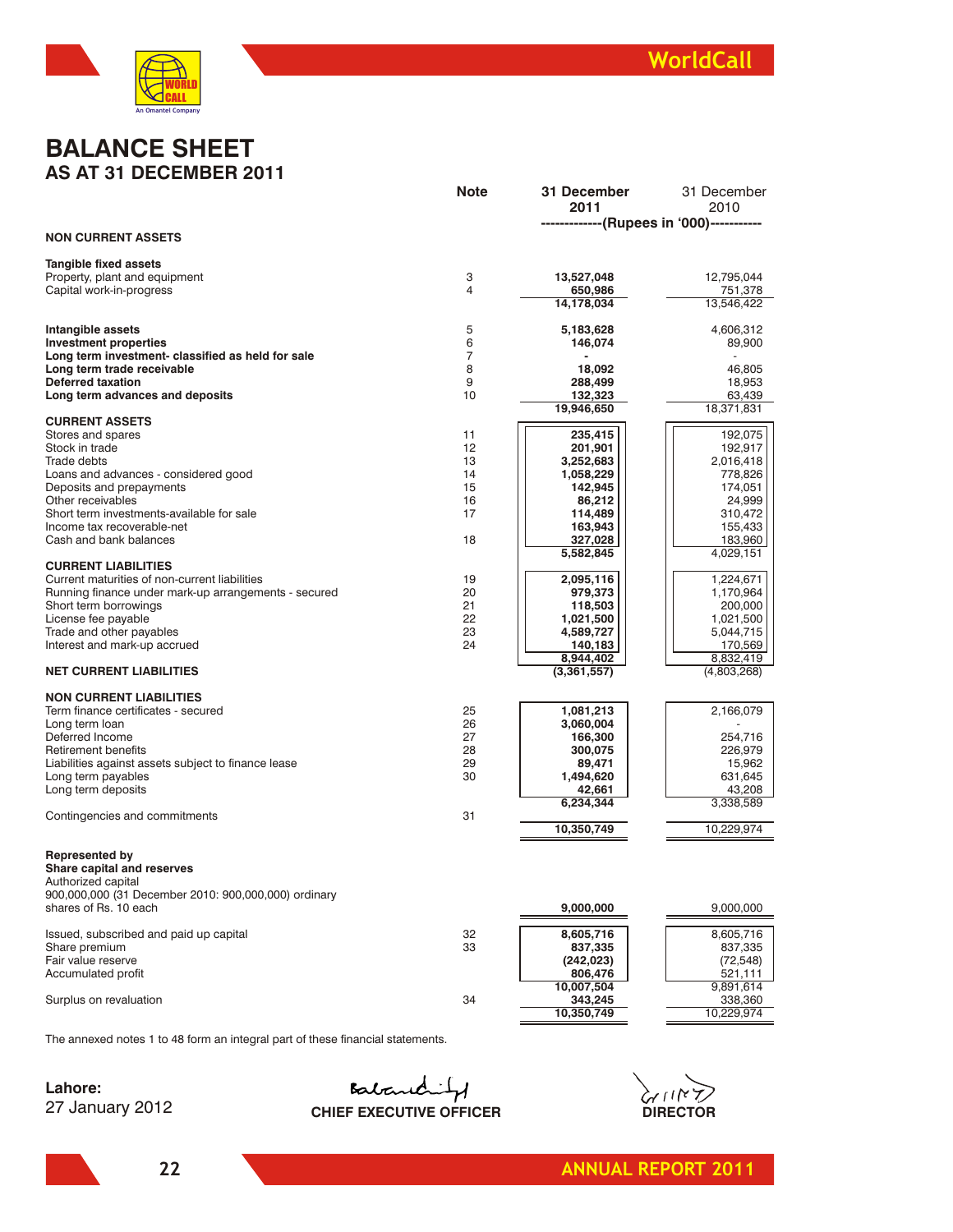# BALANCE SHEET

## AS AT 31 DECEMBER 2011

| | Note | 31 December 2011 | 31 December 2010 |
|---|---|---|---|
| | | -------------(Rupees in '000)----------- | |
| **NON CURRENT ASSETS** | | | |
| **Tangible fixed assets** | | | |
| Property, plant and equipment | 3 | **13,527,048** | 12,795,044 |
| Capital work-in-progress | 4 | **650,986** | 751,378 |
| | | **14,178,034** | 13,546,422 |
| **Intangible assets** | 5 | **5,183,628** | 4,606,312 |
| **Investment properties** | 6 | **146,074** | 89,900 |
| **Long term investment- classified as held for sale** | 7 | **-** | - |
| **Long term trade receivable** | 8 | **18,092** | 46,805 |
| **Deferred taxation** | 9 | **288,499** | 18,953 |
| **Long term advances and deposits** | 10 | **132,323** | 63,439 |
| | | **19,946,650** | 18,371,831 |
| **CURRENT ASSETS** | | | |
| Stores and spares | 11 | **235,415** | 192,075 |
| Stock in trade | 12 | **201,901** | 192,917 |
| Trade debts | 13 | **3,252,683** | 2,016,418 |
| Loans and advances - considered good | 14 | **1,058,229** | 778,826 |
| Deposits and prepayments | 15 | **142,945** | 174,051 |
| Other receivables | 16 | **86,212** | 24,999 |
| Short term investments-available for sale | 17 | **114,489** | 310,472 |
| Income tax recoverable-net | | **163,943** | 155,433 |
| Cash and bank balances | 18 | **327,028** | 183,960 |
| | | **5,582,845** | 4,029,151 |
| **CURRENT LIABILITIES** | | | |
| Current maturities of non-current liabilities | 19 | **2,095,116** | 1,224,671 |
| Running finance under mark-up arrangements - secured | 20 | **979,373** | 1,170,964 |
| Short term borrowings | 21 | **118,503** | 200,000 |
| License fee payable | 22 | **1,021,500** | 1,021,500 |
| Trade and other payables | 23 | **4,589,727** | 5,044,715 |
| Interest and mark-up accrued | 24 | **140,183** | 170,569 |
| | | **8,944,402** | 8,832,419 |
| **NET CURRENT LIABILITIES** | | **(3,361,557)** | (4,803,268) |
| **NON CURRENT LIABILITIES** | | | |
| Term finance certificates - secured | 25 | **1,081,213** | 2,166,079 |
| Long term loan | 26 | **3,060,004** | - |
| Deferred Income | 27 | **166,300** | 254,716 |
| Retirement benefits | 28 | **300,075** | 226,979 |
| Liabilities against assets subject to finance lease | 29 | **89,471** | 15,962 |
| Long term payables | 30 | **1,494,620** | 631,645 |
| Long term deposits | | **42,661** | 43,208 |
| | | **6,234,344** | 3,338,589 |
| Contingencies and commitments | 31 | | |
| | | **10,350,749** | 10,229,974 |
| **Represented by** | | | |
| **Share capital and reserves** | | | |
| Authorized capital | | | |
| 900,000,000 (31 December 2010: 900,000,000) ordinary shares of Rs. 10 each | | **9,000,000** | 9,000,000 |
| Issued, subscribed and paid up capital | 32 | **8,605,716** | 8,605,716 |
| Share premium | 33 | **837,335** | 837,335 |
| Fair value reserve | | **(242,023)** | (72,548) |
| Accumulated profit | | **806,476** | 521,111 |
| | | **10,007,504** | 9,891,614 |
| Surplus on revaluation | 34 | **343,245** | 338,360 |
| | | **10,350,749** | 10,229,974 |

The annexed notes 1 to 48 form an integral part of these financial statements.

**Lahore:**
27 January 2012

**CHIEF EXECUTIVE OFFICER**

**DIRECTOR**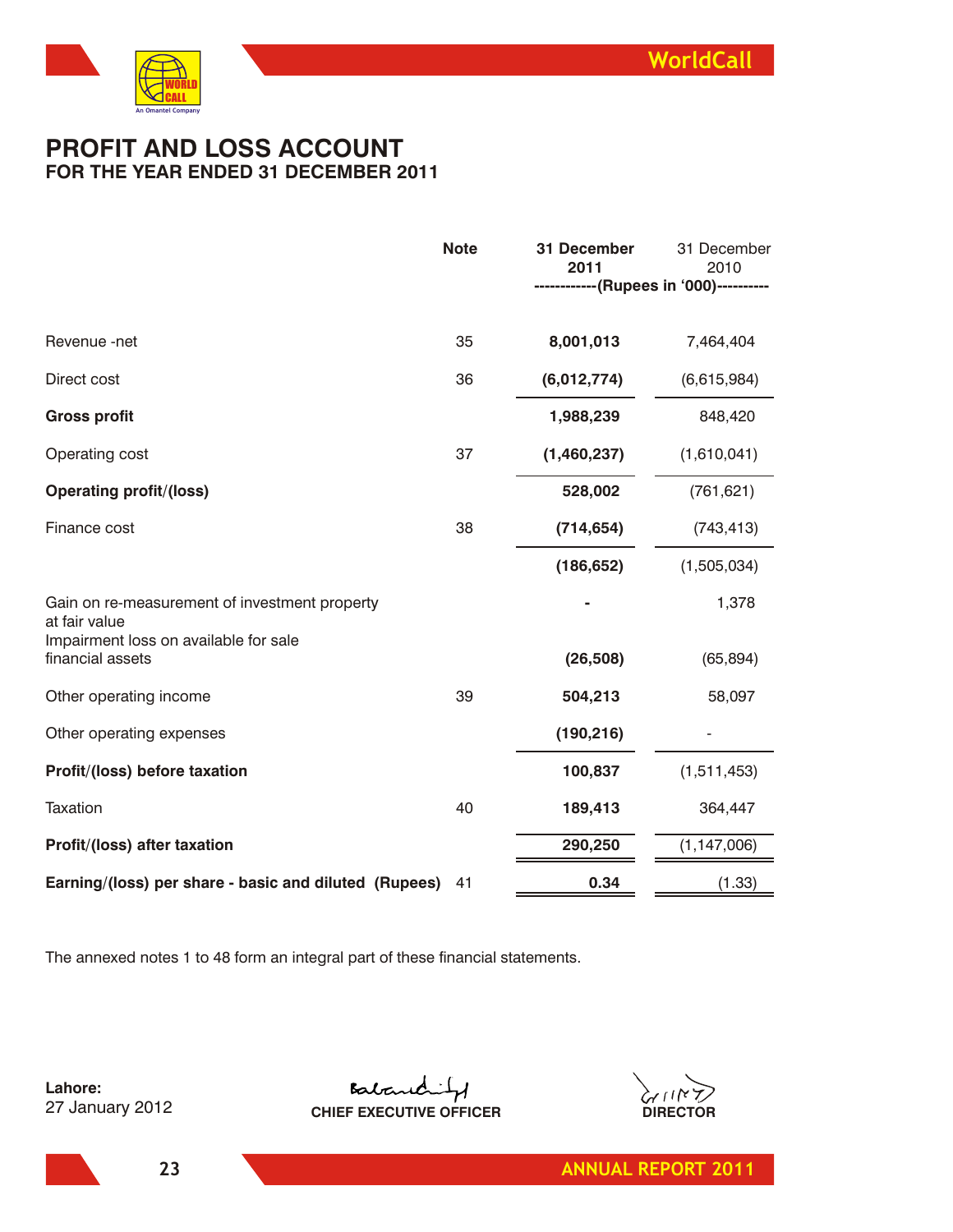# PROFIT AND LOSS ACCOUNT

## FOR THE YEAR ENDED 31 DECEMBER 2011

| | Note | 31 December 2011 | 31 December 2010 |
|---|---|---|---|
| | | ------------(Rupees in '000)---------- | |
| Revenue -net | 35 | **8,001,013** | 7,464,404 |
| Direct cost | 36 | **(6,012,774)** | (6,615,984) |
| **Gross profit** | | **1,988,239** | 848,420 |
| Operating cost | 37 | **(1,460,237)** | (1,610,041) |
| **Operating profit/(loss)** | | **528,002** | (761,621) |
| Finance cost | 38 | **(714,654)** | (743,413) |
| | | **(186,652)** | (1,505,034) |
| Gain on re-measurement of investment property at fair value | | **-** | 1,378 |
| Impairment loss on available for sale financial assets | | **(26,508)** | (65,894) |
| Other operating income | 39 | **504,213** | 58,097 |
| Other operating expenses | | **(190,216)** | - |
| **Profit/(loss) before taxation** | | **100,837** | (1,511,453) |
| Taxation | 40 | **189,413** | 364,447 |
| **Profit/(loss) after taxation** | | **290,250** | (1,147,006) |
| **Earning/(loss) per share - basic and diluted (Rupees)** | 41 | **0.34** | (1.33) |

The annexed notes 1 to 48 form an integral part of these financial statements.

**Lahore:**
27 January 2012

**CHIEF EXECUTIVE OFFICER**

**DIRECTOR**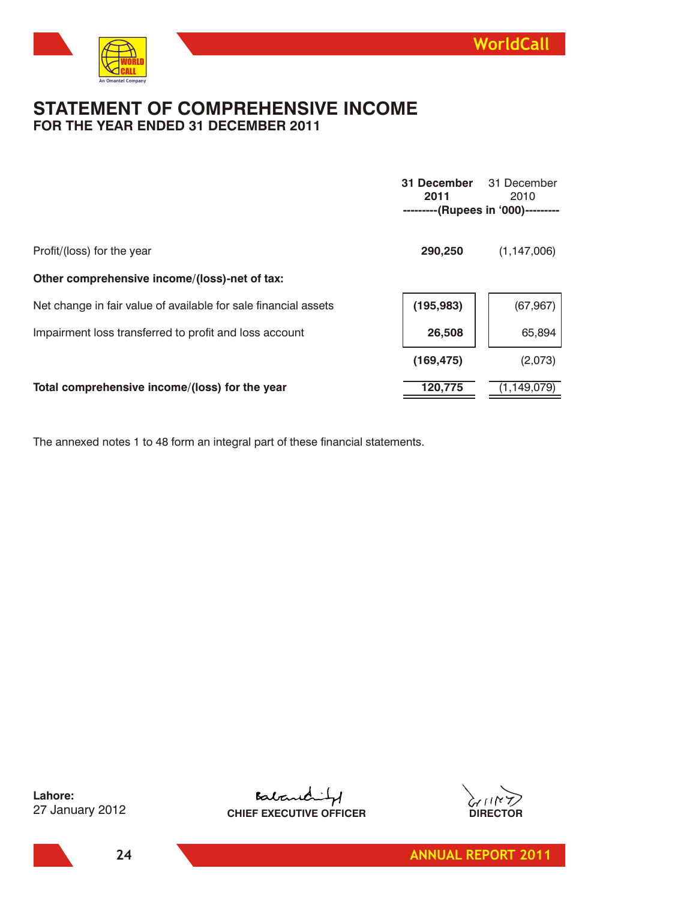# STATEMENT OF COMPREHENSIVE INCOME
## FOR THE YEAR ENDED 31 DECEMBER 2011

| | 31 December 2011 | 31 December 2010 |
|---|---|---|
| | ---------(Rupees in '000)--------- | |
| Profit/(loss) for the year | **290,250** | (1,147,006) |
| **Other comprehensive income/(loss)-net of tax:** | | |
| Net change in fair value of available for sale financial assets | **(195,983)** | (67,967) |
| Impairment loss transferred to profit and loss account | **26,508** | 65,894 |
| | **(169,475)** | (2,073) |
| **Total comprehensive income/(loss) for the year** | **120,775** | (1,149,079) |

The annexed notes 1 to 48 form an integral part of these financial statements.

**Lahore:**
27 January 2012

**CHIEF EXECUTIVE OFFICER**

**DIRECTOR**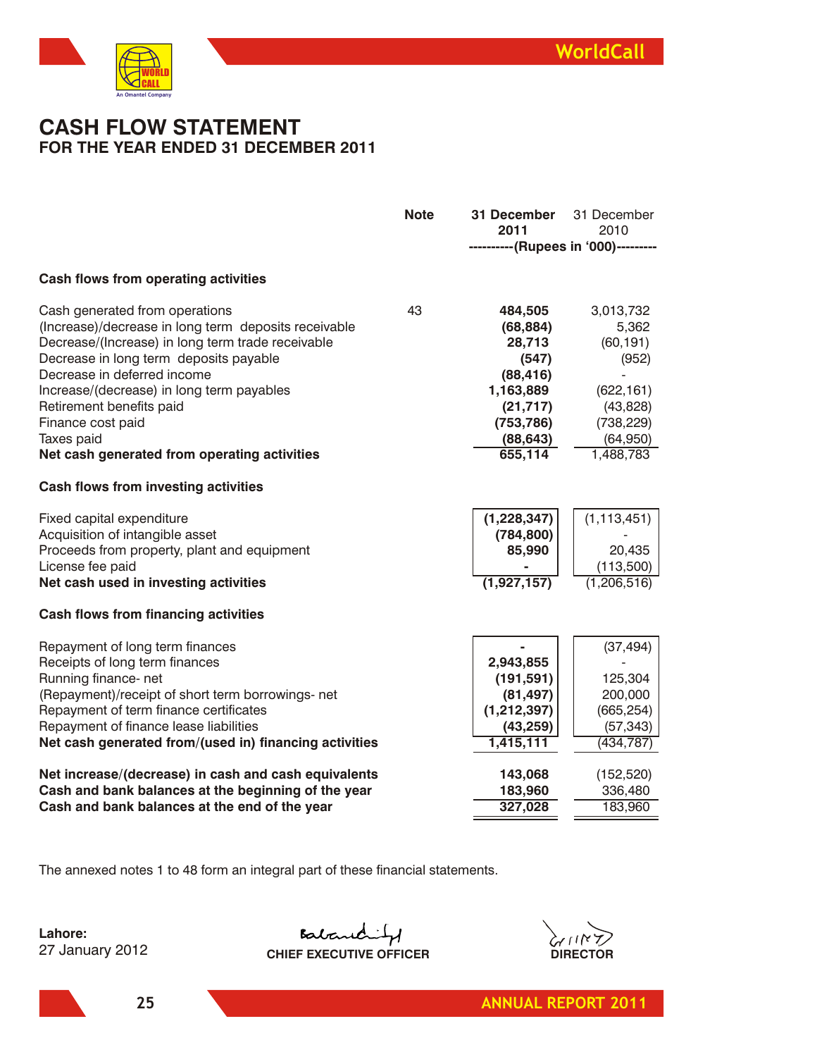# CASH FLOW STATEMENT

## FOR THE YEAR ENDED 31 DECEMBER 2011

| | Note | 31 December 2011 | 31 December 2010 |
|---|---|---|---|
| | | ----------(Rupees in '000)--------- | |
| **Cash flows from operating activities** | | | |
| Cash generated from operations | 43 | **484,505** | 3,013,732 |
| (Increase)/decrease in long term deposits receivable | | **(68,884)** | 5,362 |
| Decrease/(Increase) in long term trade receivable | | **28,713** | (60,191) |
| Decrease in long term deposits payable | | **(547)** | (952) |
| Decrease in deferred income | | **(88,416)** | - |
| Increase/(decrease) in long term payables | | **1,163,889** | (622,161) |
| Retirement benefits paid | | **(21,717)** | (43,828) |
| Finance cost paid | | **(753,786)** | (738,229) |
| Taxes paid | | **(88,643)** | (64,950) |
| **Net cash generated from operating activities** | | **655,114** | 1,488,783 |
| **Cash flows from investing activities** | | | |
| Fixed capital expenditure | | **(1,228,347)** | (1,113,451) |
| Acquisition of intangible asset | | **(784,800)** | - |
| Proceeds from property, plant and equipment | | **85,990** | 20,435 |
| License fee paid | | **-** | (113,500) |
| **Net cash used in investing activities** | | **(1,927,157)** | (1,206,516) |
| **Cash flows from financing activities** | | | |
| Repayment of long term finances | | **-** | (37,494) |
| Receipts of long term finances | | **2,943,855** | - |
| Running finance- net | | **(191,591)** | 125,304 |
| (Repayment)/receipt of short term borrowings- net | | **(81,497)** | 200,000 |
| Repayment of term finance certificates | | **(1,212,397)** | (665,254) |
| Repayment of finance lease liabilities | | **(43,259)** | (57,343) |
| **Net cash generated from/(used in) financing activities** | | **1,415,111** | (434,787) |
| **Net increase/(decrease) in cash and cash equivalents** | | **143,068** | (152,520) |
| **Cash and bank balances at the beginning of the year** | | **183,960** | 336,480 |
| **Cash and bank balances at the end of the year** | | **327,028** | 183,960 |

The annexed notes 1 to 48 form an integral part of these financial statements.

**Lahore:**
27 January 2012

**CHIEF EXECUTIVE OFFICER**

**DIRECTOR**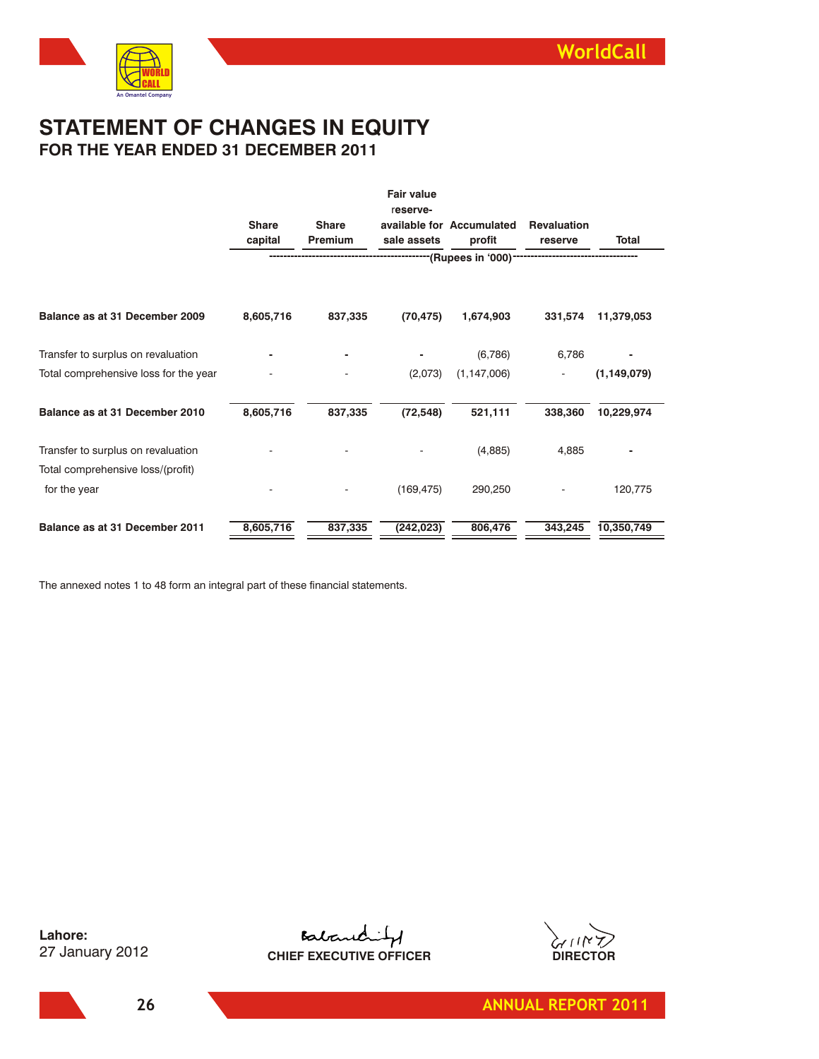# STATEMENT OF CHANGES IN EQUITY

## FOR THE YEAR ENDED 31 DECEMBER 2011

| | Share capital | Share Premium | Fair value reserve-available for sale assets | Accumulated profit | Revaluation reserve | Total |
|---|---|---|---|---|---|---|
| | (Rupees in '000) | | | | | |
| **Balance as at 31 December 2009** | **8,605,716** | **837,335** | **(70,475)** | **1,674,903** | **331,574** | **11,379,053** |
| Transfer to surplus on revaluation | - | - | - | (6,786) | 6,786 | - |
| Total comprehensive loss for the year | - | - | (2,073) | (1,147,006) | - | **(1,149,079)** |
| **Balance as at 31 December 2010** | **8,605,716** | **837,335** | **(72,548)** | **521,111** | **338,360** | **10,229,974** |
| Transfer to surplus on revaluation | - | - | - | (4,885) | 4,885 | - |
| Total comprehensive loss/(profit) for the year | - | - | (169,475) | 290,250 | - | 120,775 |
| **Balance as at 31 December 2011** | **8,605,716** | **837,335** | **(242,023)** | **806,476** | **343,245** | **10,350,749** |

The annexed notes 1 to 48 form an integral part of these financial statements.

**Lahore:**
27 January 2012

**CHIEF EXECUTIVE OFFICER**

**DIRECTOR**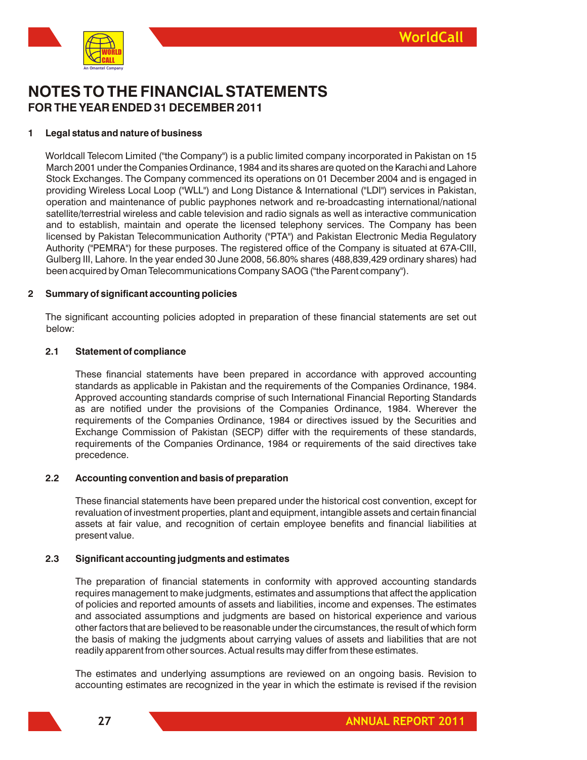# NOTES TO THE FINANCIAL STATEMENTS
## FOR THE YEAR ENDED 31 DECEMBER 2011

### 1 Legal status and nature of business

Worldcall Telecom Limited ("the Company") is a public limited company incorporated in Pakistan on 15 March 2001 under the Companies Ordinance, 1984 and its shares are quoted on the Karachi and Lahore Stock Exchanges. The Company commenced its operations on 01 December 2004 and is engaged in providing Wireless Local Loop ("WLL") and Long Distance & International ("LDI") services in Pakistan, operation and maintenance of public payphones network and re-broadcasting international/national satellite/terrestrial wireless and cable television and radio signals as well as interactive communication and to establish, maintain and operate the licensed telephony services. The Company has been licensed by Pakistan Telecommunication Authority ("PTA") and Pakistan Electronic Media Regulatory Authority ("PEMRA") for these purposes. The registered office of the Company is situated at 67A-CIII, Gulberg III, Lahore. In the year ended 30 June 2008, 56.80% shares (488,839,429 ordinary shares) had been acquired by Oman Telecommunications Company SAOG ("the Parent company").

### 2 Summary of significant accounting policies

The significant accounting policies adopted in preparation of these financial statements are set out below:

#### 2.1 Statement of compliance

These financial statements have been prepared in accordance with approved accounting standards as applicable in Pakistan and the requirements of the Companies Ordinance, 1984. Approved accounting standards comprise of such International Financial Reporting Standards as are notified under the provisions of the Companies Ordinance, 1984. Wherever the requirements of the Companies Ordinance, 1984 or directives issued by the Securities and Exchange Commission of Pakistan (SECP) differ with the requirements of these standards, requirements of the Companies Ordinance, 1984 or requirements of the said directives take precedence.

#### 2.2 Accounting convention and basis of preparation

These financial statements have been prepared under the historical cost convention, except for revaluation of investment properties, plant and equipment, intangible assets and certain financial assets at fair value, and recognition of certain employee benefits and financial liabilities at present value.

#### 2.3 Significant accounting judgments and estimates

The preparation of financial statements in conformity with approved accounting standards requires management to make judgments, estimates and assumptions that affect the application of policies and reported amounts of assets and liabilities, income and expenses. The estimates and associated assumptions and judgments are based on historical experience and various other factors that are believed to be reasonable under the circumstances, the result of which form the basis of making the judgments about carrying values of assets and liabilities that are not readily apparent from other sources. Actual results may differ from these estimates.

The estimates and underlying assumptions are reviewed on an ongoing basis. Revision to accounting estimates are recognized in the year in which the estimate is revised if the revision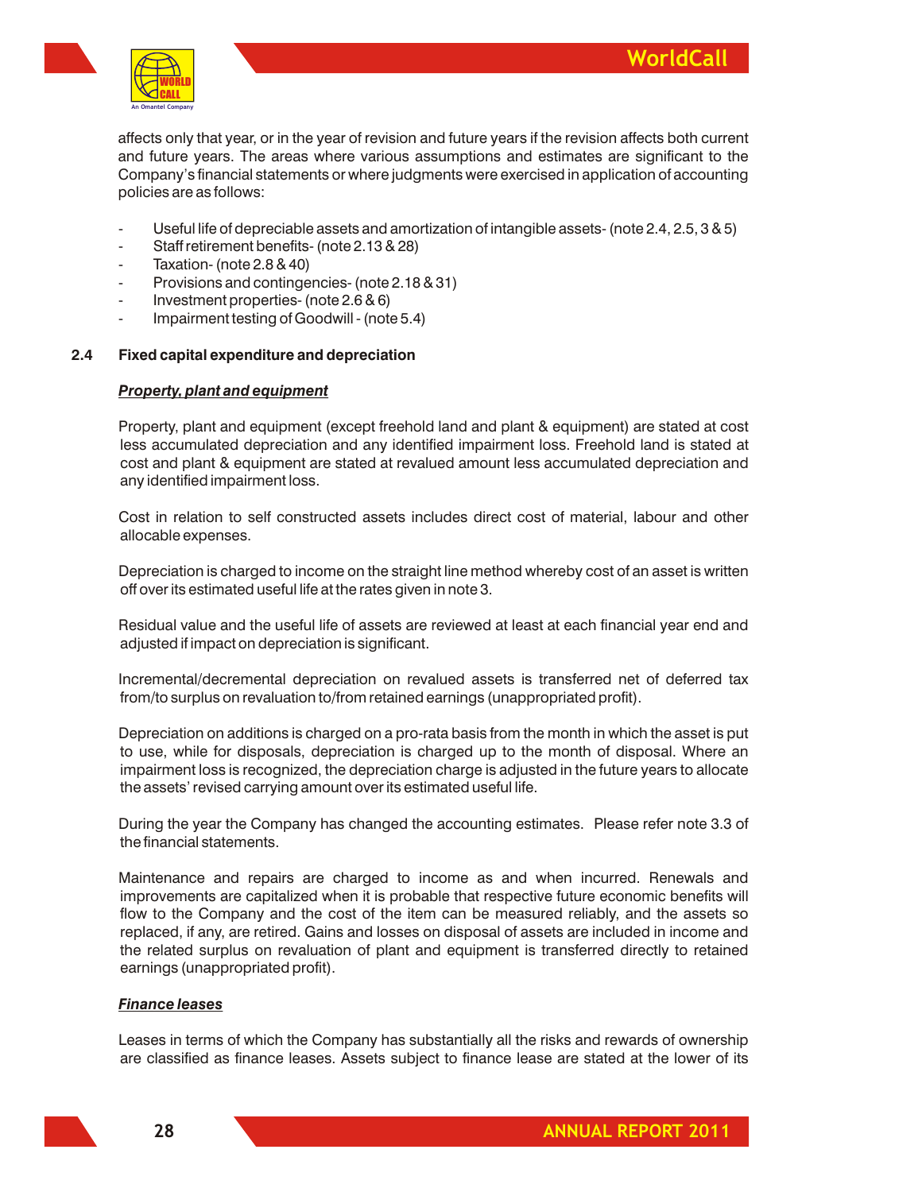affects only that year, or in the year of revision and future years if the revision affects both current and future years. The areas where various assumptions and estimates are significant to the Company's financial statements or where judgments were exercised in application of accounting policies are as follows:

- Useful life of depreciable assets and amortization of intangible assets- (note 2.4, 2.5, 3 & 5)
- Staff retirement benefits- (note 2.13 & 28)
- Taxation- (note 2.8 & 40)
- Provisions and contingencies- (note 2.18 & 31)
- Investment properties- (note 2.6 & 6)
- Impairment testing of Goodwill - (note 5.4)

### 2.4 Fixed capital expenditure and depreciation

***Property, plant and equipment***

Property, plant and equipment (except freehold land and plant & equipment) are stated at cost less accumulated depreciation and any identified impairment loss. Freehold land is stated at cost and plant & equipment are stated at revalued amount less accumulated depreciation and any identified impairment loss.

Cost in relation to self constructed assets includes direct cost of material, labour and other allocable expenses.

Depreciation is charged to income on the straight line method whereby cost of an asset is written off over its estimated useful life at the rates given in note 3.

Residual value and the useful life of assets are reviewed at least at each financial year end and adjusted if impact on depreciation is significant.

Incremental/decremental depreciation on revalued assets is transferred net of deferred tax from/to surplus on revaluation to/from retained earnings (unappropriated profit).

Depreciation on additions is charged on a pro-rata basis from the month in which the asset is put to use, while for disposals, depreciation is charged up to the month of disposal. Where an impairment loss is recognized, the depreciation charge is adjusted in the future years to allocate the assets' revised carrying amount over its estimated useful life.

During the year the Company has changed the accounting estimates. Please refer note 3.3 of the financial statements.

Maintenance and repairs are charged to income as and when incurred. Renewals and improvements are capitalized when it is probable that respective future economic benefits will flow to the Company and the cost of the item can be measured reliably, and the assets so replaced, if any, are retired. Gains and losses on disposal of assets are included in income and the related surplus on revaluation of plant and equipment is transferred directly to retained earnings (unappropriated profit).

***Finance leases***

Leases in terms of which the Company has substantially all the risks and rewards of ownership are classified as finance leases. Assets subject to finance lease are stated at the lower of its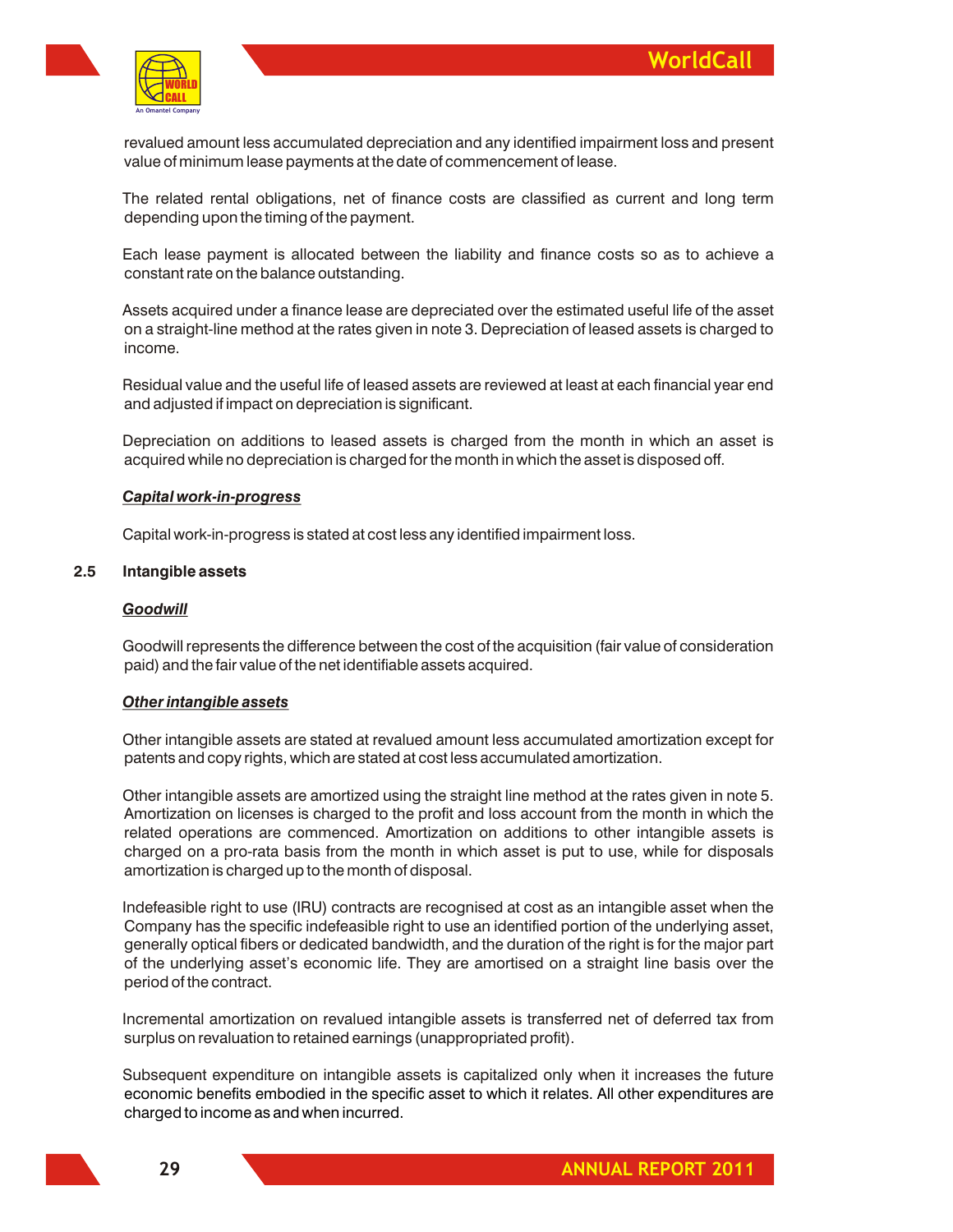revalued amount less accumulated depreciation and any identified impairment loss and present value of minimum lease payments at the date of commencement of lease.

The related rental obligations, net of finance costs are classified as current and long term depending upon the timing of the payment.

Each lease payment is allocated between the liability and finance costs so as to achieve a constant rate on the balance outstanding.

Assets acquired under a finance lease are depreciated over the estimated useful life of the asset on a straight-line method at the rates given in note 3. Depreciation of leased assets is charged to income.

Residual value and the useful life of leased assets are reviewed at least at each financial year end and adjusted if impact on depreciation is significant.

Depreciation on additions to leased assets is charged from the month in which an asset is acquired while no depreciation is charged for the month in which the asset is disposed off.

***Capital work-in-progress***

Capital work-in-progress is stated at cost less any identified impairment loss.

### 2.5 Intangible assets

***Goodwill***

Goodwill represents the difference between the cost of the acquisition (fair value of consideration paid) and the fair value of the net identifiable assets acquired.

***Other intangible assets***

Other intangible assets are stated at revalued amount less accumulated amortization except for patents and copy rights, which are stated at cost less accumulated amortization.

Other intangible assets are amortized using the straight line method at the rates given in note 5. Amortization on licenses is charged to the profit and loss account from the month in which the related operations are commenced. Amortization on additions to other intangible assets is charged on a pro-rata basis from the month in which asset is put to use, while for disposals amortization is charged up to the month of disposal.

Indefeasible right to use (IRU) contracts are recognised at cost as an intangible asset when the Company has the specific indefeasible right to use an identified portion of the underlying asset, generally optical fibers or dedicated bandwidth, and the duration of the right is for the major part of the underlying asset's economic life. They are amortised on a straight line basis over the period of the contract.

Incremental amortization on revalued intangible assets is transferred net of deferred tax from surplus on revaluation to retained earnings (unappropriated profit).

Subsequent expenditure on intangible assets is capitalized only when it increases the future economic benefits embodied in the specific asset to which it relates. All other expenditures are charged to income as and when incurred.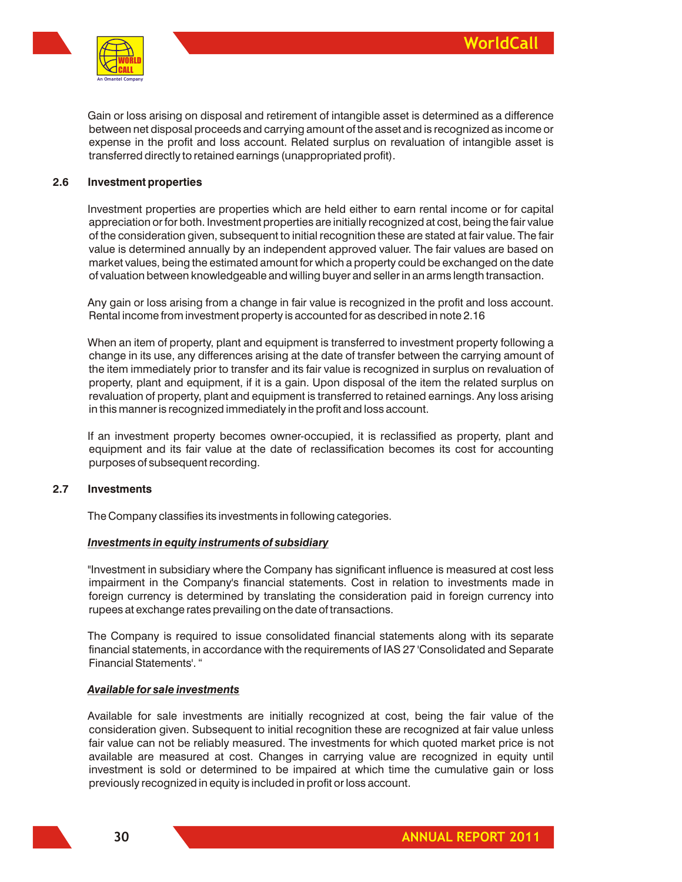Gain or loss arising on disposal and retirement of intangible asset is determined as a difference between net disposal proceeds and carrying amount of the asset and is recognized as income or expense in the profit and loss account. Related surplus on revaluation of intangible asset is transferred directly to retained earnings (unappropriated profit).

### 2.6 Investment properties

Investment properties are properties which are held either to earn rental income or for capital appreciation or for both. Investment properties are initially recognized at cost, being the fair value of the consideration given, subsequent to initial recognition these are stated at fair value. The fair value is determined annually by an independent approved valuer. The fair values are based on market values, being the estimated amount for which a property could be exchanged on the date of valuation between knowledgeable and willing buyer and seller in an arms length transaction.

Any gain or loss arising from a change in fair value is recognized in the profit and loss account. Rental income from investment property is accounted for as described in note 2.16

When an item of property, plant and equipment is transferred to investment property following a change in its use, any differences arising at the date of transfer between the carrying amount of the item immediately prior to transfer and its fair value is recognized in surplus on revaluation of property, plant and equipment, if it is a gain. Upon disposal of the item the related surplus on revaluation of property, plant and equipment is transferred to retained earnings. Any loss arising in this manner is recognized immediately in the profit and loss account.

If an investment property becomes owner-occupied, it is reclassified as property, plant and equipment and its fair value at the date of reclassification becomes its cost for accounting purposes of subsequent recording.

### 2.7 Investments

The Company classifies its investments in following categories.

***Investments in equity instruments of subsidiary***

"Investment in subsidiary where the Company has significant influence is measured at cost less impairment in the Company's financial statements. Cost in relation to investments made in foreign currency is determined by translating the consideration paid in foreign currency into rupees at exchange rates prevailing on the date of transactions.

The Company is required to issue consolidated financial statements along with its separate financial statements, in accordance with the requirements of IAS 27 'Consolidated and Separate Financial Statements'. "

***Available for sale investments***

Available for sale investments are initially recognized at cost, being the fair value of the consideration given. Subsequent to initial recognition these are recognized at fair value unless fair value can not be reliably measured. The investments for which quoted market price is not available are measured at cost. Changes in carrying value are recognized in equity until investment is sold or determined to be impaired at which time the cumulative gain or loss previously recognized in equity is included in profit or loss account.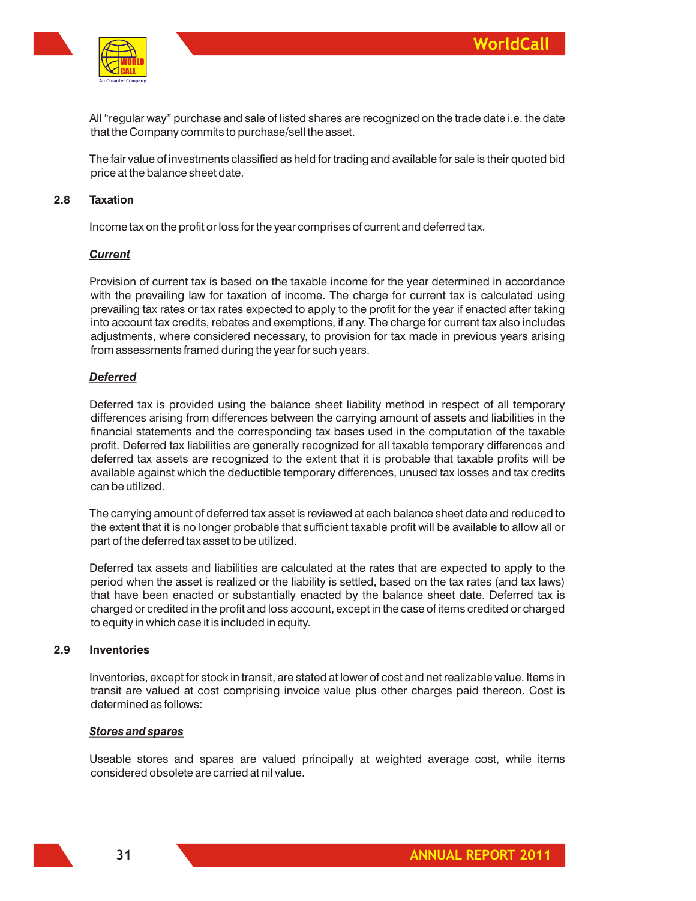All "regular way" purchase and sale of listed shares are recognized on the trade date i.e. the date that the Company commits to purchase/sell the asset.

The fair value of investments classified as held for trading and available for sale is their quoted bid price at the balance sheet date.

### 2.8 Taxation

Income tax on the profit or loss for the year comprises of current and deferred tax.

***Current***

Provision of current tax is based on the taxable income for the year determined in accordance with the prevailing law for taxation of income. The charge for current tax is calculated using prevailing tax rates or tax rates expected to apply to the profit for the year if enacted after taking into account tax credits, rebates and exemptions, if any. The charge for current tax also includes adjustments, where considered necessary, to provision for tax made in previous years arising from assessments framed during the year for such years.

***Deferred***

Deferred tax is provided using the balance sheet liability method in respect of all temporary differences arising from differences between the carrying amount of assets and liabilities in the financial statements and the corresponding tax bases used in the computation of the taxable profit. Deferred tax liabilities are generally recognized for all taxable temporary differences and deferred tax assets are recognized to the extent that it is probable that taxable profits will be available against which the deductible temporary differences, unused tax losses and tax credits can be utilized.

The carrying amount of deferred tax asset is reviewed at each balance sheet date and reduced to the extent that it is no longer probable that sufficient taxable profit will be available to allow all or part of the deferred tax asset to be utilized.

Deferred tax assets and liabilities are calculated at the rates that are expected to apply to the period when the asset is realized or the liability is settled, based on the tax rates (and tax laws) that have been enacted or substantially enacted by the balance sheet date. Deferred tax is charged or credited in the profit and loss account, except in the case of items credited or charged to equity in which case it is included in equity.

### 2.9 Inventories

Inventories, except for stock in transit, are stated at lower of cost and net realizable value. Items in transit are valued at cost comprising invoice value plus other charges paid thereon. Cost is determined as follows:

***Stores and spares***

Useable stores and spares are valued principally at weighted average cost, while items considered obsolete are carried at nil value.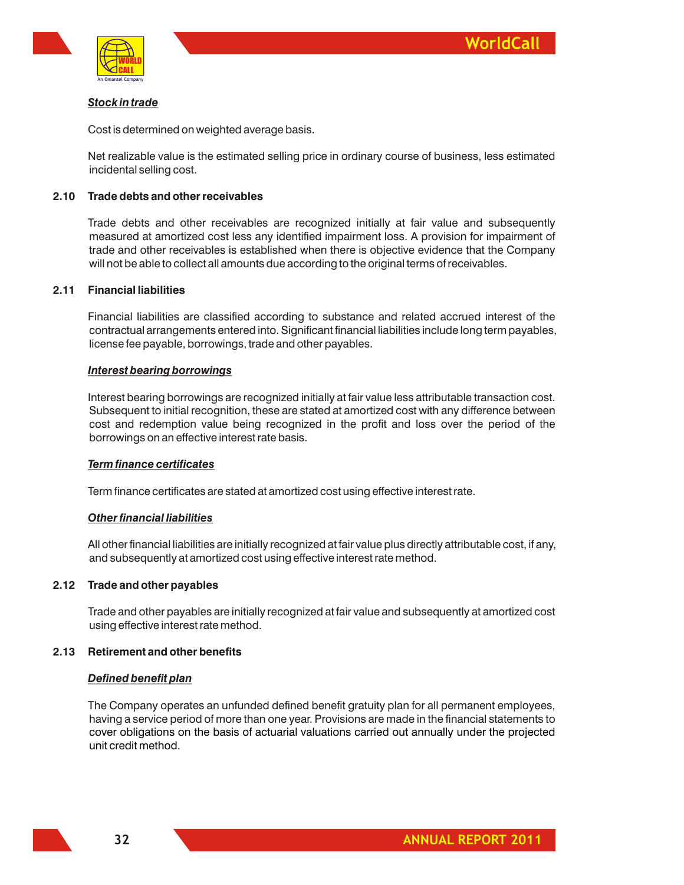***Stock in trade***

Cost is determined on weighted average basis.

Net realizable value is the estimated selling price in ordinary course of business, less estimated incidental selling cost.

### 2.10 Trade debts and other receivables

Trade debts and other receivables are recognized initially at fair value and subsequently measured at amortized cost less any identified impairment loss. A provision for impairment of trade and other receivables is established when there is objective evidence that the Company will not be able to collect all amounts due according to the original terms of receivables.

### 2.11 Financial liabilities

Financial liabilities are classified according to substance and related accrued interest of the contractual arrangements entered into. Significant financial liabilities include long term payables, license fee payable, borrowings, trade and other payables.

***Interest bearing borrowings***

Interest bearing borrowings are recognized initially at fair value less attributable transaction cost. Subsequent to initial recognition, these are stated at amortized cost with any difference between cost and redemption value being recognized in the profit and loss over the period of the borrowings on an effective interest rate basis.

***Term finance certificates***

Term finance certificates are stated at amortized cost using effective interest rate.

***Other financial liabilities***

All other financial liabilities are initially recognized at fair value plus directly attributable cost, if any, and subsequently at amortized cost using effective interest rate method.

### 2.12 Trade and other payables

Trade and other payables are initially recognized at fair value and subsequently at amortized cost using effective interest rate method.

### 2.13 Retirement and other benefits

***Defined benefit plan***

The Company operates an unfunded defined benefit gratuity plan for all permanent employees, having a service period of more than one year. Provisions are made in the financial statements to cover obligations on the basis of actuarial valuations carried out annually under the projected unit credit method.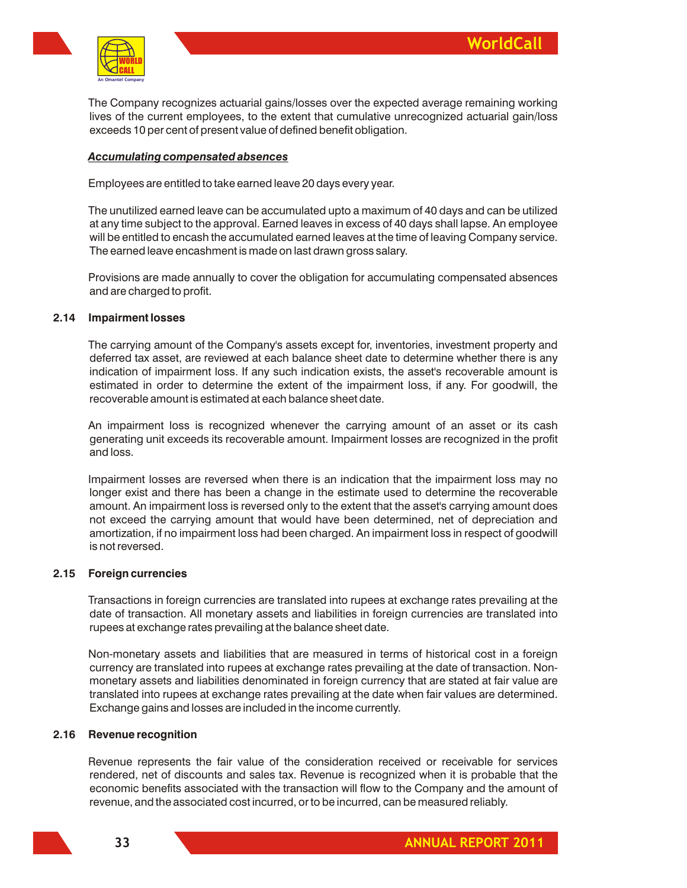The Company recognizes actuarial gains/losses over the expected average remaining working lives of the current employees, to the extent that cumulative unrecognized actuarial gain/loss exceeds 10 per cent of present value of defined benefit obligation.

***Accumulating compensated absences***

Employees are entitled to take earned leave 20 days every year.

The unutilized earned leave can be accumulated upto a maximum of 40 days and can be utilized at any time subject to the approval. Earned leaves in excess of 40 days shall lapse. An employee will be entitled to encash the accumulated earned leaves at the time of leaving Company service. The earned leave encashment is made on last drawn gross salary.

Provisions are made annually to cover the obligation for accumulating compensated absences and are charged to profit.

### 2.14 Impairment losses

The carrying amount of the Company's assets except for, inventories, investment property and deferred tax asset, are reviewed at each balance sheet date to determine whether there is any indication of impairment loss. If any such indication exists, the asset's recoverable amount is estimated in order to determine the extent of the impairment loss, if any. For goodwill, the recoverable amount is estimated at each balance sheet date.

An impairment loss is recognized whenever the carrying amount of an asset or its cash generating unit exceeds its recoverable amount. Impairment losses are recognized in the profit and loss.

Impairment losses are reversed when there is an indication that the impairment loss may no longer exist and there has been a change in the estimate used to determine the recoverable amount. An impairment loss is reversed only to the extent that the asset's carrying amount does not exceed the carrying amount that would have been determined, net of depreciation and amortization, if no impairment loss had been charged. An impairment loss in respect of goodwill is not reversed.

### 2.15 Foreign currencies

Transactions in foreign currencies are translated into rupees at exchange rates prevailing at the date of transaction. All monetary assets and liabilities in foreign currencies are translated into rupees at exchange rates prevailing at the balance sheet date.

Non-monetary assets and liabilities that are measured in terms of historical cost in a foreign currency are translated into rupees at exchange rates prevailing at the date of transaction. Non-monetary assets and liabilities denominated in foreign currency that are stated at fair value are translated into rupees at exchange rates prevailing at the date when fair values are determined. Exchange gains and losses are included in the income currently.

### 2.16 Revenue recognition

Revenue represents the fair value of the consideration received or receivable for services rendered, net of discounts and sales tax. Revenue is recognized when it is probable that the economic benefits associated with the transaction will flow to the Company and the amount of revenue, and the associated cost incurred, or to be incurred, can be measured reliably.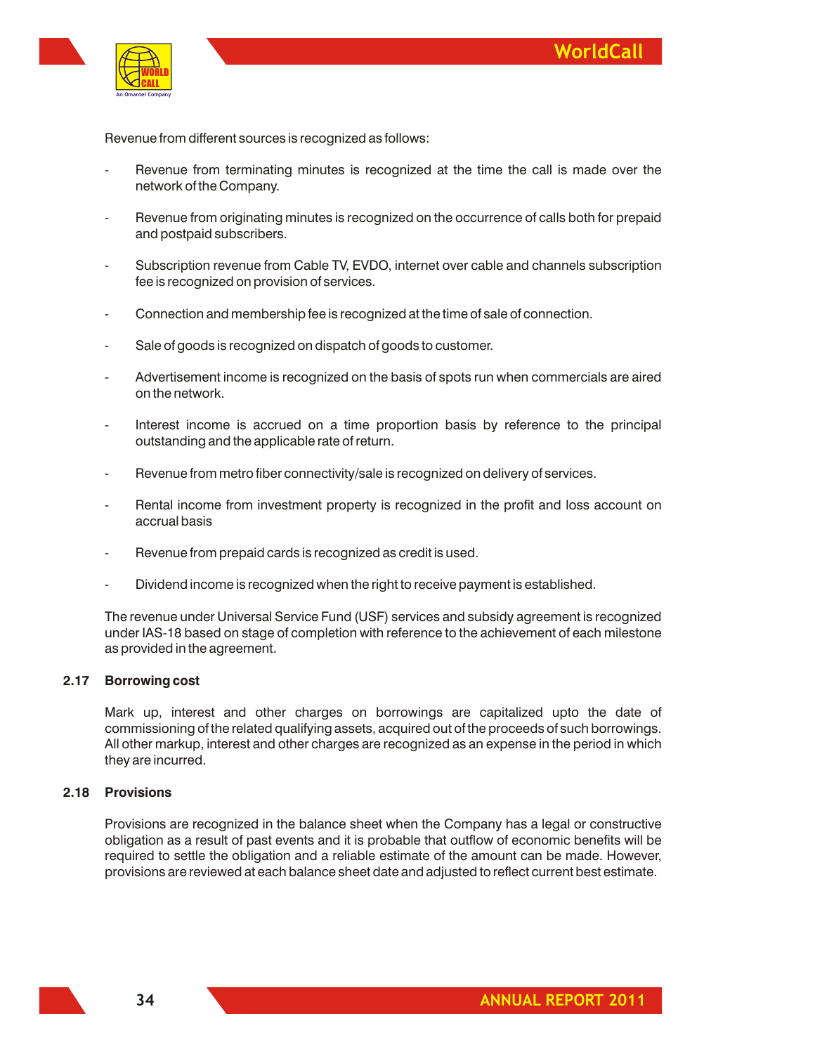Revenue from different sources is recognized as follows:

- Revenue from terminating minutes is recognized at the time the call is made over the network of the Company.

- Revenue from originating minutes is recognized on the occurrence of calls both for prepaid and postpaid subscribers.

- Subscription revenue from Cable TV, EVDO, internet over cable and channels subscription fee is recognized on provision of services.

- Connection and membership fee is recognized at the time of sale of connection.

- Sale of goods is recognized on dispatch of goods to customer.

- Advertisement income is recognized on the basis of spots run when commercials are aired on the network.

- Interest income is accrued on a time proportion basis by reference to the principal outstanding and the applicable rate of return.

- Revenue from metro fiber connectivity/sale is recognized on delivery of services.

- Rental income from investment property is recognized in the profit and loss account on accrual basis

- Revenue from prepaid cards is recognized as credit is used.

- Dividend income is recognized when the right to receive payment is established.

The revenue under Universal Service Fund (USF) services and subsidy agreement is recognized under IAS-18 based on stage of completion with reference to the achievement of each milestone as provided in the agreement.

### 2.17 Borrowing cost

Mark up, interest and other charges on borrowings are capitalized upto the date of commissioning of the related qualifying assets, acquired out of the proceeds of such borrowings. All other markup, interest and other charges are recognized as an expense in the period in which they are incurred.

### 2.18 Provisions

Provisions are recognized in the balance sheet when the Company has a legal or constructive obligation as a result of past events and it is probable that outflow of economic benefits will be required to settle the obligation and a reliable estimate of the amount can be made. However, provisions are reviewed at each balance sheet date and adjusted to reflect current best estimate.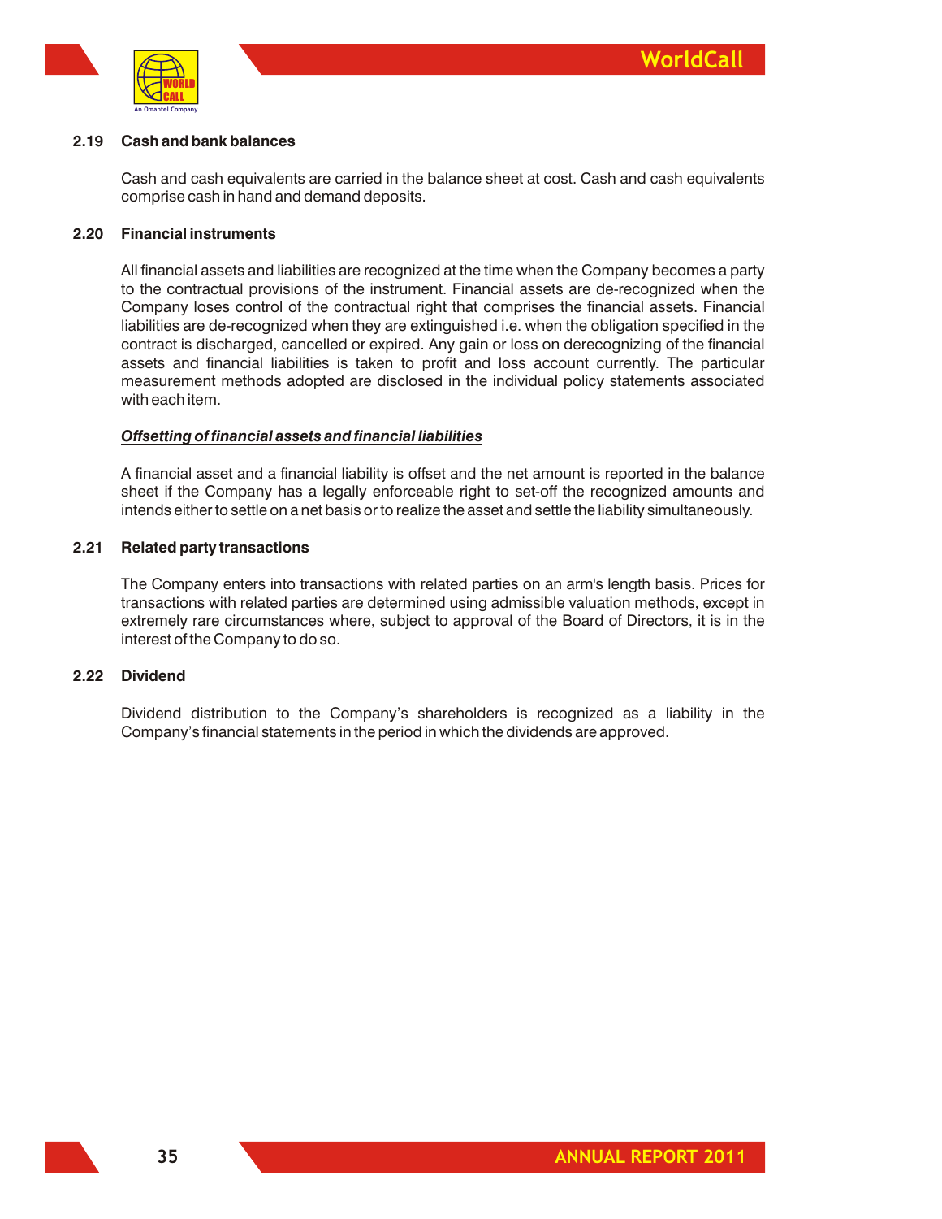### 2.19 Cash and bank balances

Cash and cash equivalents are carried in the balance sheet at cost. Cash and cash equivalents comprise cash in hand and demand deposits.

### 2.20 Financial instruments

All financial assets and liabilities are recognized at the time when the Company becomes a party to the contractual provisions of the instrument. Financial assets are de-recognized when the Company loses control of the contractual right that comprises the financial assets. Financial liabilities are de-recognized when they are extinguished i.e. when the obligation specified in the contract is discharged, cancelled or expired. Any gain or loss on derecognizing of the financial assets and financial liabilities is taken to profit and loss account currently. The particular measurement methods adopted are disclosed in the individual policy statements associated with each item.

***Offsetting of financial assets and financial liabilities***

A financial asset and a financial liability is offset and the net amount is reported in the balance sheet if the Company has a legally enforceable right to set-off the recognized amounts and intends either to settle on a net basis or to realize the asset and settle the liability simultaneously.

### 2.21 Related party transactions

The Company enters into transactions with related parties on an arm's length basis. Prices for transactions with related parties are determined using admissible valuation methods, except in extremely rare circumstances where, subject to approval of the Board of Directors, it is in the interest of the Company to do so.

### 2.22 Dividend

Dividend distribution to the Company's shareholders is recognized as a liability in the Company's financial statements in the period in which the dividends are approved.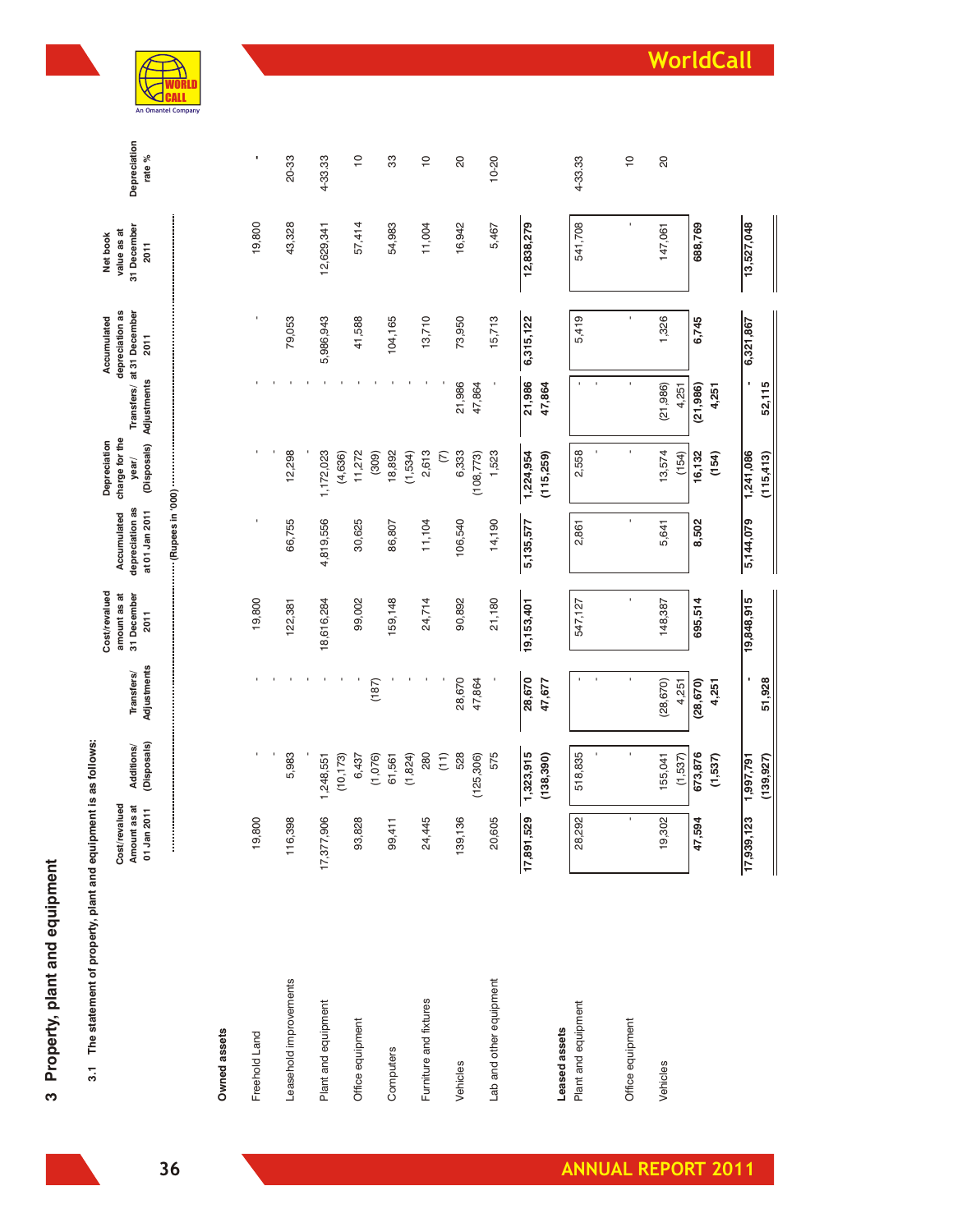## 3 Property, plant and equipment

3.1 The statement of property, plant and equipment is as follows:

| | Cost/revalued Amount as at 01 Jan 2011 | Additions/ (Disposals) | Transfers/ Adjustments | Cost/revalued amount as at 31 December 2011 | Accumulated depreciation as at 01 Jan 2011 | Depreciation charge for the year/ (Disposals) | Transfers/ Adjustments | Accumulated depreciation as at 31 December 2011 | Net book value as at 31 December 2011 | Depreciation rate % |
|---|---|---|---|---|---|---|---|---|---|---|
| | (Rupees in '000) | | | | | | | | | |
| **Owned assets** | | | | | | | | | | |
| Freehold Land | 19,800 | - | - | 19,800 | - | - | - | - | 19,800 | - |
| Leasehold improvements | 116,398 | 5,983 | - | 122,381 | 66,755 | 12,298 | - | 79,053 | 43,328 | 20-33 |
| Plant and equipment | 17,377,906 | 1,248,551 | - | 18,616,284 | 4,819,556 | 1,172,023 | - | 5,986,943 | 12,629,341 | 4-33.33 |
| | | (10,173) | | | | (4,636) | | | | |
| Office equipment | 93,828 | 6,437 | - | 99,002 | 30,625 | 11,272 | - | 41,588 | 57,414 | 10 |
| | | (1,076) | (187) | | | (309) | | | | |
| Computers | 99,411 | 61,561 | - | 159,148 | 86,807 | 18,892 | - | 104,165 | 54,983 | 33 |
| | | (1,824) | | | | (1,534) | | | | |
| Furniture and fixtures | 24,445 | 280 | - | 24,714 | 11,104 | 2,613 | - | 13,710 | 11,004 | 10 |
| | | (11) | | | | (7) | | | | |
| Vehicles | 139,136 | 528 | 28,670 | 90,892 | 106,540 | 6,333 | 21,986 | 73,950 | 16,942 | 20 |
| | | (125,306) | 47,864 | | | (108,773) | 47,864 | | | |
| Lab and other equipment | 20,605 | 575 | - | 21,180 | 14,190 | 1,523 | - | 15,713 | 5,467 | 10-20 |
| | **17,891,529** | **1,323,915** | **28,670** | **19,153,401** | **5,135,577** | **1,224,954** | **21,986** | **6,315,122** | **12,838,279** | |
| | | **(138,390)** | **47,677** | | | **(115,259)** | **47,864** | | | |
| **Leased assets** | | | | | | | | | | |
| Plant and equipment | 28,292 | 518,835 | - | 547,127 | 2,861 | 2,558 | - | 5,419 | 541,708 | 4-33.33 |
| Office equipment | - | - | - | - | - | - | - | - | - | 10 |
| Vehicles | 19,302 | 155,041 | (28,670) | 148,387 | 5,641 | 13,574 | (21,986) | 1,326 | 147,061 | 20 |
| | | (1,537) | 4,251 | | | (154) | 4,251 | | | |
| | **47,594** | **673,876** | **(28,670)** | **695,514** | **8,502** | **16,132** | **(21,986)** | **6,745** | **688,769** | |
| | | **(1,537)** | **4,251** | | | **(154)** | **4,251** | | | |
| | **17,939,123** | **1,997,791** | **-** | **19,848,915** | **5,144,079** | **1,241,086** | **-** | **6,321,867** | **13,527,048** | |
| | | **(139,927)** | **51,928** | | | **(115,413)** | **52,115** | | | |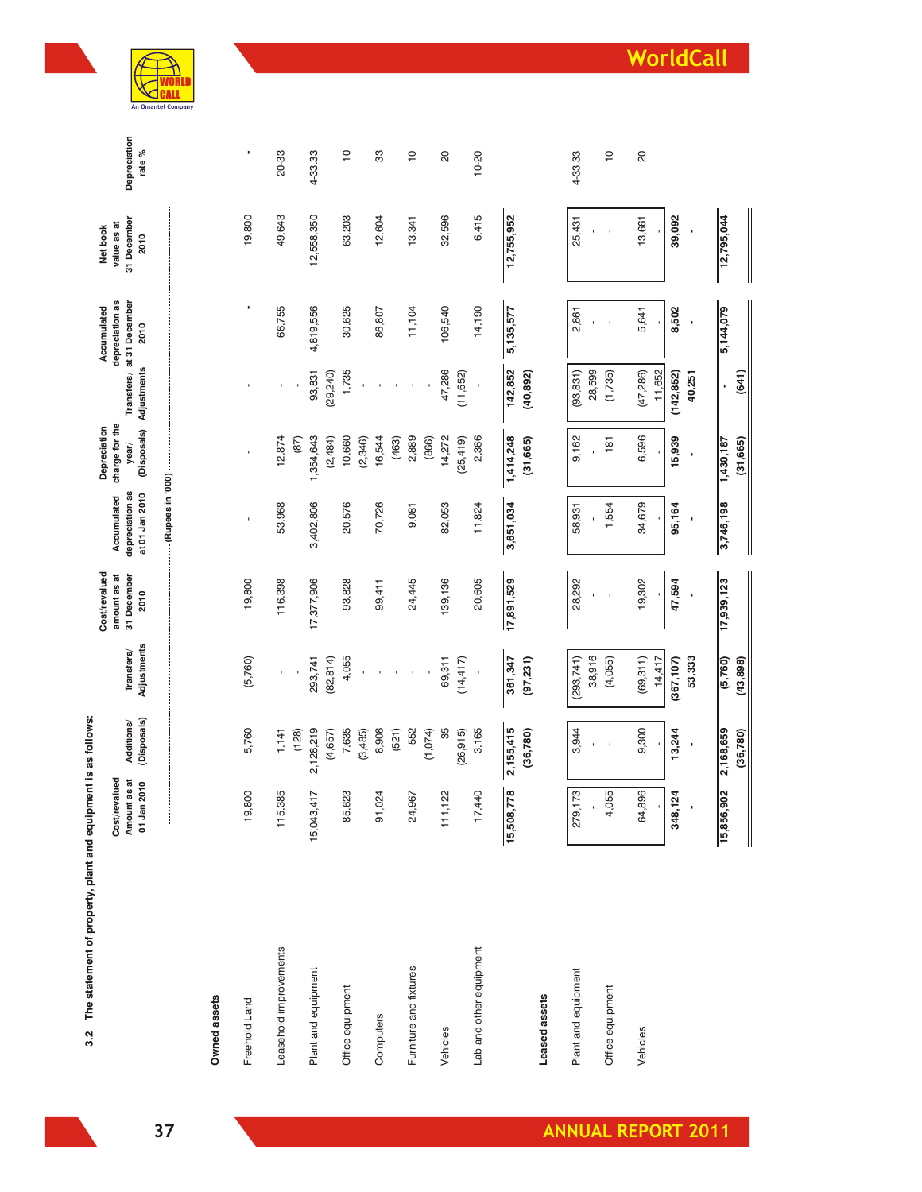3.2 The statement of property, plant and equipment is as follows:

| | Cost/revalued Amount as at 01 Jan 2010 | Additions/ (Disposals) | Transfers/ Adjustments | Cost/revalued amount as at 31 December 2010 | Accumulated depreciation as at 01 Jan 2010 | Depreciation charge for the year/ (Disposals) | Transfers/ Adjustments | Accumulated depreciation as at 31 December 2010 | Net book value as at 31 December 2010 | Depreciation rate % |
|---|---|---|---|---|---|---|---|---|---|---|
| | (Rupees in '000) | | | | | | | | | |
| **Owned assets** | | | | | | | | | | |
| Freehold Land | 19,800 | 5,760 | (5,760) | 19,800 | - | - | - | - | 19,800 | - |
| Leasehold improvements | 115,385 | 1,141 | - | 116,398 | 53,968 | 12,874 | - | 66,755 | 49,643 | 20-33 |
| | | (128) | - | | | (87) | | | | |
| Plant and equipment | 15,043,417 | 2,128,219 | 293,741 | 17,377,906 | 3,402,806 | 1,354,643 | 93,831 | 4,819,556 | 12,558,350 | 4-33.33 |
| | | (4,657) | (82,814) | | | (2,484) | (29,240) | | | |
| Office equipment | 85,623 | 7,635 | 4,055 | 93,828 | 20,576 | 10,660 | 1,735 | 30,625 | 63,203 | 10 |
| | | (3,485) | - | | | (2,346) | - | | | |
| Computers | 91,024 | 8,908 | - | 99,411 | 70,726 | 16,544 | - | 86,807 | 12,604 | 33 |
| | | (521) | - | | | (463) | - | | | |
| Furniture and fixtures | 24,967 | 552 | - | 24,445 | 9,081 | 2,889 | - | 11,104 | 13,341 | 10 |
| | | (1,074) | - | | | (866) | - | | | |
| Vehicles | 111,122 | 35 | 69,311 | 139,136 | 82,053 | 14,272 | 47,286 | 106,540 | 32,596 | 20 |
| | | (26,915) | (14,417) | | | (25,419) | (11,652) | | | |
| Lab and other equipment | 17,440 | 3,165 | - | 20,605 | 11,824 | 2,366 | - | 14,190 | 6,415 | 10-20 |
| | **15,508,778** | **2,155,415** | **361,347** | **17,891,529** | **3,651,034** | **1,414,248** | **142,852** | **5,135,577** | **12,755,952** | |
| | | **(36,780)** | **(97,231)** | | | **(31,665)** | **(40,892)** | | | |
| **Leased assets** | | | | | | | | | | |
| Plant and equipment | 279,173 | 3,944 | (293,741) | 28,292 | 58,931 | 9,162 | (93,831) | 2,861 | 25,431 | 4-33.33 |
| | - | - | 38,916 | - | - | - | 28,599 | - | - | |
| Office equipment | 4,055 | - | (4,055) | - | 1,554 | 181 | (1,735) | - | - | 10 |
| Vehicles | 64,896 | 9,300 | (69,311) | 19,302 | 34,679 | 6,596 | (47,286) | 5,641 | 13,661 | 20 |
| | - | - | 14,417 | - | - | - | 11,652 | - | - | |
| | **348,124** | **13,244** | **(367,107)** | **47,594** | **95,164** | **15,939** | **(142,852)** | **8,502** | **39,092** | |
| | **-** | **-** | **53,333** | **-** | **-** | **-** | **40,251** | **-** | **-** | |
| | **15,856,902** | **2,168,659** | **(5,760)** | **17,939,123** | **3,746,198** | **1,430,187** | **-** | **5,144,079** | **12,795,044** | |
| | | **(36,780)** | **(43,898)** | | | **(31,665)** | **(641)** | | | |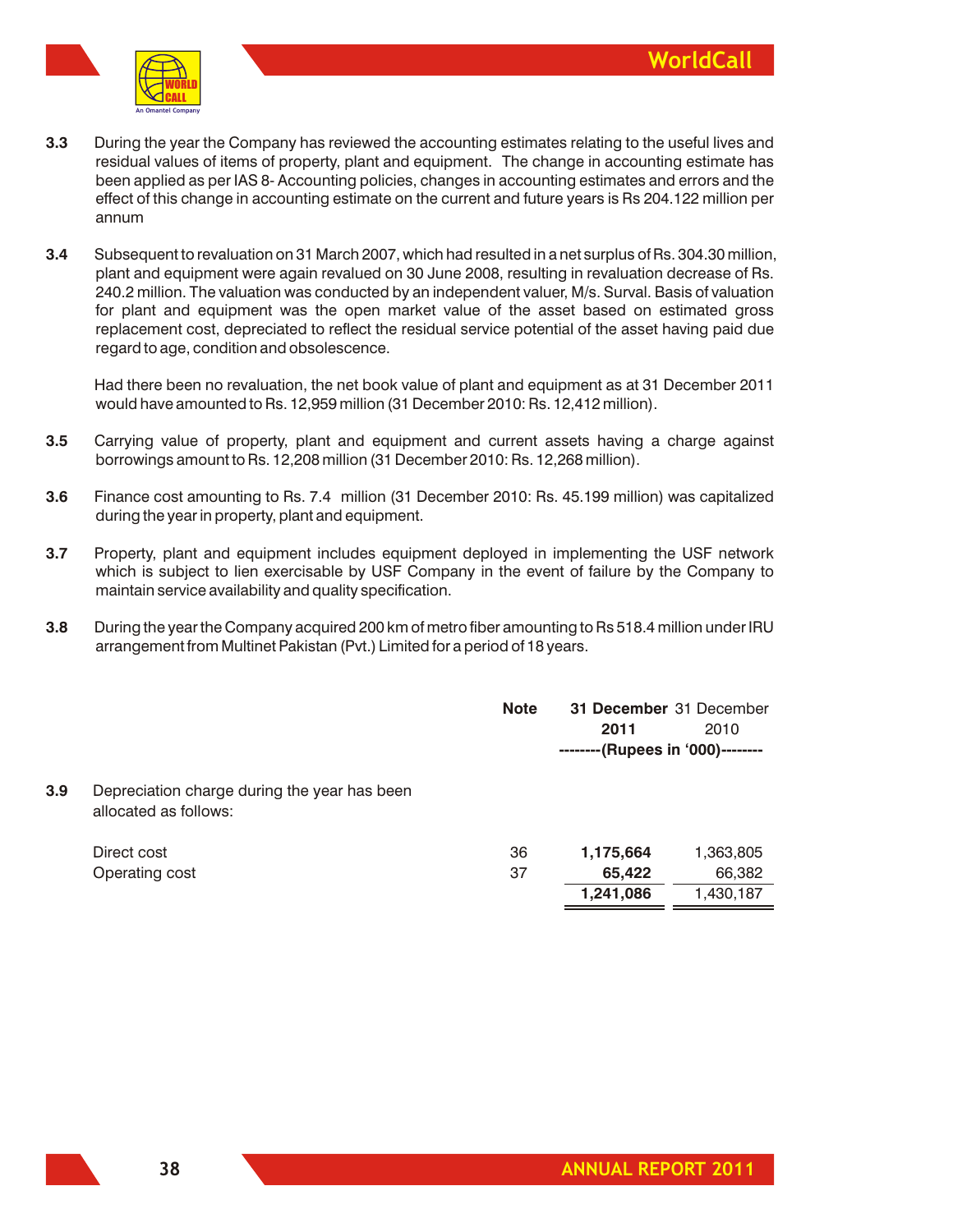**3.3** During the year the Company has reviewed the accounting estimates relating to the useful lives and residual values of items of property, plant and equipment. The change in accounting estimate has been applied as per IAS 8- Accounting policies, changes in accounting estimates and errors and the effect of this change in accounting estimate on the current and future years is Rs 204.122 million per annum

**3.4** Subsequent to revaluation on 31 March 2007, which had resulted in a net surplus of Rs. 304.30 million, plant and equipment were again revalued on 30 June 2008, resulting in revaluation decrease of Rs. 240.2 million. The valuation was conducted by an independent valuer, M/s. Surval. Basis of valuation for plant and equipment was the open market value of the asset based on estimated gross replacement cost, depreciated to reflect the residual service potential of the asset having paid due regard to age, condition and obsolescence.

Had there been no revaluation, the net book value of plant and equipment as at 31 December 2011 would have amounted to Rs. 12,959 million (31 December 2010: Rs. 12,412 million).

**3.5** Carrying value of property, plant and equipment and current assets having a charge against borrowings amount to Rs. 12,208 million (31 December 2010: Rs. 12,268 million).

**3.6** Finance cost amounting to Rs. 7.4 million (31 December 2010: Rs. 45.199 million) was capitalized during the year in property, plant and equipment.

**3.7** Property, plant and equipment includes equipment deployed in implementing the USF network which is subject to lien exercisable by USF Company in the event of failure by the Company to maintain service availability and quality specification.

**3.8** During the year the Company acquired 200 km of metro fiber amounting to Rs 518.4 million under IRU arrangement from Multinet Pakistan (Pvt.) Limited for a period of 18 years.

| | Note | **31 December 2011** | 31 December 2010 |
|---|---|---|---|
| | | **--------(Rupees in '000)--------** | |
| **3.9** Depreciation charge during the year has been allocated as follows: | | | |
| Direct cost | 36 | **1,175,664** | 1,363,805 |
| Operating cost | 37 | **65,422** | 66,382 |
| | | **1,241,086** | 1,430,187 |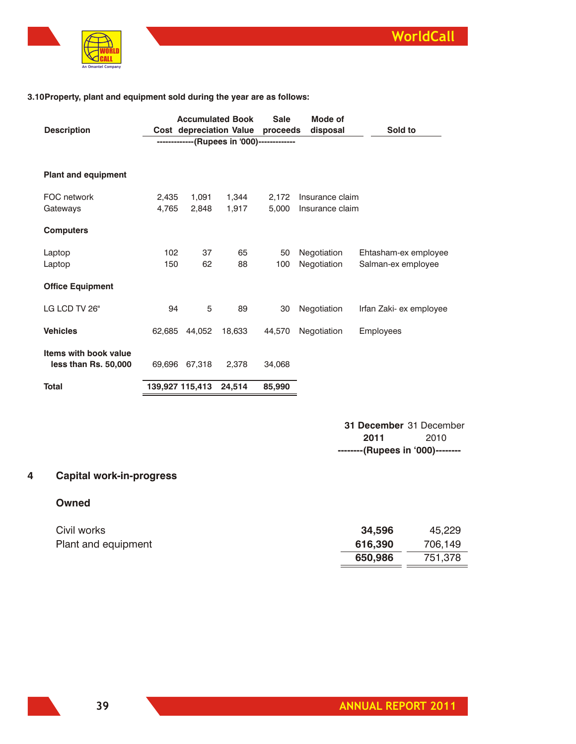**3.10 Property, plant and equipment sold during the year are as follows:**

| Description | Cost | Accumulated depreciation | Book Value | Sale proceeds | Mode of disposal | Sold to |
|---|---|---|---|---|---|---|
| | -------------(Rupees in '000)------------- | | | | | |
| **Plant and equipment** | | | | | | |
| FOC network | 2,435 | 1,091 | 1,344 | 2,172 | Insurance claim | |
| Gateways | 4,765 | 2,848 | 1,917 | 5,000 | Insurance claim | |
| **Computers** | | | | | | |
| Laptop | 102 | 37 | 65 | 50 | Negotiation | Ehtasham-ex employee |
| Laptop | 150 | 62 | 88 | 100 | Negotiation | Salman-ex employee |
| **Office Equipment** | | | | | | |
| LG LCD TV 26" | 94 | 5 | 89 | 30 | Negotiation | Irfan Zaki- ex employee |
| **Vehicles** | 62,685 | 44,052 | 18,633 | 44,570 | Negotiation | Employees |
| **Items with book value less than Rs. 50,000** | 69,696 | 67,318 | 2,378 | 34,068 | | |
| **Total** | **139,927** | **115,413** | **24,514** | **85,990** | | |

| | 31 December 2011 | 31 December 2010 |
|---|---|---|
| | --------(Rupees in '000)-------- | |

## 4 Capital work-in-progress

**Owned**

| | 31 December 2011 | 31 December 2010 |
|---|---|---|
| Civil works | **34,596** | 45,229 |
| Plant and equipment | **616,390** | 706,149 |
| | **650,986** | 751,378 |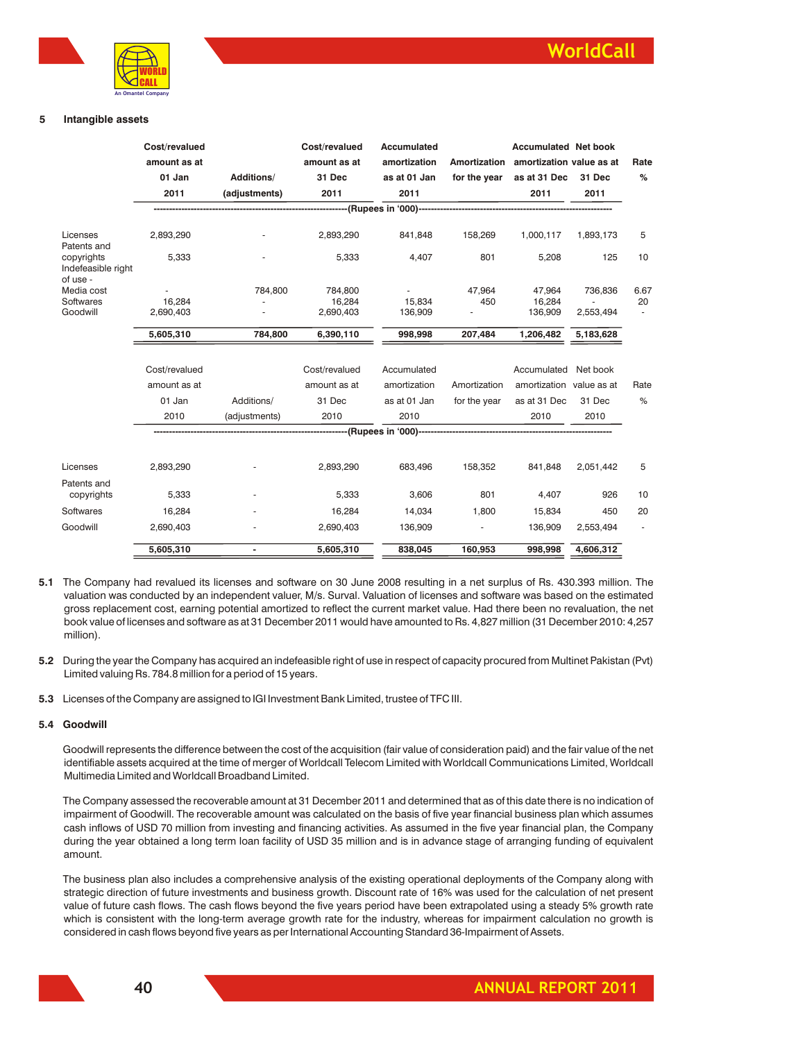## 5 Intangible assets

| | Cost/revalued amount as at 01 Jan 2011 | Additions/ (adjustments) | Cost/revalued amount as at 31 Dec 2011 | Accumulated amortization as at 01 Jan 2011 | Amortization for the year | Accumulated amortization as at 31 Dec 2011 | Net book value as at 31 Dec 2011 | Rate % |
|---|---|---|---|---|---|---|---|---|
| | -----------------------------------------------------------(Rupees in '000)----------------------------------------------------------- | | | | | | | |
| Licenses | 2,893,290 | - | 2,893,290 | 841,848 | 158,269 | 1,000,117 | 1,893,173 | 5 |
| Patents and copyrights | 5,333 | - | 5,333 | 4,407 | 801 | 5,208 | 125 | 10 |
| Indefeasible right of use - Media cost | - | 784,800 | 784,800 | - | 47,964 | 47,964 | 736,836 | 6.67 |
| Softwares | 16,284 | - | 16,284 | 15,834 | 450 | 16,284 | - | 20 |
| Goodwill | 2,690,403 | - | 2,690,403 | 136,909 | - | 136,909 | 2,553,494 | - |
| | **5,605,310** | **784,800** | **6,390,110** | **998,998** | **207,484** | **1,206,482** | **5,183,628** | |

| | Cost/revalued amount as at 01 Jan 2010 | Additions/ (adjustments) | Cost/revalued amount as at 31 Dec 2010 | Accumulated amortization as at 01 Jan 2010 | Amortization for the year | Accumulated amortization as at 31 Dec 2010 | Net book value as at 31 Dec 2010 | Rate % |
|---|---|---|---|---|---|---|---|---|
| | -----------------------------------------------------------(Rupees in '000)----------------------------------------------------------- | | | | | | | |
| Licenses | 2,893,290 | - | 2,893,290 | 683,496 | 158,352 | 841,848 | 2,051,442 | 5 |
| Patents and copyrights | 5,333 | - | 5,333 | 3,606 | 801 | 4,407 | 926 | 10 |
| Softwares | 16,284 | - | 16,284 | 14,034 | 1,800 | 15,834 | 450 | 20 |
| Goodwill | 2,690,403 | - | 2,690,403 | 136,909 | - | 136,909 | 2,553,494 | - |
| | **5,605,310** | **-** | **5,605,310** | **838,045** | **160,953** | **998,998** | **4,606,312** | |

**5.1** The Company had revalued its licenses and software on 30 June 2008 resulting in a net surplus of Rs. 430.393 million. The valuation was conducted by an independent valuer, M/s. Surval. Valuation of licenses and software was based on the estimated gross replacement cost, earning potential amortized to reflect the current market value. Had there been no revaluation, the net book value of licenses and software as at 31 December 2011 would have amounted to Rs. 4,827 million (31 December 2010: 4,257 million).

**5.2** During the year the Company has acquired an indefeasible right of use in respect of capacity procured from Multinet Pakistan (Pvt) Limited valuing Rs. 784.8 million for a period of 15 years.

**5.3** Licenses of the Company are assigned to IGI Investment Bank Limited, trustee of TFC III.

**5.4 Goodwill**

Goodwill represents the difference between the cost of the acquisition (fair value of consideration paid) and the fair value of the net identifiable assets acquired at the time of merger of Worldcall Telecom Limited with Worldcall Communications Limited, Worldcall Multimedia Limited and Worldcall Broadband Limited.

The Company assessed the recoverable amount at 31 December 2011 and determined that as of this date there is no indication of impairment of Goodwill. The recoverable amount was calculated on the basis of five year financial business plan which assumes cash inflows of USD 70 million from investing and financing activities. As assumed in the five year financial plan, the Company during the year obtained a long term loan facility of USD 35 million and is in advance stage of arranging funding of equivalent amount.

The business plan also includes a comprehensive analysis of the existing operational deployments of the Company along with strategic direction of future investments and business growth. Discount rate of 16% was used for the calculation of net present value of future cash flows. The cash flows beyond the five years period have been extrapolated using a steady 5% growth rate which is consistent with the long-term average growth rate for the industry, whereas for impairment calculation no growth is considered in cash flows beyond five years as per International Accounting Standard 36-Impairment of Assets.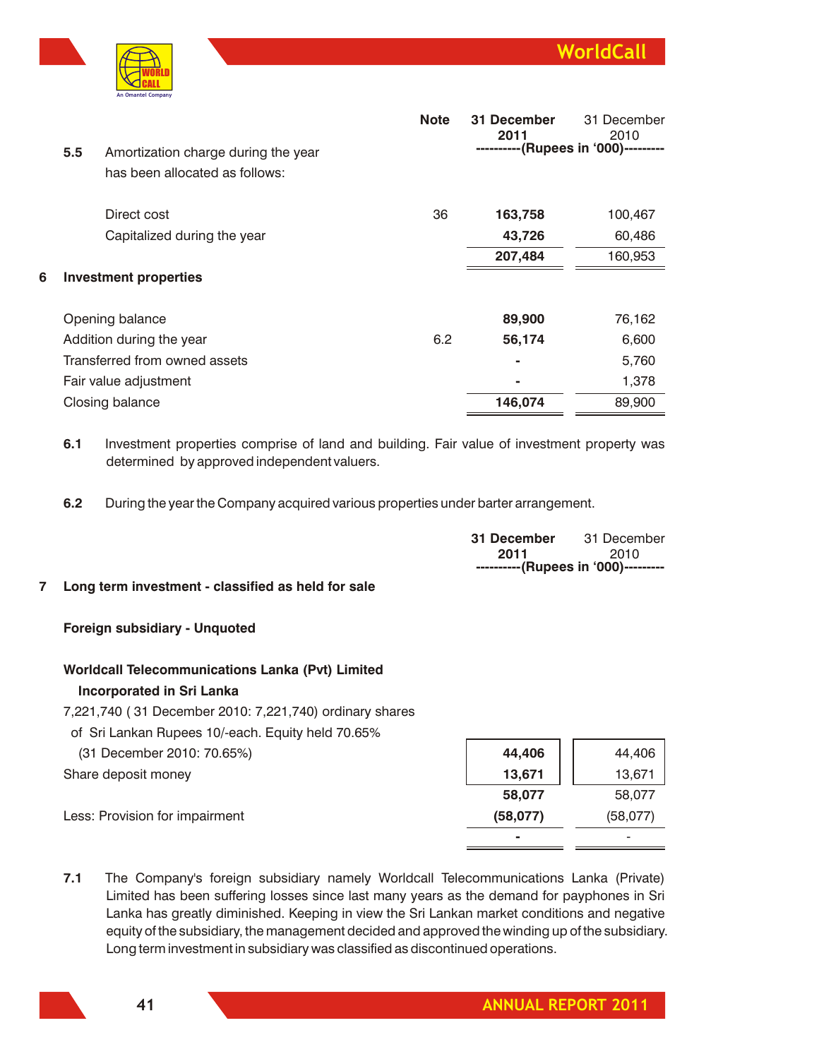| | | Note | 31 December 2011 | 31 December 2010 |
|---|---|---|---|---|
| | | | ----------(Rupees in '000)--------- | |
| 5.5 | Amortization charge during the year has been allocated as follows: | | | |
| | Direct cost | 36 | **163,758** | 100,467 |
| | Capitalized during the year | | **43,726** | 60,486 |
| | | | **207,484** | 160,953 |

## 6 Investment properties

| | Note | 31 December 2011 | 31 December 2010 |
|---|---|---|---|
| Opening balance | | **89,900** | 76,162 |
| Addition during the year | 6.2 | **56,174** | 6,600 |
| Transferred from owned assets | | **-** | 5,760 |
| Fair value adjustment | | **-** | 1,378 |
| Closing balance | | **146,074** | 89,900 |

**6.1** Investment properties comprise of land and building. Fair value of investment property was determined by approved independent valuers.

**6.2** During the year the Company acquired various properties under barter arrangement.

## 7 Long term investment - classified as held for sale

| | 31 December 2011 | 31 December 2010 |
|---|---|---|
| | ----------(Rupees in '000)--------- | |
| **Foreign subsidiary - Unquoted** | | |
| **Worldcall Telecommunications Lanka (Pvt) Limited** | | |
| **Incorporated in Sri Lanka** | | |
| 7,221,740 ( 31 December 2010: 7,221,740) ordinary shares of Sri Lankan Rupees 10/-each. Equity held 70.65% (31 December 2010: 70.65%) | **44,406** | 44,406 |
| Share deposit money | **13,671** | 13,671 |
| | **58,077** | 58,077 |
| Less: Provision for impairment | **(58,077)** | (58,077) |
| | **-** | - |

**7.1** The Company's foreign subsidiary namely Worldcall Telecommunications Lanka (Private) Limited has been suffering losses since last many years as the demand for payphones in Sri Lanka has greatly diminished. Keeping in view the Sri Lankan market conditions and negative equity of the subsidiary, the management decided and approved the winding up of the subsidiary. Long term investment in subsidiary was classified as discontinued operations.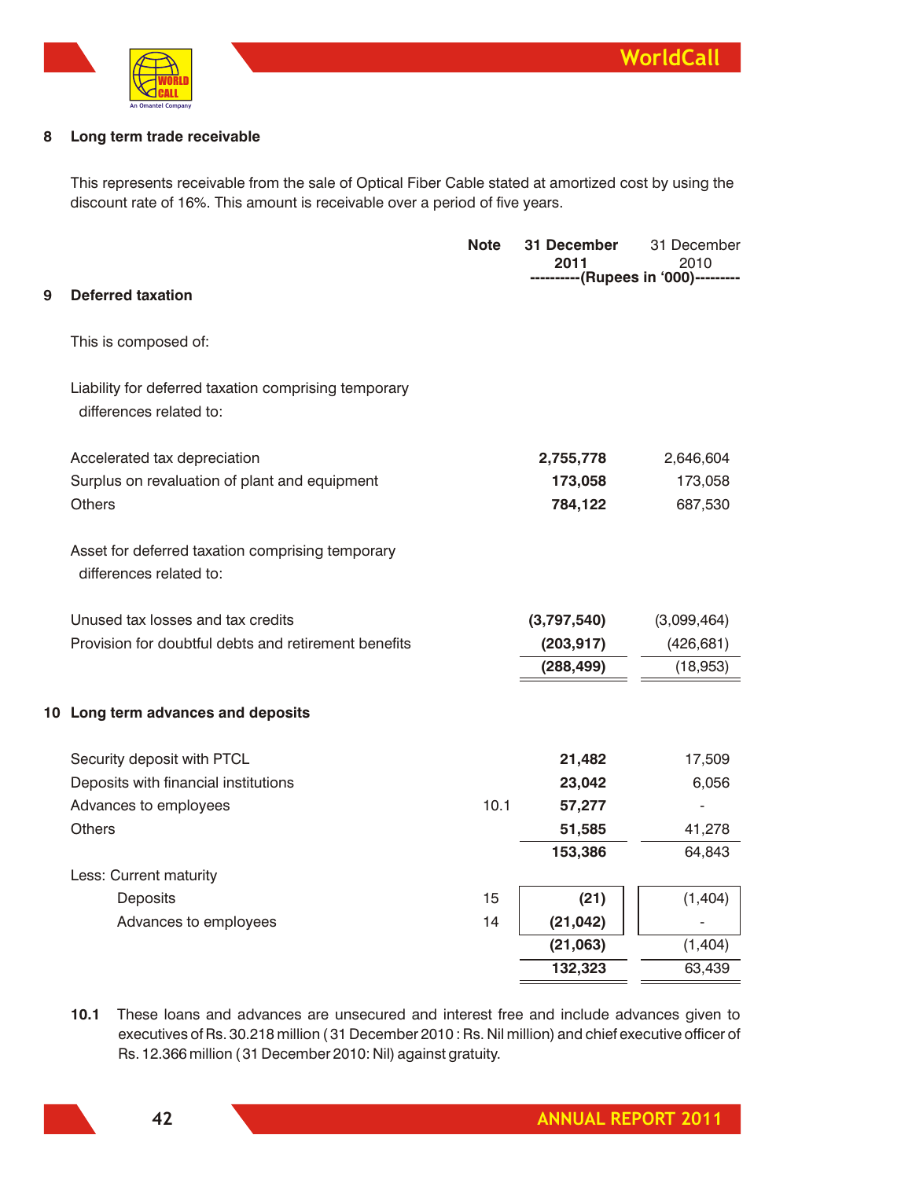## 8 Long term trade receivable

This represents receivable from the sale of Optical Fiber Cable stated at amortized cost by using the discount rate of 16%. This amount is receivable over a period of five years.

| | Note | 31 December 2011 | 31 December 2010 |
|---|---|---|---|
| | | ----------(Rupees in '000)--------- | |
| **9 Deferred taxation** | | | |
| This is composed of: | | | |
| Liability for deferred taxation comprising temporary differences related to: | | | |
| Accelerated tax depreciation | | **2,755,778** | 2,646,604 |
| Surplus on revaluation of plant and equipment | | **173,058** | 173,058 |
| Others | | **784,122** | 687,530 |
| Asset for deferred taxation comprising temporary differences related to: | | | |
| Unused tax losses and tax credits | | **(3,797,540)** | (3,099,464) |
| Provision for doubtful debts and retirement benefits | | **(203,917)** | (426,681) |
| | | **(288,499)** | (18,953) |

## 10 Long term advances and deposits

| | Note | 31 December 2011 | 31 December 2010 |
|---|---|---|---|
| Security deposit with PTCL | | **21,482** | 17,509 |
| Deposits with financial institutions | | **23,042** | 6,056 |
| Advances to employees | 10.1 | **57,277** | - |
| Others | | **51,585** | 41,278 |
| | | **153,386** | 64,843 |
| Less: Current maturity | | | |
| Deposits | 15 | **(21)** | (1,404) |
| Advances to employees | 14 | **(21,042)** | - |
| | | **(21,063)** | (1,404) |
| | | **132,323** | 63,439 |

**10.1** These loans and advances are unsecured and interest free and include advances given to executives of Rs. 30.218 million ( 31 December 2010 : Rs. Nil million) and chief executive officer of Rs. 12.366 million ( 31 December 2010: Nil) against gratuity.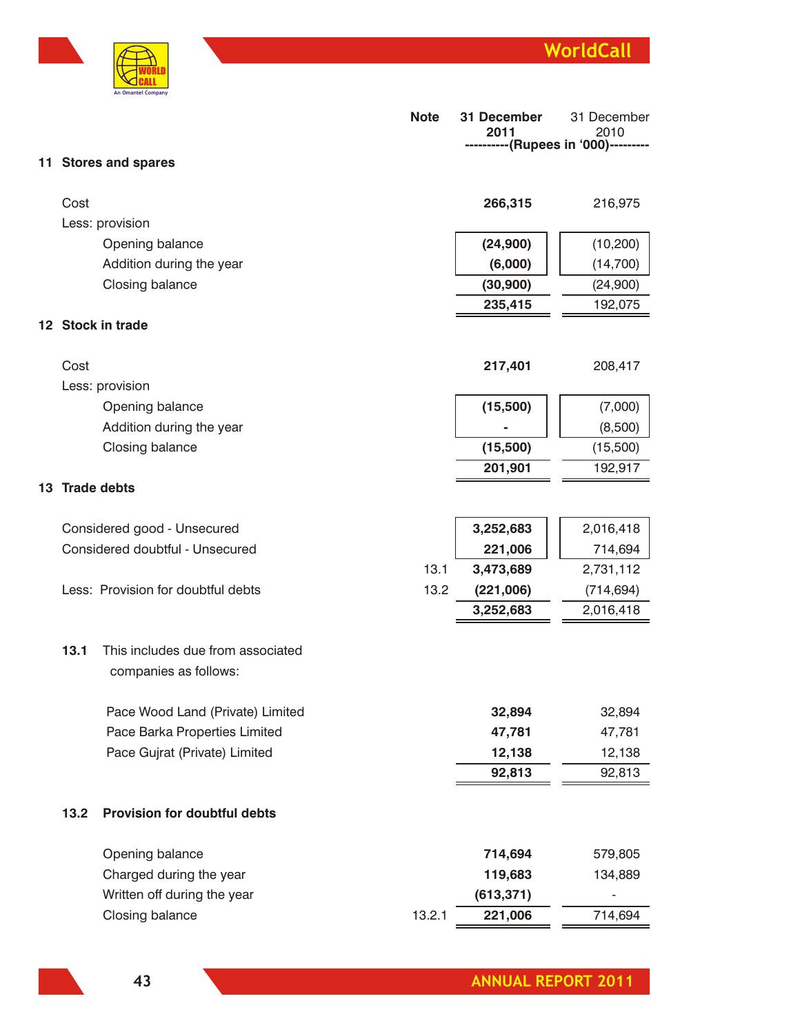| | Note | 31 December 2011 | 31 December 2010 |
|---|---|---|---|
| | | ----------(Rupees in '000)--------- | |

## 11 Stores and spares

| | Note | 31 December 2011 | 31 December 2010 |
|---|---|---|---|
| Cost | | **266,315** | 216,975 |
| Less: provision | | | |
| Opening balance | | **(24,900)** | (10,200) |
| Addition during the year | | **(6,000)** | (14,700) |
| Closing balance | | **(30,900)** | (24,900) |
| | | **235,415** | 192,075 |

## 12 Stock in trade

| | Note | 31 December 2011 | 31 December 2010 |
|---|---|---|---|
| Cost | | **217,401** | 208,417 |
| Less: provision | | | |
| Opening balance | | **(15,500)** | (7,000) |
| Addition during the year | | **-** | (8,500) |
| Closing balance | | **(15,500)** | (15,500) |
| | | **201,901** | 192,917 |

## 13 Trade debts

| | Note | 31 December 2011 | 31 December 2010 |
|---|---|---|---|
| Considered good - Unsecured | | **3,252,683** | 2,016,418 |
| Considered doubtful - Unsecured | | **221,006** | 714,694 |
| | 13.1 | **3,473,689** | 2,731,112 |
| Less: Provision for doubtful debts | 13.2 | **(221,006)** | (714,694) |
| | | **3,252,683** | 2,016,418 |

**13.1** This includes due from associated companies as follows:

| | 31 December 2011 | 31 December 2010 |
|---|---|---|
| Pace Wood Land (Private) Limited | **32,894** | 32,894 |
| Pace Barka Properties Limited | **47,781** | 47,781 |
| Pace Gujrat (Private) Limited | **12,138** | 12,138 |
| | **92,813** | 92,813 |

**13.2 Provision for doubtful debts**

| | Note | 31 December 2011 | 31 December 2010 |
|---|---|---|---|
| Opening balance | | **714,694** | 579,805 |
| Charged during the year | | **119,683** | 134,889 |
| Written off during the year | | **(613,371)** | - |
| Closing balance | 13.2.1 | **221,006** | 714,694 |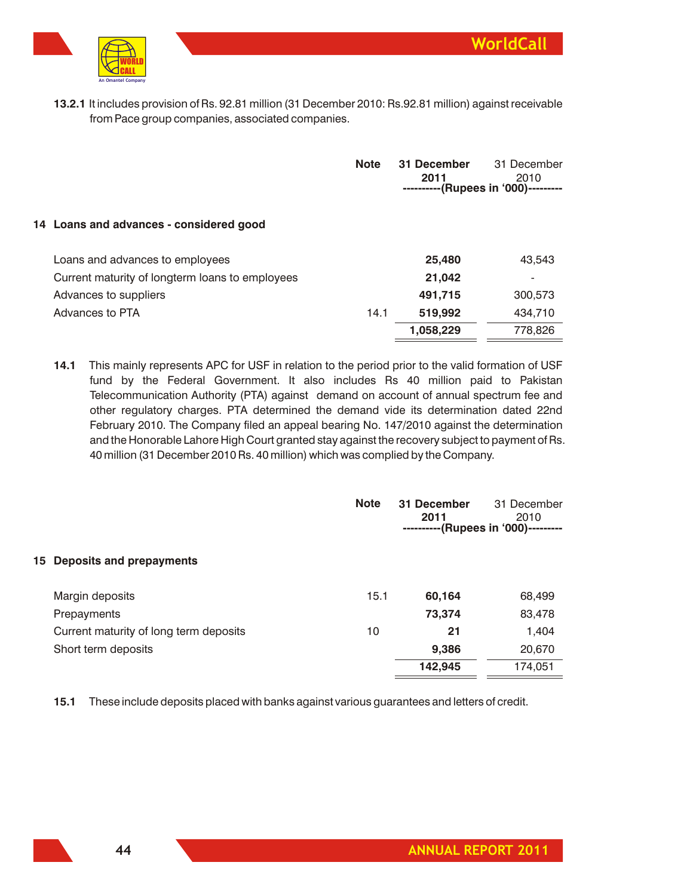**13.2.1** It includes provision of Rs. 92.81 million (31 December 2010: Rs.92.81 million) against receivable from Pace group companies, associated companies.

| | Note | 31 December 2011 | 31 December 2010 |
|---|---|---|---|
| | | ----------(Rupees in '000)--------- | |
| **14 Loans and advances - considered good** | | | |
| Loans and advances to employees | | **25,480** | 43,543 |
| Current maturity of longterm loans to employees | | **21,042** | - |
| Advances to suppliers | | **491,715** | 300,573 |
| Advances to PTA | 14.1 | **519,992** | 434,710 |
| | | **1,058,229** | 778,826 |

**14.1** This mainly represents APC for USF in relation to the period prior to the valid formation of USF fund by the Federal Government. It also includes Rs 40 million paid to Pakistan Telecommunication Authority (PTA) against demand on account of annual spectrum fee and other regulatory charges. PTA determined the demand vide its determination dated 22nd February 2010. The Company filed an appeal bearing No. 147/2010 against the determination and the Honorable Lahore High Court granted stay against the recovery subject to payment of Rs. 40 million (31 December 2010 Rs. 40 million) which was complied by the Company.

| | Note | 31 December 2011 | 31 December 2010 |
|---|---|---|---|
| | | ----------(Rupees in '000)--------- | |
| **15 Deposits and prepayments** | | | |
| Margin deposits | 15.1 | **60,164** | 68,499 |
| Prepayments | | **73,374** | 83,478 |
| Current maturity of long term deposits | 10 | **21** | 1,404 |
| Short term deposits | | **9,386** | 20,670 |
| | | **142,945** | 174,051 |

**15.1** These include deposits placed with banks against various guarantees and letters of credit.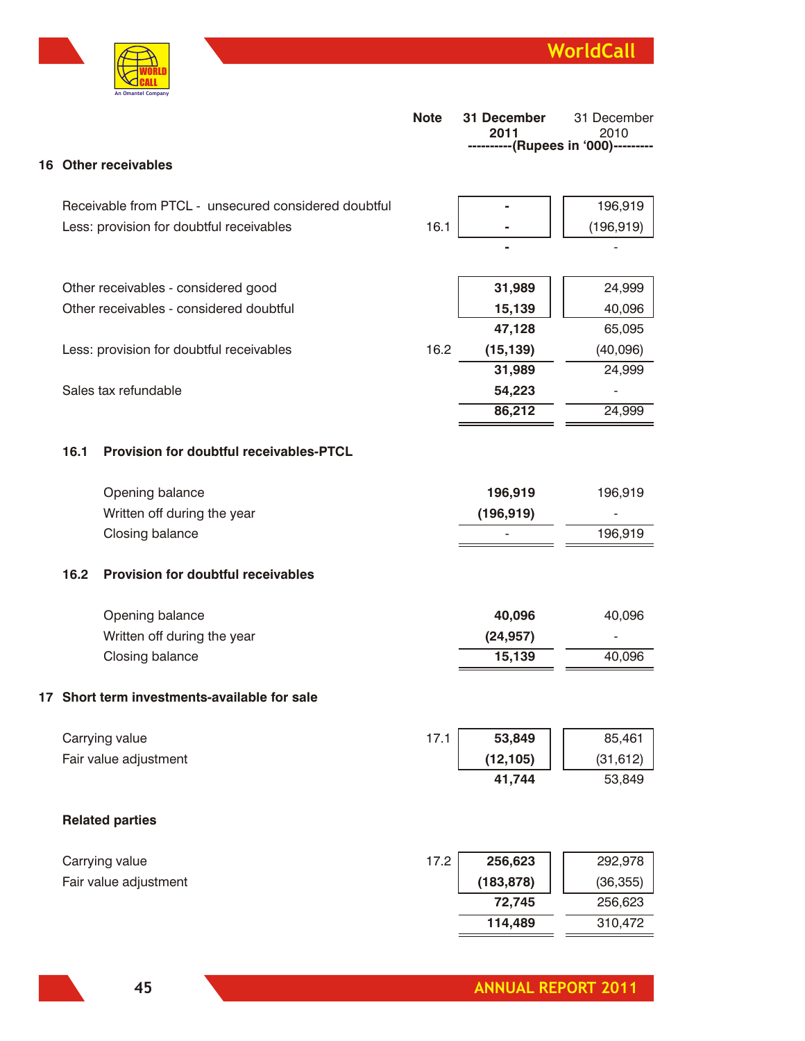| | Note | 31 December 2011 | 31 December 2010 |
|---|---|---|---|
| | | ----------(Rupees in '000)--------- | |

## 16 Other receivables

| | Note | 31 December 2011 | 31 December 2010 |
|---|---|---|---|
| Receivable from PTCL - unsecured considered doubtful | | - | 196,919 |
| Less: provision for doubtful receivables | 16.1 | - | (196,919) |
| | | - | - |
| Other receivables - considered good | | 31,989 | 24,999 |
| Other receivables - considered doubtful | | 15,139 | 40,096 |
| | | 47,128 | 65,095 |
| Less: provision for doubtful receivables | 16.2 | (15,139) | (40,096) |
| | | 31,989 | 24,999 |
| Sales tax refundable | | 54,223 | - |
| | | 86,212 | 24,999 |

### 16.1 Provision for doubtful receivables-PTCL

| | 31 December 2011 | 31 December 2010 |
|---|---|---|
| Opening balance | 196,919 | 196,919 |
| Written off during the year | (196,919) | - |
| Closing balance | - | 196,919 |

### 16.2 Provision for doubtful receivables

| | 31 December 2011 | 31 December 2010 |
|---|---|---|
| Opening balance | 40,096 | 40,096 |
| Written off during the year | (24,957) | - |
| Closing balance | 15,139 | 40,096 |

## 17 Short term investments-available for sale

| | Note | 31 December 2011 | 31 December 2010 |
|---|---|---|---|
| Carrying value | 17.1 | 53,849 | 85,461 |
| Fair value adjustment | | (12,105) | (31,612) |
| | | 41,744 | 53,849 |
| **Related parties** | | | |
| Carrying value | 17.2 | 256,623 | 292,978 |
| Fair value adjustment | | (183,878) | (36,355) |
| | | 72,745 | 256,623 |
| | | 114,489 | 310,472 |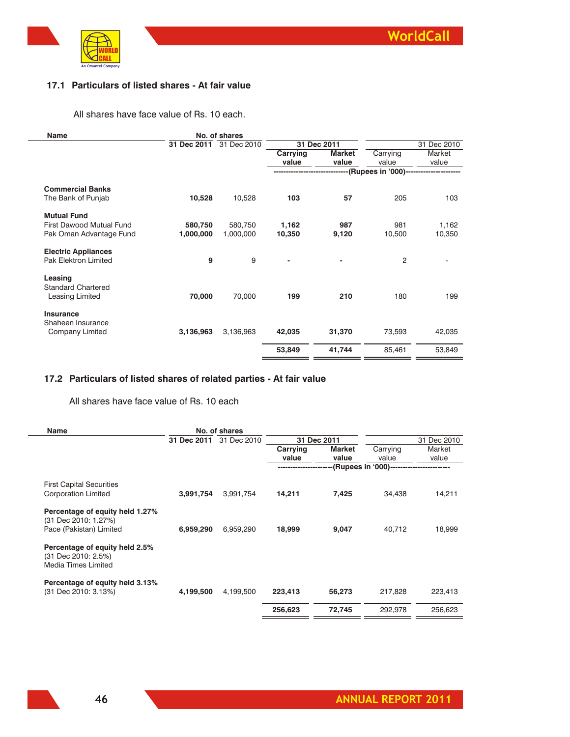### 17.1 Particulars of listed shares - At fair value

All shares have face value of Rs. 10 each.

| Name | No. of shares | | 31 Dec 2011 | | 31 Dec 2010 | |
|---|---|---|---|---|---|---|
| | 31 Dec 2011 | 31 Dec 2010 | Carrying value | Market value | Carrying value | Market value |
| | | | (Rupees in '000) | | | |
| **Commercial Banks** | | | | | | |
| The Bank of Punjab | **10,528** | 10,528 | **103** | **57** | 205 | 103 |
| **Mutual Fund** | | | | | | |
| First Dawood Mutual Fund | **580,750** | 580,750 | **1,162** | **987** | 981 | 1,162 |
| Pak Oman Advantage Fund | **1,000,000** | 1,000,000 | **10,350** | **9,120** | 10,500 | 10,350 |
| **Electric Appliances** | | | | | | |
| Pak Elektron Limited | **9** | 9 | **-** | **-** | 2 | - |
| **Leasing** | | | | | | |
| Standard Chartered Leasing Limited | **70,000** | 70,000 | **199** | **210** | 180 | 199 |
| **Insurance** | | | | | | |
| Shaheen Insurance Company Limited | **3,136,963** | 3,136,963 | **42,035** | **31,370** | 73,593 | 42,035 |
| | | | **53,849** | **41,744** | 85,461 | 53,849 |

### 17.2 Particulars of listed shares of related parties - At fair value

All shares have face value of Rs. 10 each

| Name | No. of shares | | 31 Dec 2011 | | 31 Dec 2010 | |
|---|---|---|---|---|---|---|
| | 31 Dec 2011 | 31 Dec 2010 | Carrying value | Market value | Carrying value | Market value |
| | | | (Rupees in '000) | | | |
| First Capital Securities Corporation Limited | **3,991,754** | 3,991,754 | **14,211** | **7,425** | 34,438 | 14,211 |
| **Percentage of equity held 1.27%** (31 Dec 2010: 1.27%) Pace (Pakistan) Limited | **6,959,290** | 6,959,290 | **18,999** | **9,047** | 40,712 | 18,999 |
| **Percentage of equity held 2.5%** (31 Dec 2010: 2.5%) Media Times Limited | | | | | | |
| **Percentage of equity held 3.13%** (31 Dec 2010: 3.13%) | **4,199,500** | 4,199,500 | **223,413** | **56,273** | 217,828 | 223,413 |
| | | | **256,623** | **72,745** | 292,978 | 256,623 |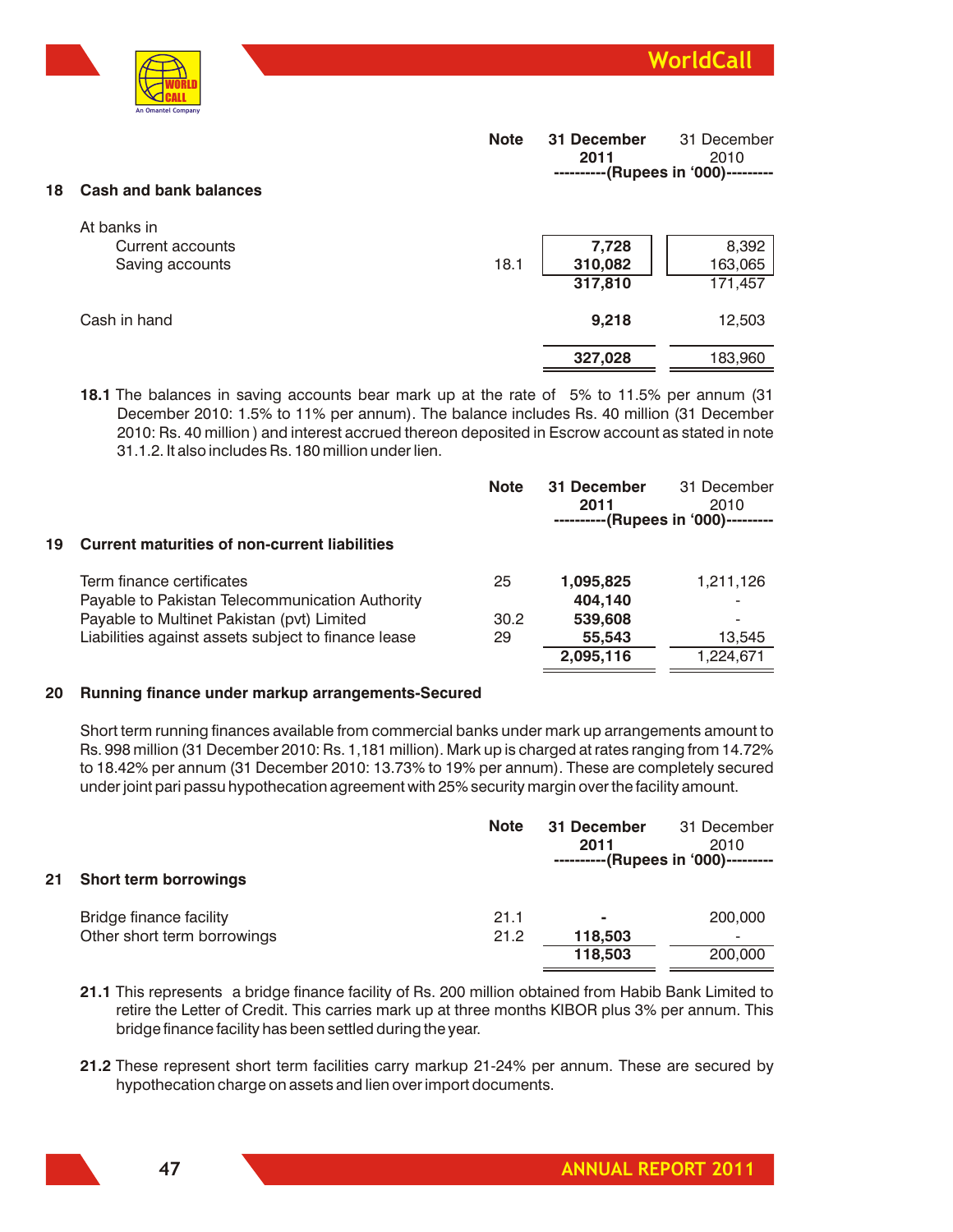| | Note | 31 December 2011 | 31 December 2010 |
|---|---|---|---|
| | | ----------(Rupees in '000)--------- | |

## 18 Cash and bank balances

| | Note | 31 December 2011 | 31 December 2010 |
|---|---|---|---|
| At banks in | | | |
| Current accounts | | 7,728 | 8,392 |
| Saving accounts | 18.1 | 310,082 | 163,065 |
| | | **317,810** | 171,457 |
| Cash in hand | | **9,218** | 12,503 |
| | | **327,028** | 183,960 |

**18.1** The balances in saving accounts bear mark up at the rate of 5% to 11.5% per annum (31 December 2010: 1.5% to 11% per annum). The balance includes Rs. 40 million (31 December 2010: Rs. 40 million ) and interest accrued thereon deposited in Escrow account as stated in note 31.1.2. It also includes Rs. 180 million under lien.

## 19 Current maturities of non-current liabilities

| | Note | 31 December 2011 | 31 December 2010 |
|---|---|---|---|
| | | ----------(Rupees in '000)--------- | |
| Term finance certificates | 25 | 1,095,825 | 1,211,126 |
| Payable to Pakistan Telecommunication Authority | | 404,140 | - |
| Payable to Multinet Pakistan (pvt) Limited | 30.2 | 539,608 | - |
| Liabilities against assets subject to finance lease | 29 | 55,543 | 13,545 |
| | | **2,095,116** | 1,224,671 |

## 20 Running finance under markup arrangements-Secured

Short term running finances available from commercial banks under mark up arrangements amount to Rs. 998 million (31 December 2010: Rs. 1,181 million). Mark up is charged at rates ranging from 14.72% to 18.42% per annum (31 December 2010: 13.73% to 19% per annum). These are completely secured under joint pari passu hypothecation agreement with 25% security margin over the facility amount.

## 21 Short term borrowings

| | Note | 31 December 2011 | 31 December 2010 |
|---|---|---|---|
| | | ----------(Rupees in '000)--------- | |
| Bridge finance facility | 21.1 | - | 200,000 |
| Other short term borrowings | 21.2 | 118,503 | - |
| | | **118,503** | 200,000 |

**21.1** This represents a bridge finance facility of Rs. 200 million obtained from Habib Bank Limited to retire the Letter of Credit. This carries mark up at three months KIBOR plus 3% per annum. This bridge finance facility has been settled during the year.

**21.2** These represent short term facilities carry markup 21-24% per annum. These are secured by hypothecation charge on assets and lien over import documents.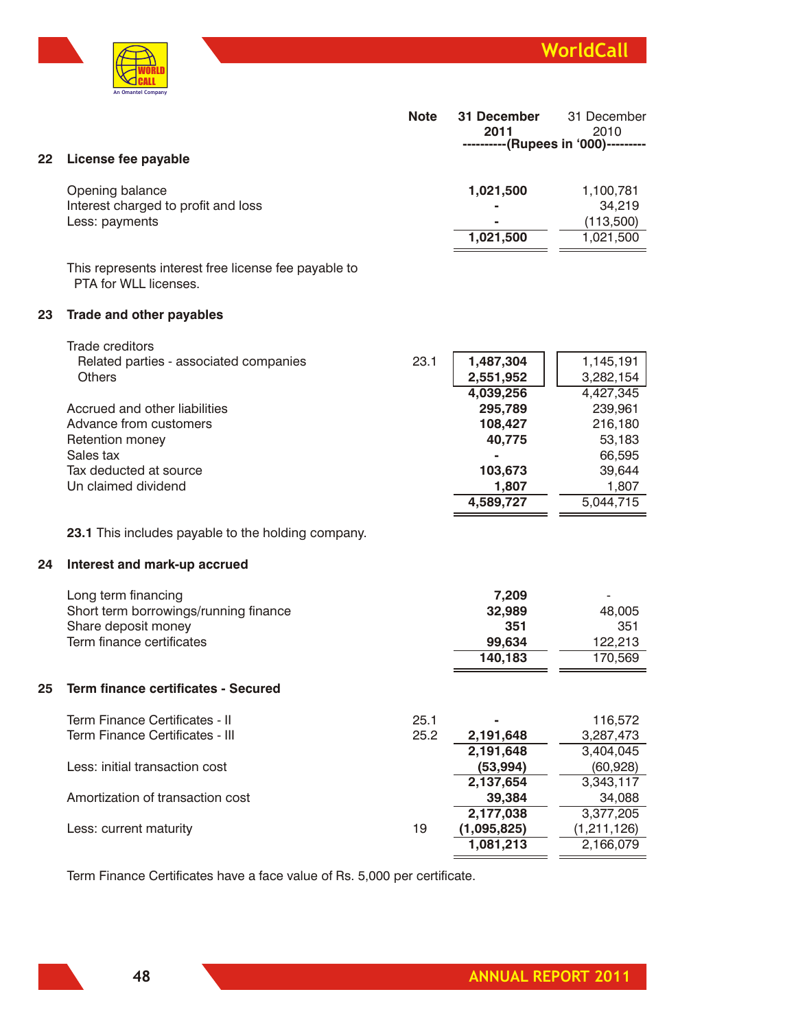| | Note | 31 December 2011 | 31 December 2010 |
|---|---|---|---|
| | | ----------(Rupees in '000)--------- | |

## 22 License fee payable

| | Note | 31 December 2011 | 31 December 2010 |
|---|---|---|---|
| Opening balance | | 1,021,500 | 1,100,781 |
| Interest charged to profit and loss | | - | 34,219 |
| Less: payments | | - | (113,500) |
| | | 1,021,500 | 1,021,500 |

This represents interest free license fee payable to PTA for WLL licenses.

## 23 Trade and other payables

| | Note | 31 December 2011 | 31 December 2010 |
|---|---|---|---|
| Trade creditors | | | |
| Related parties - associated companies | 23.1 | 1,487,304 | 1,145,191 |
| Others | | 2,551,952 | 3,282,154 |
| | | 4,039,256 | 4,427,345 |
| Accrued and other liabilities | | 295,789 | 239,961 |
| Advance from customers | | 108,427 | 216,180 |
| Retention money | | 40,775 | 53,183 |
| Sales tax | | - | 66,595 |
| Tax deducted at source | | 103,673 | 39,644 |
| Un claimed dividend | | 1,807 | 1,807 |
| | | 4,589,727 | 5,044,715 |

**23.1** This includes payable to the holding company.

## 24 Interest and mark-up accrued

| | Note | 31 December 2011 | 31 December 2010 |
|---|---|---|---|
| Long term financing | | 7,209 | - |
| Short term borrowings/running finance | | 32,989 | 48,005 |
| Share deposit money | | 351 | 351 |
| Term finance certificates | | 99,634 | 122,213 |
| | | 140,183 | 170,569 |

## 25 Term finance certificates - Secured

| | Note | 31 December 2011 | 31 December 2010 |
|---|---|---|---|
| Term Finance Certificates - II | 25.1 | - | 116,572 |
| Term Finance Certificates - III | 25.2 | 2,191,648 | 3,287,473 |
| | | 2,191,648 | 3,404,045 |
| Less: initial transaction cost | | (53,994) | (60,928) |
| | | 2,137,654 | 3,343,117 |
| Amortization of transaction cost | | 39,384 | 34,088 |
| | | 2,177,038 | 3,377,205 |
| Less: current maturity | 19 | (1,095,825) | (1,211,126) |
| | | 1,081,213 | 2,166,079 |

Term Finance Certificates have a face value of Rs. 5,000 per certificate.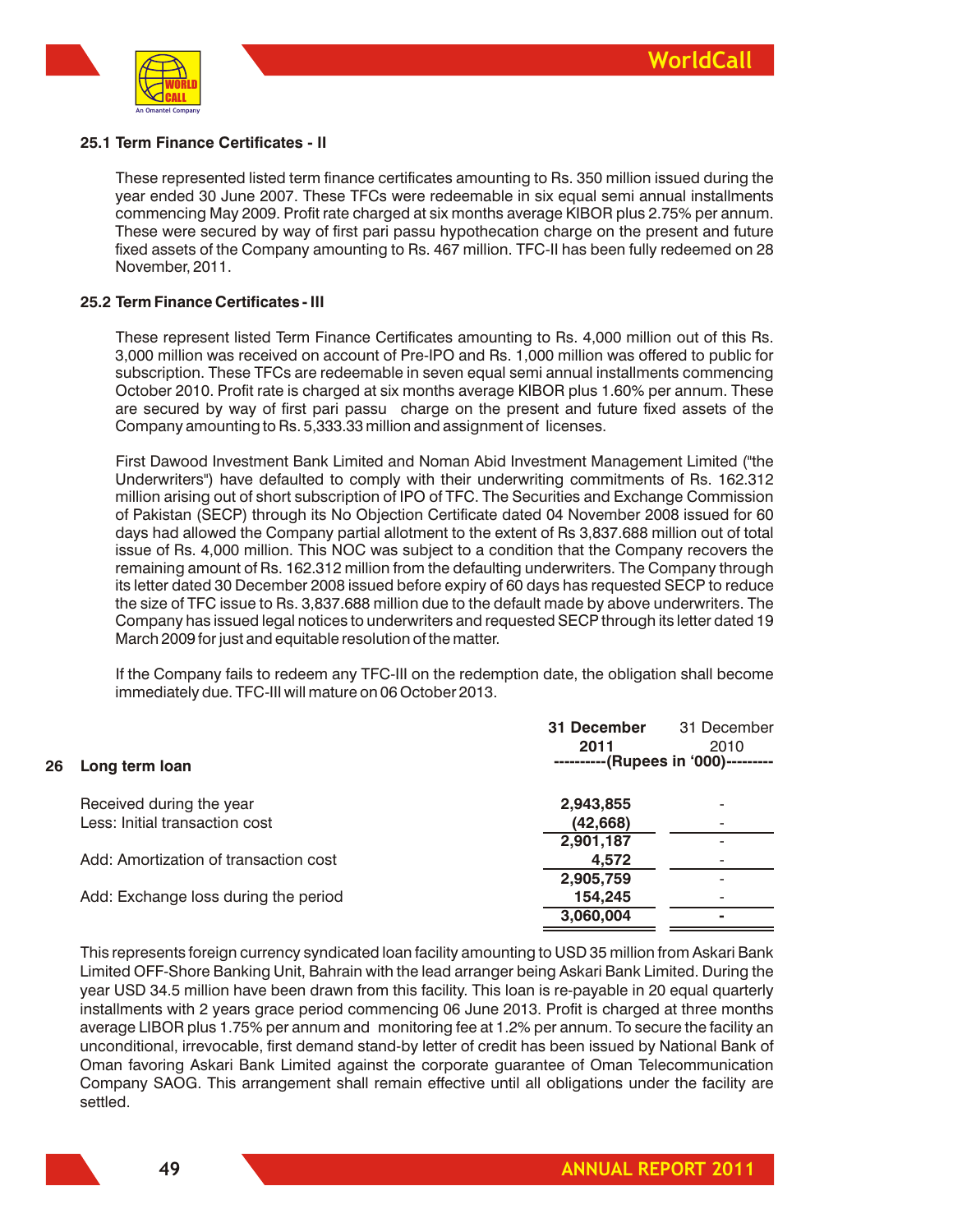### 25.1 Term Finance Certificates - II

These represented listed term finance certificates amounting to Rs. 350 million issued during the year ended 30 June 2007. These TFCs were redeemable in six equal semi annual installments commencing May 2009. Profit rate charged at six months average KIBOR plus 2.75% per annum. These were secured by way of first pari passu hypothecation charge on the present and future fixed assets of the Company amounting to Rs. 467 million. TFC-II has been fully redeemed on 28 November, 2011.

### 25.2 Term Finance Certificates - III

These represent listed Term Finance Certificates amounting to Rs. 4,000 million out of this Rs. 3,000 million was received on account of Pre-IPO and Rs. 1,000 million was offered to public for subscription. These TFCs are redeemable in seven equal semi annual installments commencing October 2010. Profit rate is charged at six months average KIBOR plus 1.60% per annum. These are secured by way of first pari passu charge on the present and future fixed assets of the Company amounting to Rs. 5,333.33 million and assignment of licenses.

First Dawood Investment Bank Limited and Noman Abid Investment Management Limited ("the Underwriters") have defaulted to comply with their underwriting commitments of Rs. 162.312 million arising out of short subscription of IPO of TFC. The Securities and Exchange Commission of Pakistan (SECP) through its No Objection Certificate dated 04 November 2008 issued for 60 days had allowed the Company partial allotment to the extent of Rs 3,837.688 million out of total issue of Rs. 4,000 million. This NOC was subject to a condition that the Company recovers the remaining amount of Rs. 162.312 million from the defaulting underwriters. The Company through its letter dated 30 December 2008 issued before expiry of 60 days has requested SECP to reduce the size of TFC issue to Rs. 3,837.688 million due to the default made by above underwriters. The Company has issued legal notices to underwriters and requested SECP through its letter dated 19 March 2009 for just and equitable resolution of the matter.

If the Company fails to redeem any TFC-III on the redemption date, the obligation shall become immediately due. TFC-III will mature on 06 October 2013.

## 26 Long term loan

| | **31 December 2011** | 31 December 2010 |
|---|---|---|
| | **----------(Rupees in '000)---------** | |
| Received during the year | **2,943,855** | - |
| Less: Initial transaction cost | **(42,668)** | - |
| | **2,901,187** | - |
| Add: Amortization of transaction cost | **4,572** | - |
| | **2,905,759** | - |
| Add: Exchange loss during the period | **154,245** | - |
| | **3,060,004** | **-** |

This represents foreign currency syndicated loan facility amounting to USD 35 million from Askari Bank Limited OFF-Shore Banking Unit, Bahrain with the lead arranger being Askari Bank Limited. During the year USD 34.5 million have been drawn from this facility. This loan is re-payable in 20 equal quarterly installments with 2 years grace period commencing 06 June 2013. Profit is charged at three months average LIBOR plus 1.75% per annum and monitoring fee at 1.2% per annum. To secure the facility an unconditional, irrevocable, first demand stand-by letter of credit has been issued by National Bank of Oman favoring Askari Bank Limited against the corporate guarantee of Oman Telecommunication Company SAOG. This arrangement shall remain effective until all obligations under the facility are settled.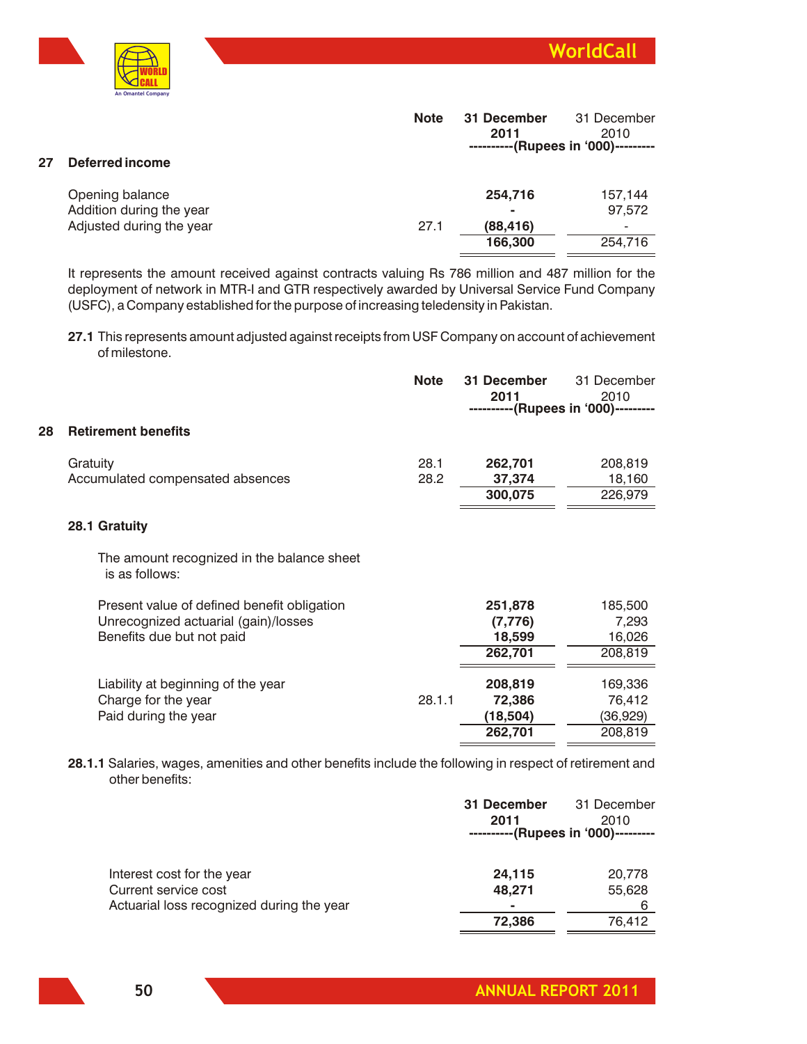| | Note | 31 December 2011 | 31 December 2010 |
|---|---|---|---|
| | | ----------(Rupees in '000)--------- | |

## 27 Deferred income

| | Note | 31 December 2011 | 31 December 2010 |
|---|---|---|---|
| Opening balance | | **254,716** | 157,144 |
| Addition during the year | | **-** | 97,572 |
| Adjusted during the year | 27.1 | **(88,416)** | - |
| | | **166,300** | 254,716 |

It represents the amount received against contracts valuing Rs 786 million and 487 million for the deployment of network in MTR-I and GTR respectively awarded by Universal Service Fund Company (USFC), a Company established for the purpose of increasing teledensity in Pakistan.

**27.1** This represents amount adjusted against receipts from USF Company on account of achievement of milestone.

## 28 Retirement benefits

| | Note | 31 December 2011 | 31 December 2010 |
|---|---|---|---|
| | | ----------(Rupees in '000)--------- | |
| Gratuity | 28.1 | **262,701** | 208,819 |
| Accumulated compensated absences | 28.2 | **37,374** | 18,160 |
| | | **300,075** | 226,979 |

### 28.1 Gratuity

The amount recognized in the balance sheet is as follows:

| | Note | 31 December 2011 | 31 December 2010 |
|---|---|---|---|
| Present value of defined benefit obligation | | **251,878** | 185,500 |
| Unrecognized actuarial (gain)/losses | | **(7,776)** | 7,293 |
| Benefits due but not paid | | **18,599** | 16,026 |
| | | **262,701** | 208,819 |
| Liability at beginning of the year | | **208,819** | 169,336 |
| Charge for the year | 28.1.1 | **72,386** | 76,412 |
| Paid during the year | | **(18,504)** | (36,929) |
| | | **262,701** | 208,819 |

**28.1.1** Salaries, wages, amenities and other benefits include the following in respect of retirement and other benefits:

| | 31 December 2011 | 31 December 2010 |
|---|---|---|
| | ----------(Rupees in '000)--------- | |
| Interest cost for the year | **24,115** | 20,778 |
| Current service cost | **48,271** | 55,628 |
| Actuarial loss recognized during the year | **-** | 6 |
| | **72,386** | 76,412 |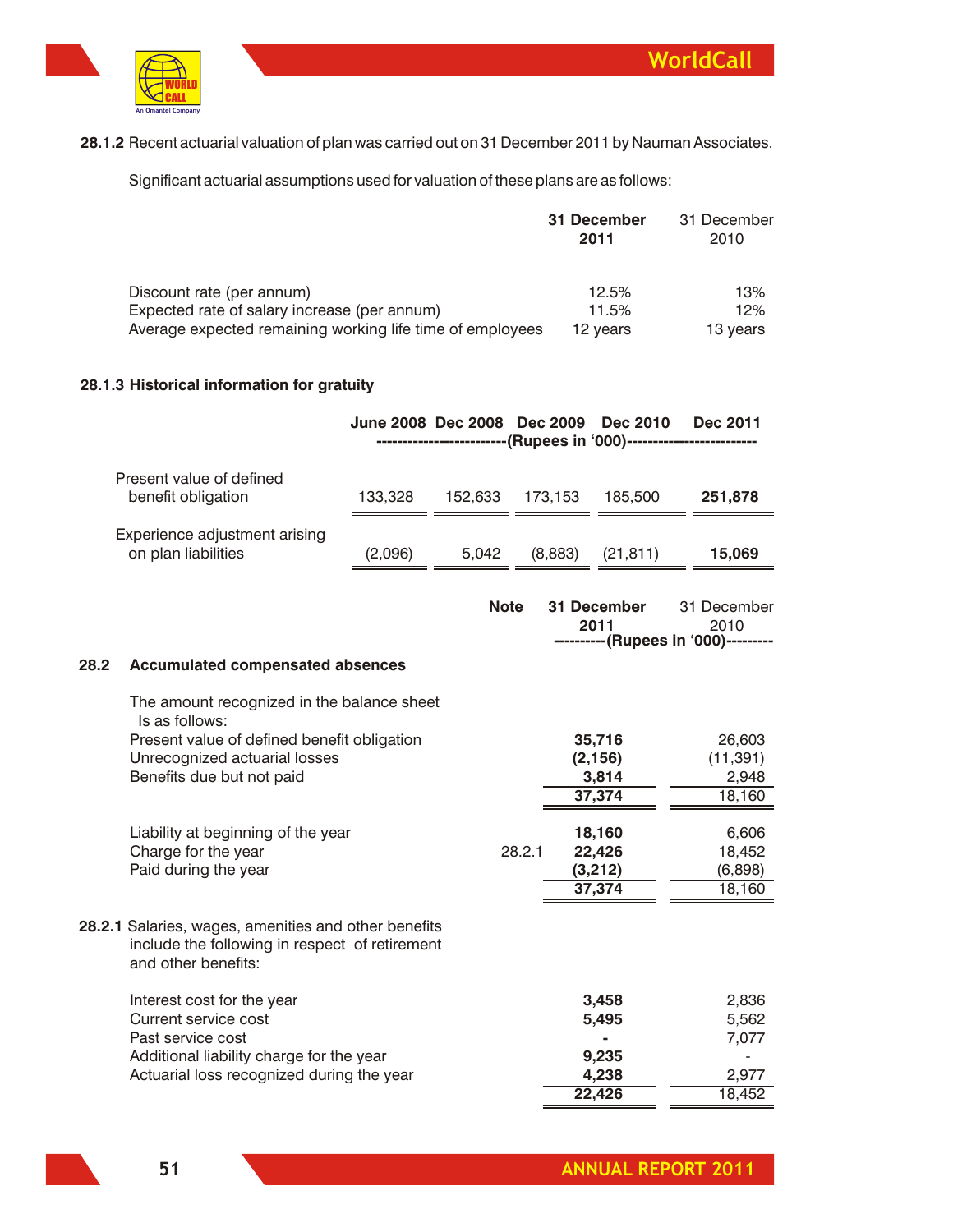**28.1.2** Recent actuarial valuation of plan was carried out on 31 December 2011 by Nauman Associates.

Significant actuarial assumptions used for valuation of these plans are as follows:

| | **31 December 2011** | 31 December 2010 |
|---|---|---|
| Discount rate (per annum) | 12.5% | 13% |
| Expected rate of salary increase (per annum) | 11.5% | 12% |
| Average expected remaining working life time of employees | 12 years | 13 years |

### 28.1.3 Historical information for gratuity

| | June 2008 | Dec 2008 | Dec 2009 | Dec 2010 | Dec 2011 |
|---|---|---|---|---|---|
| | (Rupees in '000) | | | | |
| Present value of defined benefit obligation | 133,328 | 152,633 | 173,153 | 185,500 | **251,878** |
| Experience adjustment arising on plan liabilities | (2,096) | 5,042 | (8,883) | (21,811) | **15,069** |

| | Note | **31 December 2011** | 31 December 2010 |
|---|---|---|---|
| | | (Rupees in '000) | |
| **28.2 Accumulated compensated absences** | | | |
| The amount recognized in the balance sheet Is as follows: | | | |
| Present value of defined benefit obligation | | **35,716** | 26,603 |
| Unrecognized actuarial losses | | **(2,156)** | (11,391) |
| Benefits due but not paid | | **3,814** | 2,948 |
| | | **37,374** | 18,160 |
| Liability at beginning of the year | | **18,160** | 6,606 |
| Charge for the year | 28.2.1 | **22,426** | 18,452 |
| Paid during the year | | **(3,212)** | (6,898) |
| | | **37,374** | 18,160 |

**28.2.1** Salaries, wages, amenities and other benefits include the following in respect of retirement and other benefits:

| | **31 December 2011** | 31 December 2010 |
|---|---|---|
| Interest cost for the year | **3,458** | 2,836 |
| Current service cost | **5,495** | 5,562 |
| Past service cost | **-** | 7,077 |
| Additional liability charge for the year | **9,235** | - |
| Actuarial loss recognized during the year | **4,238** | 2,977 |
| | **22,426** | 18,452 |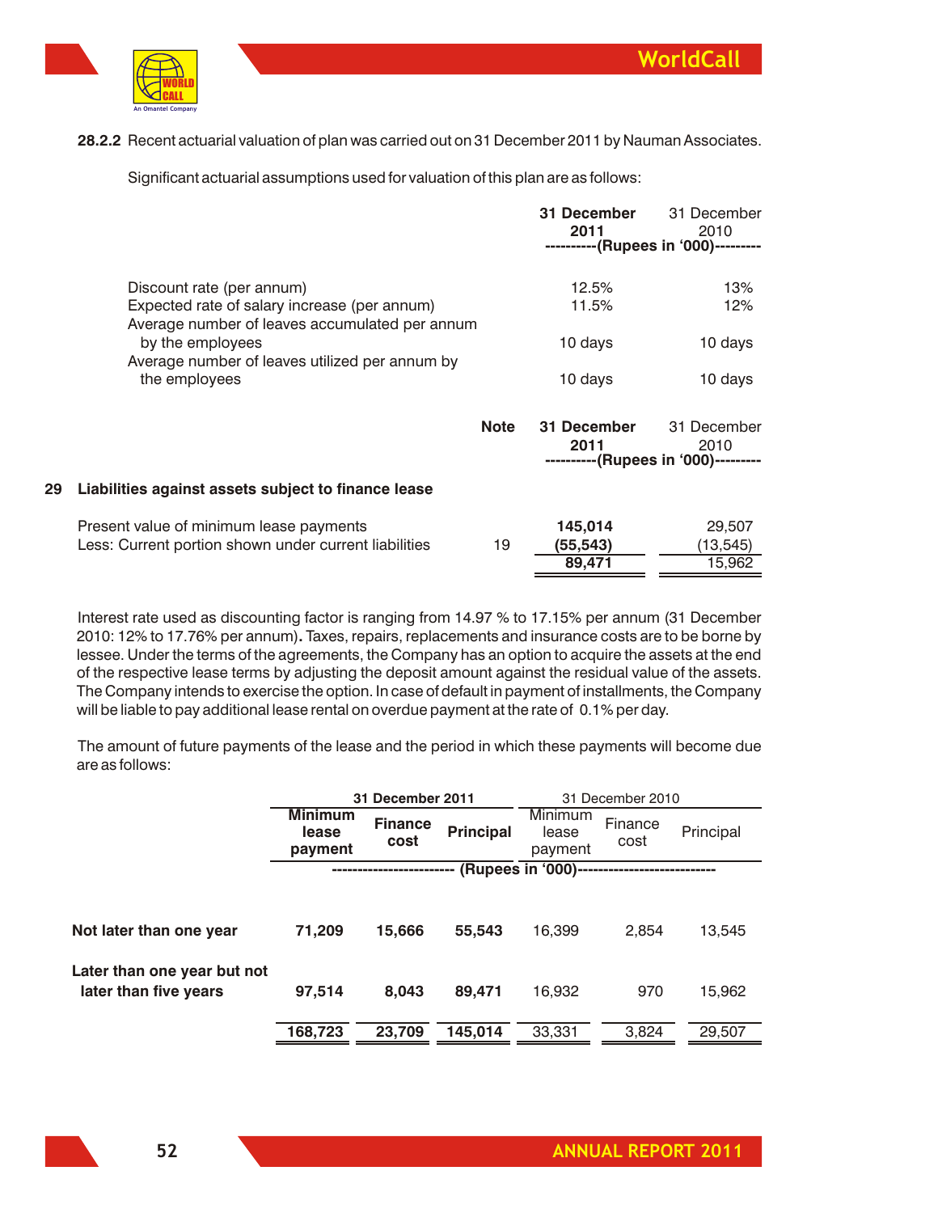**28.2.2** Recent actuarial valuation of plan was carried out on 31 December 2011 by Nauman Associates.

Significant actuarial assumptions used for valuation of this plan are as follows:

| | 31 December 2011 | 31 December 2010 |
|---|---|---|
| | ----------(Rupees in '000)--------- | |
| Discount rate (per annum) | 12.5% | 13% |
| Expected rate of salary increase (per annum) | 11.5% | 12% |
| Average number of leaves accumulated per annum by the employees | 10 days | 10 days |
| Average number of leaves utilized per annum by the employees | 10 days | 10 days |

## 29 Liabilities against assets subject to finance lease

| | Note | 31 December 2011 | 31 December 2010 |
|---|---|---|---|
| | | ----------(Rupees in '000)--------- | |
| Present value of minimum lease payments | | **145,014** | 29,507 |
| Less: Current portion shown under current liabilities | 19 | **(55,543)** | (13,545) |
| | | **89,471** | 15,962 |

Interest rate used as discounting factor is ranging from 14.97 % to 17.15% per annum (31 December 2010: 12% to 17.76% per annum). Taxes, repairs, replacements and insurance costs are to be borne by lessee. Under the terms of the agreements, the Company has an option to acquire the assets at the end of the respective lease terms by adjusting the deposit amount against the residual value of the assets. The Company intends to exercise the option. In case of default in payment of installments, the Company will be liable to pay additional lease rental on overdue payment at the rate of 0.1% per day.

The amount of future payments of the lease and the period in which these payments will become due are as follows:

| | 31 December 2011 | | | 31 December 2010 | | |
|---|---|---|---|---|---|---|
| | Minimum lease payment | Finance cost | Principal | Minimum lease payment | Finance cost | Principal |
| | ------------------------ (Rupees in '000)-------------------------- | | | | | |
| **Not later than one year** | **71,209** | **15,666** | **55,543** | 16,399 | 2,854 | 13,545 |
| **Later than one year but not later than five years** | **97,514** | **8,043** | **89,471** | 16,932 | 970 | 15,962 |
| | **168,723** | **23,709** | **145,014** | 33,331 | 3,824 | 29,507 |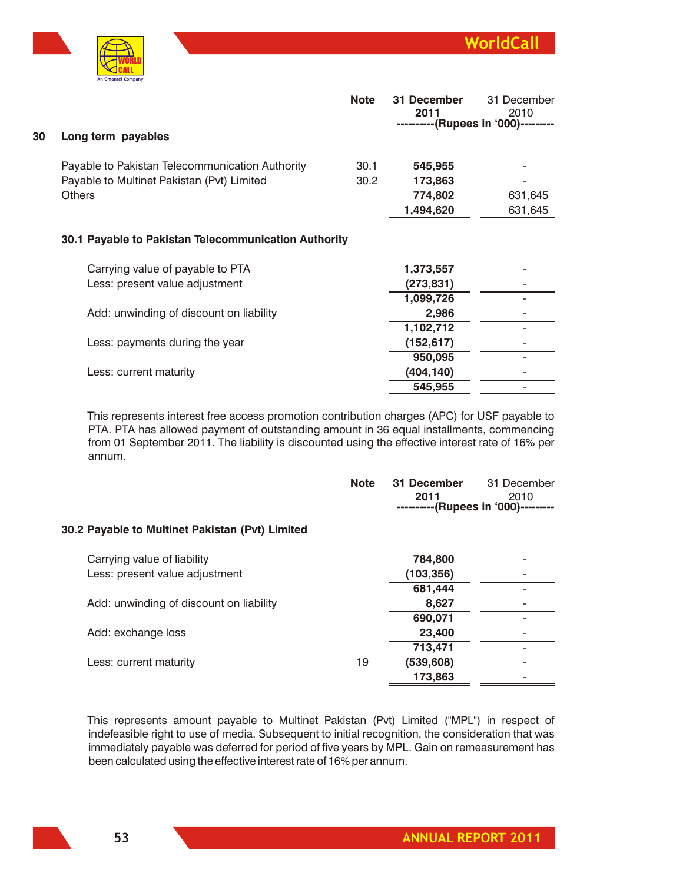| | | Note | 31 December 2011 | 31 December 2010 |
|---|---|---|---|---|
| | | | (Rupees in '000) | |
| **30** | **Long term payables** | | | |
| | Payable to Pakistan Telecommunication Authority | 30.1 | **545,955** | - |
| | Payable to Multinet Pakistan (Pvt) Limited | 30.2 | **173,863** | - |
| | Others | | **774,802** | 631,645 |
| | | | **1,494,620** | 631,645 |

### 30.1 Payable to Pakistan Telecommunication Authority

| | | |
|---|---|---|
| Carrying value of payable to PTA | **1,373,557** | - |
| Less: present value adjustment | **(273,831)** | - |
| | **1,099,726** | - |
| Add: unwinding of discount on liability | **2,986** | - |
| | **1,102,712** | - |
| Less: payments during the year | **(152,617)** | - |
| | **950,095** | - |
| Less: current maturity | **(404,140)** | - |
| | **545,955** | - |

This represents interest free access promotion contribution charges (APC) for USF payable to PTA. PTA has allowed payment of outstanding amount in 36 equal installments, commencing from 01 September 2011. The liability is discounted using the effective interest rate of 16% per annum.

| | Note | 31 December 2011 | 31 December 2010 |
|---|---|---|---|
| | | (Rupees in '000) | |
| **30.2 Payable to Multinet Pakistan (Pvt) Limited** | | | |
| Carrying value of liability | | **784,800** | - |
| Less: present value adjustment | | **(103,356)** | - |
| | | **681,444** | - |
| Add: unwinding of discount on liability | | **8,627** | - |
| | | **690,071** | - |
| Add: exchange loss | | **23,400** | - |
| | | **713,471** | - |
| Less: current maturity | 19 | **(539,608)** | - |
| | | **173,863** | - |

This represents amount payable to Multinet Pakistan (Pvt) Limited ("MPL") in respect of indefeasible right to use of media. Subsequent to initial recognition, the consideration that was immediately payable was deferred for period of five years by MPL. Gain on remeasurement has been calculated using the effective interest rate of 16% per annum.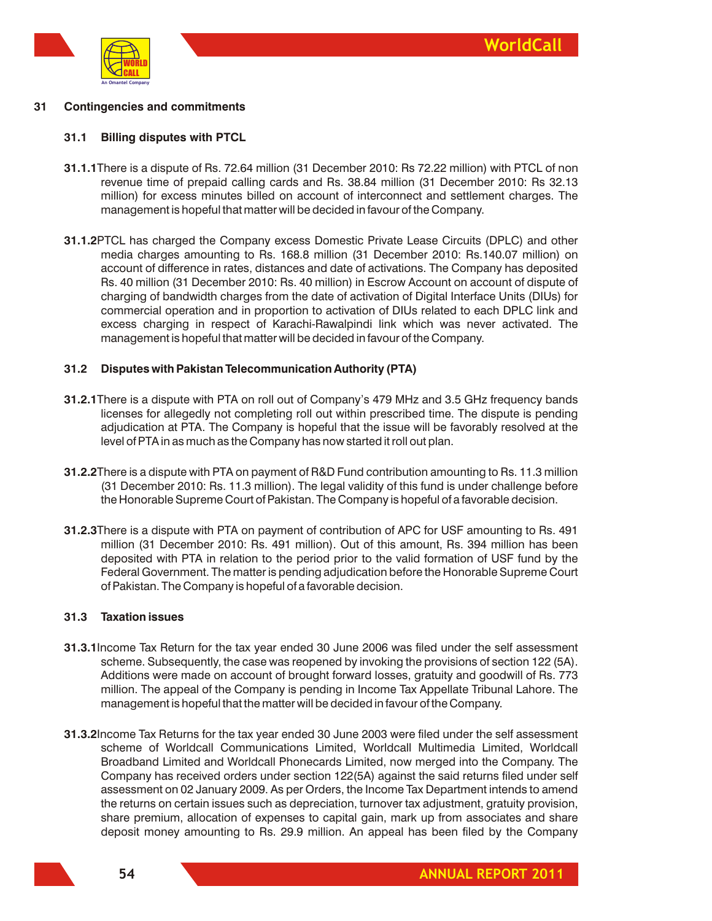## 31 Contingencies and commitments

### 31.1 Billing disputes with PTCL

**31.1.1** There is a dispute of Rs. 72.64 million (31 December 2010: Rs 72.22 million) with PTCL of non revenue time of prepaid calling cards and Rs. 38.84 million (31 December 2010: Rs 32.13 million) for excess minutes billed on account of interconnect and settlement charges. The management is hopeful that matter will be decided in favour of the Company.

**31.1.2** PTCL has charged the Company excess Domestic Private Lease Circuits (DPLC) and other media charges amounting to Rs. 168.8 million (31 December 2010: Rs.140.07 million) on account of difference in rates, distances and date of activations. The Company has deposited Rs. 40 million (31 December 2010: Rs. 40 million) in Escrow Account on account of dispute of charging of bandwidth charges from the date of activation of Digital Interface Units (DIUs) for commercial operation and in proportion to activation of DIUs related to each DPLC link and excess charging in respect of Karachi-Rawalpindi link which was never activated. The management is hopeful that matter will be decided in favour of the Company.

### 31.2 Disputes with Pakistan Telecommunication Authority (PTA)

**31.2.1** There is a dispute with PTA on roll out of Company's 479 MHz and 3.5 GHz frequency bands licenses for allegedly not completing roll out within prescribed time. The dispute is pending adjudication at PTA. The Company is hopeful that the issue will be favorably resolved at the level of PTA in as much as the Company has now started it roll out plan.

**31.2.2** There is a dispute with PTA on payment of R&D Fund contribution amounting to Rs. 11.3 million (31 December 2010: Rs. 11.3 million). The legal validity of this fund is under challenge before the Honorable Supreme Court of Pakistan. The Company is hopeful of a favorable decision.

**31.2.3** There is a dispute with PTA on payment of contribution of APC for USF amounting to Rs. 491 million (31 December 2010: Rs. 491 million). Out of this amount, Rs. 394 million has been deposited with PTA in relation to the period prior to the valid formation of USF fund by the Federal Government. The matter is pending adjudication before the Honorable Supreme Court of Pakistan. The Company is hopeful of a favorable decision.

### 31.3 Taxation issues

**31.3.1** Income Tax Return for the tax year ended 30 June 2006 was filed under the self assessment scheme. Subsequently, the case was reopened by invoking the provisions of section 122 (5A). Additions were made on account of brought forward losses, gratuity and goodwill of Rs. 773 million. The appeal of the Company is pending in Income Tax Appellate Tribunal Lahore. The management is hopeful that the matter will be decided in favour of the Company.

**31.3.2** Income Tax Returns for the tax year ended 30 June 2003 were filed under the self assessment scheme of Worldcall Communications Limited, Worldcall Multimedia Limited, Worldcall Broadband Limited and Worldcall Phonecards Limited, now merged into the Company. The Company has received orders under section 122(5A) against the said returns filed under self assessment on 02 January 2009. As per Orders, the Income Tax Department intends to amend the returns on certain issues such as depreciation, turnover tax adjustment, gratuity provision, share premium, allocation of expenses to capital gain, mark up from associates and share deposit money amounting to Rs. 29.9 million. An appeal has been filed by the Company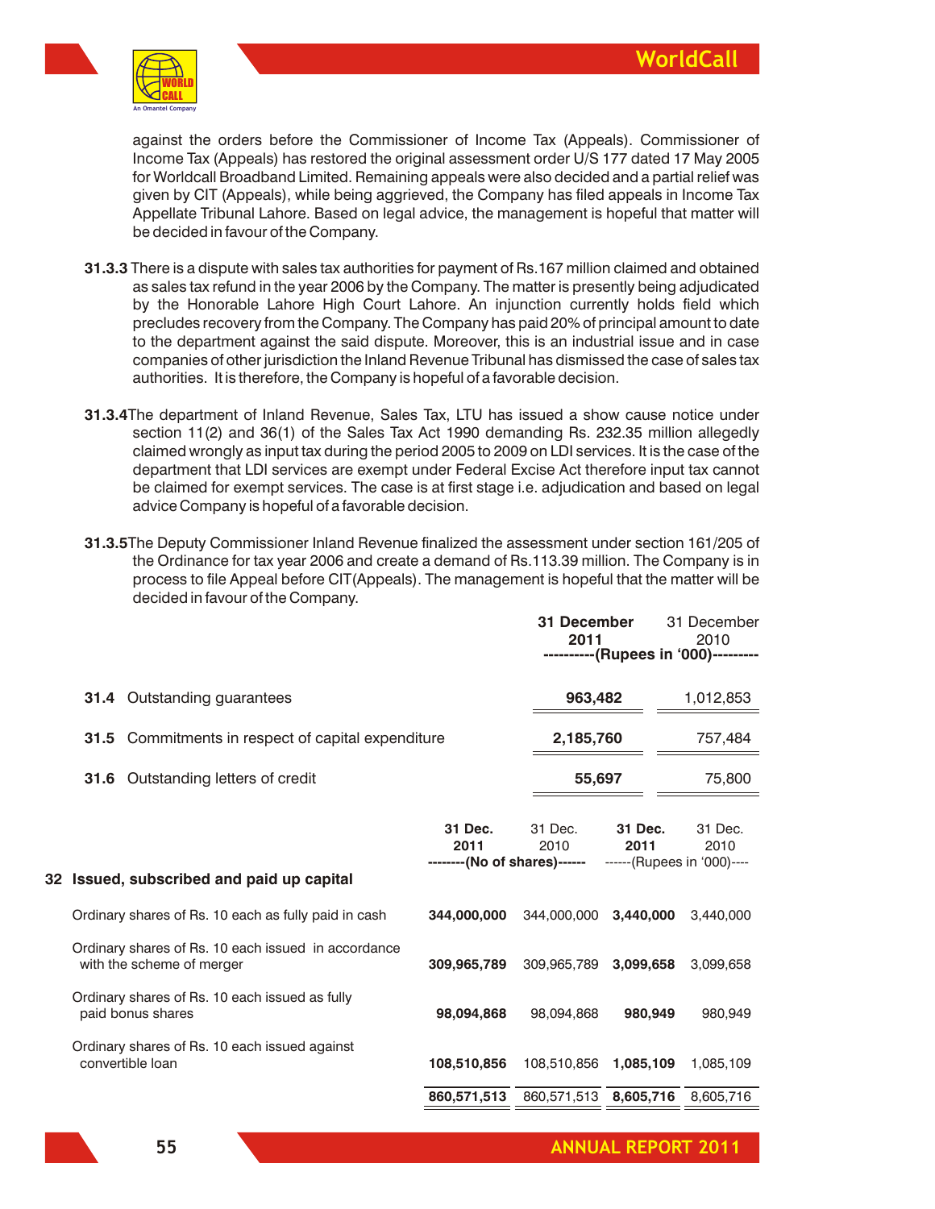against the orders before the Commissioner of Income Tax (Appeals). Commissioner of Income Tax (Appeals) has restored the original assessment order U/S 177 dated 17 May 2005 for Worldcall Broadband Limited. Remaining appeals were also decided and a partial relief was given by CIT (Appeals), while being aggrieved, the Company has filed appeals in Income Tax Appellate Tribunal Lahore. Based on legal advice, the management is hopeful that matter will be decided in favour of the Company.

**31.3.3** There is a dispute with sales tax authorities for payment of Rs.167 million claimed and obtained as sales tax refund in the year 2006 by the Company. The matter is presently being adjudicated by the Honorable Lahore High Court Lahore. An injunction currently holds field which precludes recovery from the Company. The Company has paid 20% of principal amount to date to the department against the said dispute. Moreover, this is an industrial issue and in case companies of other jurisdiction the Inland Revenue Tribunal has dismissed the case of sales tax authorities. It is therefore, the Company is hopeful of a favorable decision.

**31.3.4** The department of Inland Revenue, Sales Tax, LTU has issued a show cause notice under section 11(2) and 36(1) of the Sales Tax Act 1990 demanding Rs. 232.35 million allegedly claimed wrongly as input tax during the period 2005 to 2009 on LDI services. It is the case of the department that LDI services are exempt under Federal Excise Act therefore input tax cannot be claimed for exempt services. The case is at first stage i.e. adjudication and based on legal advice Company is hopeful of a favorable decision.

**31.3.5** The Deputy Commissioner Inland Revenue finalized the assessment under section 161/205 of the Ordinance for tax year 2006 and create a demand of Rs.113.39 million. The Company is in process to file Appeal before CIT(Appeals). The management is hopeful that the matter will be decided in favour of the Company.

| | **31 December 2011** | 31 December 2010 |
|---|---|---|
| | **(Rupees in '000)** | |
| **31.4** Outstanding guarantees | **963,482** | 1,012,853 |
| **31.5** Commitments in respect of capital expenditure | **2,185,760** | 757,484 |
| **31.6** Outstanding letters of credit | **55,697** | 75,800 |

## 32 Issued, subscribed and paid up capital

| | **31 Dec. 2011** | 31 Dec. 2010 | **31 Dec. 2011** | 31 Dec. 2010 |
|---|---|---|---|---|
| | (No of shares) | | (Rupees in '000) | |
| Ordinary shares of Rs. 10 each as fully paid in cash | **344,000,000** | 344,000,000 | **3,440,000** | 3,440,000 |
| Ordinary shares of Rs. 10 each issued in accordance with the scheme of merger | **309,965,789** | 309,965,789 | **3,099,658** | 3,099,658 |
| Ordinary shares of Rs. 10 each issued as fully paid bonus shares | **98,094,868** | 98,094,868 | **980,949** | 980,949 |
| Ordinary shares of Rs. 10 each issued against convertible loan | **108,510,856** | 108,510,856 | **1,085,109** | 1,085,109 |
| | **860,571,513** | 860,571,513 | **8,605,716** | 8,605,716 |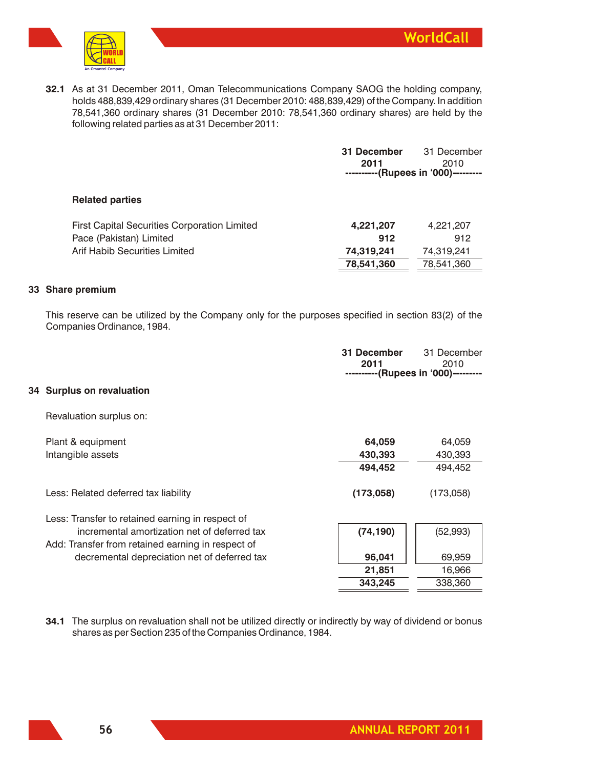**32.1** As at 31 December 2011, Oman Telecommunications Company SAOG the holding company, holds 488,839,429 ordinary shares (31 December 2010: 488,839,429) of the Company. In addition 78,541,360 ordinary shares (31 December 2010: 78,541,360 ordinary shares) are held by the following related parties as at 31 December 2011:

| | 31 December 2011 | 31 December 2010 |
|---|---|---|
| | ----------(Rupees in '000)--------- | |
| **Related parties** | | |
| First Capital Securities Corporation Limited | **4,221,207** | 4,221,207 |
| Pace (Pakistan) Limited | **912** | 912 |
| Arif Habib Securities Limited | **74,319,241** | 74,319,241 |
| | **78,541,360** | 78,541,360 |

## 33 Share premium

This reserve can be utilized by the Company only for the purposes specified in section 83(2) of the Companies Ordinance, 1984.

## 34 Surplus on revaluation

| | 31 December 2011 | 31 December 2010 |
|---|---|---|
| | ----------(Rupees in '000)--------- | |
| Revaluation surplus on: | | |
| Plant & equipment | **64,059** | 64,059 |
| Intangible assets | **430,393** | 430,393 |
| | **494,452** | 494,452 |
| Less: Related deferred tax liability | **(173,058)** | (173,058) |
| Less: Transfer to retained earning in respect of incremental amortization net of deferred tax | **(74,190)** | (52,993) |
| Add: Transfer from retained earning in respect of decremental depreciation net of deferred tax | **96,041** | 69,959 |
| | **21,851** | 16,966 |
| | **343,245** | 338,360 |

**34.1** The surplus on revaluation shall not be utilized directly or indirectly by way of dividend or bonus shares as per Section 235 of the Companies Ordinance, 1984.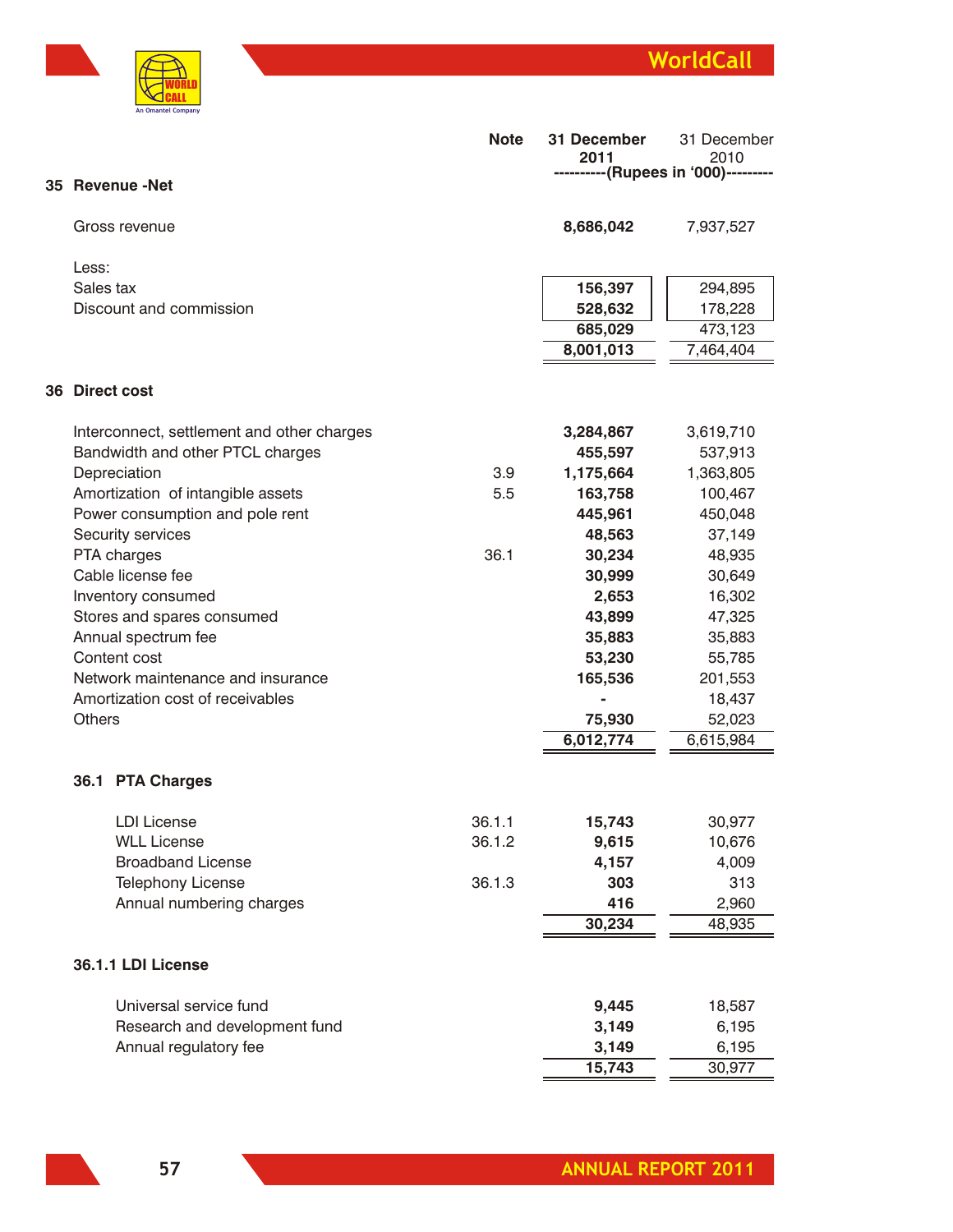| | Note | 31 December 2011 | 31 December 2010 |
|---|---|---|---|
| | | ----------(Rupees in '000)--------- | |
| **35 Revenue -Net** | | | |
| Gross revenue | | **8,686,042** | 7,937,527 |
| Less: | | | |
| Sales tax | | **156,397** | 294,895 |
| Discount and commission | | **528,632** | 178,228 |
| | | **685,029** | 473,123 |
| | | **8,001,013** | 7,464,404 |
| **36 Direct cost** | | | |
| Interconnect, settlement and other charges | | **3,284,867** | 3,619,710 |
| Bandwidth and other PTCL charges | | **455,597** | 537,913 |
| Depreciation | 3.9 | **1,175,664** | 1,363,805 |
| Amortization of intangible assets | 5.5 | **163,758** | 100,467 |
| Power consumption and pole rent | | **445,961** | 450,048 |
| Security services | | **48,563** | 37,149 |
| PTA charges | 36.1 | **30,234** | 48,935 |
| Cable license fee | | **30,999** | 30,649 |
| Inventory consumed | | **2,653** | 16,302 |
| Stores and spares consumed | | **43,899** | 47,325 |
| Annual spectrum fee | | **35,883** | 35,883 |
| Content cost | | **53,230** | 55,785 |
| Network maintenance and insurance | | **165,536** | 201,553 |
| Amortization cost of receivables | | **-** | 18,437 |
| Others | | **75,930** | 52,023 |
| | | **6,012,774** | 6,615,984 |
| **36.1 PTA Charges** | | | |
| LDI License | 36.1.1 | **15,743** | 30,977 |
| WLL License | 36.1.2 | **9,615** | 10,676 |
| Broadband License | | **4,157** | 4,009 |
| Telephony License | 36.1.3 | **303** | 313 |
| Annual numbering charges | | **416** | 2,960 |
| | | **30,234** | 48,935 |
| **36.1.1 LDI License** | | | |
| Universal service fund | | **9,445** | 18,587 |
| Research and development fund | | **3,149** | 6,195 |
| Annual regulatory fee | | **3,149** | 6,195 |
| | | **15,743** | 30,977 |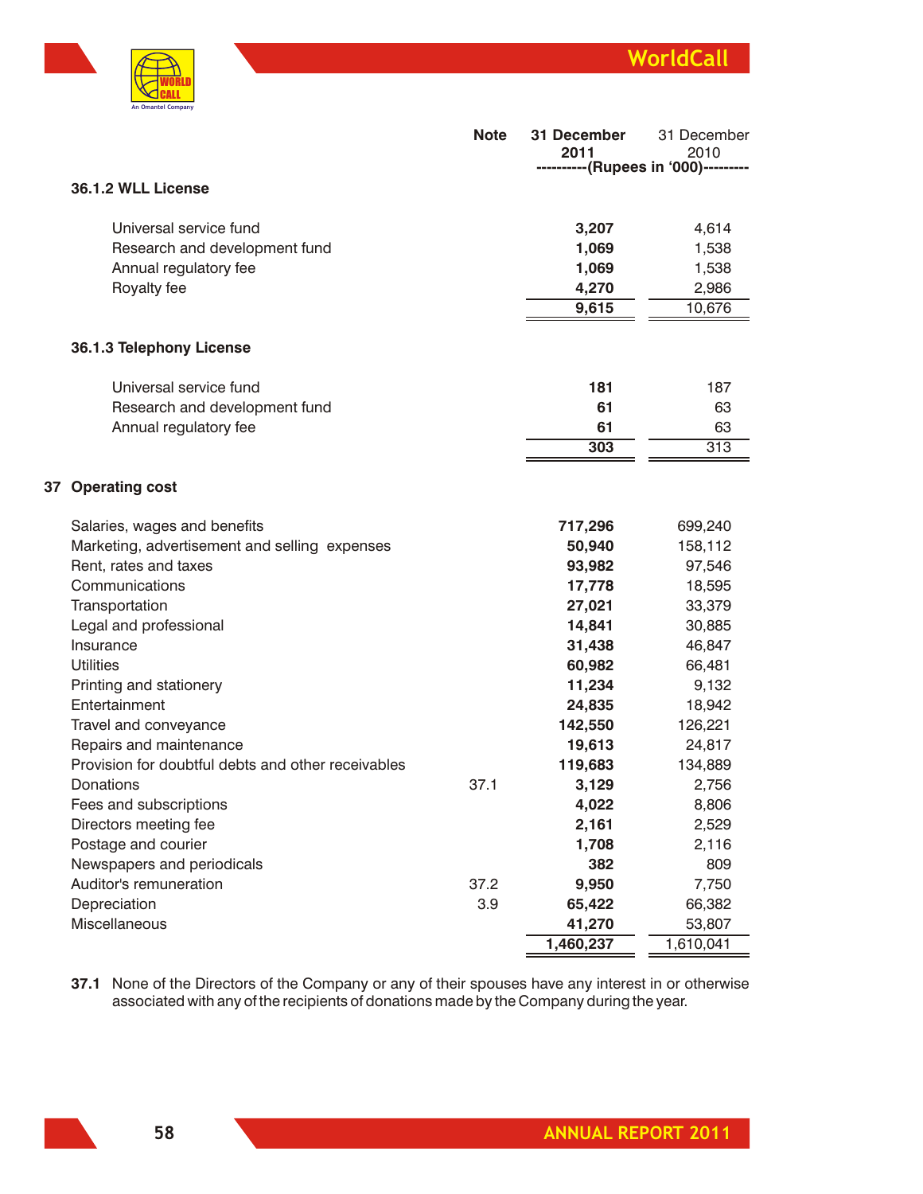| | Note | 31 December 2011 | 31 December 2010 |
|---|---|---|---|
| | | ----------(Rupees in '000)--------- | |
| **36.1.2 WLL License** | | | |
| Universal service fund | | **3,207** | 4,614 |
| Research and development fund | | **1,069** | 1,538 |
| Annual regulatory fee | | **1,069** | 1,538 |
| Royalty fee | | **4,270** | 2,986 |
| | | **9,615** | 10,676 |
| **36.1.3 Telephony License** | | | |
| Universal service fund | | **181** | 187 |
| Research and development fund | | **61** | 63 |
| Annual regulatory fee | | **61** | 63 |
| | | **303** | 313 |

## 37 Operating cost

| | Note | 31 December 2011 | 31 December 2010 |
|---|---|---|---|
| Salaries, wages and benefits | | **717,296** | 699,240 |
| Marketing, advertisement and selling expenses | | **50,940** | 158,112 |
| Rent, rates and taxes | | **93,982** | 97,546 |
| Communications | | **17,778** | 18,595 |
| Transportation | | **27,021** | 33,379 |
| Legal and professional | | **14,841** | 30,885 |
| Insurance | | **31,438** | 46,847 |
| Utilities | | **60,982** | 66,481 |
| Printing and stationery | | **11,234** | 9,132 |
| Entertainment | | **24,835** | 18,942 |
| Travel and conveyance | | **142,550** | 126,221 |
| Repairs and maintenance | | **19,613** | 24,817 |
| Provision for doubtful debts and other receivables | | **119,683** | 134,889 |
| Donations | 37.1 | **3,129** | 2,756 |
| Fees and subscriptions | | **4,022** | 8,806 |
| Directors meeting fee | | **2,161** | 2,529 |
| Postage and courier | | **1,708** | 2,116 |
| Newspapers and periodicals | | **382** | 809 |
| Auditor's remuneration | 37.2 | **9,950** | 7,750 |
| Depreciation | 3.9 | **65,422** | 66,382 |
| Miscellaneous | | **41,270** | 53,807 |
| | | **1,460,237** | 1,610,041 |

**37.1** None of the Directors of the Company or any of their spouses have any interest in or otherwise associated with any of the recipients of donations made by the Company during the year.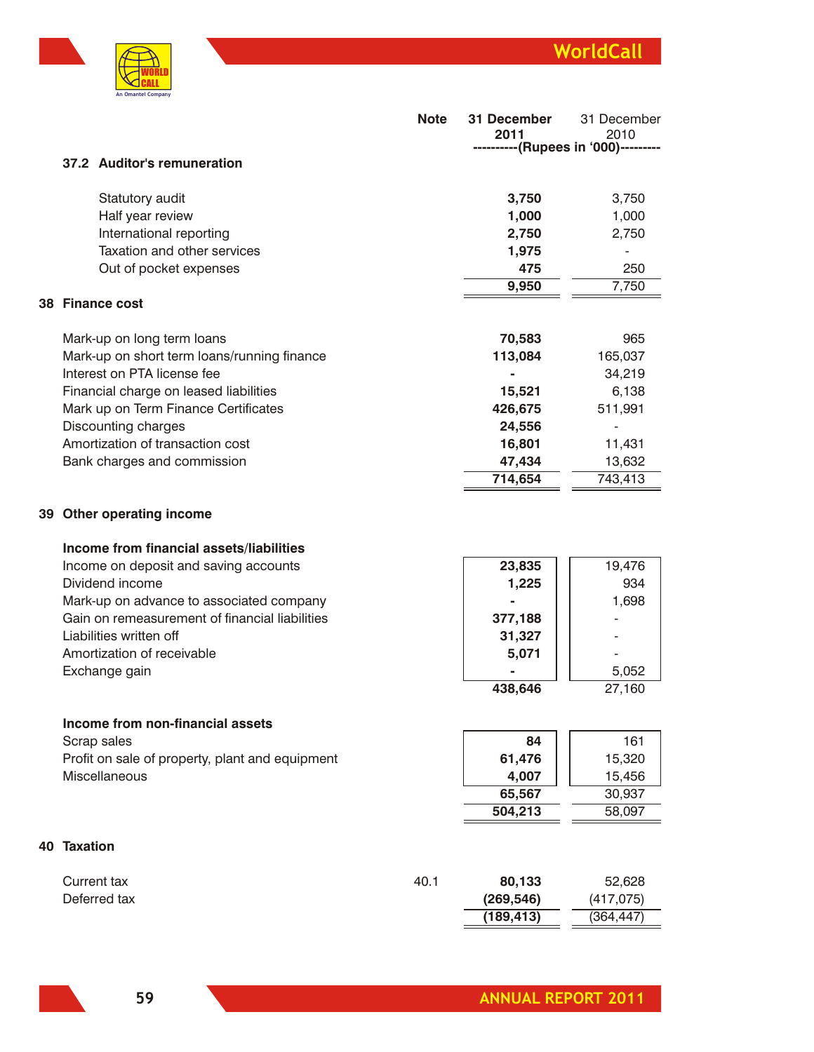| | Note | 31 December 2011 | 31 December 2010 |
|---|---|---|---|
| | | ----------(Rupees in '000)--------- | |

### 37.2 Auditor's remuneration

| | Note | 31 December 2011 | 31 December 2010 |
|---|---|---|---|
| Statutory audit | | **3,750** | 3,750 |
| Half year review | | **1,000** | 1,000 |
| International reporting | | **2,750** | 2,750 |
| Taxation and other services | | **1,975** | - |
| Out of pocket expenses | | **475** | 250 |
| | | **9,950** | 7,750 |

## 38 Finance cost

| | Note | 31 December 2011 | 31 December 2010 |
|---|---|---|---|
| Mark-up on long term loans | | **70,583** | 965 |
| Mark-up on short term loans/running finance | | **113,084** | 165,037 |
| Interest on PTA license fee | | **-** | 34,219 |
| Financial charge on leased liabilities | | **15,521** | 6,138 |
| Mark up on Term Finance Certificates | | **426,675** | 511,991 |
| Discounting charges | | **24,556** | - |
| Amortization of transaction cost | | **16,801** | 11,431 |
| Bank charges and commission | | **47,434** | 13,632 |
| | | **714,654** | 743,413 |

## 39 Other operating income

| | Note | 31 December 2011 | 31 December 2010 |
|---|---|---|---|
| **Income from financial assets/liabilities** | | | |
| Income on deposit and saving accounts | | **23,835** | 19,476 |
| Dividend income | | **1,225** | 934 |
| Mark-up on advance to associated company | | **-** | 1,698 |
| Gain on remeasurement of financial liabilities | | **377,188** | - |
| Liabilities written off | | **31,327** | - |
| Amortization of receivable | | **5,071** | - |
| Exchange gain | | **-** | 5,052 |
| | | **438,646** | 27,160 |
| **Income from non-financial assets** | | | |
| Scrap sales | | **84** | 161 |
| Profit on sale of property, plant and equipment | | **61,476** | 15,320 |
| Miscellaneous | | **4,007** | 15,456 |
| | | **65,567** | 30,937 |
| | | **504,213** | 58,097 |

## 40 Taxation

| | Note | 31 December 2011 | 31 December 2010 |
|---|---|---|---|
| Current tax | 40.1 | **80,133** | 52,628 |
| Deferred tax | | **(269,546)** | (417,075) |
| | | **(189,413)** | (364,447) |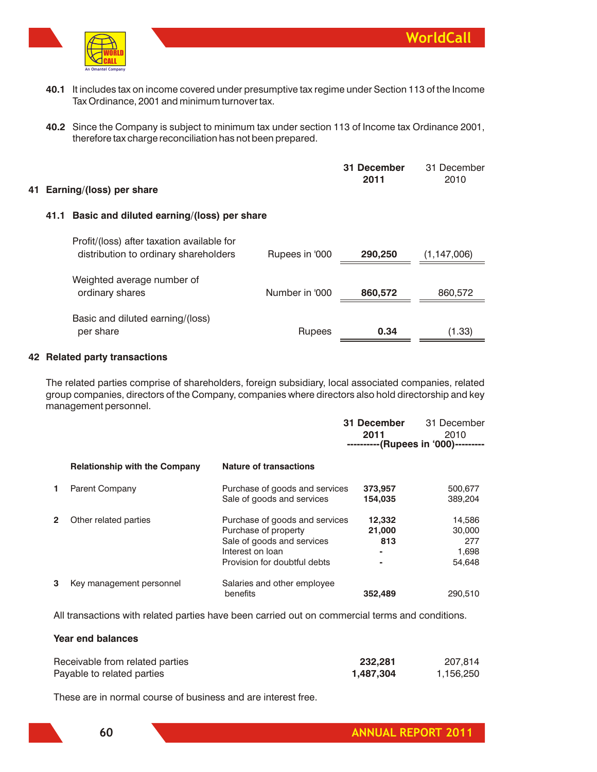**40.1** It includes tax on income covered under presumptive tax regime under Section 113 of the Income Tax Ordinance, 2001 and minimum turnover tax.

**40.2** Since the Company is subject to minimum tax under section 113 of Income tax Ordinance 2001, therefore tax charge reconciliation has not been prepared.

## 41 Earning/(loss) per share

### 41.1 Basic and diluted earning/(loss) per share

| | | **31 December 2011** | 31 December 2010 |
|---|---|---|---|
| Profit/(loss) after taxation available for distribution to ordinary shareholders | Rupees in '000 | **290,250** | (1,147,006) |
| Weighted average number of ordinary shares | Number in '000 | **860,572** | 860,572 |
| Basic and diluted earning/(loss) per share | Rupees | **0.34** | (1.33) |

## 42 Related party transactions

The related parties comprise of shareholders, foreign subsidiary, local associated companies, related group companies, directors of the Company, companies where directors also hold directorship and key management personnel.

| | **Relationship with the Company** | **Nature of transactions** | **31 December 2011** | 31 December 2010 |
|---|---|---|---|---|
| | | | **(Rupees in '000)** | |
| **1** | Parent Company | Purchase of goods and services | **373,957** | 500,677 |
| | | Sale of goods and services | **154,035** | 389,204 |
| **2** | Other related parties | Purchase of goods and services | **12,332** | 14,586 |
| | | Purchase of property | **21,000** | 30,000 |
| | | Sale of goods and services | **813** | 277 |
| | | Interest on loan | **-** | 1,698 |
| | | Provision for doubtful debts | **-** | 54,648 |
| **3** | Key management personnel | Salaries and other employee benefits | **352,489** | 290,510 |

All transactions with related parties have been carried out on commercial terms and conditions.

**Year end balances**

| | **2011** | 2010 |
|---|---|---|
| Receivable from related parties | **232,281** | 207,814 |
| Payable to related parties | **1,487,304** | 1,156,250 |

These are in normal course of business and are interest free.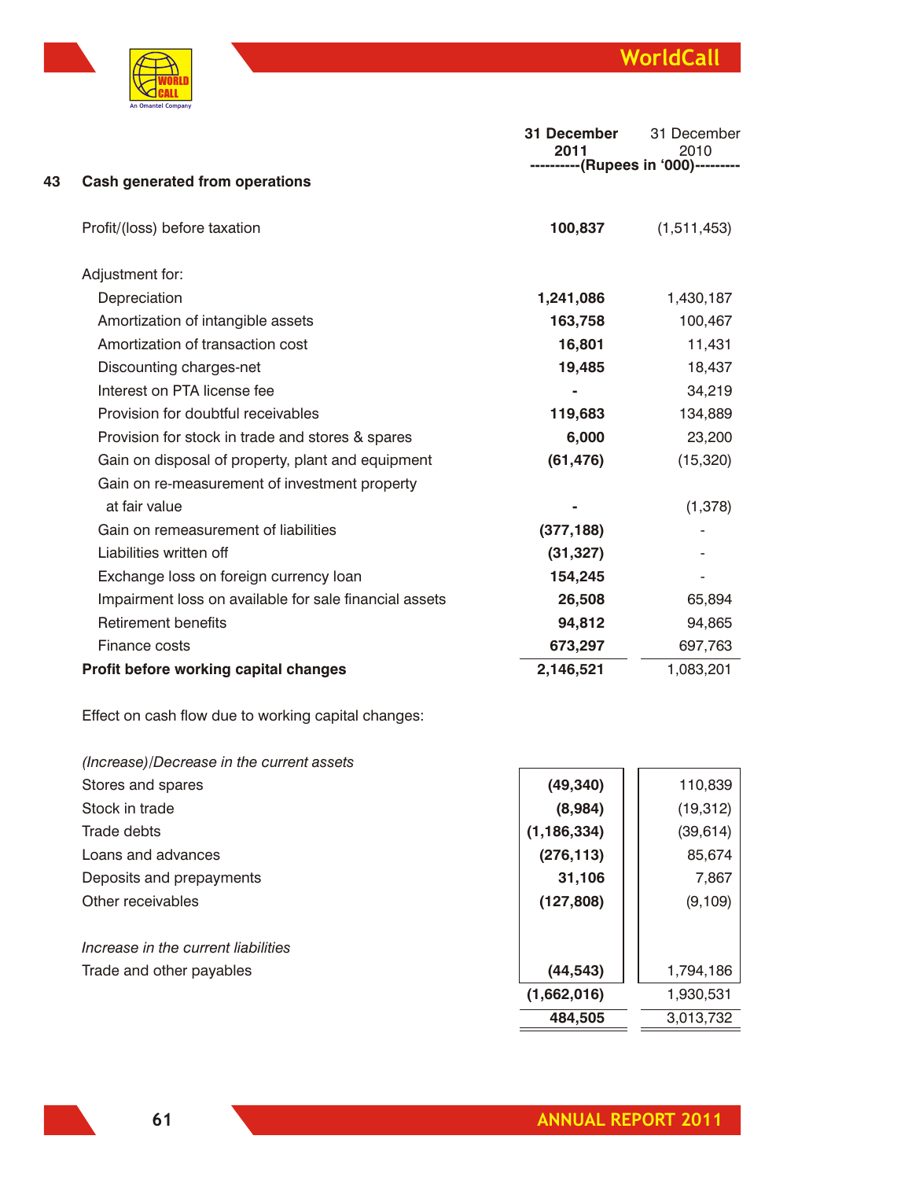## 43 Cash generated from operations

| | 31 December 2011 | 31 December 2010 |
|---|---|---|
| | ----------(Rupees in '000)--------- | |
| Profit/(loss) before taxation | **100,837** | (1,511,453) |
| Adjustment for: | | |
| Depreciation | **1,241,086** | 1,430,187 |
| Amortization of intangible assets | **163,758** | 100,467 |
| Amortization of transaction cost | **16,801** | 11,431 |
| Discounting charges-net | **19,485** | 18,437 |
| Interest on PTA license fee | **-** | 34,219 |
| Provision for doubtful receivables | **119,683** | 134,889 |
| Provision for stock in trade and stores & spares | **6,000** | 23,200 |
| Gain on disposal of property, plant and equipment | **(61,476)** | (15,320) |
| Gain on re-measurement of investment property at fair value | **-** | (1,378) |
| Gain on remeasurement of liabilities | **(377,188)** | - |
| Liabilities written off | **(31,327)** | - |
| Exchange loss on foreign currency loan | **154,245** | - |
| Impairment loss on available for sale financial assets | **26,508** | 65,894 |
| Retirement benefits | **94,812** | 94,865 |
| Finance costs | **673,297** | 697,763 |
| **Profit before working capital changes** | **2,146,521** | 1,083,201 |
| Effect on cash flow due to working capital changes: | | |
| *(Increase)/Decrease in the current assets* | | |
| Stores and spares | **(49,340)** | 110,839 |
| Stock in trade | **(8,984)** | (19,312) |
| Trade debts | **(1,186,334)** | (39,614) |
| Loans and advances | **(276,113)** | 85,674 |
| Deposits and prepayments | **31,106** | 7,867 |
| Other receivables | **(127,808)** | (9,109) |
| *Increase in the current liabilities* | | |
| Trade and other payables | **(44,543)** | 1,794,186 |
| | **(1,662,016)** | 1,930,531 |
| | **484,505** | 3,013,732 |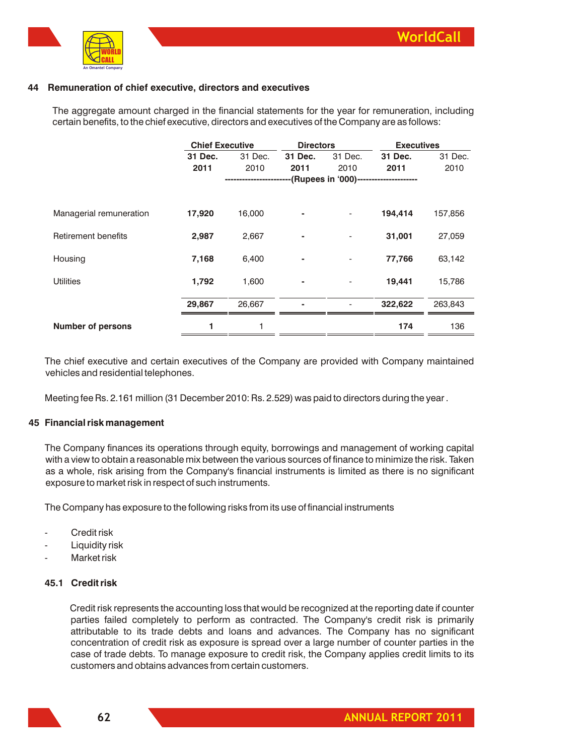## 44 Remuneration of chief executive, directors and executives

The aggregate amount charged in the financial statements for the year for remuneration, including certain benefits, to the chief executive, directors and executives of the Company are as follows:

| | Chief Executive | | Directors | | Executives | |
|---|---|---|---|---|---|---|
| | **31 Dec. 2011** | 31 Dec. 2010 | **31 Dec. 2011** | 31 Dec. 2010 | **31 Dec. 2011** | 31 Dec. 2010 |
| | ----------------------(Rupees in '000)-------------------- | | | | | |
| Managerial remuneration | **17,920** | 16,000 | **-** | - | **194,414** | 157,856 |
| Retirement benefits | **2,987** | 2,667 | **-** | - | **31,001** | 27,059 |
| Housing | **7,168** | 6,400 | **-** | - | **77,766** | 63,142 |
| Utilities | **1,792** | 1,600 | **-** | - | **19,441** | 15,786 |
| | **29,867** | 26,667 | **-** | - | **322,622** | 263,843 |
| **Number of persons** | **1** | 1 | | | **174** | 136 |

The chief executive and certain executives of the Company are provided with Company maintained vehicles and residential telephones.

Meeting fee Rs. 2.161 million (31 December 2010: Rs. 2.529) was paid to directors during the year .

## 45 Financial risk management

The Company finances its operations through equity, borrowings and management of working capital with a view to obtain a reasonable mix between the various sources of finance to minimize the risk. Taken as a whole, risk arising from the Company's financial instruments is limited as there is no significant exposure to market risk in respect of such instruments.

The Company has exposure to the following risks from its use of financial instruments

- Credit risk
- Liquidity risk
- Market risk

### 45.1 Credit risk

Credit risk represents the accounting loss that would be recognized at the reporting date if counter parties failed completely to perform as contracted. The Company's credit risk is primarily attributable to its trade debts and loans and advances. The Company has no significant concentration of credit risk as exposure is spread over a large number of counter parties in the case of trade debts. To manage exposure to credit risk, the Company applies credit limits to its customers and obtains advances from certain customers.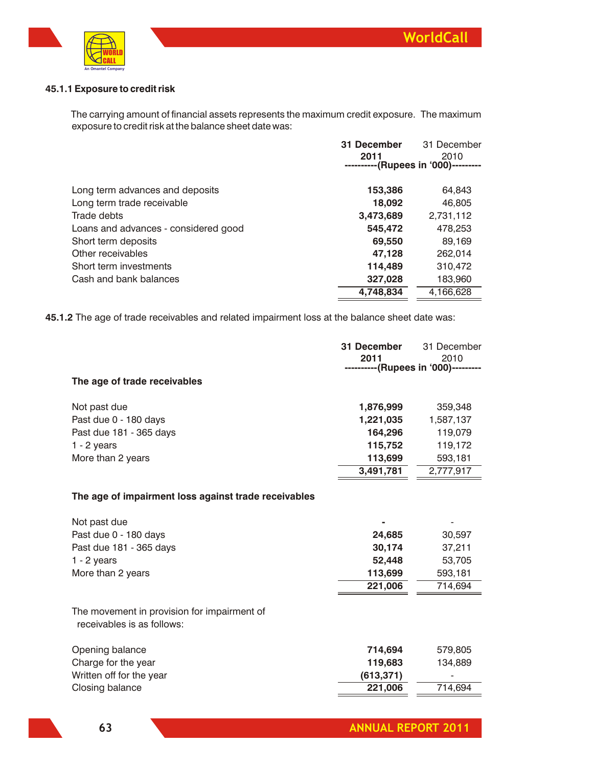#### 45.1.1 Exposure to credit risk

The carrying amount of financial assets represents the maximum credit exposure. The maximum exposure to credit risk at the balance sheet date was:

| | **31 December 2011** | 31 December 2010 |
|---|---|---|
| | ----------(Rupees in '000)--------- | |
| Long term advances and deposits | **153,386** | 64,843 |
| Long term trade receivable | **18,092** | 46,805 |
| Trade debts | **3,473,689** | 2,731,112 |
| Loans and advances - considered good | **545,472** | 478,253 |
| Short term deposits | **69,550** | 89,169 |
| Other receivables | **47,128** | 262,014 |
| Short term investments | **114,489** | 310,472 |
| Cash and bank balances | **327,028** | 183,960 |
| | **4,748,834** | 4,166,628 |

**45.1.2** The age of trade receivables and related impairment loss at the balance sheet date was:

| | **31 December 2011** | 31 December 2010 |
|---|---|---|
| | ----------(Rupees in '000)--------- | |
| **The age of trade receivables** | | |
| Not past due | **1,876,999** | 359,348 |
| Past due 0 - 180 days | **1,221,035** | 1,587,137 |
| Past due 181 - 365 days | **164,296** | 119,079 |
| 1 - 2 years | **115,752** | 119,172 |
| More than 2 years | **113,699** | 593,181 |
| | **3,491,781** | 2,777,917 |
| **The age of impairment loss against trade receivables** | | |
| Not past due | **-** | - |
| Past due 0 - 180 days | **24,685** | 30,597 |
| Past due 181 - 365 days | **30,174** | 37,211 |
| 1 - 2 years | **52,448** | 53,705 |
| More than 2 years | **113,699** | 593,181 |
| | **221,006** | 714,694 |
| The movement in provision for impairment of receivables is as follows: | | |
| Opening balance | **714,694** | 579,805 |
| Charge for the year | **119,683** | 134,889 |
| Written off for the year | **(613,371)** | - |
| Closing balance | **221,006** | 714,694 |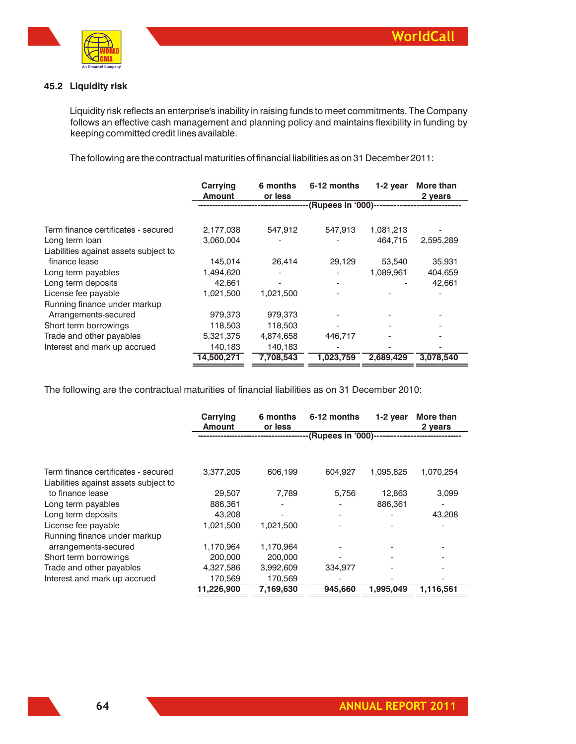### 45.2 Liquidity risk

Liquidity risk reflects an enterprise's inability in raising funds to meet commitments. The Company follows an effective cash management and planning policy and maintains flexibility in funding by keeping committed credit lines available.

The following are the contractual maturities of financial liabilities as on 31 December 2011:

| | Carrying Amount | 6 months or less | 6-12 months | 1-2 year | More than 2 years |
|---|---|---|---|---|---|
| | (Rupees in '000) | | | | |
| Term finance certificates - secured | 2,177,038 | 547,912 | 547,913 | 1,081,213 | - |
| Long term loan | 3,060,004 | - | - | 464,715 | 2,595,289 |
| Liabilities against assets subject to finance lease | 145,014 | 26,414 | 29,129 | 53,540 | 35,931 |
| Long term payables | 1,494,620 | - | - | 1,089,961 | 404,659 |
| Long term deposits | 42,661 | - | - | - | 42,661 |
| License fee payable | 1,021,500 | 1,021,500 | - | - | - |
| Running finance under markup Arrangements-secured | 979,373 | 979,373 | - | - | - |
| Short term borrowings | 118,503 | 118,503 | - | - | - |
| Trade and other payables | 5,321,375 | 4,874,658 | 446,717 | - | - |
| Interest and mark up accrued | 140,183 | 140,183 | - | - | - |
| | **14,500,271** | **7,708,543** | **1,023,759** | **2,689,429** | **3,078,540** |

The following are the contractual maturities of financial liabilities as on 31 December 2010:

| | Carrying Amount | 6 months or less | 6-12 months | 1-2 year | More than 2 years |
|---|---|---|---|---|---|
| | (Rupees in '000) | | | | |
| Term finance certificates - secured | 3,377,205 | 606,199 | 604,927 | 1,095,825 | 1,070,254 |
| Liabilities against assets subject to to finance lease | 29,507 | 7,789 | 5,756 | 12,863 | 3,099 |
| Long term payables | 886,361 | - | - | 886,361 | - |
| Long term deposits | 43,208 | - | - | - | 43,208 |
| License fee payable | 1,021,500 | 1,021,500 | - | - | - |
| Running finance under markup arrangements-secured | 1,170,964 | 1,170,964 | - | - | - |
| Short term borrowings | 200,000 | 200,000 | - | - | - |
| Trade and other payables | 4,327,586 | 3,992,609 | 334,977 | - | - |
| Interest and mark up accrued | 170,569 | 170,569 | - | - | - |
| | **11,226,900** | **7,169,630** | **945,660** | **1,995,049** | **1,116,561** |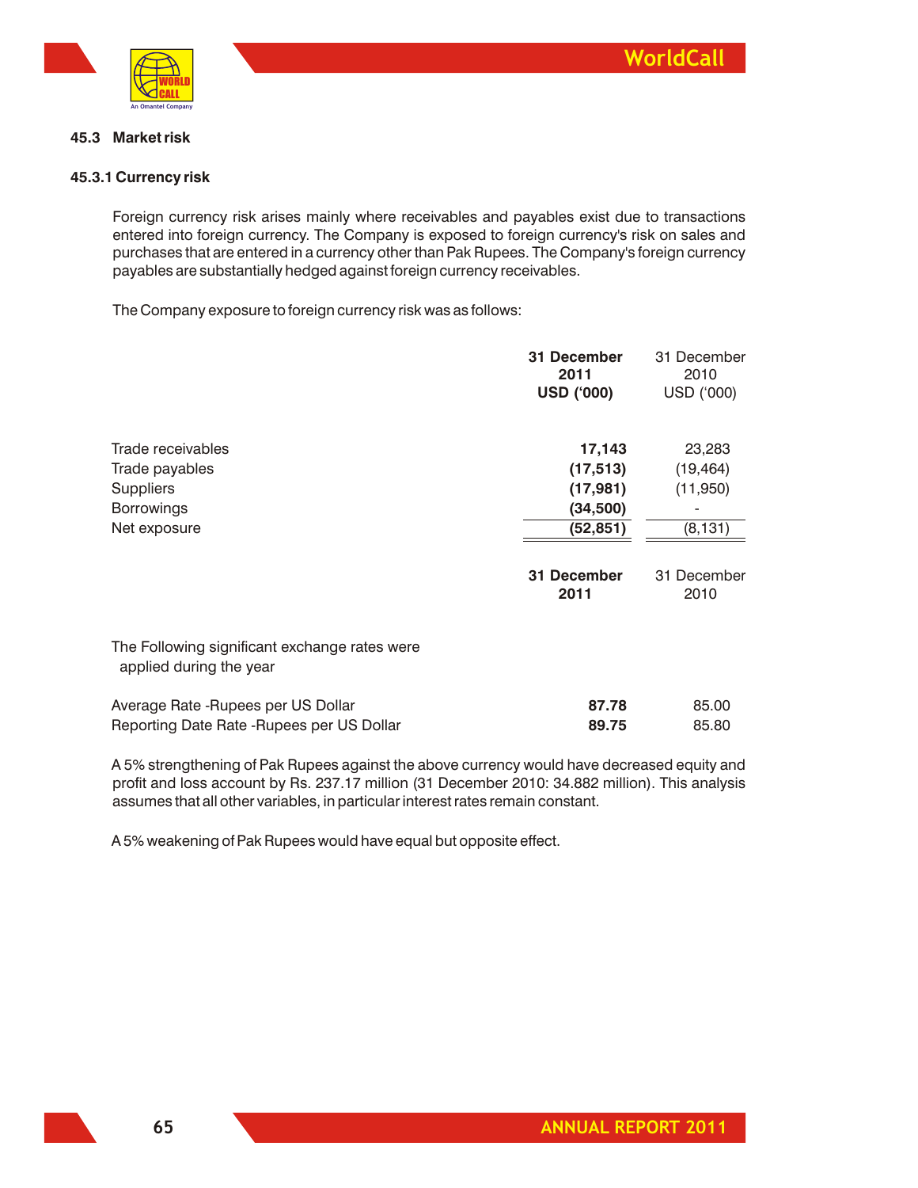### 45.3 Market risk

#### 45.3.1 Currency risk

Foreign currency risk arises mainly where receivables and payables exist due to transactions entered into foreign currency. The Company is exposed to foreign currency's risk on sales and purchases that are entered in a currency other than Pak Rupees. The Company's foreign currency payables are substantially hedged against foreign currency receivables.

The Company exposure to foreign currency risk was as follows:

| | **31 December 2011 USD ('000)** | 31 December 2010 USD ('000) |
|---|---|---|
| Trade receivables | **17,143** | 23,283 |
| Trade payables | **(17,513)** | (19,464) |
| Suppliers | **(17,981)** | (11,950) |
| Borrowings | **(34,500)** | - |
| Net exposure | **(52,851)** | (8,131) |

| | **31 December 2011** | 31 December 2010 |
|---|---|---|
| The Following significant exchange rates were applied during the year | | |
| Average Rate -Rupees per US Dollar | **87.78** | 85.00 |
| Reporting Date Rate -Rupees per US Dollar | **89.75** | 85.80 |

A 5% strengthening of Pak Rupees against the above currency would have decreased equity and profit and loss account by Rs. 237.17 million (31 December 2010: 34.882 million). This analysis assumes that all other variables, in particular interest rates remain constant.

A 5% weakening of Pak Rupees would have equal but opposite effect.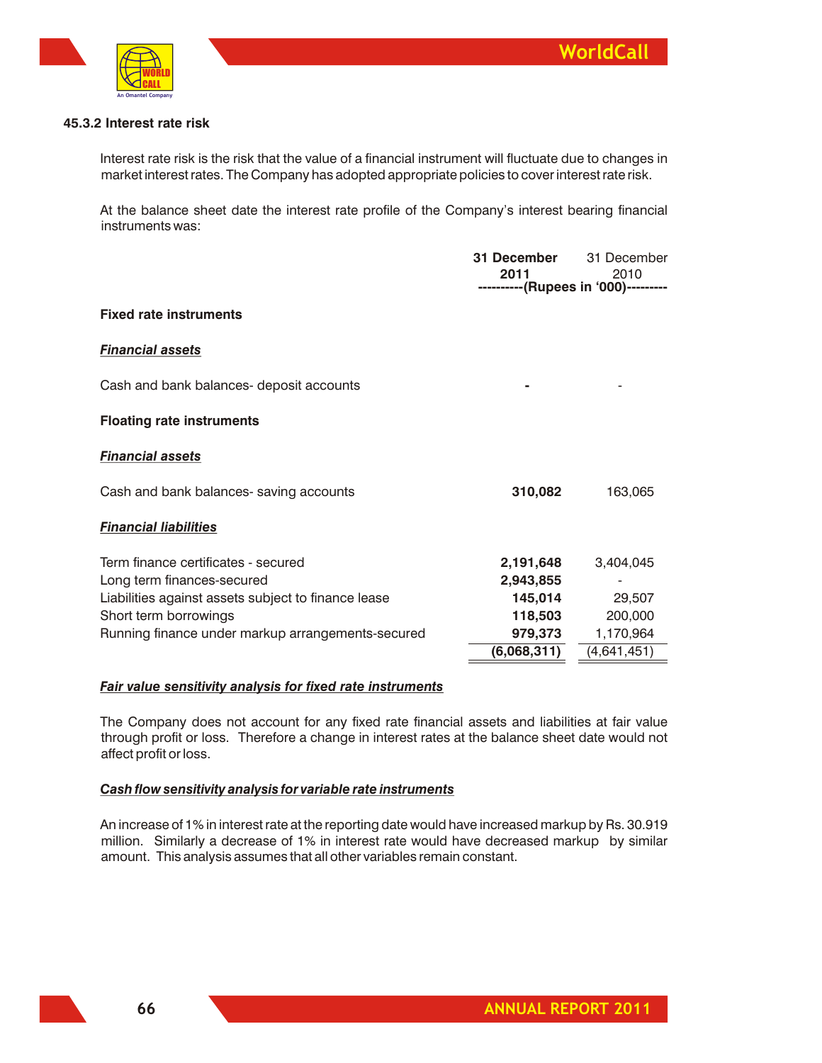### 45.3.2 Interest rate risk

Interest rate risk is the risk that the value of a financial instrument will fluctuate due to changes in market interest rates. The Company has adopted appropriate policies to cover interest rate risk.

At the balance sheet date the interest rate profile of the Company's interest bearing financial instruments was:

| | **31 December 2011** | 31 December 2010 |
|---|---|---|
| | **----------(Rupees in '000)---------** | |
| **Fixed rate instruments** | | |
| ***Financial assets*** | | |
| Cash and bank balances- deposit accounts | **-** | - |
| **Floating rate instruments** | | |
| ***Financial assets*** | | |
| Cash and bank balances- saving accounts | **310,082** | 163,065 |
| ***Financial liabilities*** | | |
| Term finance certificates - secured | **2,191,648** | 3,404,045 |
| Long term finances-secured | **2,943,855** | - |
| Liabilities against assets subject to finance lease | **145,014** | 29,507 |
| Short term borrowings | **118,503** | 200,000 |
| Running finance under markup arrangements-secured | **979,373** | 1,170,964 |
| | **(6,068,311)** | (4,641,451) |

***Fair value sensitivity analysis for fixed rate instruments***

The Company does not account for any fixed rate financial assets and liabilities at fair value through profit or loss. Therefore a change in interest rates at the balance sheet date would not affect profit or loss.

***Cash flow sensitivity analysis for variable rate instruments***

An increase of 1% in interest rate at the reporting date would have increased markup by Rs. 30.919 million. Similarly a decrease of 1% in interest rate would have decreased markup by similar amount. This analysis assumes that all other variables remain constant.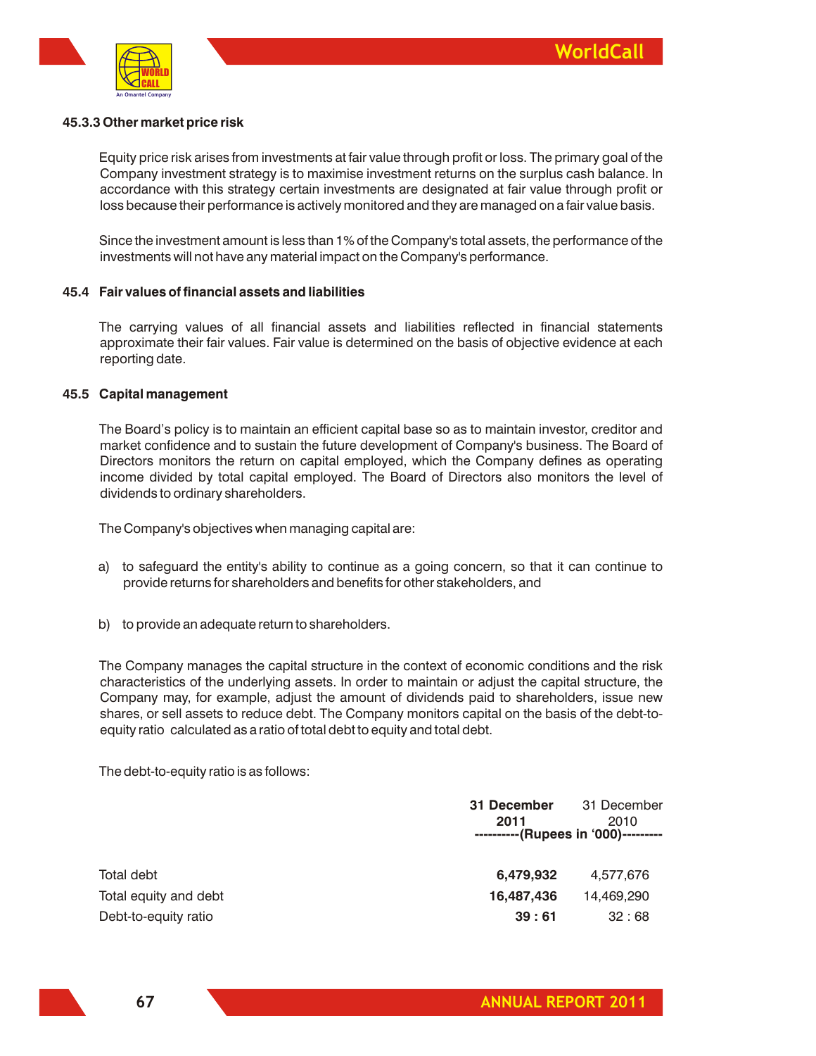### 45.3.3 Other market price risk

Equity price risk arises from investments at fair value through profit or loss. The primary goal of the Company investment strategy is to maximise investment returns on the surplus cash balance. In accordance with this strategy certain investments are designated at fair value through profit or loss because their performance is actively monitored and they are managed on a fair value basis.

Since the investment amount is less than 1% of the Company's total assets, the performance of the investments will not have any material impact on the Company's performance.

### 45.4 Fair values of financial assets and liabilities

The carrying values of all financial assets and liabilities reflected in financial statements approximate their fair values. Fair value is determined on the basis of objective evidence at each reporting date.

### 45.5 Capital management

The Board's policy is to maintain an efficient capital base so as to maintain investor, creditor and market confidence and to sustain the future development of Company's business. The Board of Directors monitors the return on capital employed, which the Company defines as operating income divided by total capital employed. The Board of Directors also monitors the level of dividends to ordinary shareholders.

The Company's objectives when managing capital are:

a) to safeguard the entity's ability to continue as a going concern, so that it can continue to provide returns for shareholders and benefits for other stakeholders, and

b) to provide an adequate return to shareholders.

The Company manages the capital structure in the context of economic conditions and the risk characteristics of the underlying assets. In order to maintain or adjust the capital structure, the Company may, for example, adjust the amount of dividends paid to shareholders, issue new shares, or sell assets to reduce debt. The Company monitors capital on the basis of the debt-to-equity ratio calculated as a ratio of total debt to equity and total debt.

The debt-to-equity ratio is as follows:

| | **31 December 2011** | 31 December 2010 |
|---|---|---|
| | ----------(Rupees in '000)--------- | |
| Total debt | **6,479,932** | 4,577,676 |
| Total equity and debt | **16,487,436** | 14,469,290 |
| Debt-to-equity ratio | **39 : 61** | 32 : 68 |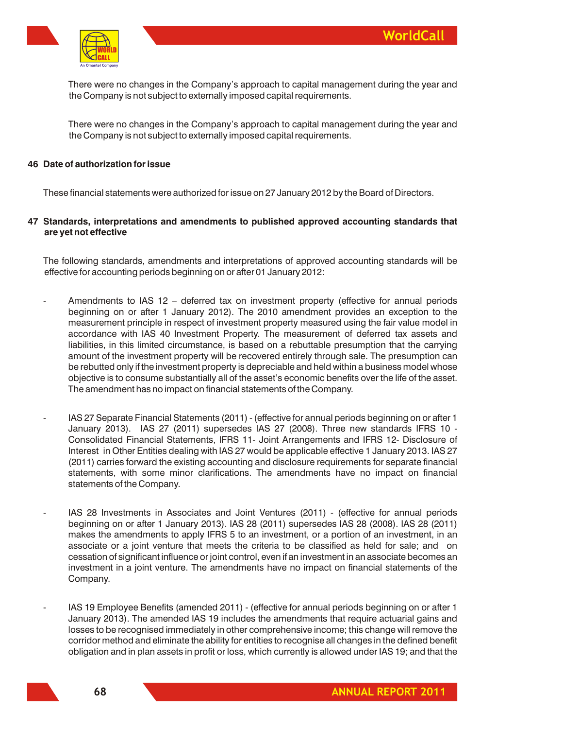There were no changes in the Company's approach to capital management during the year and the Company is not subject to externally imposed capital requirements.

There were no changes in the Company's approach to capital management during the year and the Company is not subject to externally imposed capital requirements.

## 46 Date of authorization for issue

These financial statements were authorized for issue on 27 January 2012 by the Board of Directors.

## 47 Standards, interpretations and amendments to published approved accounting standards that are yet not effective

The following standards, amendments and interpretations of approved accounting standards will be effective for accounting periods beginning on or after 01 January 2012:

- Amendments to IAS 12 – deferred tax on investment property (effective for annual periods beginning on or after 1 January 2012). The 2010 amendment provides an exception to the measurement principle in respect of investment property measured using the fair value model in accordance with IAS 40 Investment Property. The measurement of deferred tax assets and liabilities, in this limited circumstance, is based on a rebuttable presumption that the carrying amount of the investment property will be recovered entirely through sale. The presumption can be rebutted only if the investment property is depreciable and held within a business model whose objective is to consume substantially all of the asset's economic benefits over the life of the asset. The amendment has no impact on financial statements of the Company.

- IAS 27 Separate Financial Statements (2011) - (effective for annual periods beginning on or after 1 January 2013). IAS 27 (2011) supersedes IAS 27 (2008). Three new standards IFRS 10 - Consolidated Financial Statements, IFRS 11- Joint Arrangements and IFRS 12- Disclosure of Interest in Other Entities dealing with IAS 27 would be applicable effective 1 January 2013. IAS 27 (2011) carries forward the existing accounting and disclosure requirements for separate financial statements, with some minor clarifications. The amendments have no impact on financial statements of the Company.

- IAS 28 Investments in Associates and Joint Ventures (2011) - (effective for annual periods beginning on or after 1 January 2013). IAS 28 (2011) supersedes IAS 28 (2008). IAS 28 (2011) makes the amendments to apply IFRS 5 to an investment, or a portion of an investment, in an associate or a joint venture that meets the criteria to be classified as held for sale; and on cessation of significant influence or joint control, even if an investment in an associate becomes an investment in a joint venture. The amendments have no impact on financial statements of the Company.

- IAS 19 Employee Benefits (amended 2011) - (effective for annual periods beginning on or after 1 January 2013). The amended IAS 19 includes the amendments that require actuarial gains and losses to be recognised immediately in other comprehensive income; this change will remove the corridor method and eliminate the ability for entities to recognise all changes in the defined benefit obligation and in plan assets in profit or loss, which currently is allowed under IAS 19; and that the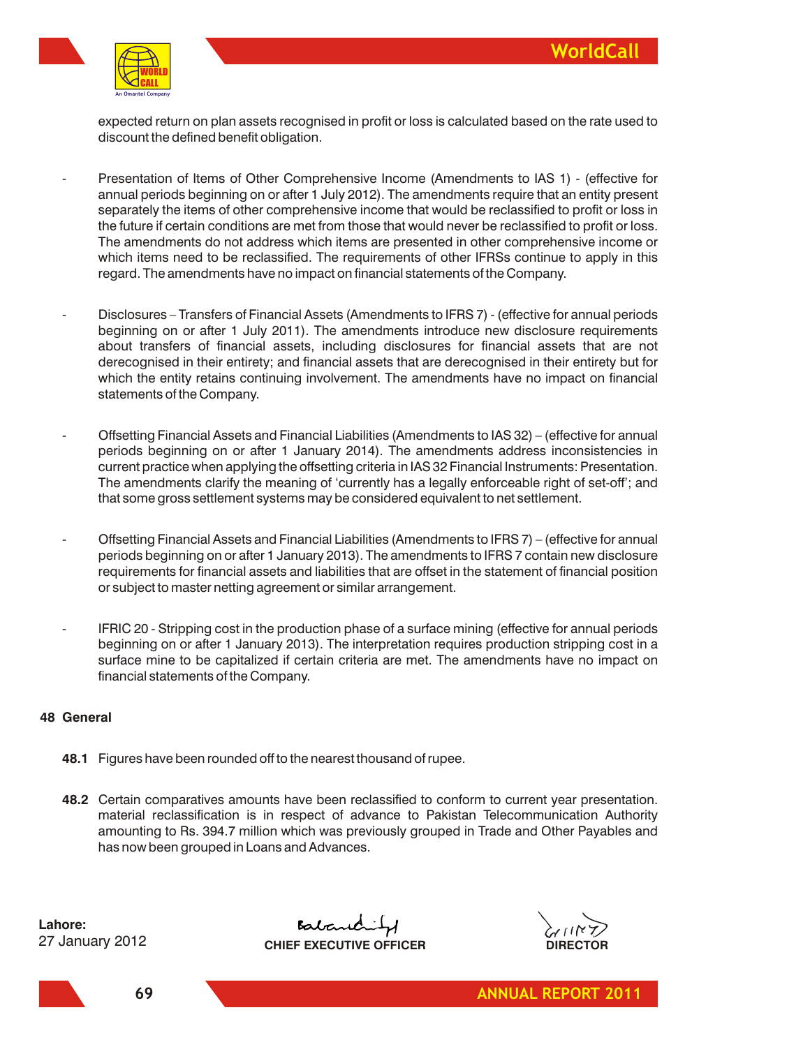expected return on plan assets recognised in profit or loss is calculated based on the rate used to discount the defined benefit obligation.

- Presentation of Items of Other Comprehensive Income (Amendments to IAS 1) - (effective for annual periods beginning on or after 1 July 2012). The amendments require that an entity present separately the items of other comprehensive income that would be reclassified to profit or loss in the future if certain conditions are met from those that would never be reclassified to profit or loss. The amendments do not address which items are presented in other comprehensive income or which items need to be reclassified. The requirements of other IFRSs continue to apply in this regard. The amendments have no impact on financial statements of the Company.

- Disclosures – Transfers of Financial Assets (Amendments to IFRS 7) - (effective for annual periods beginning on or after 1 July 2011). The amendments introduce new disclosure requirements about transfers of financial assets, including disclosures for financial assets that are not derecognised in their entirety; and financial assets that are derecognised in their entirety but for which the entity retains continuing involvement. The amendments have no impact on financial statements of the Company.

- Offsetting Financial Assets and Financial Liabilities (Amendments to IAS 32) – (effective for annual periods beginning on or after 1 January 2014). The amendments address inconsistencies in current practice when applying the offsetting criteria in IAS 32 Financial Instruments: Presentation. The amendments clarify the meaning of 'currently has a legally enforceable right of set-off'; and that some gross settlement systems may be considered equivalent to net settlement.

- Offsetting Financial Assets and Financial Liabilities (Amendments to IFRS 7) – (effective for annual periods beginning on or after 1 January 2013). The amendments to IFRS 7 contain new disclosure requirements for financial assets and liabilities that are offset in the statement of financial position or subject to master netting agreement or similar arrangement.

- IFRIC 20 - Stripping cost in the production phase of a surface mining (effective for annual periods beginning on or after 1 January 2013). The interpretation requires production stripping cost in a surface mine to be capitalized if certain criteria are met. The amendments have no impact on financial statements of the Company.

## 48 General

**48.1** Figures have been rounded off to the nearest thousand of rupee.

**48.2** Certain comparatives amounts have been reclassified to conform to current year presentation. material reclassification is in respect of advance to Pakistan Telecommunication Authority amounting to Rs. 394.7 million which was previously grouped in Trade and Other Payables and has now been grouped in Loans and Advances.

**Lahore:**
27 January 2012

**CHIEF EXECUTIVE OFFICER**

**DIRECTOR**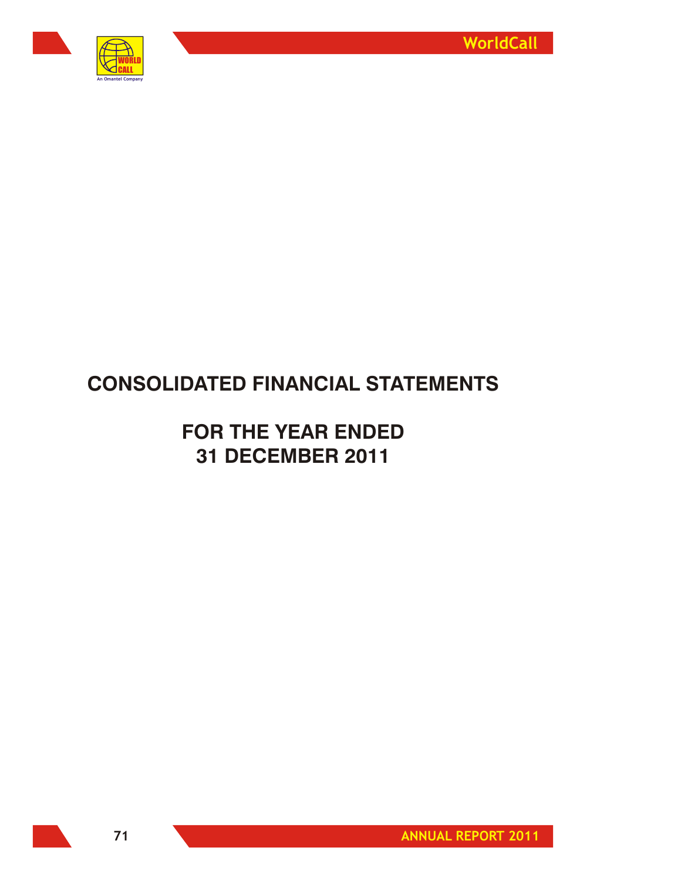# CONSOLIDATED FINANCIAL STATEMENTS

## FOR THE YEAR ENDED
## 31 DECEMBER 2011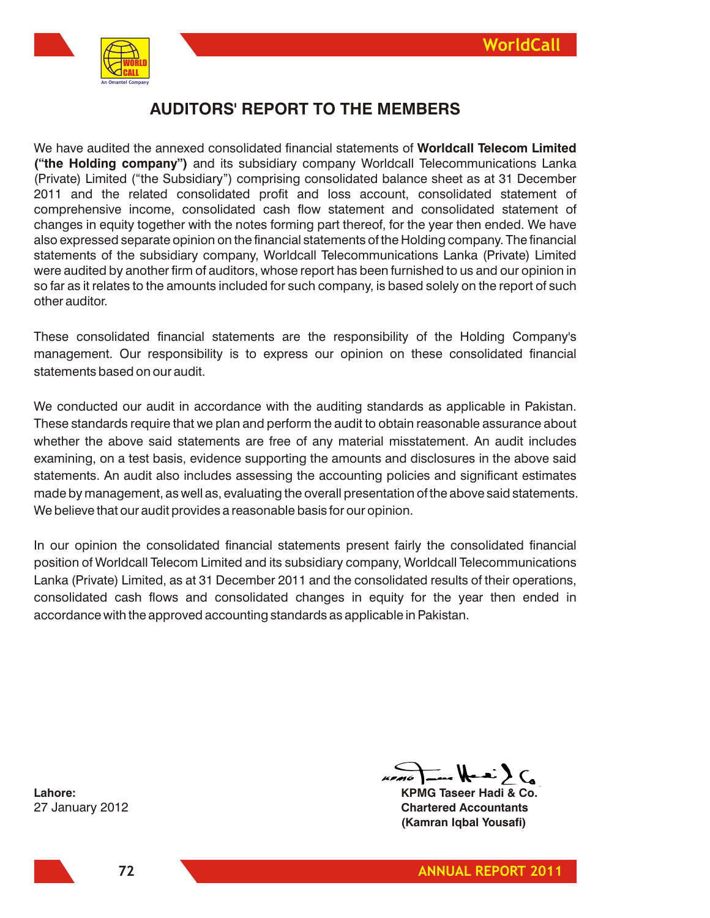# AUDITORS' REPORT TO THE MEMBERS

We have audited the annexed consolidated financial statements of **Worldcall Telecom Limited ("the Holding company")** and its subsidiary company Worldcall Telecommunications Lanka (Private) Limited ("the Subsidiary") comprising consolidated balance sheet as at 31 December 2011 and the related consolidated profit and loss account, consolidated statement of comprehensive income, consolidated cash flow statement and consolidated statement of changes in equity together with the notes forming part thereof, for the year then ended. We have also expressed separate opinion on the financial statements of the Holding company. The financial statements of the subsidiary company, Worldcall Telecommunications Lanka (Private) Limited were audited by another firm of auditors, whose report has been furnished to us and our opinion in so far as it relates to the amounts included for such company, is based solely on the report of such other auditor.

These consolidated financial statements are the responsibility of the Holding Company's management. Our responsibility is to express our opinion on these consolidated financial statements based on our audit.

We conducted our audit in accordance with the auditing standards as applicable in Pakistan. These standards require that we plan and perform the audit to obtain reasonable assurance about whether the above said statements are free of any material misstatement. An audit includes examining, on a test basis, evidence supporting the amounts and disclosures in the above said statements. An audit also includes assessing the accounting policies and significant estimates made by management, as well as, evaluating the overall presentation of the above said statements. We believe that our audit provides a reasonable basis for our opinion.

In our opinion the consolidated financial statements present fairly the consolidated financial position of Worldcall Telecom Limited and its subsidiary company, Worldcall Telecommunications Lanka (Private) Limited, as at 31 December 2011 and the consolidated results of their operations, consolidated cash flows and consolidated changes in equity for the year then ended in accordance with the approved accounting standards as applicable in Pakistan.

**Lahore:**
27 January 2012

**KPMG Taseer Hadi & Co.**
**Chartered Accountants**
**(Kamran Iqbal Yousafi)**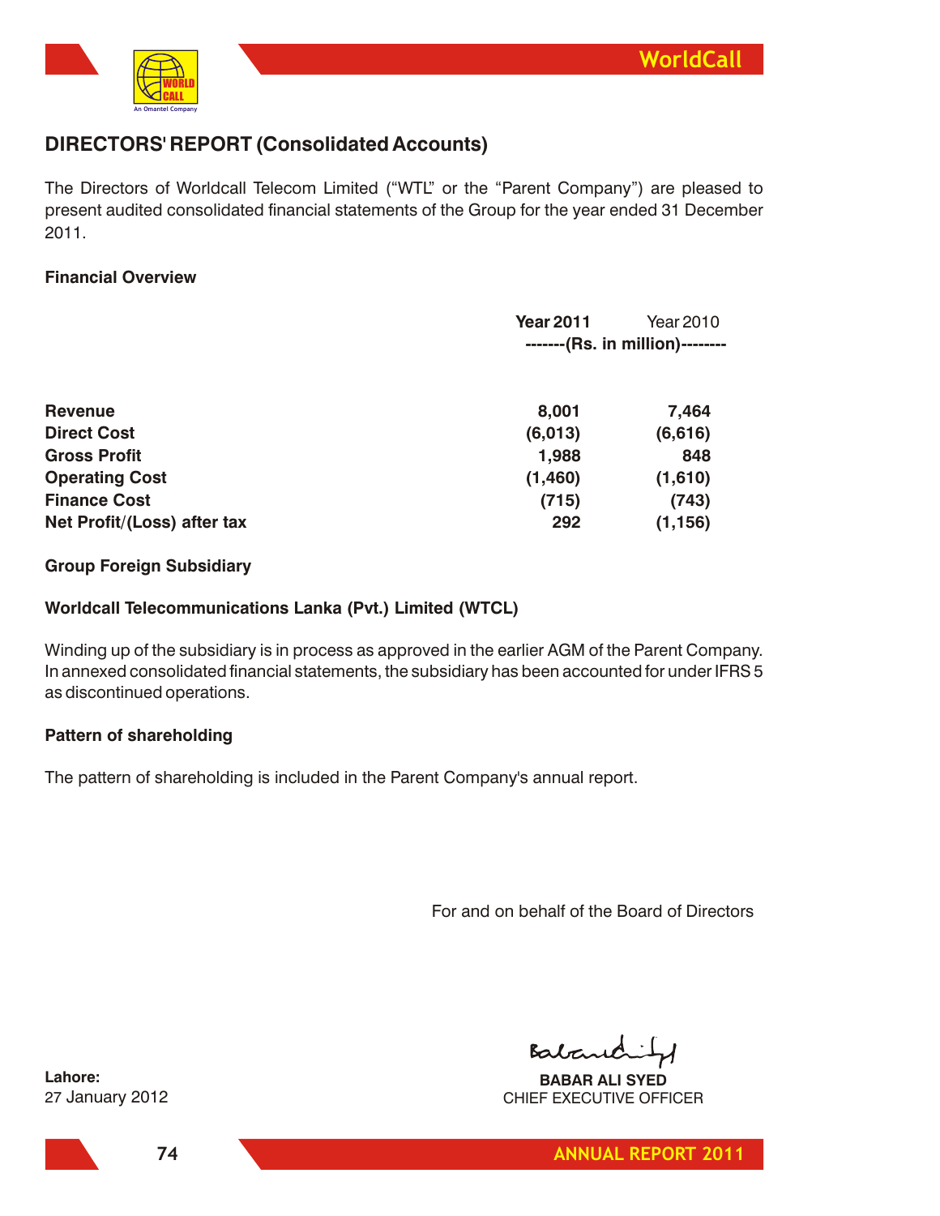## DIRECTORS' REPORT (Consolidated Accounts)

The Directors of Worldcall Telecom Limited ("WTL" or the "Parent Company") are pleased to present audited consolidated financial statements of the Group for the year ended 31 December 2011.

### Financial Overview

| | Year 2011 | Year 2010 |
|---|---|---|
| | -------(Rs. in million)-------- | |
| **Revenue** | **8,001** | **7,464** |
| **Direct Cost** | **(6,013)** | **(6,616)** |
| **Gross Profit** | **1,988** | **848** |
| **Operating Cost** | **(1,460)** | **(1,610)** |
| **Finance Cost** | **(715)** | **(743)** |
| **Net Profit/(Loss) after tax** | **292** | **(1,156)** |

### Group Foreign Subsidiary

### Worldcall Telecommunications Lanka (Pvt.) Limited (WTCL)

Winding up of the subsidiary is in process as approved in the earlier AGM of the Parent Company. In annexed consolidated financial statements, the subsidiary has been accounted for under IFRS 5 as discontinued operations.

### Pattern of shareholding

The pattern of shareholding is included in the Parent Company's annual report.

For and on behalf of the Board of Directors

**BABAR ALI SYED**
CHIEF EXECUTIVE OFFICER

**Lahore:**
27 January 2012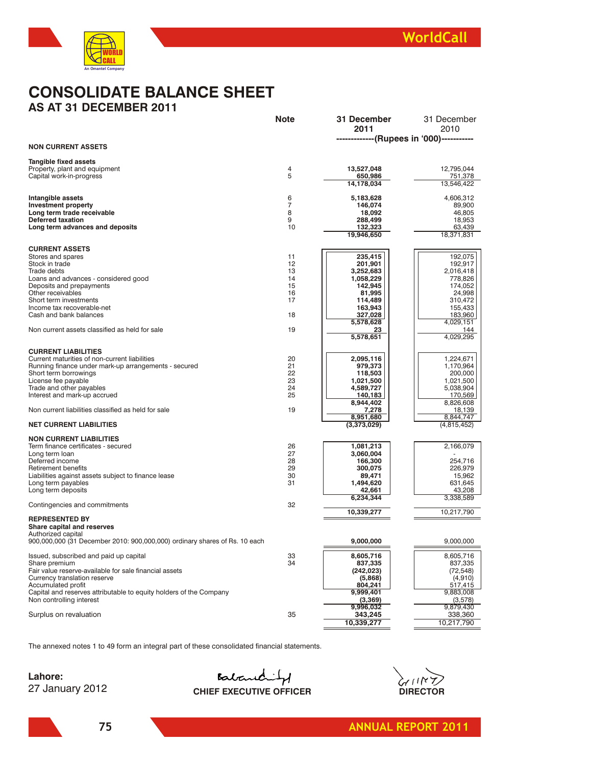# CONSOLIDATE BALANCE SHEET

## AS AT 31 DECEMBER 2011

| | Note | 31 December 2011 | 31 December 2010 |
|---|---|---|---|
| | | (Rupees in '000) | |
| **NON CURRENT ASSETS** | | | |
| **Tangible fixed assets** | | | |
| Property, plant and equipment | 4 | **13,527,048** | 12,795,044 |
| Capital work-in-progress | 5 | **650,986** | 751,378 |
| | | **14,178,034** | 13,546,422 |
| **Intangible assets** | 6 | **5,183,628** | 4,606,312 |
| **Investment property** | 7 | **146,074** | 89,900 |
| **Long term trade receivable** | 8 | **18,092** | 46,805 |
| **Deferred taxation** | 9 | **288,499** | 18,953 |
| **Long term advances and deposits** | 10 | **132,323** | 63,439 |
| | | **19,946,650** | 18,371,831 |
| **CURRENT ASSETS** | | | |
| Stores and spares | 11 | **235,415** | 192,075 |
| Stock in trade | 12 | **201,901** | 192,917 |
| Trade debts | 13 | **3,252,683** | 2,016,418 |
| Loans and advances - considered good | 14 | **1,058,229** | 778,826 |
| Deposits and prepayments | 15 | **142,945** | 174,052 |
| Other receivables | 16 | **81,995** | 24,998 |
| Short term investments | 17 | **114,489** | 310,472 |
| Income tax recoverable-net | | **163,943** | 155,433 |
| Cash and bank balances | 18 | **327,028** | 183,960 |
| | | **5,578,628** | 4,029,151 |
| Non current assets classified as held for sale | 19 | **23** | 144 |
| | | **5,578,651** | 4,029,295 |
| **CURRENT LIABILITIES** | | | |
| Current maturities of non-current liabilities | 20 | **2,095,116** | 1,224,671 |
| Running finance under mark-up arrangements - secured | 21 | **979,373** | 1,170,964 |
| Short term borrowings | 22 | **118,503** | 200,000 |
| License fee payable | 23 | **1,021,500** | 1,021,500 |
| Trade and other payables | 24 | **4,589,727** | 5,038,904 |
| Interest and mark-up accrued | 25 | **140,183** | 170,569 |
| | | **8,944,402** | 8,826,608 |
| Non current liabilities classified as held for sale | 19 | **7,278** | 18,139 |
| | | **8,951,680** | 8,844,747 |
| **NET CURRENT LIABILITIES** | | **(3,373,029)** | (4,815,452) |
| **NON CURRENT LIABILITIES** | | | |
| Term finance certificates - secured | 26 | **1,081,213** | 2,166,079 |
| Long term loan | 27 | **3,060,004** | - |
| Deferred income | 28 | **166,300** | 254,716 |
| Retirement benefits | 29 | **300,075** | 226,979 |
| Liabilities against assets subject to finance lease | 30 | **89,471** | 15,962 |
| Long term payables | 31 | **1,494,620** | 631,645 |
| Long term deposits | | **42,661** | 43,208 |
| | | **6,234,344** | 3,338,589 |
| Contingencies and commitments | 32 | | |
| | | **10,339,277** | 10,217,790 |
| **REPRESENTED BY** | | | |
| **Share capital and reserves** | | | |
| Authorized capital | | | |
| 900,000,000 (31 December 2010: 900,000,000) ordinary shares of Rs. 10 each | | **9,000,000** | 9,000,000 |
| Issued, subscribed and paid up capital | 33 | **8,605,716** | 8,605,716 |
| Share premium | 34 | **837,335** | 837,335 |
| Fair value reserve-available for sale financial assets | | **(242,023)** | (72,548) |
| Currency translation reserve | | **(5,868)** | (4,910) |
| Accumulated profit | | **804,241** | 517,415 |
| Capital and reserves attributable to equity holders of the Company | | **9,999,401** | 9,883,008 |
| Non controlling interest | | **(3,369)** | (3,578) |
| | | **9,996,032** | 9,879,430 |
| Surplus on revaluation | 35 | **343,245** | 338,360 |
| | | **10,339,277** | 10,217,790 |

The annexed notes 1 to 49 form an integral part of these consolidated financial statements.

**Lahore:**
27 January 2012

**CHIEF EXECUTIVE OFFICER**

**DIRECTOR**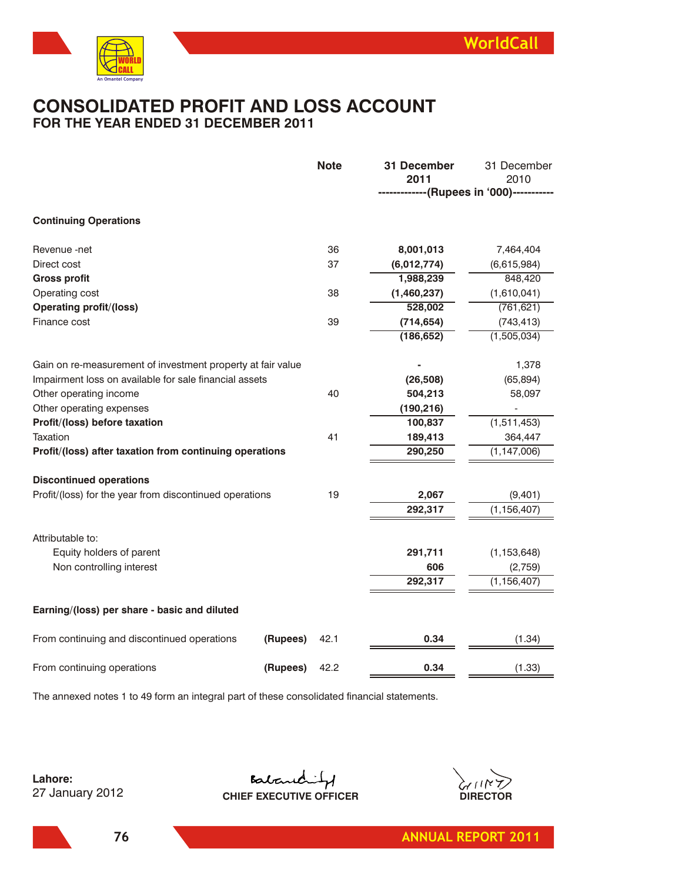# CONSOLIDATED PROFIT AND LOSS ACCOUNT

## FOR THE YEAR ENDED 31 DECEMBER 2011

| | | Note | 31 December 2011 | 31 December 2010 |
|---|---|---|---|---|
| | | | -------------(Rupees in '000)----------- | |
| **Continuing Operations** | | | | |
| Revenue -net | | 36 | **8,001,013** | 7,464,404 |
| Direct cost | | 37 | **(6,012,774)** | (6,615,984) |
| **Gross profit** | | | **1,988,239** | 848,420 |
| Operating cost | | 38 | **(1,460,237)** | (1,610,041) |
| **Operating profit/(loss)** | | | **528,002** | (761,621) |
| Finance cost | | 39 | **(714,654)** | (743,413) |
| | | | **(186,652)** | (1,505,034) |
| Gain on re-measurement of investment property at fair value | | | **-** | 1,378 |
| Impairment loss on available for sale financial assets | | | **(26,508)** | (65,894) |
| Other operating income | | 40 | **504,213** | 58,097 |
| Other operating expenses | | | **(190,216)** | - |
| **Profit/(loss) before taxation** | | | **100,837** | (1,511,453) |
| Taxation | | 41 | **189,413** | 364,447 |
| **Profit/(loss) after taxation from continuing operations** | | | **290,250** | (1,147,006) |
| **Discontinued operations** | | | | |
| Profit/(loss) for the year from discontinued operations | | 19 | **2,067** | (9,401) |
| | | | **292,317** | (1,156,407) |
| Attributable to: | | | | |
| Equity holders of parent | | | **291,711** | (1,153,648) |
| Non controlling interest | | | **606** | (2,759) |
| | | | **292,317** | (1,156,407) |
| **Earning/(loss) per share - basic and diluted** | | | | |
| From continuing and discontinued operations | **(Rupees)** | 42.1 | **0.34** | (1.34) |
| From continuing operations | **(Rupees)** | 42.2 | **0.34** | (1.33) |

The annexed notes 1 to 49 form an integral part of these consolidated financial statements.

**Lahore:**
27 January 2012

**CHIEF EXECUTIVE OFFICER**

**DIRECTOR**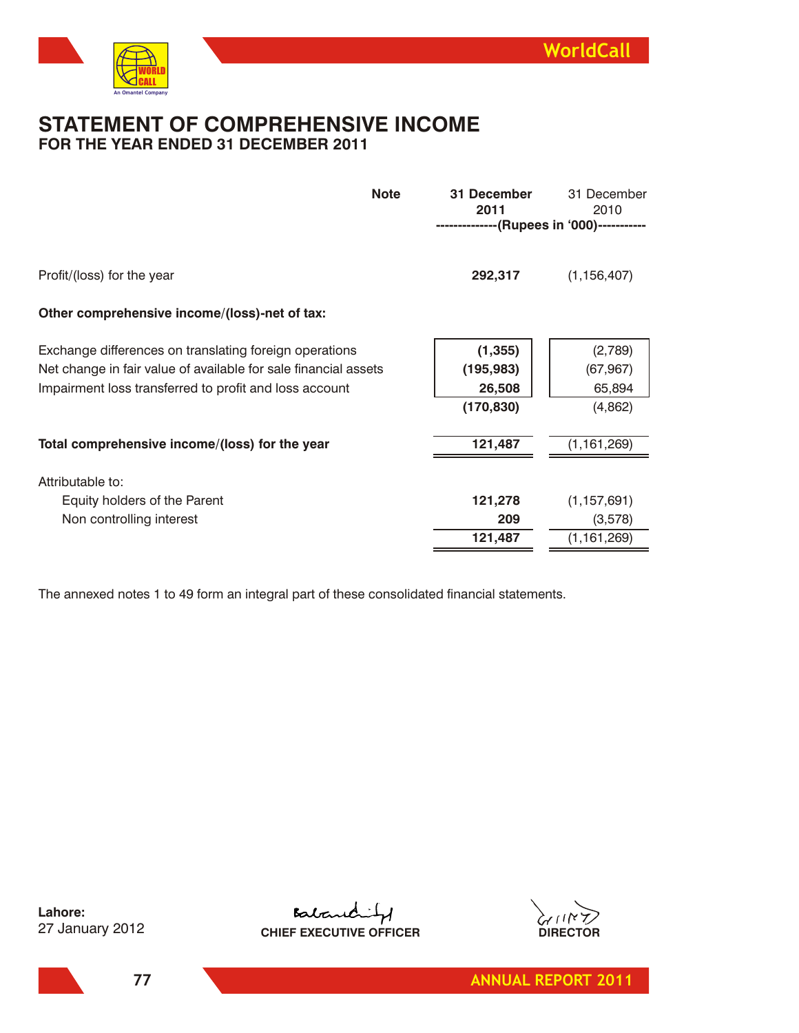# STATEMENT OF COMPREHENSIVE INCOME

## FOR THE YEAR ENDED 31 DECEMBER 2011

| | Note | 31 December 2011 | 31 December 2010 |
|---|---|---|---|
| | | --------------(Rupees in '000)---------- | |
| Profit/(loss) for the year | | **292,317** | (1,156,407) |
| **Other comprehensive income/(loss)-net of tax:** | | | |
| Exchange differences on translating foreign operations | | **(1,355)** | (2,789) |
| Net change in fair value of available for sale financial assets | | **(195,983)** | (67,967) |
| Impairment loss transferred to profit and loss account | | **26,508** | 65,894 |
| | | **(170,830)** | (4,862) |
| **Total comprehensive income/(loss) for the year** | | **121,487** | (1,161,269) |
| Attributable to: | | | |
| Equity holders of the Parent | | **121,278** | (1,157,691) |
| Non controlling interest | | **209** | (3,578) |
| | | **121,487** | (1,161,269) |

The annexed notes 1 to 49 form an integral part of these consolidated financial statements.

**Lahore:**
27 January 2012

**CHIEF EXECUTIVE OFFICER**

**DIRECTOR**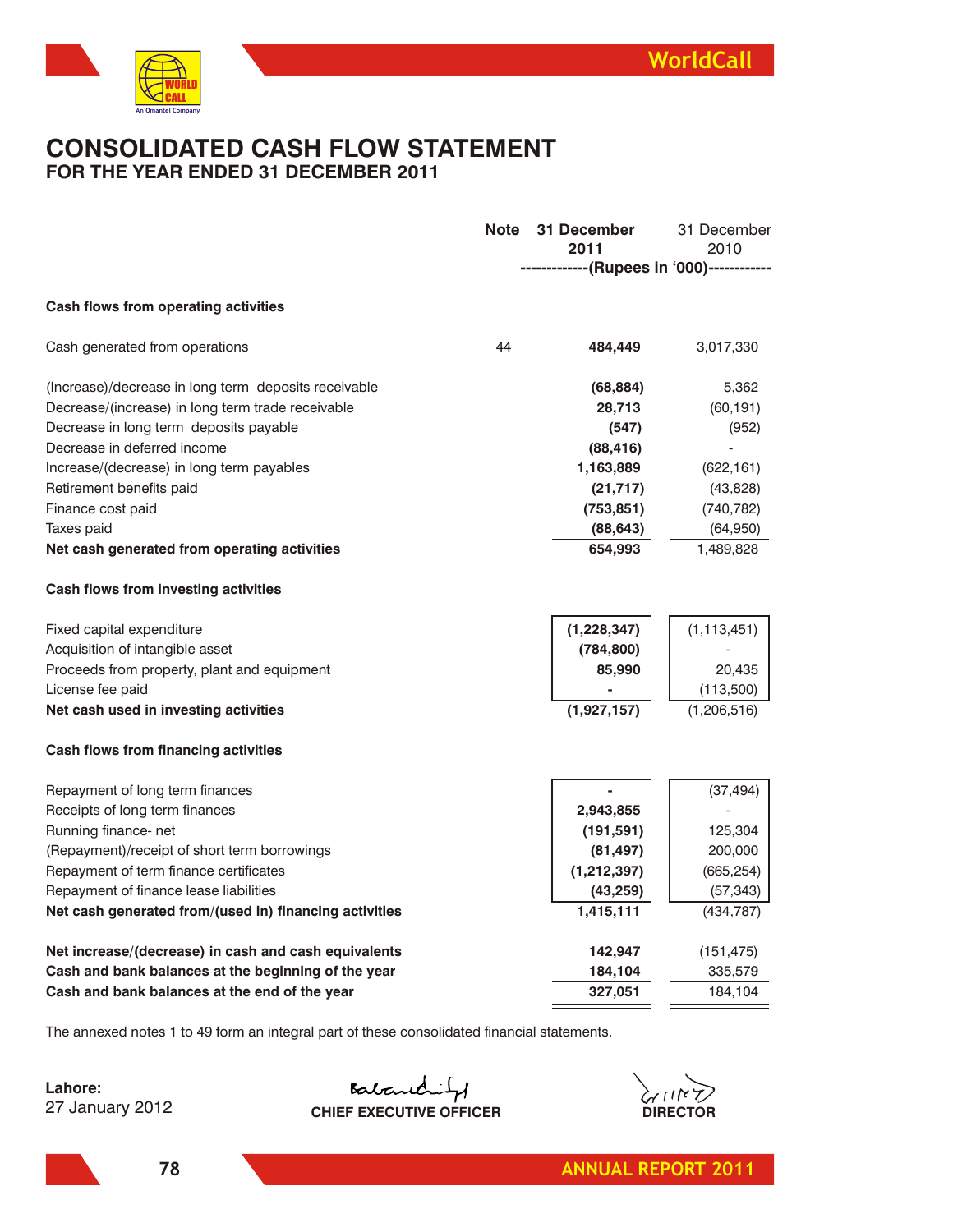# CONSOLIDATED CASH FLOW STATEMENT

## FOR THE YEAR ENDED 31 DECEMBER 2011

| | Note | 31 December 2011 | 31 December 2010 |
|---|---|---|---|
| | | -------------(Rupees in '000)------------ | |
| **Cash flows from operating activities** | | | |
| Cash generated from operations | 44 | **484,449** | 3,017,330 |
| (Increase)/decrease in long term deposits receivable | | **(68,884)** | 5,362 |
| Decrease/(increase) in long term trade receivable | | **28,713** | (60,191) |
| Decrease in long term deposits payable | | **(547)** | (952) |
| Decrease in deferred income | | **(88,416)** | - |
| Increase/(decrease) in long term payables | | **1,163,889** | (622,161) |
| Retirement benefits paid | | **(21,717)** | (43,828) |
| Finance cost paid | | **(753,851)** | (740,782) |
| Taxes paid | | **(88,643)** | (64,950) |
| **Net cash generated from operating activities** | | **654,993** | 1,489,828 |
| **Cash flows from investing activities** | | | |
| Fixed capital expenditure | | **(1,228,347)** | (1,113,451) |
| Acquisition of intangible asset | | **(784,800)** | - |
| Proceeds from property, plant and equipment | | **85,990** | 20,435 |
| License fee paid | | **-** | (113,500) |
| **Net cash used in investing activities** | | **(1,927,157)** | (1,206,516) |
| **Cash flows from financing activities** | | | |
| Repayment of long term finances | | **-** | (37,494) |
| Receipts of long term finances | | **2,943,855** | - |
| Running finance- net | | **(191,591)** | 125,304 |
| (Repayment)/receipt of short term borrowings | | **(81,497)** | 200,000 |
| Repayment of term finance certificates | | **(1,212,397)** | (665,254) |
| Repayment of finance lease liabilities | | **(43,259)** | (57,343) |
| **Net cash generated from/(used in) financing activities** | | **1,415,111** | (434,787) |
| **Net increase/(decrease) in cash and cash equivalents** | | **142,947** | (151,475) |
| **Cash and bank balances at the beginning of the year** | | **184,104** | 335,579 |
| **Cash and bank balances at the end of the year** | | **327,051** | 184,104 |

The annexed notes 1 to 49 form an integral part of these consolidated financial statements.

**Lahore:**
27 January 2012

**CHIEF EXECUTIVE OFFICER**

**DIRECTOR**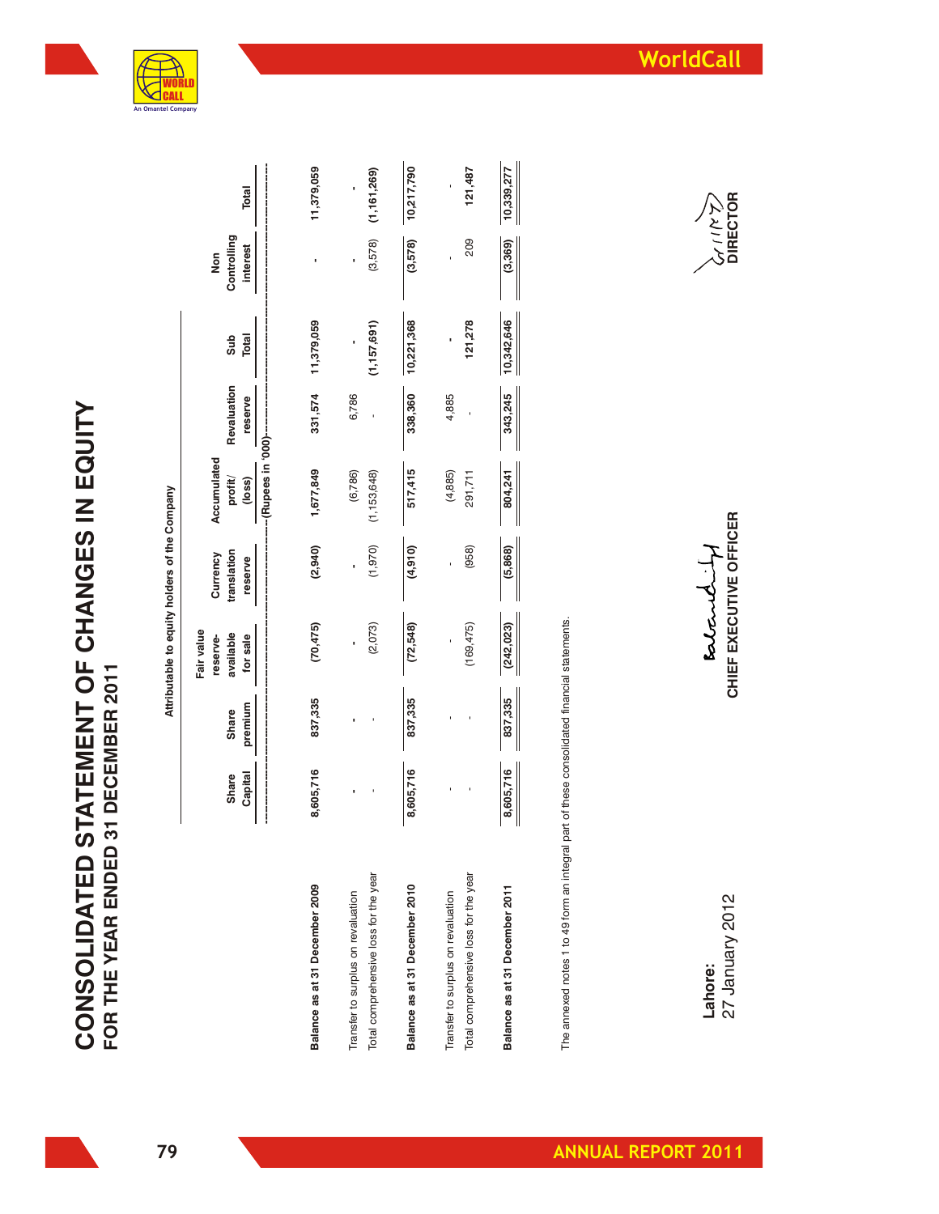# CONSOLIDATED STATEMENT OF CHANGES IN EQUITY

## FOR THE YEAR ENDED 31 DECEMBER 2011

| | Attributable to equity holders of the Company | | | | | | | | Non Controlling interest | Total |
|---|---|---|---|---|---|---|---|---|---|---|
| | Share Capital | Share premium | Fair value reserve-available for sale | Currency translation reserve | Accumulated profit/ (loss) | Revaluation reserve | Sub Total | | | |
| | (Rupees in '000) | | | | | | | | | |
| **Balance as at 31 December 2009** | **8,605,716** | **837,335** | **(70,475)** | **(2,940)** | **1,677,849** | **331,574** | **11,379,059** | | **-** | **11,379,059** |
| Transfer to surplus on revaluation | - | - | - | - | (6,786) | 6,786 | - | | - | - |
| Total comprehensive loss for the year | - | - | (2,073) | (1,970) | (1,153,648) | - | (1,157,691) | | (3,578) | (1,161,269) |
| **Balance as at 31 December 2010** | **8,605,716** | **837,335** | **(72,548)** | **(4,910)** | **517,415** | **338,360** | **10,221,368** | | **(3,578)** | **10,217,790** |
| Transfer to surplus on revaluation | - | - | - | - | (4,885) | 4,885 | - | | - | - |
| Total comprehensive loss for the year | - | - | (169,475) | (958) | 291,711 | - | 121,278 | | 209 | 121,487 |
| **Balance as at 31 December 2011** | **8,605,716** | **837,335** | **(242,023)** | **(5,868)** | **804,241** | **343,245** | **10,342,646** | | **(3,369)** | **10,339,277** |

The annexed notes 1 to 49 form an integral part of these consolidated financial statements.

**Lahore:**
27 January 2012

**CHIEF EXECUTIVE OFFICER**

**DIRECTOR**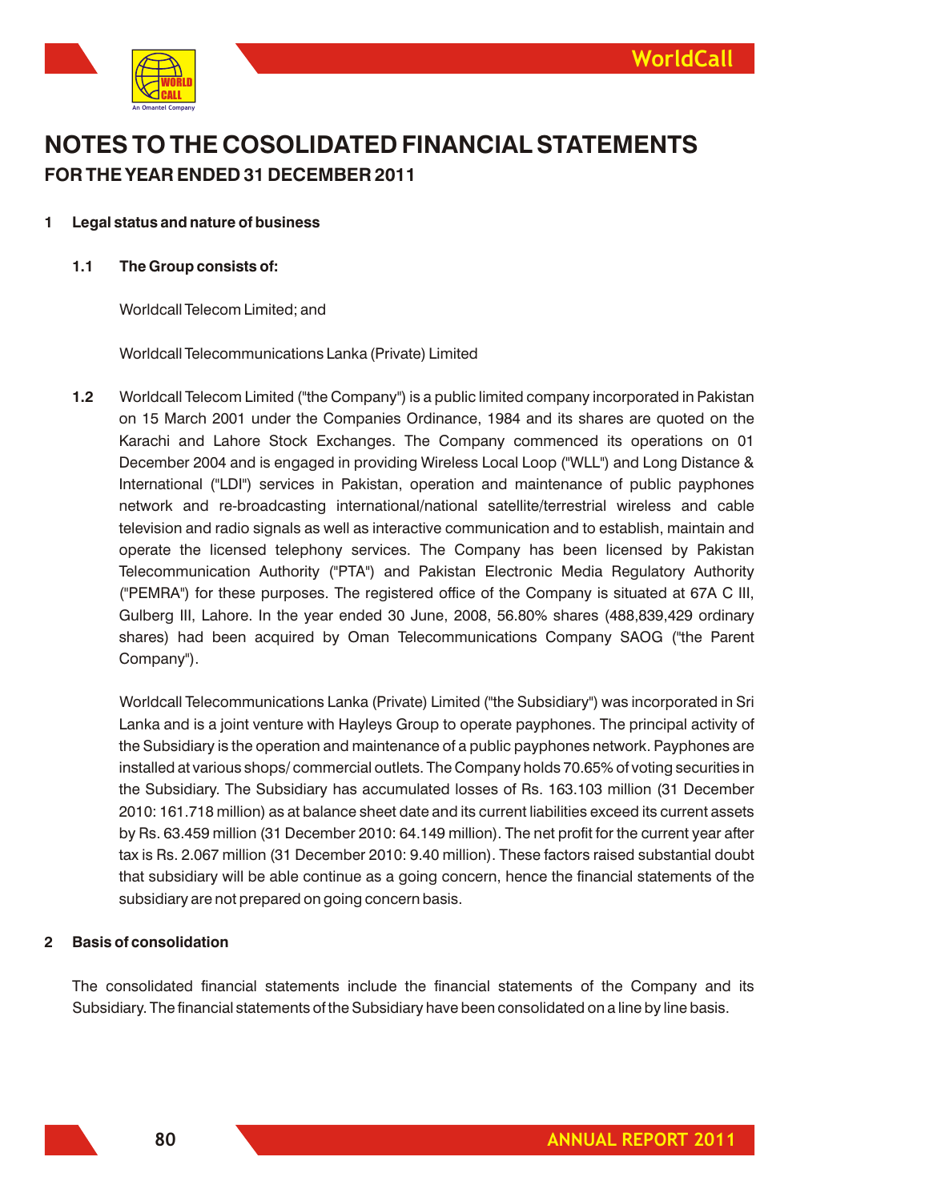# NOTES TO THE COSOLIDATED FINANCIAL STATEMENTS

## FOR THE YEAR ENDED 31 DECEMBER 2011

**1 Legal status and nature of business**

**1.1 The Group consists of:**

Worldcall Telecom Limited; and

Worldcall Telecommunications Lanka (Private) Limited

**1.2** Worldcall Telecom Limited ("the Company") is a public limited company incorporated in Pakistan on 15 March 2001 under the Companies Ordinance, 1984 and its shares are quoted on the Karachi and Lahore Stock Exchanges. The Company commenced its operations on 01 December 2004 and is engaged in providing Wireless Local Loop ("WLL") and Long Distance & International ("LDI") services in Pakistan, operation and maintenance of public payphones network and re-broadcasting international/national satellite/terrestrial wireless and cable television and radio signals as well as interactive communication and to establish, maintain and operate the licensed telephony services. The Company has been licensed by Pakistan Telecommunication Authority ("PTA") and Pakistan Electronic Media Regulatory Authority ("PEMRA") for these purposes. The registered office of the Company is situated at 67A C III, Gulberg III, Lahore. In the year ended 30 June, 2008, 56.80% shares (488,839,429 ordinary shares) had been acquired by Oman Telecommunications Company SAOG ("the Parent Company").

Worldcall Telecommunications Lanka (Private) Limited ("the Subsidiary") was incorporated in Sri Lanka and is a joint venture with Hayleys Group to operate payphones. The principal activity of the Subsidiary is the operation and maintenance of a public payphones network. Payphones are installed at various shops/ commercial outlets. The Company holds 70.65% of voting securities in the Subsidiary. The Subsidiary has accumulated losses of Rs. 163.103 million (31 December 2010: 161.718 million) as at balance sheet date and its current liabilities exceed its current assets by Rs. 63.459 million (31 December 2010: 64.149 million). The net profit for the current year after tax is Rs. 2.067 million (31 December 2010: 9.40 million). These factors raised substantial doubt that subsidiary will be able continue as a going concern, hence the financial statements of the subsidiary are not prepared on going concern basis.

**2 Basis of consolidation**

The consolidated financial statements include the financial statements of the Company and its Subsidiary. The financial statements of the Subsidiary have been consolidated on a line by line basis.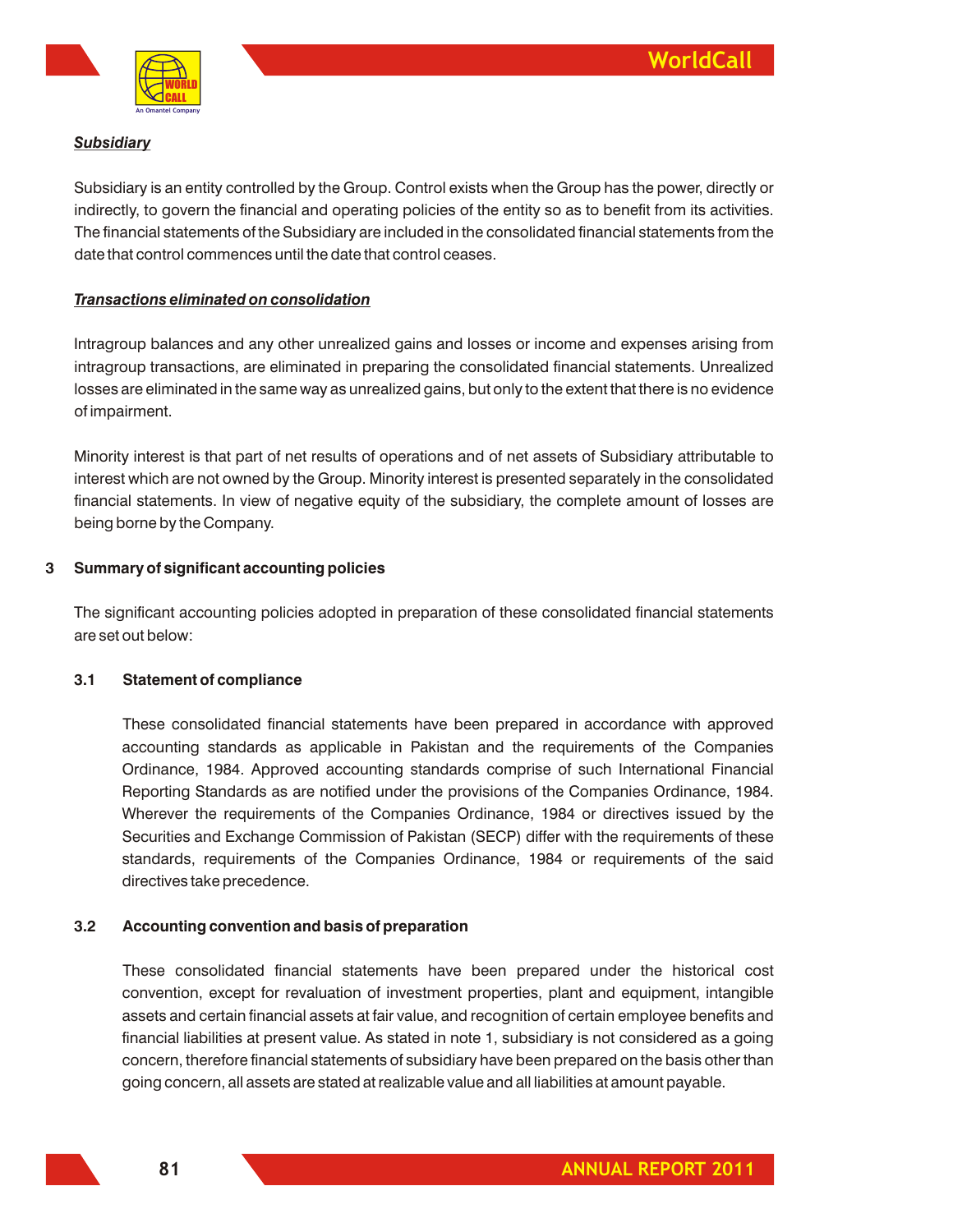***Subsidiary***

Subsidiary is an entity controlled by the Group. Control exists when the Group has the power, directly or indirectly, to govern the financial and operating policies of the entity so as to benefit from its activities. The financial statements of the Subsidiary are included in the consolidated financial statements from the date that control commences until the date that control ceases.

***Transactions eliminated on consolidation***

Intragroup balances and any other unrealized gains and losses or income and expenses arising from intragroup transactions, are eliminated in preparing the consolidated financial statements. Unrealized losses are eliminated in the same way as unrealized gains, but only to the extent that there is no evidence of impairment.

Minority interest is that part of net results of operations and of net assets of Subsidiary attributable to interest which are not owned by the Group. Minority interest is presented separately in the consolidated financial statements. In view of negative equity of the subsidiary, the complete amount of losses are being borne by the Company.

## 3 Summary of significant accounting policies

The significant accounting policies adopted in preparation of these consolidated financial statements are set out below:

### 3.1 Statement of compliance

These consolidated financial statements have been prepared in accordance with approved accounting standards as applicable in Pakistan and the requirements of the Companies Ordinance, 1984. Approved accounting standards comprise of such International Financial Reporting Standards as are notified under the provisions of the Companies Ordinance, 1984. Wherever the requirements of the Companies Ordinance, 1984 or directives issued by the Securities and Exchange Commission of Pakistan (SECP) differ with the requirements of these standards, requirements of the Companies Ordinance, 1984 or requirements of the said directives take precedence.

### 3.2 Accounting convention and basis of preparation

These consolidated financial statements have been prepared under the historical cost convention, except for revaluation of investment properties, plant and equipment, intangible assets and certain financial assets at fair value, and recognition of certain employee benefits and financial liabilities at present value. As stated in note 1, subsidiary is not considered as a going concern, therefore financial statements of subsidiary have been prepared on the basis other than going concern, all assets are stated at realizable value and all liabilities at amount payable.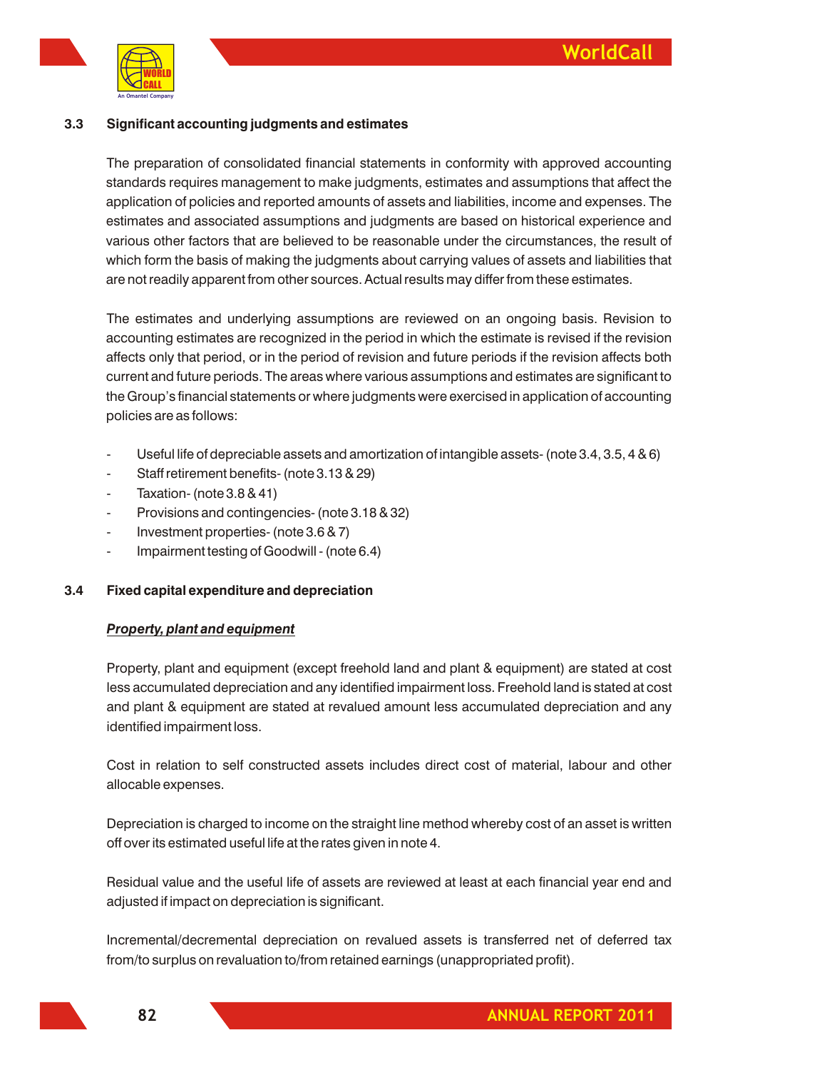### 3.3 Significant accounting judgments and estimates

The preparation of consolidated financial statements in conformity with approved accounting standards requires management to make judgments, estimates and assumptions that affect the application of policies and reported amounts of assets and liabilities, income and expenses. The estimates and associated assumptions and judgments are based on historical experience and various other factors that are believed to be reasonable under the circumstances, the result of which form the basis of making the judgments about carrying values of assets and liabilities that are not readily apparent from other sources. Actual results may differ from these estimates.

The estimates and underlying assumptions are reviewed on an ongoing basis. Revision to accounting estimates are recognized in the period in which the estimate is revised if the revision affects only that period, or in the period of revision and future periods if the revision affects both current and future periods. The areas where various assumptions and estimates are significant to the Group's financial statements or where judgments were exercised in application of accounting policies are as follows:

- Useful life of depreciable assets and amortization of intangible assets- (note 3.4, 3.5, 4 & 6)
- Staff retirement benefits- (note 3.13 & 29)
- Taxation- (note 3.8 & 41)
- Provisions and contingencies- (note 3.18 & 32)
- Investment properties- (note 3.6 & 7)
- Impairment testing of Goodwill - (note 6.4)

### 3.4 Fixed capital expenditure and depreciation

***<u>Property, plant and equipment</u>***

Property, plant and equipment (except freehold land and plant & equipment) are stated at cost less accumulated depreciation and any identified impairment loss. Freehold land is stated at cost and plant & equipment are stated at revalued amount less accumulated depreciation and any identified impairment loss.

Cost in relation to self constructed assets includes direct cost of material, labour and other allocable expenses.

Depreciation is charged to income on the straight line method whereby cost of an asset is written off over its estimated useful life at the rates given in note 4.

Residual value and the useful life of assets are reviewed at least at each financial year end and adjusted if impact on depreciation is significant.

Incremental/decremental depreciation on revalued assets is transferred net of deferred tax from/to surplus on revaluation to/from retained earnings (unappropriated profit).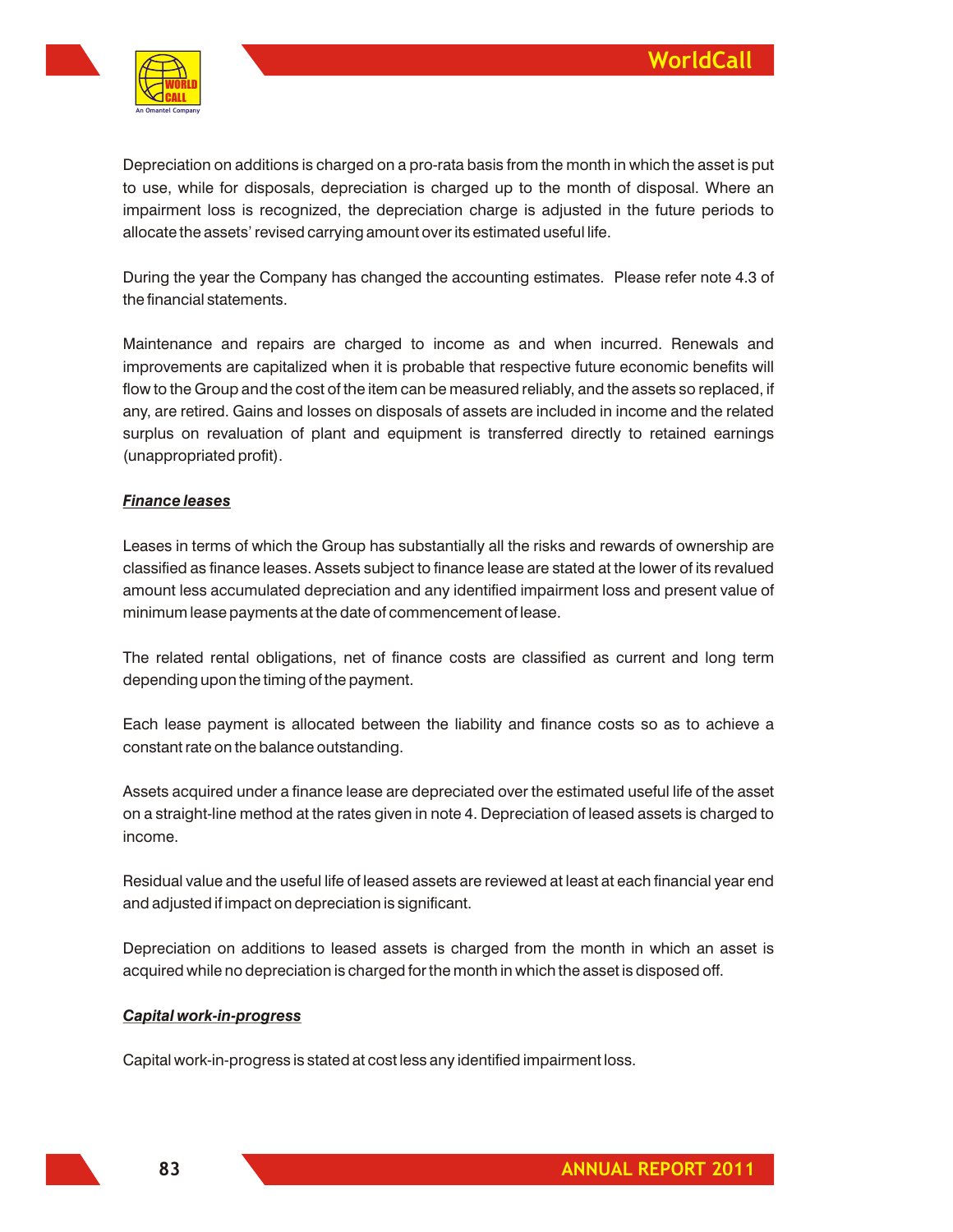Depreciation on additions is charged on a pro-rata basis from the month in which the asset is put to use, while for disposals, depreciation is charged up to the month of disposal. Where an impairment loss is recognized, the depreciation charge is adjusted in the future periods to allocate the assets' revised carrying amount over its estimated useful life.

During the year the Company has changed the accounting estimates. Please refer note 4.3 of the financial statements.

Maintenance and repairs are charged to income as and when incurred. Renewals and improvements are capitalized when it is probable that respective future economic benefits will flow to the Group and the cost of the item can be measured reliably, and the assets so replaced, if any, are retired. Gains and losses on disposals of assets are included in income and the related surplus on revaluation of plant and equipment is transferred directly to retained earnings (unappropriated profit).

***Finance leases***

Leases in terms of which the Group has substantially all the risks and rewards of ownership are classified as finance leases. Assets subject to finance lease are stated at the lower of its revalued amount less accumulated depreciation and any identified impairment loss and present value of minimum lease payments at the date of commencement of lease.

The related rental obligations, net of finance costs are classified as current and long term depending upon the timing of the payment.

Each lease payment is allocated between the liability and finance costs so as to achieve a constant rate on the balance outstanding.

Assets acquired under a finance lease are depreciated over the estimated useful life of the asset on a straight-line method at the rates given in note 4. Depreciation of leased assets is charged to income.

Residual value and the useful life of leased assets are reviewed at least at each financial year end and adjusted if impact on depreciation is significant.

Depreciation on additions to leased assets is charged from the month in which an asset is acquired while no depreciation is charged for the month in which the asset is disposed off.

***Capital work-in-progress***

Capital work-in-progress is stated at cost less any identified impairment loss.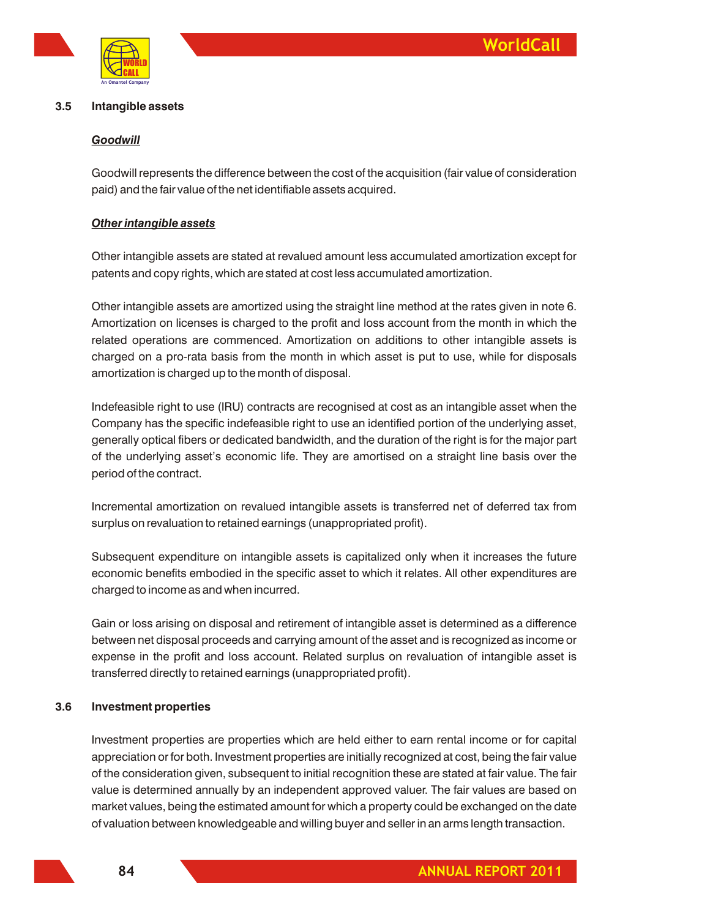### 3.5 Intangible assets

***Goodwill***

Goodwill represents the difference between the cost of the acquisition (fair value of consideration paid) and the fair value of the net identifiable assets acquired.

***Other intangible assets***

Other intangible assets are stated at revalued amount less accumulated amortization except for patents and copy rights, which are stated at cost less accumulated amortization.

Other intangible assets are amortized using the straight line method at the rates given in note 6. Amortization on licenses is charged to the profit and loss account from the month in which the related operations are commenced. Amortization on additions to other intangible assets is charged on a pro-rata basis from the month in which asset is put to use, while for disposals amortization is charged up to the month of disposal.

Indefeasible right to use (IRU) contracts are recognised at cost as an intangible asset when the Company has the specific indefeasible right to use an identified portion of the underlying asset, generally optical fibers or dedicated bandwidth, and the duration of the right is for the major part of the underlying asset's economic life. They are amortised on a straight line basis over the period of the contract.

Incremental amortization on revalued intangible assets is transferred net of deferred tax from surplus on revaluation to retained earnings (unappropriated profit).

Subsequent expenditure on intangible assets is capitalized only when it increases the future economic benefits embodied in the specific asset to which it relates. All other expenditures are charged to income as and when incurred.

Gain or loss arising on disposal and retirement of intangible asset is determined as a difference between net disposal proceeds and carrying amount of the asset and is recognized as income or expense in the profit and loss account. Related surplus on revaluation of intangible asset is transferred directly to retained earnings (unappropriated profit).

### 3.6 Investment properties

Investment properties are properties which are held either to earn rental income or for capital appreciation or for both. Investment properties are initially recognized at cost, being the fair value of the consideration given, subsequent to initial recognition these are stated at fair value. The fair value is determined annually by an independent approved valuer. The fair values are based on market values, being the estimated amount for which a property could be exchanged on the date of valuation between knowledgeable and willing buyer and seller in an arms length transaction.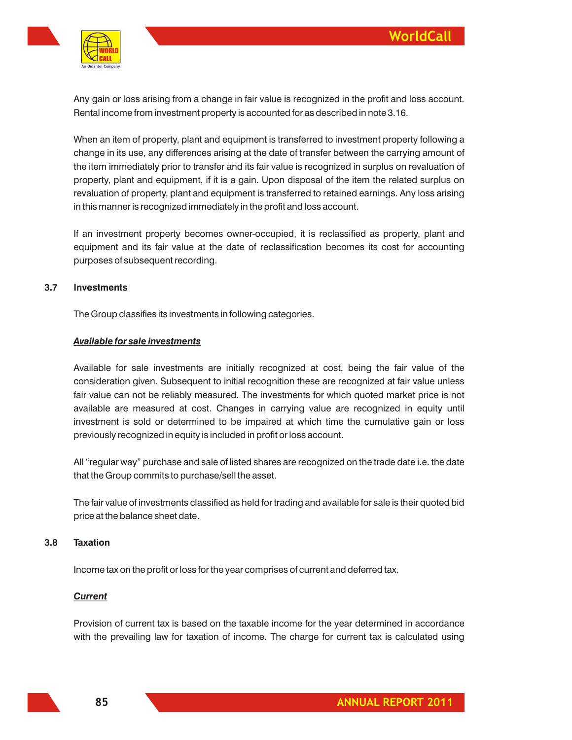Any gain or loss arising from a change in fair value is recognized in the profit and loss account. Rental income from investment property is accounted for as described in note 3.16.

When an item of property, plant and equipment is transferred to investment property following a change in its use, any differences arising at the date of transfer between the carrying amount of the item immediately prior to transfer and its fair value is recognized in surplus on revaluation of property, plant and equipment, if it is a gain. Upon disposal of the item the related surplus on revaluation of property, plant and equipment is transferred to retained earnings. Any loss arising in this manner is recognized immediately in the profit and loss account.

If an investment property becomes owner-occupied, it is reclassified as property, plant and equipment and its fair value at the date of reclassification becomes its cost for accounting purposes of subsequent recording.

### 3.7 Investments

The Group classifies its investments in following categories.

***Available for sale investments***

Available for sale investments are initially recognized at cost, being the fair value of the consideration given. Subsequent to initial recognition these are recognized at fair value unless fair value can not be reliably measured. The investments for which quoted market price is not available are measured at cost. Changes in carrying value are recognized in equity until investment is sold or determined to be impaired at which time the cumulative gain or loss previously recognized in equity is included in profit or loss account.

All "regular way" purchase and sale of listed shares are recognized on the trade date i.e. the date that the Group commits to purchase/sell the asset.

The fair value of investments classified as held for trading and available for sale is their quoted bid price at the balance sheet date.

### 3.8 Taxation

Income tax on the profit or loss for the year comprises of current and deferred tax.

***Current***

Provision of current tax is based on the taxable income for the year determined in accordance with the prevailing law for taxation of income. The charge for current tax is calculated using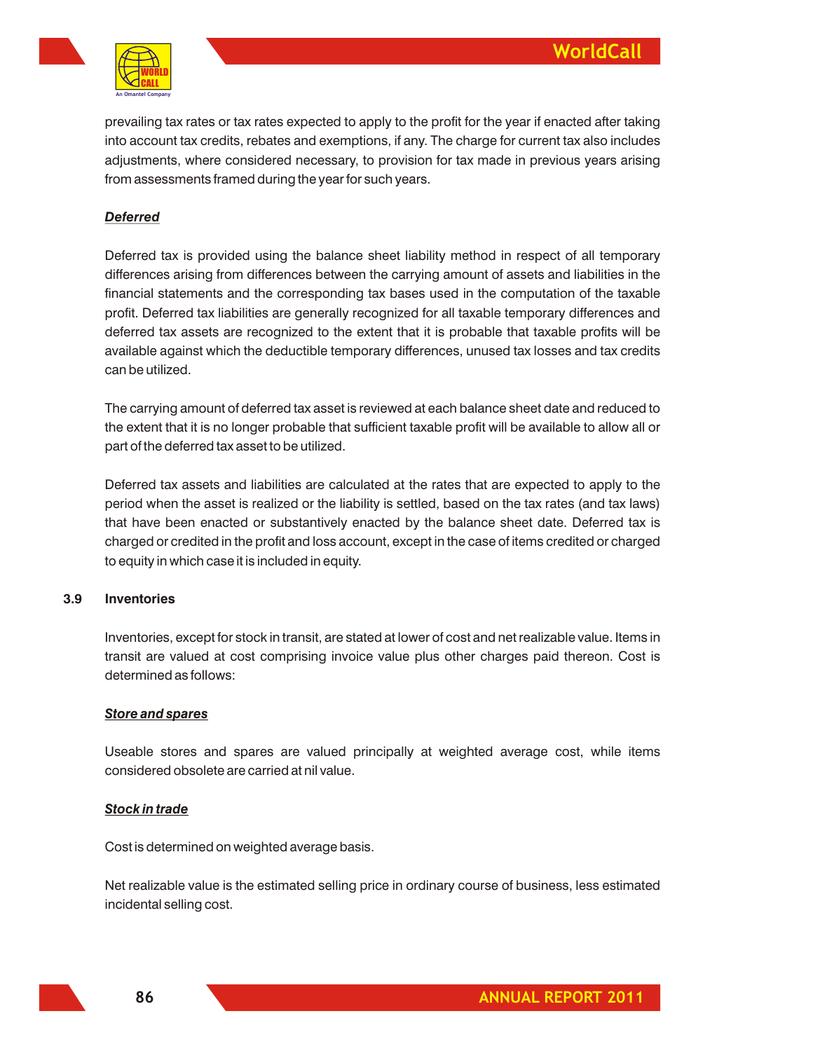prevailing tax rates or tax rates expected to apply to the profit for the year if enacted after taking into account tax credits, rebates and exemptions, if any. The charge for current tax also includes adjustments, where considered necessary, to provision for tax made in previous years arising from assessments framed during the year for such years.

***Deferred***

Deferred tax is provided using the balance sheet liability method in respect of all temporary differences arising from differences between the carrying amount of assets and liabilities in the financial statements and the corresponding tax bases used in the computation of the taxable profit. Deferred tax liabilities are generally recognized for all taxable temporary differences and deferred tax assets are recognized to the extent that it is probable that taxable profits will be available against which the deductible temporary differences, unused tax losses and tax credits can be utilized.

The carrying amount of deferred tax asset is reviewed at each balance sheet date and reduced to the extent that it is no longer probable that sufficient taxable profit will be available to allow all or part of the deferred tax asset to be utilized.

Deferred tax assets and liabilities are calculated at the rates that are expected to apply to the period when the asset is realized or the liability is settled, based on the tax rates (and tax laws) that have been enacted or substantively enacted by the balance sheet date. Deferred tax is charged or credited in the profit and loss account, except in the case of items credited or charged to equity in which case it is included in equity.

**3.9 Inventories**

Inventories, except for stock in transit, are stated at lower of cost and net realizable value. Items in transit are valued at cost comprising invoice value plus other charges paid thereon. Cost is determined as follows:

***Store and spares***

Useable stores and spares are valued principally at weighted average cost, while items considered obsolete are carried at nil value.

***Stock in trade***

Cost is determined on weighted average basis.

Net realizable value is the estimated selling price in ordinary course of business, less estimated incidental selling cost.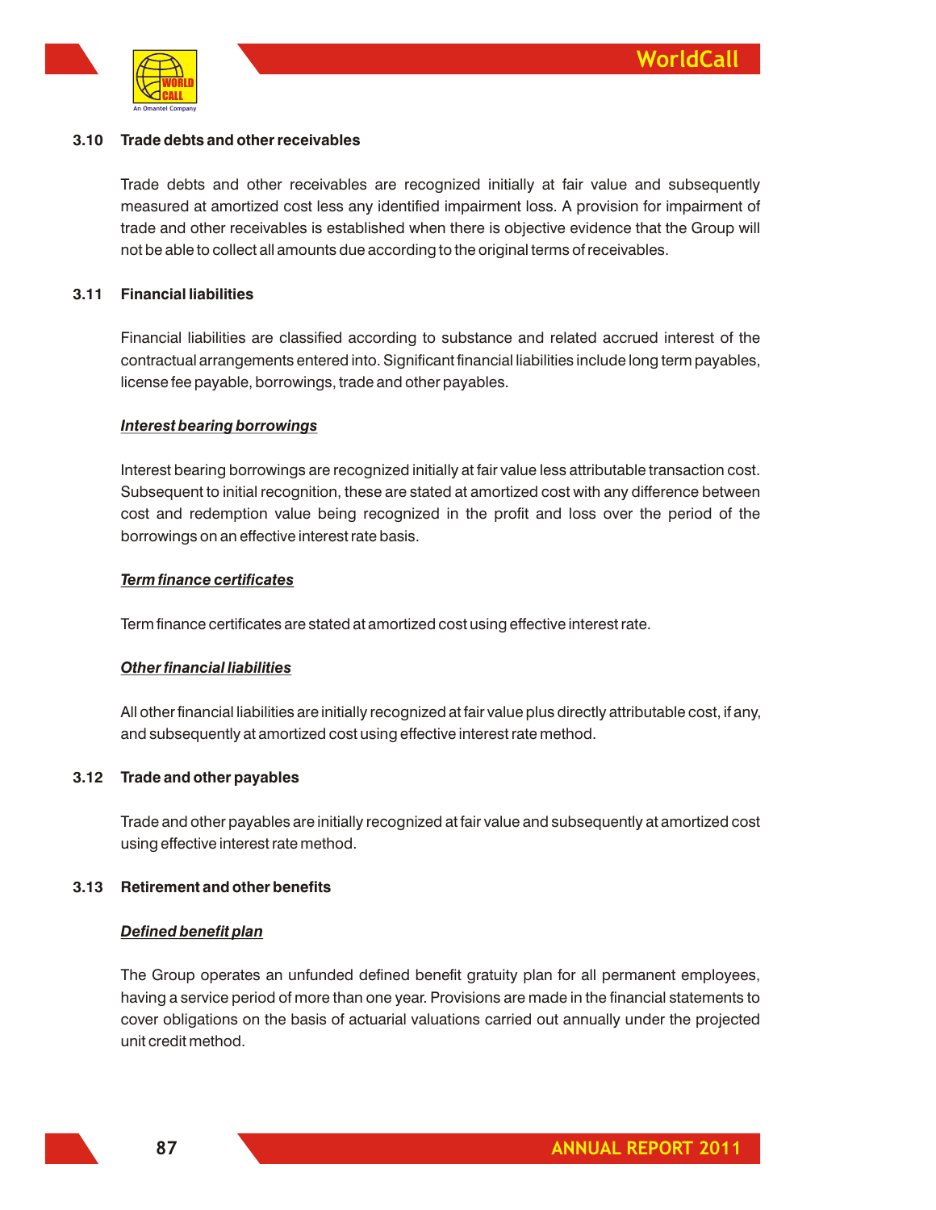### 3.10 Trade debts and other receivables

Trade debts and other receivables are recognized initially at fair value and subsequently measured at amortized cost less any identified impairment loss. A provision for impairment of trade and other receivables is established when there is objective evidence that the Group will not be able to collect all amounts due according to the original terms of receivables.

### 3.11 Financial liabilities

Financial liabilities are classified according to substance and related accrued interest of the contractual arrangements entered into. Significant financial liabilities include long term payables, license fee payable, borrowings, trade and other payables.

***Interest bearing borrowings***

Interest bearing borrowings are recognized initially at fair value less attributable transaction cost. Subsequent to initial recognition, these are stated at amortized cost with any difference between cost and redemption value being recognized in the profit and loss over the period of the borrowings on an effective interest rate basis.

***Term finance certificates***

Term finance certificates are stated at amortized cost using effective interest rate.

***Other financial liabilities***

All other financial liabilities are initially recognized at fair value plus directly attributable cost, if any, and subsequently at amortized cost using effective interest rate method.

### 3.12 Trade and other payables

Trade and other payables are initially recognized at fair value and subsequently at amortized cost using effective interest rate method.

### 3.13 Retirement and other benefits

***Defined benefit plan***

The Group operates an unfunded defined benefit gratuity plan for all permanent employees, having a service period of more than one year. Provisions are made in the financial statements to cover obligations on the basis of actuarial valuations carried out annually under the projected unit credit method.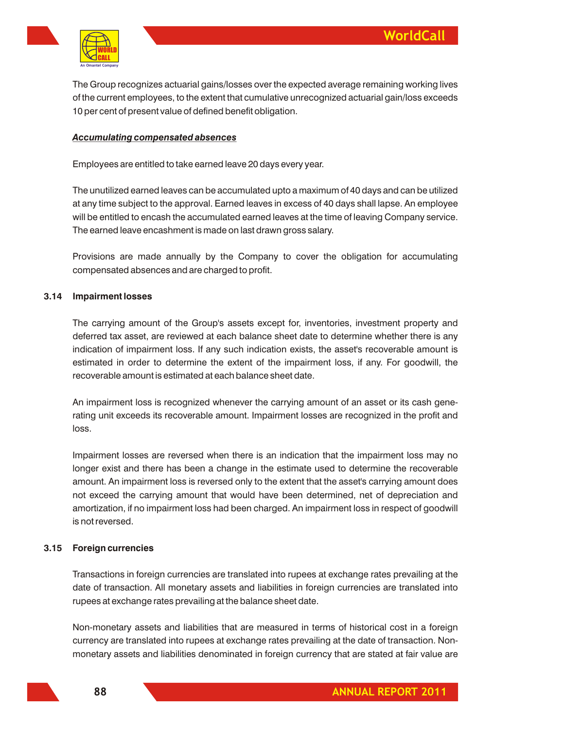The Group recognizes actuarial gains/losses over the expected average remaining working lives of the current employees, to the extent that cumulative unrecognized actuarial gain/loss exceeds 10 per cent of present value of defined benefit obligation.

***Accumulating compensated absences***

Employees are entitled to take earned leave 20 days every year.

The unutilized earned leaves can be accumulated upto a maximum of 40 days and can be utilized at any time subject to the approval. Earned leaves in excess of 40 days shall lapse. An employee will be entitled to encash the accumulated earned leaves at the time of leaving Company service. The earned leave encashment is made on last drawn gross salary.

Provisions are made annually by the Company to cover the obligation for accumulating compensated absences and are charged to profit.

**3.14 Impairment losses**

The carrying amount of the Group's assets except for, inventories, investment property and deferred tax asset, are reviewed at each balance sheet date to determine whether there is any indication of impairment loss. If any such indication exists, the asset's recoverable amount is estimated in order to determine the extent of the impairment loss, if any. For goodwill, the recoverable amount is estimated at each balance sheet date.

An impairment loss is recognized whenever the carrying amount of an asset or its cash generating unit exceeds its recoverable amount. Impairment losses are recognized in the profit and loss.

Impairment losses are reversed when there is an indication that the impairment loss may no longer exist and there has been a change in the estimate used to determine the recoverable amount. An impairment loss is reversed only to the extent that the asset's carrying amount does not exceed the carrying amount that would have been determined, net of depreciation and amortization, if no impairment loss had been charged. An impairment loss in respect of goodwill is not reversed.

**3.15 Foreign currencies**

Transactions in foreign currencies are translated into rupees at exchange rates prevailing at the date of transaction. All monetary assets and liabilities in foreign currencies are translated into rupees at exchange rates prevailing at the balance sheet date.

Non-monetary assets and liabilities that are measured in terms of historical cost in a foreign currency are translated into rupees at exchange rates prevailing at the date of transaction. Non-monetary assets and liabilities denominated in foreign currency that are stated at fair value are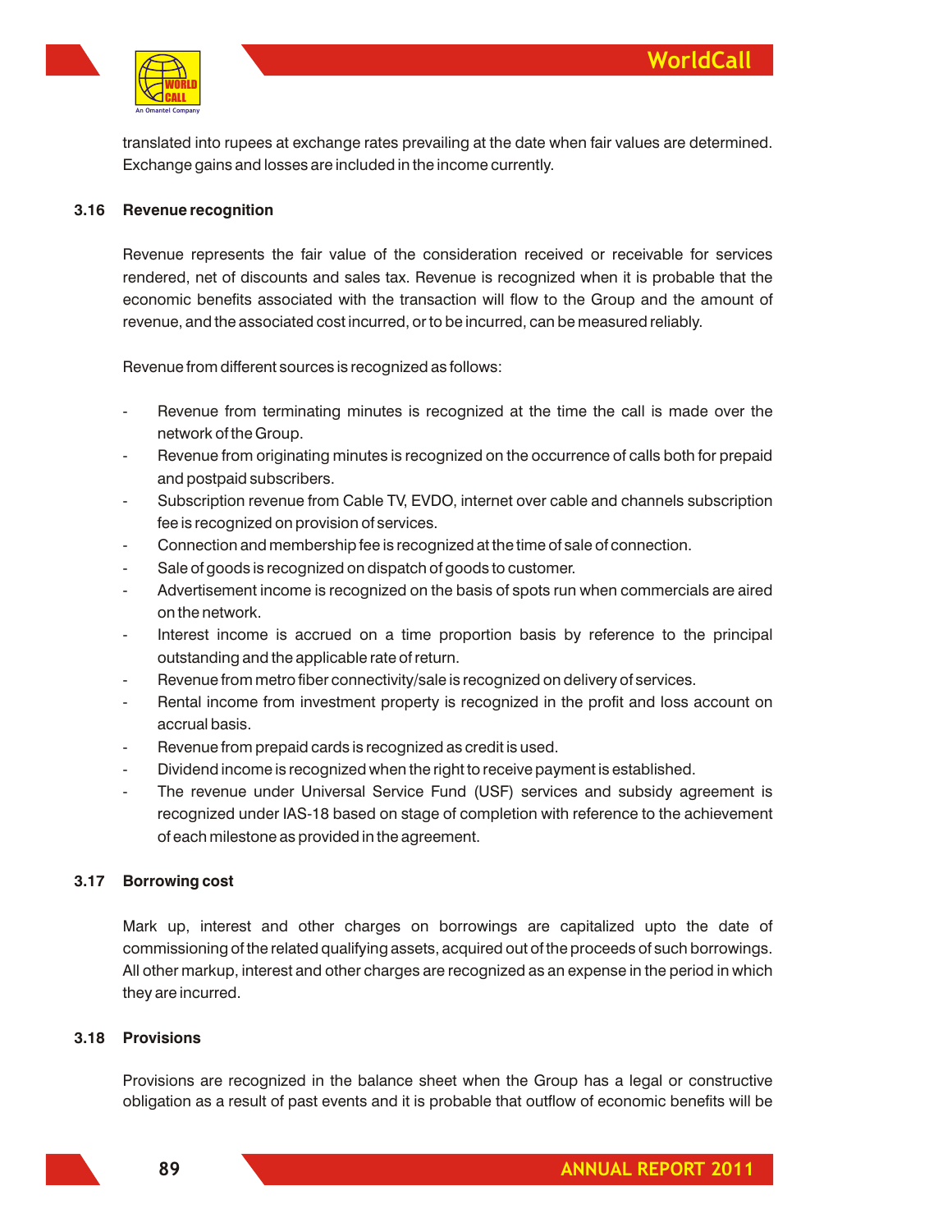translated into rupees at exchange rates prevailing at the date when fair values are determined. Exchange gains and losses are included in the income currently.

### 3.16 Revenue recognition

Revenue represents the fair value of the consideration received or receivable for services rendered, net of discounts and sales tax. Revenue is recognized when it is probable that the economic benefits associated with the transaction will flow to the Group and the amount of revenue, and the associated cost incurred, or to be incurred, can be measured reliably.

Revenue from different sources is recognized as follows:

- Revenue from terminating minutes is recognized at the time the call is made over the network of the Group.
- Revenue from originating minutes is recognized on the occurrence of calls both for prepaid and postpaid subscribers.
- Subscription revenue from Cable TV, EVDO, internet over cable and channels subscription fee is recognized on provision of services.
- Connection and membership fee is recognized at the time of sale of connection.
- Sale of goods is recognized on dispatch of goods to customer.
- Advertisement income is recognized on the basis of spots run when commercials are aired on the network.
- Interest income is accrued on a time proportion basis by reference to the principal outstanding and the applicable rate of return.
- Revenue from metro fiber connectivity/sale is recognized on delivery of services.
- Rental income from investment property is recognized in the profit and loss account on accrual basis.
- Revenue from prepaid cards is recognized as credit is used.
- Dividend income is recognized when the right to receive payment is established.
- The revenue under Universal Service Fund (USF) services and subsidy agreement is recognized under IAS-18 based on stage of completion with reference to the achievement of each milestone as provided in the agreement.

### 3.17 Borrowing cost

Mark up, interest and other charges on borrowings are capitalized upto the date of commissioning of the related qualifying assets, acquired out of the proceeds of such borrowings. All other markup, interest and other charges are recognized as an expense in the period in which they are incurred.

### 3.18 Provisions

Provisions are recognized in the balance sheet when the Group has a legal or constructive obligation as a result of past events and it is probable that outflow of economic benefits will be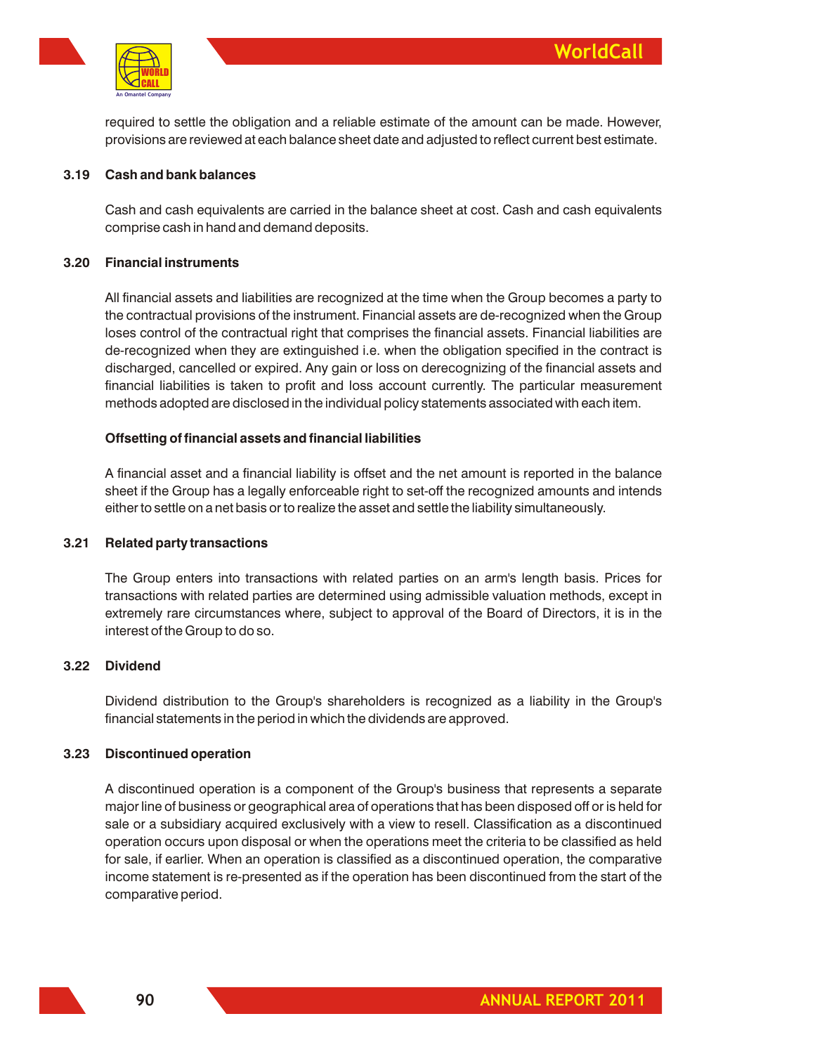required to settle the obligation and a reliable estimate of the amount can be made. However, provisions are reviewed at each balance sheet date and adjusted to reflect current best estimate.

### 3.19 Cash and bank balances

Cash and cash equivalents are carried in the balance sheet at cost. Cash and cash equivalents comprise cash in hand and demand deposits.

### 3.20 Financial instruments

All financial assets and liabilities are recognized at the time when the Group becomes a party to the contractual provisions of the instrument. Financial assets are de-recognized when the Group loses control of the contractual right that comprises the financial assets. Financial liabilities are de-recognized when they are extinguished i.e. when the obligation specified in the contract is discharged, cancelled or expired. Any gain or loss on derecognizing of the financial assets and financial liabilities is taken to profit and loss account currently. The particular measurement methods adopted are disclosed in the individual policy statements associated with each item.

**Offsetting of financial assets and financial liabilities**

A financial asset and a financial liability is offset and the net amount is reported in the balance sheet if the Group has a legally enforceable right to set-off the recognized amounts and intends either to settle on a net basis or to realize the asset and settle the liability simultaneously.

### 3.21 Related party transactions

The Group enters into transactions with related parties on an arm's length basis. Prices for transactions with related parties are determined using admissible valuation methods, except in extremely rare circumstances where, subject to approval of the Board of Directors, it is in the interest of the Group to do so.

### 3.22 Dividend

Dividend distribution to the Group's shareholders is recognized as a liability in the Group's financial statements in the period in which the dividends are approved.

### 3.23 Discontinued operation

A discontinued operation is a component of the Group's business that represents a separate major line of business or geographical area of operations that has been disposed off or is held for sale or a subsidiary acquired exclusively with a view to resell. Classification as a discontinued operation occurs upon disposal or when the operations meet the criteria to be classified as held for sale, if earlier. When an operation is classified as a discontinued operation, the comparative income statement is re-presented as if the operation has been discontinued from the start of the comparative period.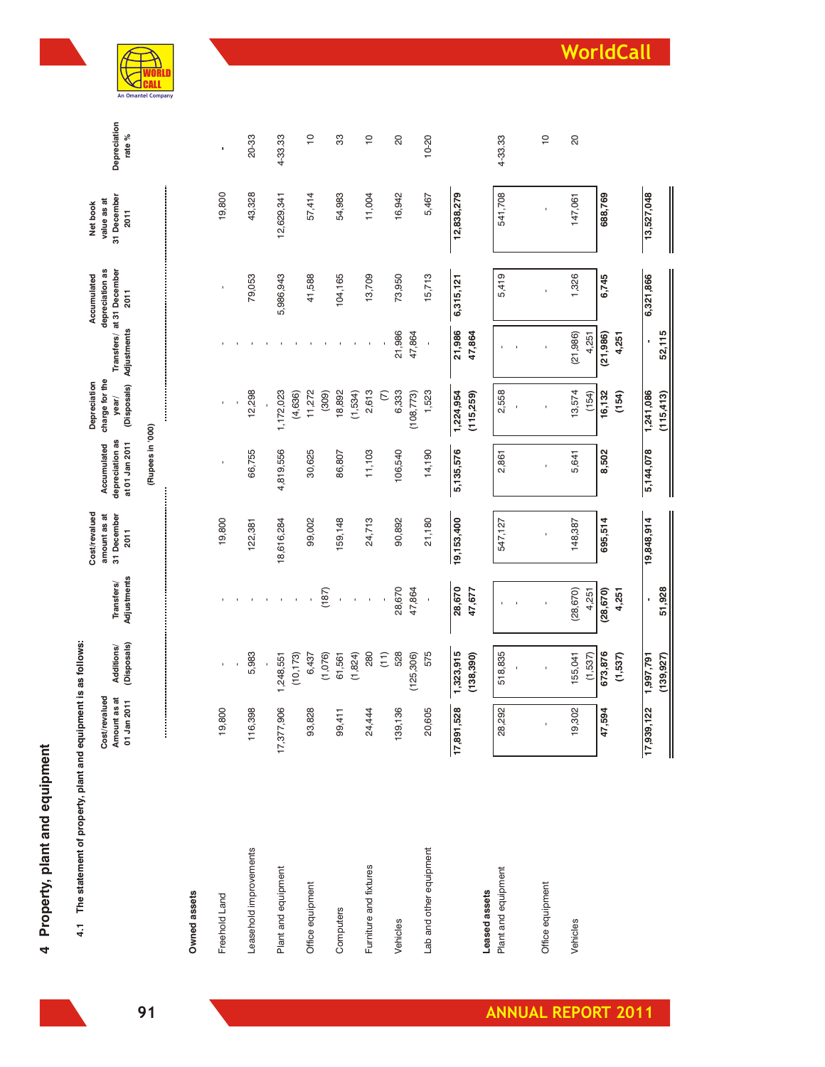# 4 Property, plant and equipment

**4.1 The statement of property, plant and equipment is as follows:**

| | Cost/revalued Amount as at 01 Jan 2011 | Additions/ (Disposals) | Transfers/ Adjustments | Cost/revalued amount as at 31 December 2011 | Accumulated depreciation as at 01 Jan 2011 | Depreciation charge for the year/ (Disposals) | Transfers/ Adjustments | Accumulated depreciation as at 31 December 2011 | Net book value as at 31 December 2011 | Depreciation rate % |
|---|---|---|---|---|---|---|---|---|---|---|
| | (Rupees in '000) | | | | | | | | | |
| **Owned assets** | | | | | | | | | | |
| Freehold Land | 19,800 | - | - | 19,800 | - | - | - | - | 19,800 | - |
| Leasehold improvements | 116,398 | 5,983 | - | 122,381 | 66,755 | 12,298 | - | 79,053 | 43,328 | 20-33 |
| | | - | - | | | - | - | | | |
| Plant and equipment | 17,377,906 | 1,248,551 | - | 18,616,284 | 4,819,556 | 1,172,023 | - | 5,986,943 | 12,629,341 | 4-33.33 |
| | | (10,173) | - | | | (4,636) | - | | | |
| Office equipment | 93,828 | 6,437 | - | 99,002 | 30,625 | 11,272 | - | 41,588 | 57,414 | 10 |
| | | (1,076) | (187) | | | (309) | - | | | |
| Computers | 99,411 | 61,561 | - | 159,148 | 86,807 | 18,892 | - | 104,165 | 54,983 | 33 |
| | | (1,824) | - | | | (1,534) | - | | | |
| Furniture and fixtures | 24,444 | 280 | - | 24,713 | 11,103 | 2,613 | - | 13,709 | 11,004 | 10 |
| | | (11) | - | | | (7) | - | | | |
| Vehicles | 139,136 | 528 | 28,670 | 90,892 | 106,540 | 6,333 | 21,986 | 73,950 | 16,942 | 20 |
| | | (125,306) | 47,864 | | | (108,773) | 47,864 | | | |
| Lab and other equipment | 20,605 | 575 | - | 21,180 | 14,190 | 1,523 | - | 15,713 | 5,467 | 10-20 |
| | **17,891,528** | **1,323,915** | **28,670** | **19,153,400** | **5,135,576** | **1,224,954** | **21,986** | **6,315,121** | **12,838,279** | |
| | | **(138,390)** | **47,677** | | | **(115,259)** | **47,864** | | | |
| **Leased assets** | | | | | | | | | | |
| Plant and equipment | 28,292 | 518,835 | - | 547,127 | 2,861 | 2,558 | - | 5,419 | 541,708 | 4-33.33 |
| | | - | - | | | - | - | | | |
| Office equipment | - | - | - | - | - | - | - | - | - | 10 |
| Vehicles | 19,302 | 155,041 | (28,670) | 148,387 | 5,641 | 13,574 | (21,986) | 1,326 | 147,061 | 20 |
| | | (1,537) | 4,251 | | | (154) | 4,251 | | | |
| | **47,594** | **673,876** | **(28,670)** | **695,514** | **8,502** | **16,132** | **(21,986)** | **6,745** | **688,769** | |
| | | **(1,537)** | **4,251** | | | **(154)** | **4,251** | | | |
| | **17,939,122** | **1,997,791** | **-** | **19,848,914** | **5,144,078** | **1,241,086** | **-** | **6,321,866** | **13,527,048** | |
| | | **(139,927)** | **51,928** | | | **(115,413)** | **52,115** | | | |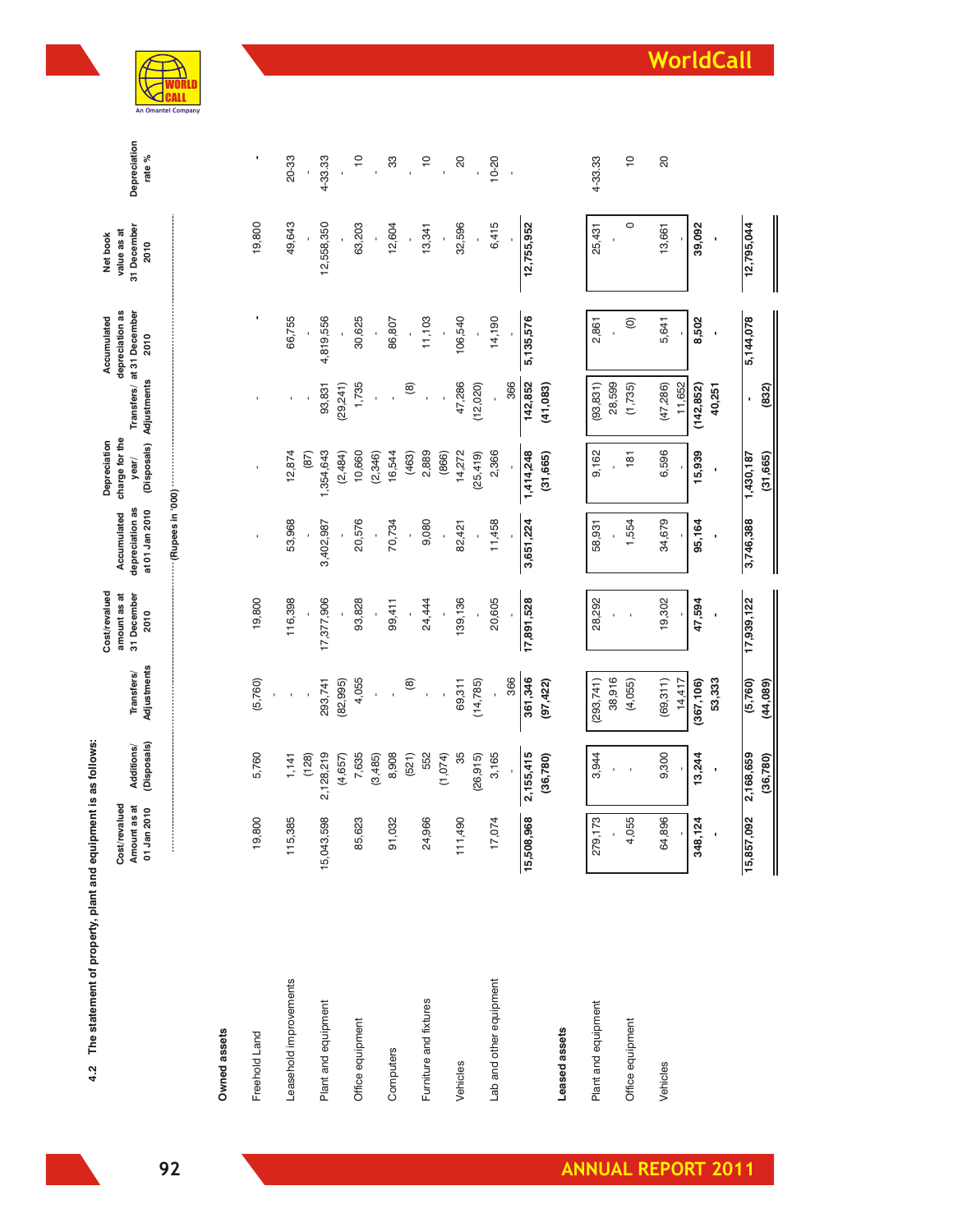**4.2 The statement of property, plant and equipment is as follows:**

| | Cost/revalued Amount as at 01 Jan 2010 | Additions/ (Disposals) | Transfers/ Adjustments | Cost/revalued amount as at 31 December 2010 | Accumulated depreciation as at 01 Jan 2010 | Depreciation charge for the year/ (Disposals) | Transfers/ Adjustments | Accumulated depreciation as at 31 December 2010 | Net book value as at 31 December 2010 | Depreciation rate % |
|---|---|---|---|---|---|---|---|---|---|---|
| | (Rupees in '000) | | | | | | | | | |
| **Owned assets** | | | | | | | | | | |
| Freehold Land | 19,800 | 5,760 | (5,760) | 19,800 | - | - | - | - | 19,800 | - |
| Leasehold improvements | 115,385 | 1,141 | - | 116,398 | 53,968 | 12,874 | - | 66,755 | 49,643 | 20-33 |
| | | (128) | - | - | - | (87) | - | - | - | - |
| Plant and equipment | 15,043,598 | 2,128,219 | 293,741 | 17,377,906 | 3,402,987 | 1,354,643 | 93,831 | 4,819,556 | 12,558,350 | 4-33.33 |
| | | (4,657) | (82,995) | - | - | (2,484) | (29,241) | - | - | - |
| Office equipment | 85,623 | 7,635 | 4,055 | 93,828 | 20,576 | 10,660 | 1,735 | 30,625 | 63,203 | 10 |
| | | (3,485) | - | - | - | (2,346) | - | - | - | - |
| Computers | 91,032 | 8,908 | - | 99,411 | 70,734 | 16,544 | (8) | 86,807 | 12,604 | 33 |
| | | (521) | (8) | - | - | (463) | - | - | - | - |
| Furniture and fixtures | 24,966 | 552 | - | 24,444 | 9,080 | 2,889 | - | 11,103 | 13,341 | 10 |
| | | (1,074) | - | - | - | (866) | - | - | - | - |
| Vehicles | 111,490 | 35 | 69,311 | 139,136 | 82,421 | 14,272 | 47,286 | 106,540 | 32,596 | 20 |
| | | (26,915) | (14,785) | - | - | (25,419) | (12,020) | - | - | - |
| Lab and other equipment | 17,074 | 3,165 | - | 20,605 | 11,458 | 2,366 | - | 14,190 | 6,415 | 10-20 |
| | | - | 366 | - | - | - | 366 | - | - | - |
| | **15,508,968** | **2,155,415** | **361,346** | **17,891,528** | **3,651,224** | **1,414,248** | **142,852** | **5,135,576** | **12,755,952** | |
| | | **(36,780)** | **(97,422)** | | | **(31,665)** | **(41,083)** | | | |
| **Leased assets** | | | | | | | | | | |
| Plant and equipment | 279,173 | 3,944 | (293,741) | 28,292 | 58,931 | 9,162 | (93,831) | 2,861 | 25,431 | 4-33.33 |
| | - | - | 38,916 | - | - | - | 28,599 | - | - | |
| Office equipment | 4,055 | - | (4,055) | - | 1,554 | 181 | (1,735) | (0) | 0 | 10 |
| Vehicles | 64,896 | 9,300 | (69,311) | 19,302 | 34,679 | 6,596 | (47,286) | 5,641 | 13,661 | 20 |
| | - | - | 14,417 | - | - | - | 11,652 | - | - | |
| | **348,124** | **13,244** | **(367,106)** | **47,594** | **95,164** | **15,939** | **(142,852)** | **8,502** | **39,092** | |
| | **-** | **-** | **53,333** | **-** | **-** | **-** | **40,251** | **-** | **-** | |
| | **15,857,092** | **2,168,659** | **(5,760)** | **17,939,122** | **3,746,388** | **1,430,187** | **-** | **5,144,078** | **12,795,044** | |
| | | **(36,780)** | **(44,089)** | | | **(31,665)** | **(832)** | | | |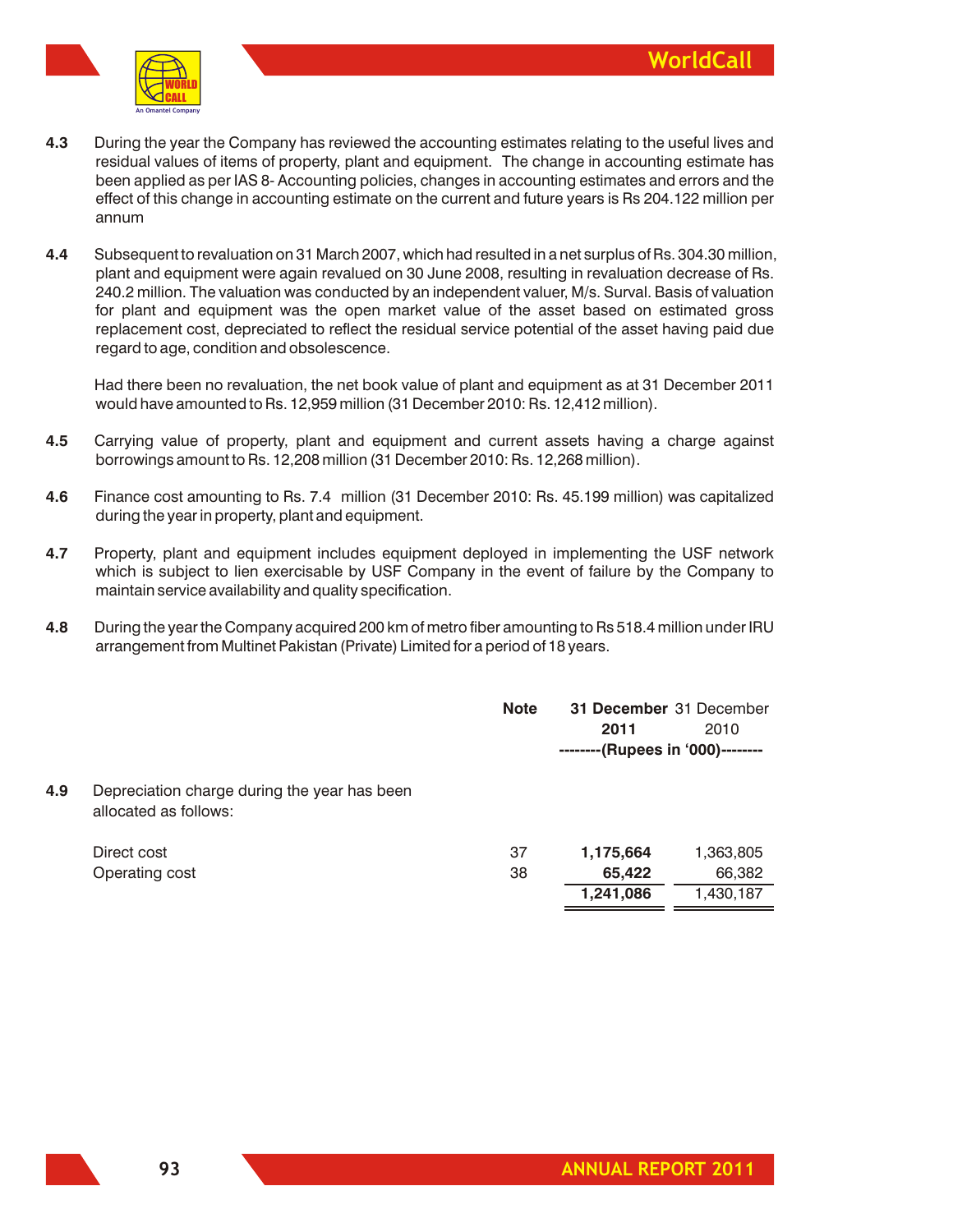**4.3** During the year the Company has reviewed the accounting estimates relating to the useful lives and residual values of items of property, plant and equipment. The change in accounting estimate has been applied as per IAS 8- Accounting policies, changes in accounting estimates and errors and the effect of this change in accounting estimate on the current and future years is Rs 204.122 million per annum

**4.4** Subsequent to revaluation on 31 March 2007, which had resulted in a net surplus of Rs. 304.30 million, plant and equipment were again revalued on 30 June 2008, resulting in revaluation decrease of Rs. 240.2 million. The valuation was conducted by an independent valuer, M/s. Surval. Basis of valuation for plant and equipment was the open market value of the asset based on estimated gross replacement cost, depreciated to reflect the residual service potential of the asset having paid due regard to age, condition and obsolescence.

Had there been no revaluation, the net book value of plant and equipment as at 31 December 2011 would have amounted to Rs. 12,959 million (31 December 2010: Rs. 12,412 million).

**4.5** Carrying value of property, plant and equipment and current assets having a charge against borrowings amount to Rs. 12,208 million (31 December 2010: Rs. 12,268 million).

**4.6** Finance cost amounting to Rs. 7.4 million (31 December 2010: Rs. 45.199 million) was capitalized during the year in property, plant and equipment.

**4.7** Property, plant and equipment includes equipment deployed in implementing the USF network which is subject to lien exercisable by USF Company in the event of failure by the Company to maintain service availability and quality specification.

**4.8** During the year the Company acquired 200 km of metro fiber amounting to Rs 518.4 million under IRU arrangement from Multinet Pakistan (Private) Limited for a period of 18 years.

| | Note | **31 December 2011** | 31 December 2010 |
|---|---|---|---|
| | | **--------(Rupees in '000)--------** | |
| **4.9** Depreciation charge during the year has been allocated as follows: | | | |
| Direct cost | 37 | **1,175,664** | 1,363,805 |
| Operating cost | 38 | **65,422** | 66,382 |
| | | **1,241,086** | 1,430,187 |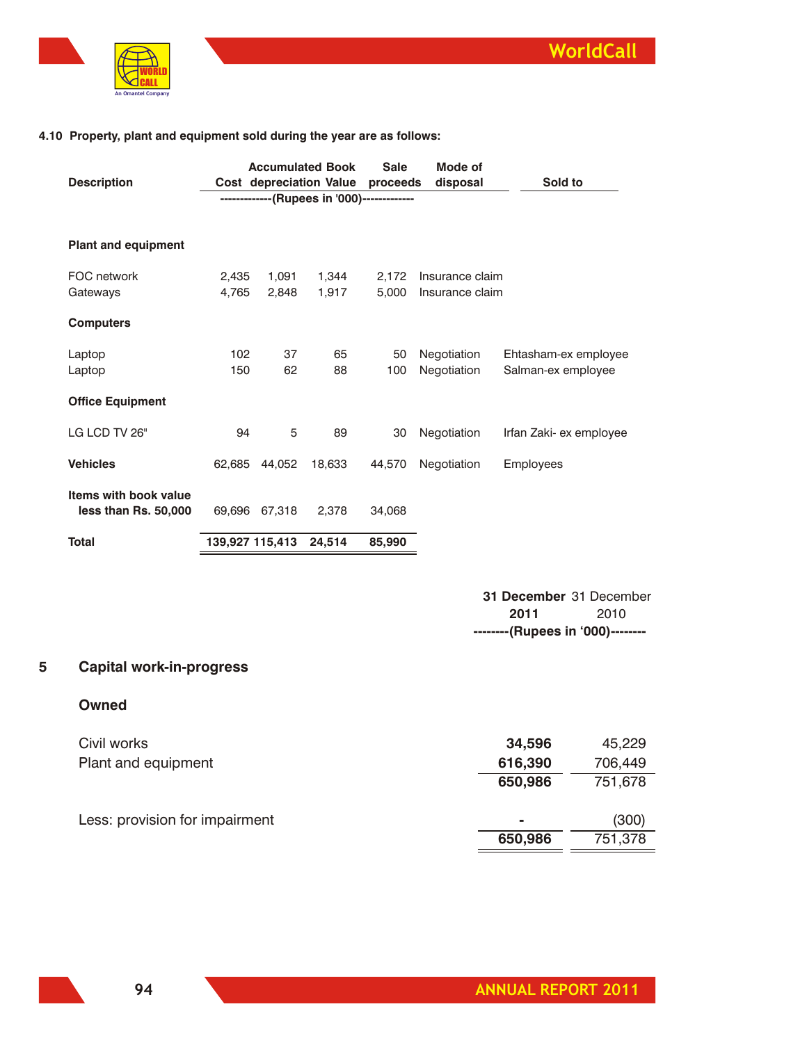**4.10 Property, plant and equipment sold during the year are as follows:**

| Description | Cost | Accumulated depreciation | Book Value | Sale proceeds | Mode of disposal | Sold to |
|---|---|---|---|---|---|---|
| | -------------(Rupees in '000)------------- | | | | | |
| **Plant and equipment** | | | | | | |
| FOC network | 2,435 | 1,091 | 1,344 | 2,172 | Insurance claim | |
| Gateways | 4,765 | 2,848 | 1,917 | 5,000 | Insurance claim | |
| **Computers** | | | | | | |
| Laptop | 102 | 37 | 65 | 50 | Negotiation | Ehtasham-ex employee |
| Laptop | 150 | 62 | 88 | 100 | Negotiation | Salman-ex employee |
| **Office Equipment** | | | | | | |
| LG LCD TV 26" | 94 | 5 | 89 | 30 | Negotiation | Irfan Zaki- ex employee |
| **Vehicles** | 62,685 | 44,052 | 18,633 | 44,570 | Negotiation | Employees |
| **Items with book value less than Rs. 50,000** | 69,696 | 67,318 | 2,378 | 34,068 | | |
| **Total** | **139,927** | **115,413** | **24,514** | **85,990** | | |

## 5 Capital work-in-progress

| | **31 December 2011** | 31 December 2010 |
|---|---|---|
| | --------(Rupees in '000)-------- | |
| **Owned** | | |
| Civil works | **34,596** | 45,229 |
| Plant and equipment | **616,390** | 706,449 |
| | **650,986** | 751,678 |
| Less: provision for impairment | **-** | (300) |
| | **650,986** | 751,378 |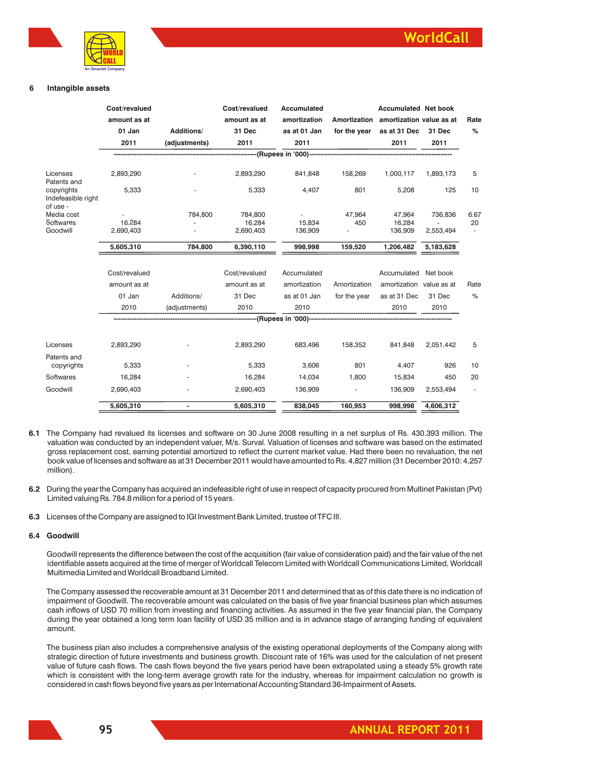## 6 Intangible assets

| | Cost/revalued amount as at 01 Jan 2011 | Additions/ (adjustments) | Cost/revalued amount as at 31 Dec 2011 | Accumulated amortization as at 01 Jan 2011 | Amortization for the year | Accumulated amortization as at 31 Dec 2011 | Net book value as at 31 Dec 2011 | Rate % |
|---|---|---|---|---|---|---|---|---|
| | -----------------------------------------------------------(Rupees in '000)----------------------------------------------------------- | | | | | | | |
| Licenses | 2,893,290 | - | 2,893,290 | 841,848 | 158,269 | 1,000,117 | 1,893,173 | 5 |
| Patents and copyrights | 5,333 | - | 5,333 | 4,407 | 801 | 5,208 | 125 | 10 |
| Indefeasible right of use - Media cost | - | 784,800 | 784,800 | - | 47,964 | 47,964 | 736,836 | 6.67 |
| Softwares | 16,284 | - | 16,284 | 15,834 | 450 | 16,284 | - | 20 |
| Goodwill | 2,690,403 | - | 2,690,403 | 136,909 | - | 136,909 | 2,553,494 | - |
| | **5,605,310** | **784,800** | **6,390,110** | **998,998** | **159,520** | **1,206,482** | **5,183,628** | |

| | Cost/revalued amount as at 01 Jan 2010 | Additions/ (adjustments) | Cost/revalued amount as at 31 Dec 2010 | Accumulated amortization as at 01 Jan 2010 | Amortization for the year | Accumulated amortization as at 31 Dec 2010 | Net book value as at 31 Dec 2010 | Rate % |
|---|---|---|---|---|---|---|---|---|
| | -----------------------------------------------------------(Rupees in '000)----------------------------------------------------------- | | | | | | | |
| Licenses | 2,893,290 | - | 2,893,290 | 683,496 | 158,352 | 841,848 | 2,051,442 | 5 |
| Patents and copyrights | 5,333 | - | 5,333 | 3,606 | 801 | 4,407 | 926 | 10 |
| Softwares | 16,284 | - | 16,284 | 14,034 | 1,800 | 15,834 | 450 | 20 |
| Goodwill | 2,690,403 | - | 2,690,403 | 136,909 | - | 136,909 | 2,553,494 | - |
| | **5,605,310** | **-** | **5,605,310** | **838,045** | **160,953** | **998,998** | **4,606,312** | |

**6.1** The Company had revalued its licenses and software on 30 June 2008 resulting in a net surplus of Rs. 430.393 million. The valuation was conducted by an independent valuer, M/s. Surval. Valuation of licenses and software was based on the estimated gross replacement cost, earning potential amortized to reflect the current market value. Had there been no revaluation, the net book value of licenses and software as at 31 December 2011 would have amounted to Rs. 4,827 million (31 December 2010: 4,257 million).

**6.2** During the year the Company has acquired an indefeasible right of use in respect of capacity procured from Multinet Pakistan (Pvt) Limited valuing Rs. 784.8 million for a period of 15 years.

**6.3** Licenses of the Company are assigned to IGI Investment Bank Limited, trustee of TFC III.

### 6.4 Goodwill

Goodwill represents the difference between the cost of the acquisition (fair value of consideration paid) and the fair value of the net identifiable assets acquired at the time of merger of Worldcall Telecom Limited with Worldcall Communications Limited, Worldcall Multimedia Limited and Worldcall Broadband Limited.

The Company assessed the recoverable amount at 31 December 2011 and determined that as of this date there is no indication of impairment of Goodwill. The recoverable amount was calculated on the basis of five year financial business plan which assumes cash inflows of USD 70 million from investing and financing activities. As assumed in the five year financial plan, the Company during the year obtained a long term loan facility of USD 35 million and is in advance stage of arranging funding of equivalent amount.

The business plan also includes a comprehensive analysis of the existing operational deployments of the Company along with strategic direction of future investments and business growth. Discount rate of 16% was used for the calculation of net present value of future cash flows. The cash flows beyond the five years period have been extrapolated using a steady 5% growth rate which is consistent with the long-term average growth rate for the industry, whereas for impairment calculation no growth is considered in cash flows beyond five years as per International Accounting Standard 36-Impairment of Assets.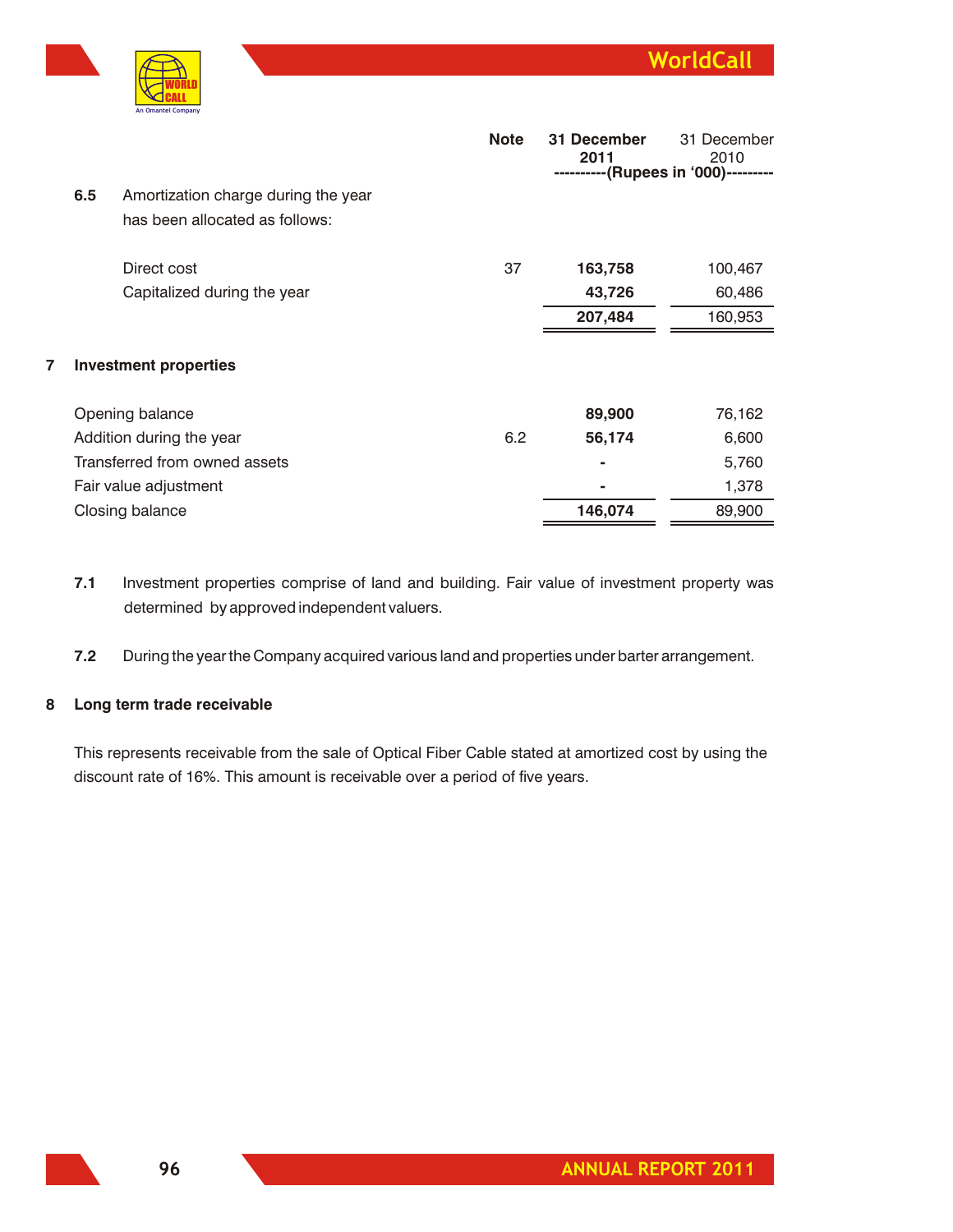| | Note | 31 December 2011 | 31 December 2010 |
|---|---|---|---|
| | | ----------(Rupees in '000)--------- | |
| **6.5** Amortization charge during the year has been allocated as follows: | | | |
| Direct cost | 37 | **163,758** | 100,467 |
| Capitalized during the year | | **43,726** | 60,486 |
| | | **207,484** | 160,953 |

## 7 Investment properties

| | Note | 31 December 2011 | 31 December 2010 |
|---|---|---|---|
| Opening balance | | **89,900** | 76,162 |
| Addition during the year | 6.2 | **56,174** | 6,600 |
| Transferred from owned assets | | **-** | 5,760 |
| Fair value adjustment | | **-** | 1,378 |
| Closing balance | | **146,074** | 89,900 |

**7.1** Investment properties comprise of land and building. Fair value of investment property was determined by approved independent valuers.

**7.2** During the year the Company acquired various land and properties under barter arrangement.

## 8 Long term trade receivable

This represents receivable from the sale of Optical Fiber Cable stated at amortized cost by using the discount rate of 16%. This amount is receivable over a period of five years.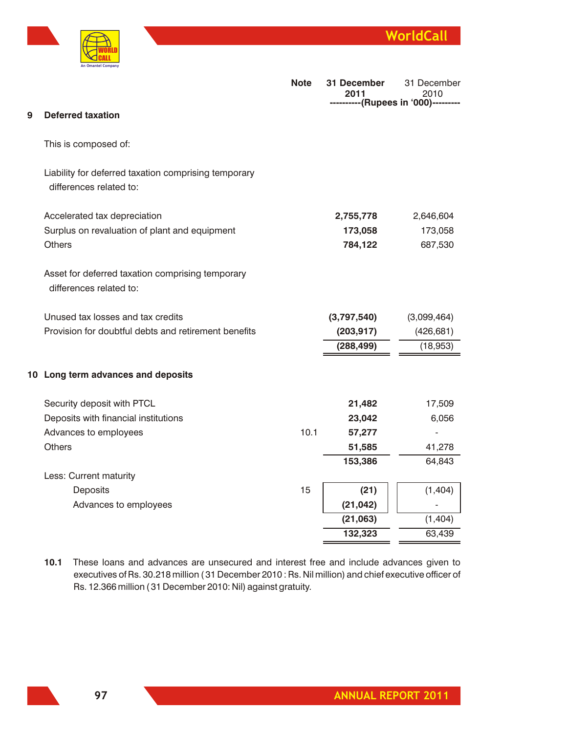| | Note | 31 December 2011 | 31 December 2010 |
|---|---|---|---|
| | | ----------(Rupees in '000)--------- | |
| **9 Deferred taxation** | | | |
| This is composed of: | | | |
| Liability for deferred taxation comprising temporary differences related to: | | | |
| Accelerated tax depreciation | | **2,755,778** | 2,646,604 |
| Surplus on revaluation of plant and equipment | | **173,058** | 173,058 |
| Others | | **784,122** | 687,530 |
| Asset for deferred taxation comprising temporary differences related to: | | | |
| Unused tax losses and tax credits | | **(3,797,540)** | (3,099,464) |
| Provision for doubtful debts and retirement benefits | | **(203,917)** | (426,681) |
| | | **(288,499)** | (18,953) |
| **10 Long term advances and deposits** | | | |
| Security deposit with PTCL | | **21,482** | 17,509 |
| Deposits with financial institutions | | **23,042** | 6,056 |
| Advances to employees | 10.1 | **57,277** | - |
| Others | | **51,585** | 41,278 |
| | | **153,386** | 64,843 |
| Less: Current maturity | | | |
| Deposits | 15 | **(21)** | (1,404) |
| Advances to employees | | **(21,042)** | - |
| | | **(21,063)** | (1,404) |
| | | **132,323** | 63,439 |

**10.1** These loans and advances are unsecured and interest free and include advances given to executives of Rs. 30.218 million (31 December 2010 : Rs. Nil million) and chief executive officer of Rs. 12.366 million (31 December 2010: Nil) against gratuity.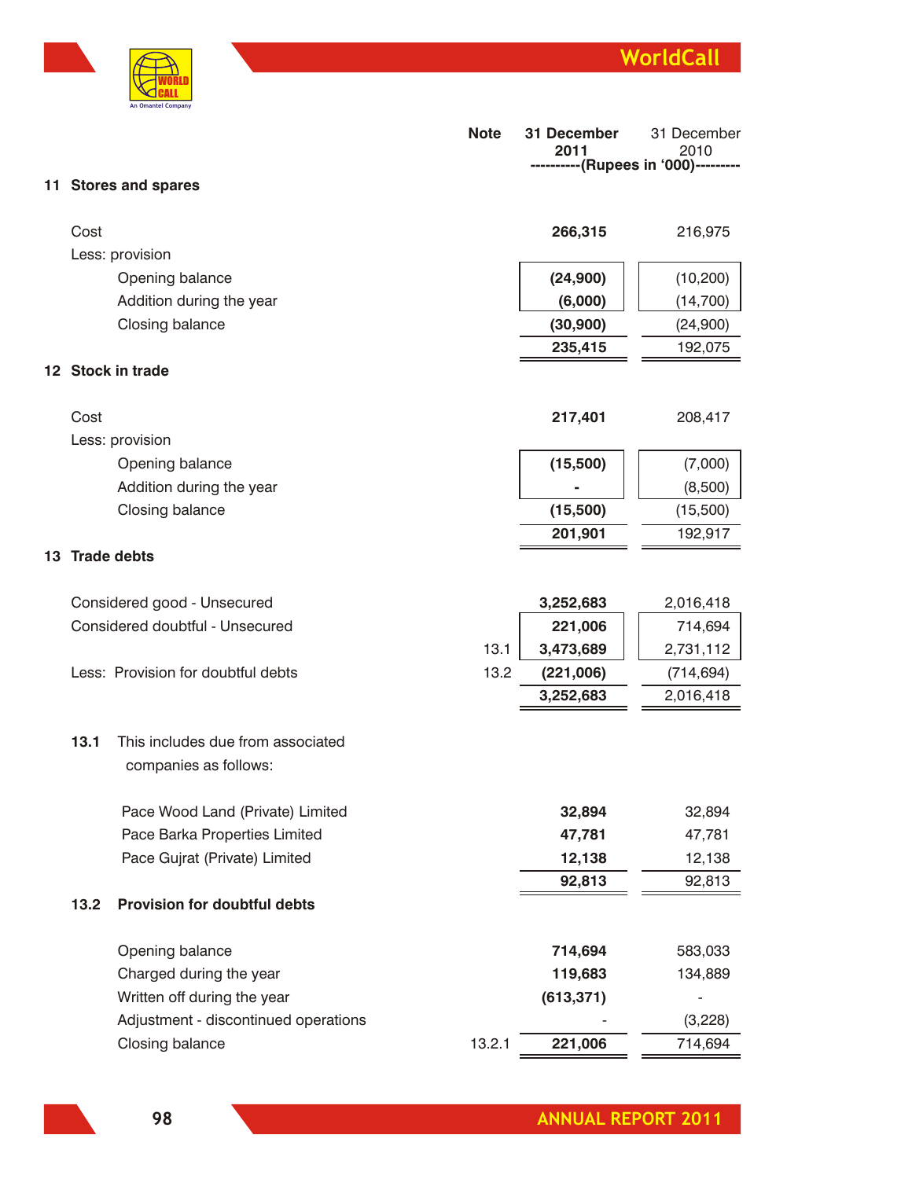| | Note | 31 December 2011 | 31 December 2010 |
|---|---|---|---|
| | | ----------(Rupees in '000)--------- | |
| **11 Stores and spares** | | | |
| Cost | | **266,315** | 216,975 |
| Less: provision | | | |
| Opening balance | | **(24,900)** | (10,200) |
| Addition during the year | | **(6,000)** | (14,700) |
| Closing balance | | **(30,900)** | (24,900) |
| | | **235,415** | 192,075 |
| **12 Stock in trade** | | | |
| Cost | | **217,401** | 208,417 |
| Less: provision | | | |
| Opening balance | | **(15,500)** | (7,000) |
| Addition during the year | | **-** | (8,500) |
| Closing balance | | **(15,500)** | (15,500) |
| | | **201,901** | 192,917 |
| **13 Trade debts** | | | |
| Considered good - Unsecured | | **3,252,683** | 2,016,418 |
| Considered doubtful - Unsecured | | **221,006** | 714,694 |
| | 13.1 | **3,473,689** | 2,731,112 |
| Less: Provision for doubtful debts | 13.2 | **(221,006)** | (714,694) |
| | | **3,252,683** | 2,016,418 |

**13.1** This includes due from associated companies as follows:

| | 31 December 2011 | 31 December 2010 |
|---|---|---|
| Pace Wood Land (Private) Limited | **32,894** | 32,894 |
| Pace Barka Properties Limited | **47,781** | 47,781 |
| Pace Gujrat (Private) Limited | **12,138** | 12,138 |
| | **92,813** | 92,813 |

**13.2 Provision for doubtful debts**

| | Note | 31 December 2011 | 31 December 2010 |
|---|---|---|---|
| Opening balance | | **714,694** | 583,033 |
| Charged during the year | | **119,683** | 134,889 |
| Written off during the year | | **(613,371)** | - |
| Adjustment - discontinued operations | | - | (3,228) |
| Closing balance | 13.2.1 | **221,006** | 714,694 |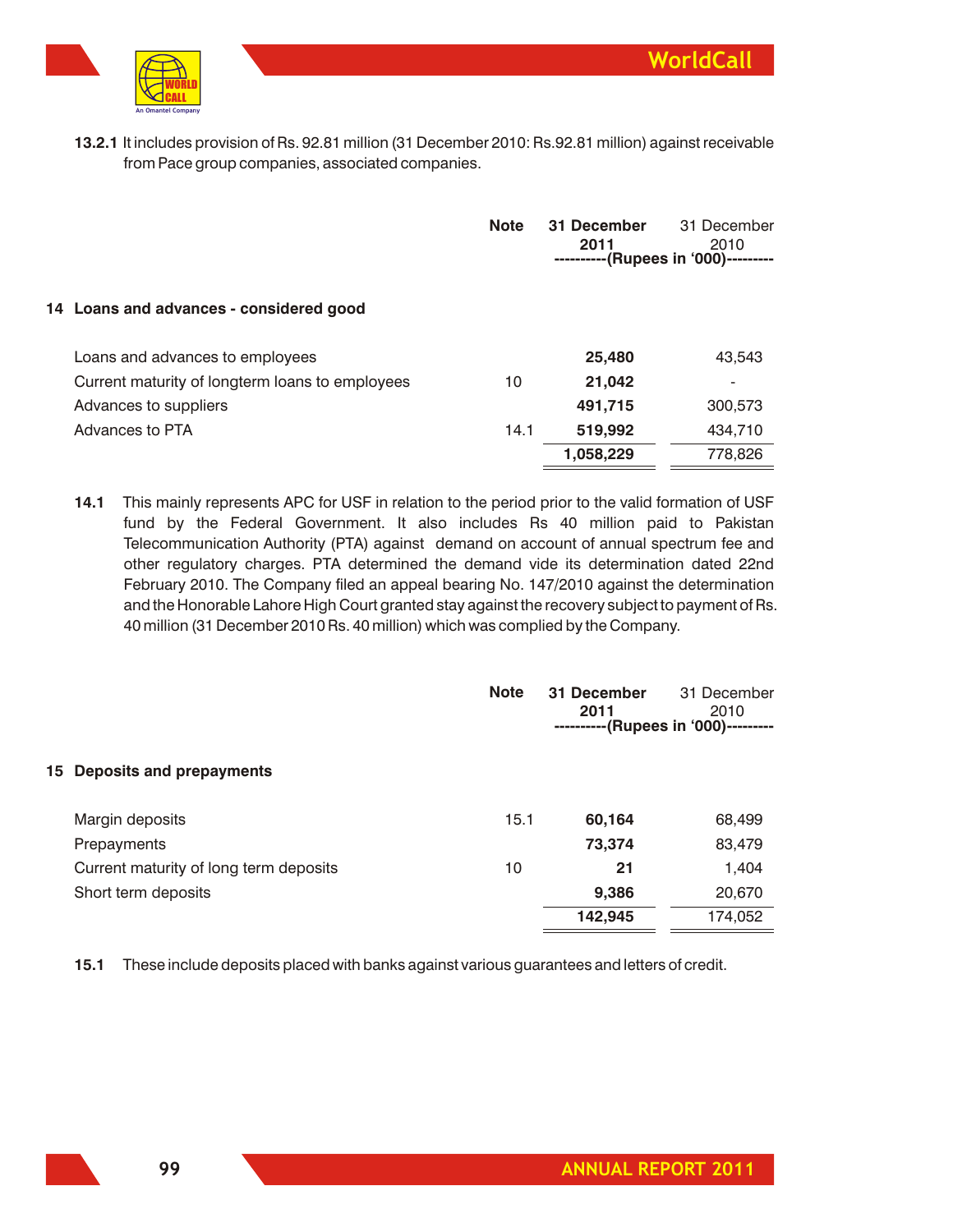**13.2.1** It includes provision of Rs. 92.81 million (31 December 2010: Rs.92.81 million) against receivable from Pace group companies, associated companies.

| | Note | 31 December 2011 | 31 December 2010 |
|---|---|---|---|
| | | ----------(Rupees in '000)--------- | |
| **14 Loans and advances - considered good** | | | |
| Loans and advances to employees | | **25,480** | 43,543 |
| Current maturity of longterm loans to employees | 10 | **21,042** | - |
| Advances to suppliers | | **491,715** | 300,573 |
| Advances to PTA | 14.1 | **519,992** | 434,710 |
| | | **1,058,229** | 778,826 |

**14.1** This mainly represents APC for USF in relation to the period prior to the valid formation of USF fund by the Federal Government. It also includes Rs 40 million paid to Pakistan Telecommunication Authority (PTA) against demand on account of annual spectrum fee and other regulatory charges. PTA determined the demand vide its determination dated 22nd February 2010. The Company filed an appeal bearing No. 147/2010 against the determination and the Honorable Lahore High Court granted stay against the recovery subject to payment of Rs. 40 million (31 December 2010 Rs. 40 million) which was complied by the Company.

| | Note | 31 December 2011 | 31 December 2010 |
|---|---|---|---|
| | | ----------(Rupees in '000)--------- | |
| **15 Deposits and prepayments** | | | |
| Margin deposits | 15.1 | **60,164** | 68,499 |
| Prepayments | | **73,374** | 83,479 |
| Current maturity of long term deposits | 10 | **21** | 1,404 |
| Short term deposits | | **9,386** | 20,670 |
| | | **142,945** | 174,052 |

**15.1** These include deposits placed with banks against various guarantees and letters of credit.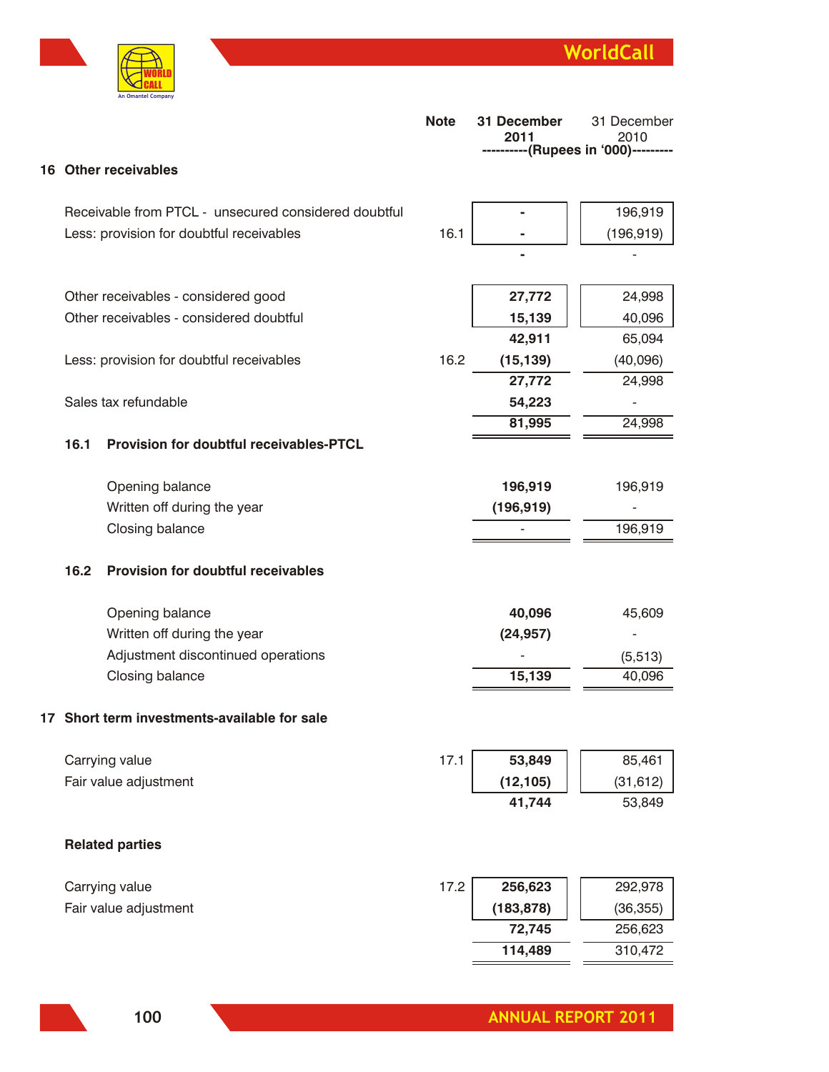| | Note | 31 December 2011 | 31 December 2010 |
|---|---|---|---|
| | | ----------(Rupees in '000)--------- | |

## 16 Other receivables

| | Note | 31 December 2011 | 31 December 2010 |
|---|---|---|---|
| Receivable from PTCL - unsecured considered doubtful | | - | 196,919 |
| Less: provision for doubtful receivables | 16.1 | - | (196,919) |
| | | - | - |
| Other receivables - considered good | | 27,772 | 24,998 |
| Other receivables - considered doubtful | | 15,139 | 40,096 |
| | | 42,911 | 65,094 |
| Less: provision for doubtful receivables | 16.2 | (15,139) | (40,096) |
| | | 27,772 | 24,998 |
| Sales tax refundable | | 54,223 | - |
| | | 81,995 | 24,998 |

### 16.1 Provision for doubtful receivables-PTCL

| | 31 December 2011 | 31 December 2010 |
|---|---|---|
| Opening balance | 196,919 | 196,919 |
| Written off during the year | (196,919) | - |
| Closing balance | - | 196,919 |

### 16.2 Provision for doubtful receivables

| | 31 December 2011 | 31 December 2010 |
|---|---|---|
| Opening balance | 40,096 | 45,609 |
| Written off during the year | (24,957) | - |
| Adjustment discontinued operations | - | (5,513) |
| Closing balance | 15,139 | 40,096 |

## 17 Short term investments-available for sale

| | Note | 31 December 2011 | 31 December 2010 |
|---|---|---|---|
| Carrying value | 17.1 | 53,849 | 85,461 |
| Fair value adjustment | | (12,105) | (31,612) |
| | | 41,744 | 53,849 |
| **Related parties** | | | |
| Carrying value | 17.2 | 256,623 | 292,978 |
| Fair value adjustment | | (183,878) | (36,355) |
| | | 72,745 | 256,623 |
| | | 114,489 | 310,472 |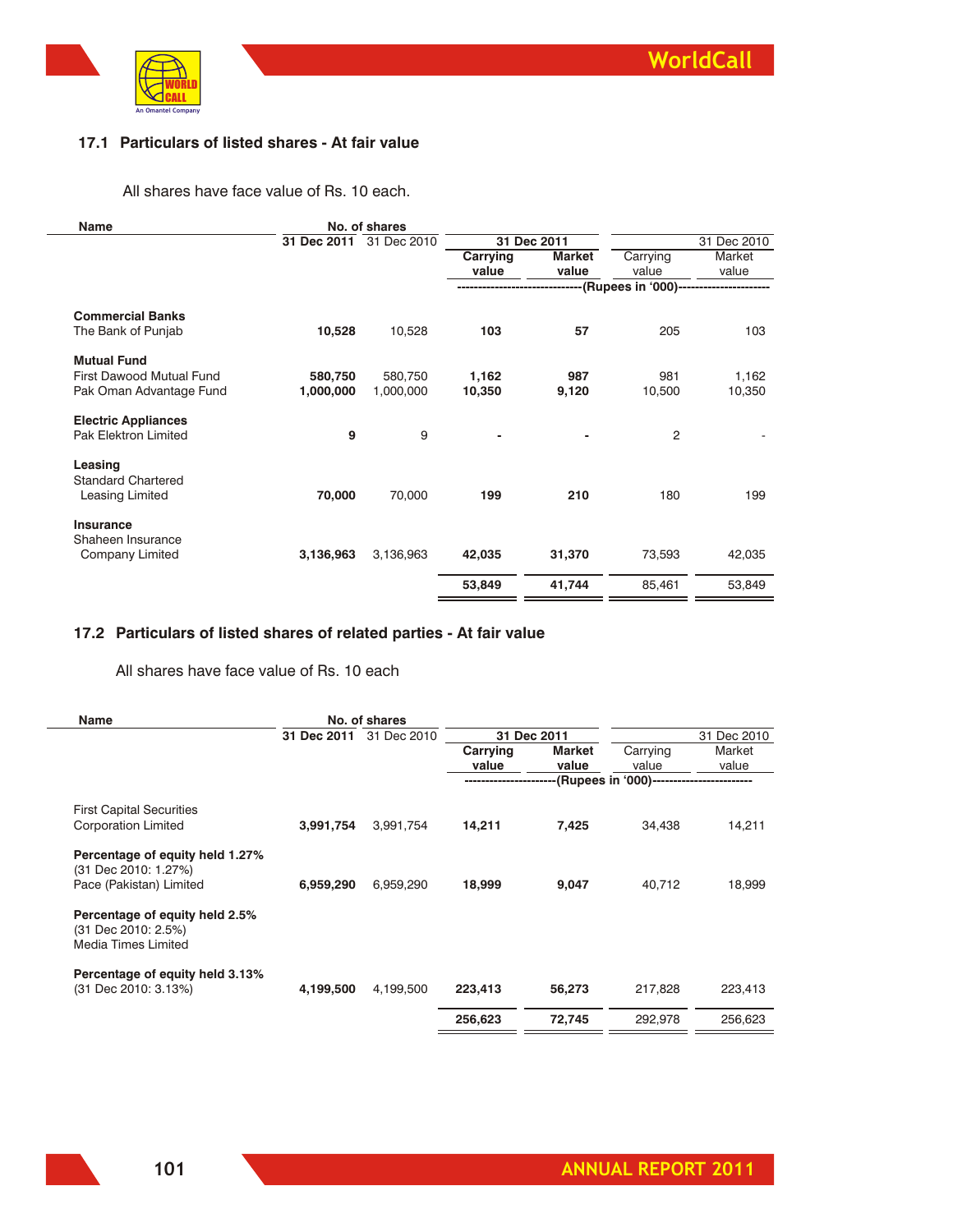### 17.1 Particulars of listed shares - At fair value

All shares have face value of Rs. 10 each.

| Name | No. of shares | | 31 Dec 2011 | | 31 Dec 2010 | |
|---|---|---|---|---|---|---|
| | 31 Dec 2011 | 31 Dec 2010 | Carrying value | Market value | Carrying value | Market value |
| | | | (Rupees in '000) | | | |
| **Commercial Banks** | | | | | | |
| The Bank of Punjab | **10,528** | 10,528 | **103** | **57** | 205 | 103 |
| **Mutual Fund** | | | | | | |
| First Dawood Mutual Fund | **580,750** | 580,750 | **1,162** | **987** | 981 | 1,162 |
| Pak Oman Advantage Fund | **1,000,000** | 1,000,000 | **10,350** | **9,120** | 10,500 | 10,350 |
| **Electric Appliances** | | | | | | |
| Pak Elektron Limited | **9** | 9 | **-** | **-** | 2 | - |
| **Leasing** | | | | | | |
| Standard Chartered Leasing Limited | **70,000** | 70,000 | **199** | **210** | 180 | 199 |
| **Insurance** | | | | | | |
| Shaheen Insurance Company Limited | **3,136,963** | 3,136,963 | **42,035** | **31,370** | 73,593 | 42,035 |
| | | | **53,849** | **41,744** | 85,461 | 53,849 |

### 17.2 Particulars of listed shares of related parties - At fair value

All shares have face value of Rs. 10 each

| Name | No. of shares | | 31 Dec 2011 | | 31 Dec 2010 | |
|---|---|---|---|---|---|---|
| | 31 Dec 2011 | 31 Dec 2010 | Carrying value | Market value | Carrying value | Market value |
| | | | (Rupees in '000) | | | |
| First Capital Securities Corporation Limited | **3,991,754** | 3,991,754 | **14,211** | **7,425** | 34,438 | 14,211 |
| **Percentage of equity held 1.27%** (31 Dec 2010: 1.27%) Pace (Pakistan) Limited | **6,959,290** | 6,959,290 | **18,999** | **9,047** | 40,712 | 18,999 |
| **Percentage of equity held 2.5%** (31 Dec 2010: 2.5%) Media Times Limited | | | | | | |
| **Percentage of equity held 3.13%** (31 Dec 2010: 3.13%) | **4,199,500** | 4,199,500 | **223,413** | **56,273** | 217,828 | 223,413 |
| | | | **256,623** | **72,745** | 292,978 | 256,623 |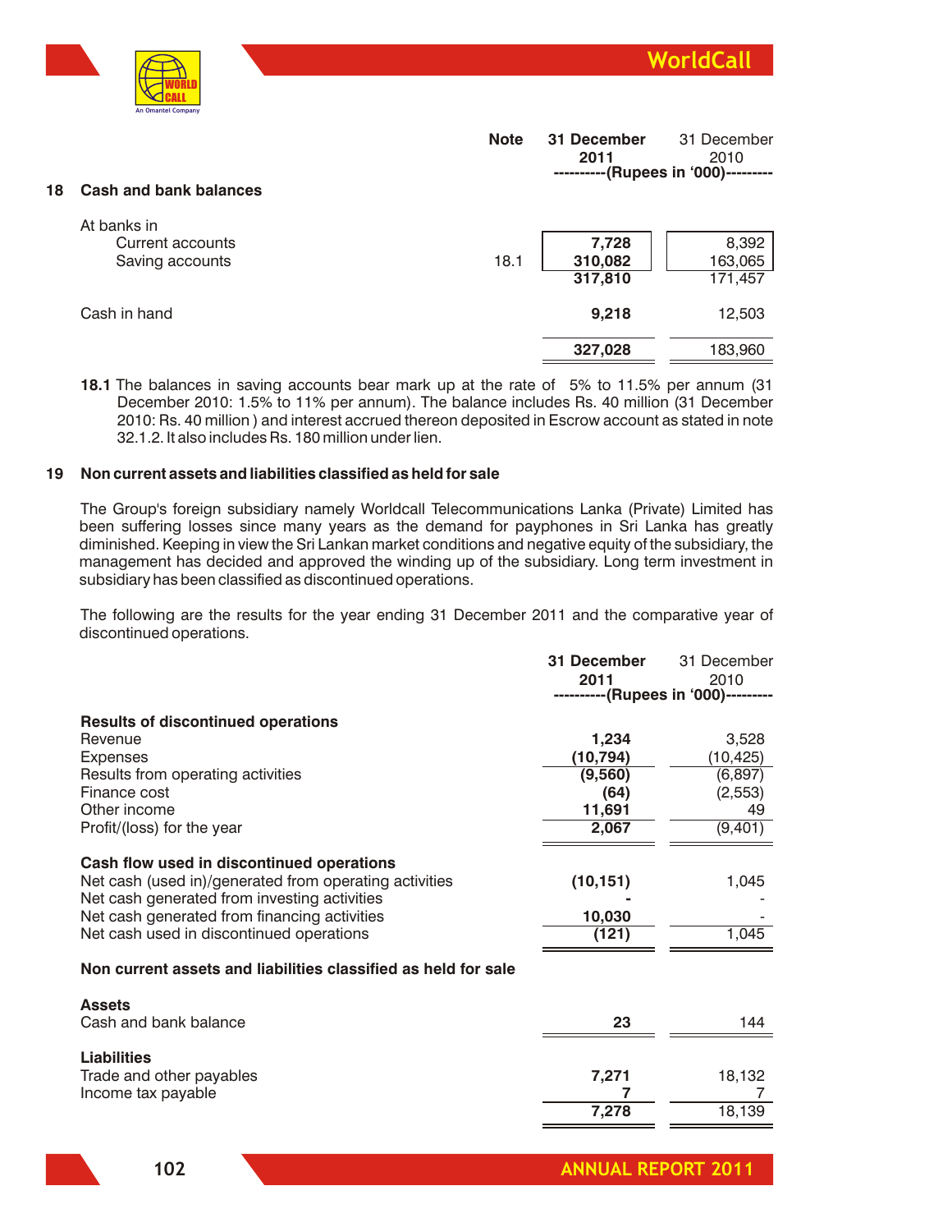## 18 Cash and bank balances

| | Note | 31 December 2011 | 31 December 2010 |
|---|---|---|---|
| | | ----------(Rupees in '000)--------- | |
| At banks in | | | |
| Current accounts | | 7,728 | 8,392 |
| Saving accounts | 18.1 | 310,082 | 163,065 |
| | | 317,810 | 171,457 |
| Cash in hand | | 9,218 | 12,503 |
| | | 327,028 | 183,960 |

**18.1** The balances in saving accounts bear mark up at the rate of 5% to 11.5% per annum (31 December 2010: 1.5% to 11% per annum). The balance includes Rs. 40 million (31 December 2010: Rs. 40 million ) and interest accrued thereon deposited in Escrow account as stated in note 32.1.2. It also includes Rs. 180 million under lien.

## 19 Non current assets and liabilities classified as held for sale

The Group's foreign subsidiary namely Worldcall Telecommunications Lanka (Private) Limited has been suffering losses since many years as the demand for payphones in Sri Lanka has greatly diminished. Keeping in view the Sri Lankan market conditions and negative equity of the subsidiary, the management has decided and approved the winding up of the subsidiary. Long term investment in subsidiary has been classified as discontinued operations.

The following are the results for the year ending 31 December 2011 and the comparative year of discontinued operations.

| | 31 December 2011 | 31 December 2010 |
|---|---|---|
| | ----------(Rupees in '000)--------- | |
| **Results of discontinued operations** | | |
| Revenue | 1,234 | 3,528 |
| Expenses | (10,794) | (10,425) |
| Results from operating activities | (9,560) | (6,897) |
| Finance cost | (64) | (2,553) |
| Other income | 11,691 | 49 |
| Profit/(loss) for the year | 2,067 | (9,401) |
| **Cash flow used in discontinued operations** | | |
| Net cash (used in)/generated from operating activities | (10,151) | 1,045 |
| Net cash generated from investing activities | - | - |
| Net cash generated from financing activities | 10,030 | - |
| Net cash used in discontinued operations | (121) | 1,045 |
| **Non current assets and liabilities classified as held for sale** | | |
| **Assets** | | |
| Cash and bank balance | 23 | 144 |
| **Liabilities** | | |
| Trade and other payables | 7,271 | 18,132 |
| Income tax payable | 7 | 7 |
| | 7,278 | 18,139 |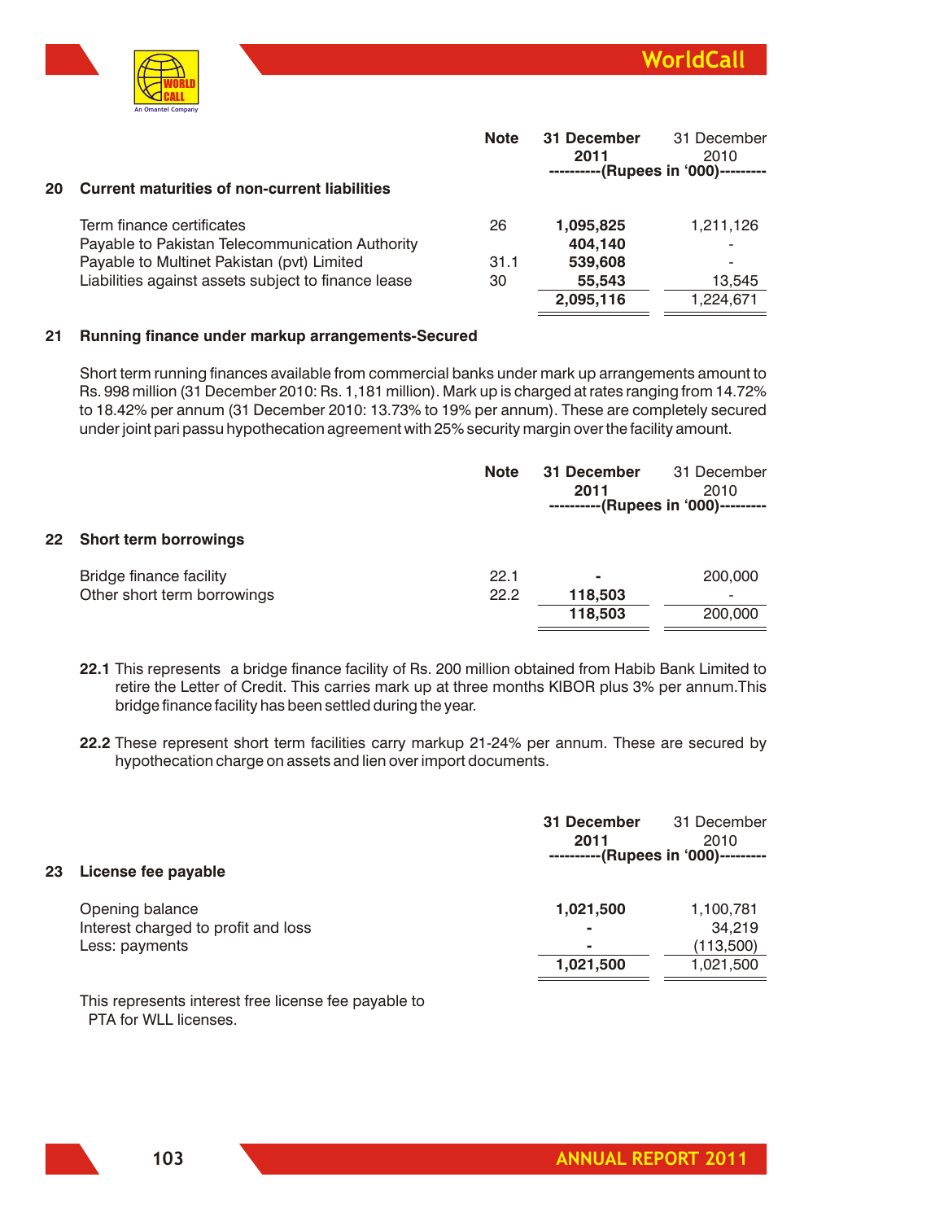## 20 Current maturities of non-current liabilities

| | Note | 31 December 2011 | 31 December 2010 |
|---|---|---|---|
| | | ----------(Rupees in '000)--------- | |
| Term finance certificates | 26 | **1,095,825** | 1,211,126 |
| Payable to Pakistan Telecommunication Authority | | **404,140** | - |
| Payable to Multinet Pakistan (pvt) Limited | 31.1 | **539,608** | - |
| Liabilities against assets subject to finance lease | 30 | **55,543** | 13,545 |
| | | **2,095,116** | 1,224,671 |

## 21 Running finance under markup arrangements-Secured

Short term running finances available from commercial banks under mark up arrangements amount to Rs. 998 million (31 December 2010: Rs. 1,181 million). Mark up is charged at rates ranging from 14.72% to 18.42% per annum (31 December 2010: 13.73% to 19% per annum). These are completely secured under joint pari passu hypothecation agreement with 25% security margin over the facility amount.

## 22 Short term borrowings

| | Note | 31 December 2011 | 31 December 2010 |
|---|---|---|---|
| | | ----------(Rupees in '000)--------- | |
| Bridge finance facility | 22.1 | **-** | 200,000 |
| Other short term borrowings | 22.2 | **118,503** | - |
| | | **118,503** | 200,000 |

**22.1** This represents a bridge finance facility of Rs. 200 million obtained from Habib Bank Limited to retire the Letter of Credit. This carries mark up at three months KIBOR plus 3% per annum.This bridge finance facility has been settled during the year.

**22.2** These represent short term facilities carry markup 21-24% per annum. These are secured by hypothecation charge on assets and lien over import documents.

## 23 License fee payable

| | 31 December 2011 | 31 December 2010 |
|---|---|---|
| | ----------(Rupees in '000)--------- | |
| Opening balance | **1,021,500** | 1,100,781 |
| Interest charged to profit and loss | **-** | 34,219 |
| Less: payments | **-** | (113,500) |
| | **1,021,500** | 1,021,500 |

This represents interest free license fee payable to PTA for WLL licenses.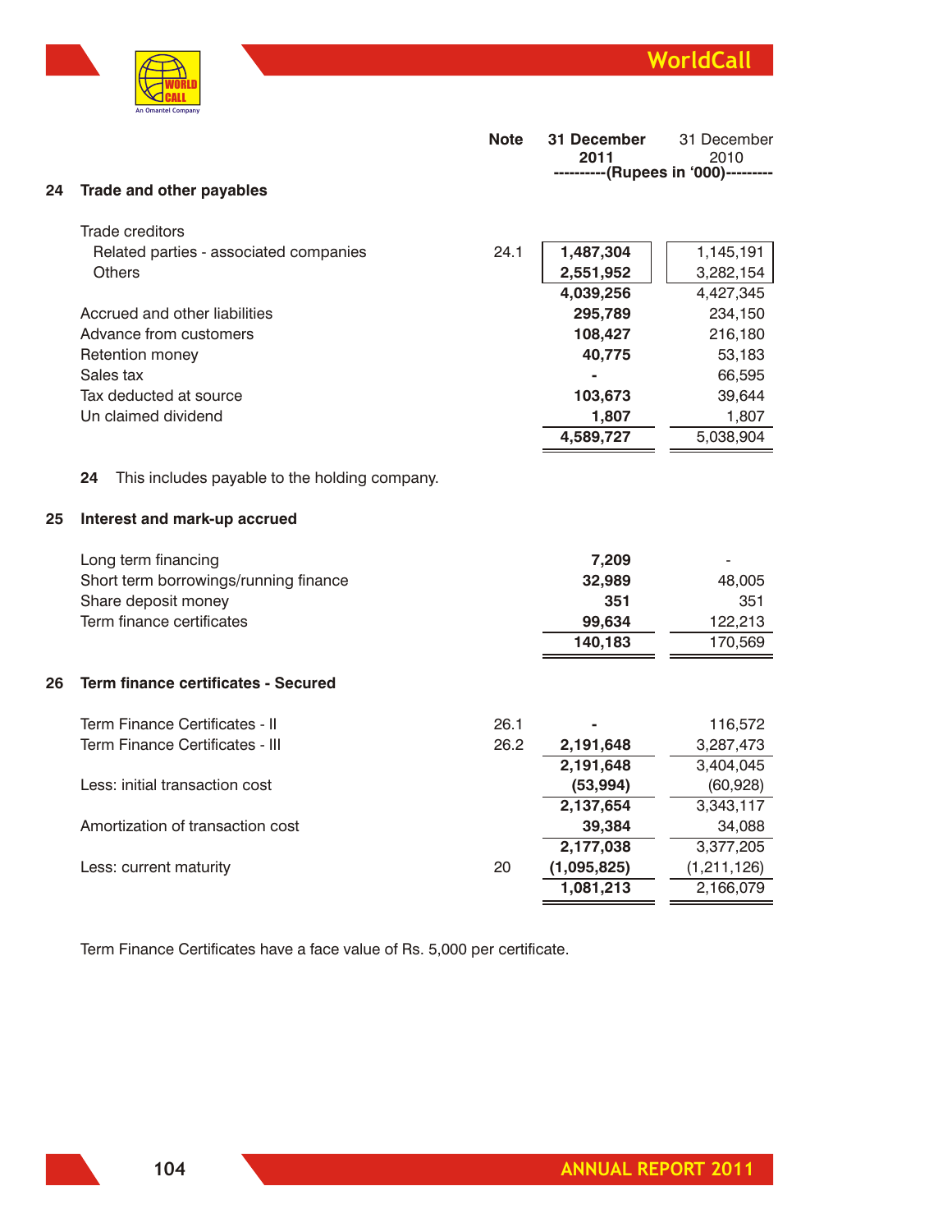| | | Note | 31 December 2011 | 31 December 2010 |
|---|---|---|---|---|
| | | | ----------(Rupees in '000)--------- | |
| **24** | **Trade and other payables** | | | |
| | Trade creditors | | | |
| | Related parties - associated companies | 24.1 | **1,487,304** | 1,145,191 |
| | Others | | **2,551,952** | 3,282,154 |
| | | | **4,039,256** | 4,427,345 |
| | Accrued and other liabilities | | **295,789** | 234,150 |
| | Advance from customers | | **108,427** | 216,180 |
| | Retention money | | **40,775** | 53,183 |
| | Sales tax | | **-** | 66,595 |
| | Tax deducted at source | | **103,673** | 39,644 |
| | Un claimed dividend | | **1,807** | 1,807 |
| | | | **4,589,727** | 5,038,904 |

**24** This includes payable to the holding company.

| | | Note | 31 December 2011 | 31 December 2010 |
|---|---|---|---|---|
| **25** | **Interest and mark-up accrued** | | | |
| | Long term financing | | **7,209** | - |
| | Short term borrowings/running finance | | **32,989** | 48,005 |
| | Share deposit money | | **351** | 351 |
| | Term finance certificates | | **99,634** | 122,213 |
| | | | **140,183** | 170,569 |

| | | Note | 31 December 2011 | 31 December 2010 |
|---|---|---|---|---|
| **26** | **Term finance certificates - Secured** | | | |
| | Term Finance Certificates - II | 26.1 | **-** | 116,572 |
| | Term Finance Certificates - III | 26.2 | **2,191,648** | 3,287,473 |
| | | | **2,191,648** | 3,404,045 |
| | Less: initial transaction cost | | **(53,994)** | (60,928) |
| | | | **2,137,654** | 3,343,117 |
| | Amortization of transaction cost | | **39,384** | 34,088 |
| | | | **2,177,038** | 3,377,205 |
| | Less: current maturity | 20 | **(1,095,825)** | (1,211,126) |
| | | | **1,081,213** | 2,166,079 |

Term Finance Certificates have a face value of Rs. 5,000 per certificate.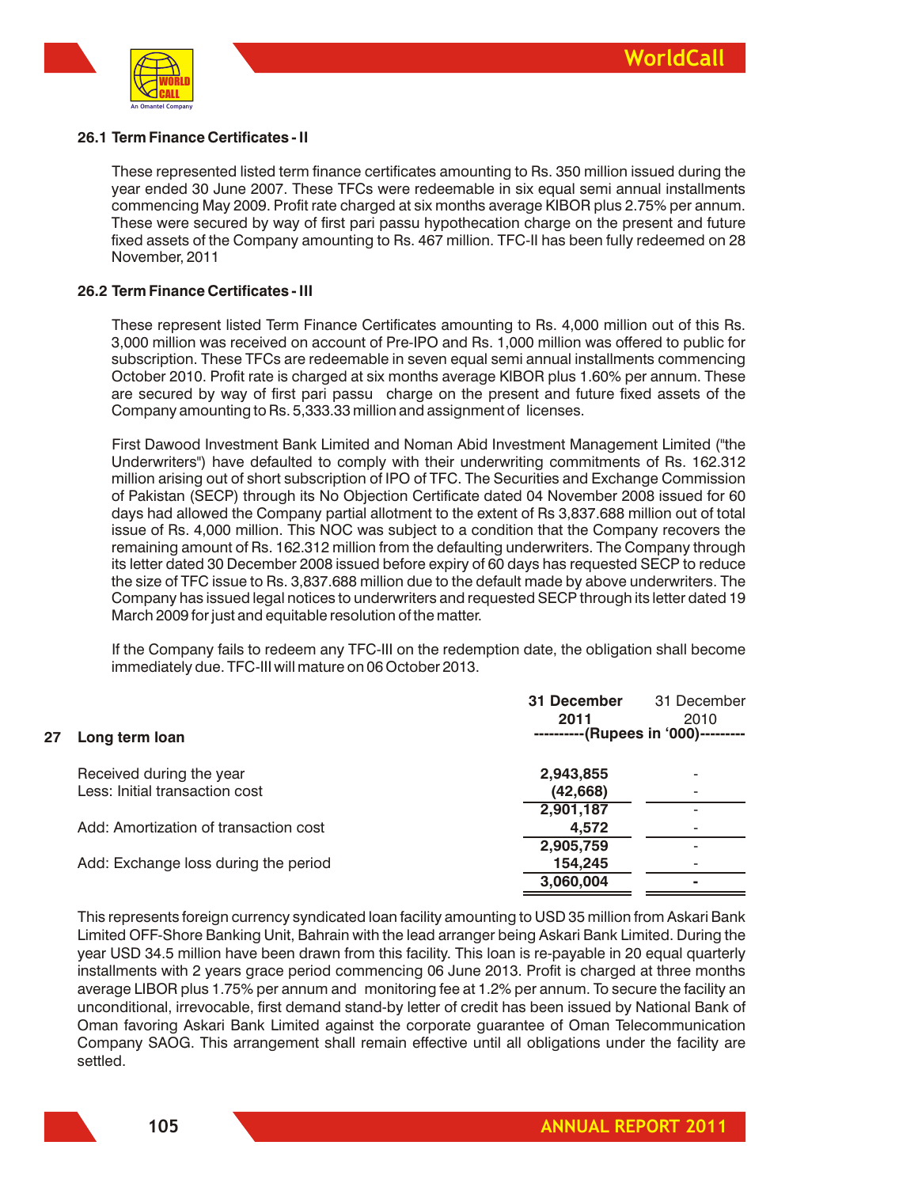### 26.1 Term Finance Certificates - II

These represented listed term finance certificates amounting to Rs. 350 million issued during the year ended 30 June 2007. These TFCs were redeemable in six equal semi annual installments commencing May 2009. Profit rate charged at six months average KIBOR plus 2.75% per annum. These were secured by way of first pari passu hypothecation charge on the present and future fixed assets of the Company amounting to Rs. 467 million. TFC-II has been fully redeemed on 28 November, 2011

### 26.2 Term Finance Certificates - III

These represent listed Term Finance Certificates amounting to Rs. 4,000 million out of this Rs. 3,000 million was received on account of Pre-IPO and Rs. 1,000 million was offered to public for subscription. These TFCs are redeemable in seven equal semi annual installments commencing October 2010. Profit rate is charged at six months average KIBOR plus 1.60% per annum. These are secured by way of first pari passu charge on the present and future fixed assets of the Company amounting to Rs. 5,333.33 million and assignment of licenses.

First Dawood Investment Bank Limited and Noman Abid Investment Management Limited ("the Underwriters") have defaulted to comply with their underwriting commitments of Rs. 162.312 million arising out of short subscription of IPO of TFC. The Securities and Exchange Commission of Pakistan (SECP) through its No Objection Certificate dated 04 November 2008 issued for 60 days had allowed the Company partial allotment to the extent of Rs 3,837.688 million out of total issue of Rs. 4,000 million. This NOC was subject to a condition that the Company recovers the remaining amount of Rs. 162.312 million from the defaulting underwriters. The Company through its letter dated 30 December 2008 issued before expiry of 60 days has requested SECP to reduce the size of TFC issue to Rs. 3,837.688 million due to the default made by above underwriters. The Company has issued legal notices to underwriters and requested SECP through its letter dated 19 March 2009 for just and equitable resolution of the matter.

If the Company fails to redeem any TFC-III on the redemption date, the obligation shall become immediately due. TFC-III will mature on 06 October 2013.

## 27 Long term loan

| | **31 December 2011** | 31 December 2010 |
|---|---|---|
| | **(Rupees in '000)** | |
| Received during the year | **2,943,855** | - |
| Less: Initial transaction cost | **(42,668)** | - |
| | **2,901,187** | - |
| Add: Amortization of transaction cost | **4,572** | - |
| | **2,905,759** | - |
| Add: Exchange loss during the period | **154,245** | - |
| | **3,060,004** | **-** |

This represents foreign currency syndicated loan facility amounting to USD 35 million from Askari Bank Limited OFF-Shore Banking Unit, Bahrain with the lead arranger being Askari Bank Limited. During the year USD 34.5 million have been drawn from this facility. This loan is re-payable in 20 equal quarterly installments with 2 years grace period commencing 06 June 2013. Profit is charged at three months average LIBOR plus 1.75% per annum and monitoring fee at 1.2% per annum. To secure the facility an unconditional, irrevocable, first demand stand-by letter of credit has been issued by National Bank of Oman favoring Askari Bank Limited against the corporate guarantee of Oman Telecommunication Company SAOG. This arrangement shall remain effective until all obligations under the facility are settled.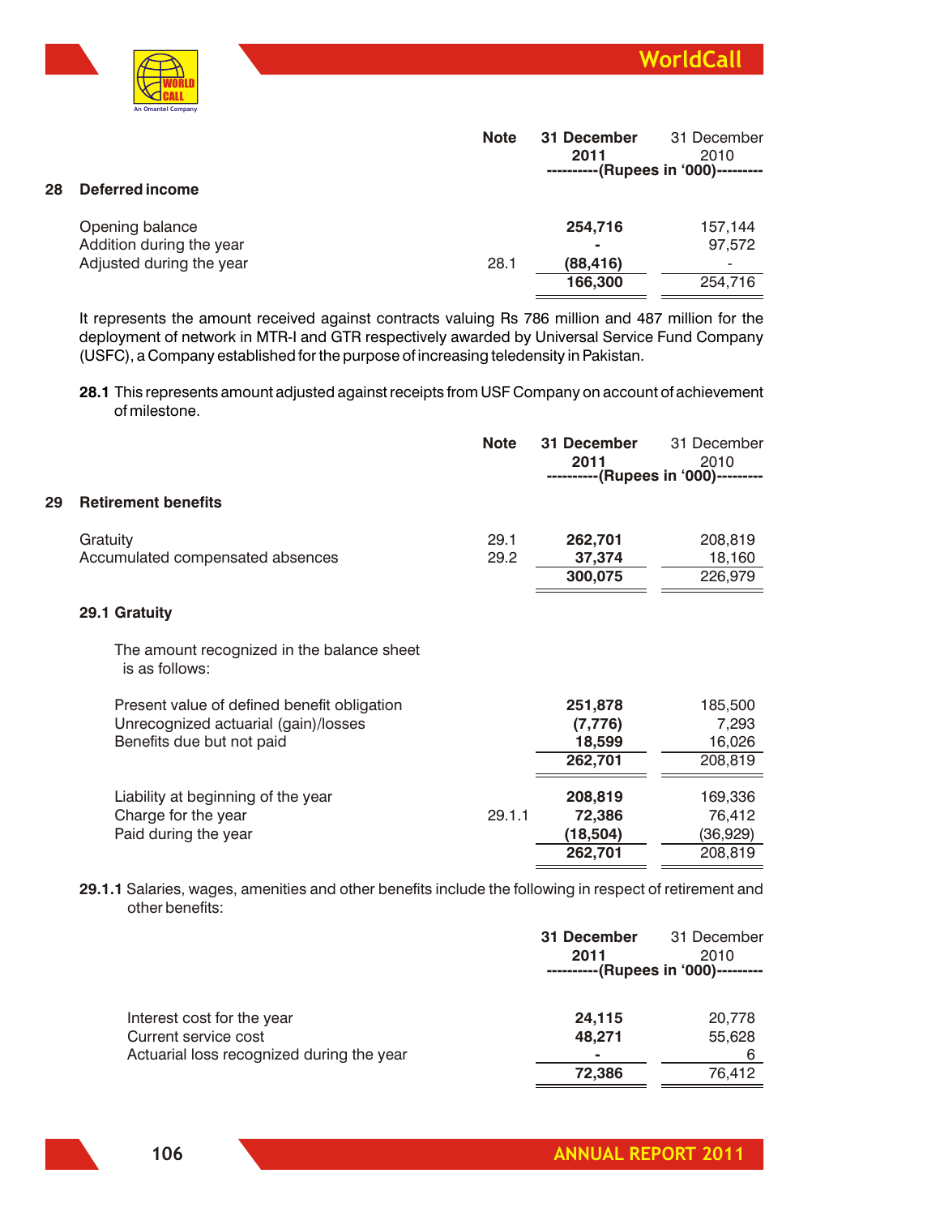| | Note | 31 December 2011 | 31 December 2010 |
|---|---|---|---|
| | | ----------(Rupees in '000)--------- | |

## 28 Deferred income

| | Note | 31 December 2011 | 31 December 2010 |
|---|---|---|---|
| Opening balance | | **254,716** | 157,144 |
| Addition during the year | | **-** | 97,572 |
| Adjusted during the year | 28.1 | **(88,416)** | - |
| | | **166,300** | 254,716 |

It represents the amount received against contracts valuing Rs 786 million and 487 million for the deployment of network in MTR-I and GTR respectively awarded by Universal Service Fund Company (USFC), a Company established for the purpose of increasing teledensity in Pakistan.

**28.1** This represents amount adjusted against receipts from USF Company on account of achievement of milestone.

## 29 Retirement benefits

| | Note | 31 December 2011 | 31 December 2010 |
|---|---|---|---|
| | | ----------(Rupees in '000)--------- | |
| Gratuity | 29.1 | **262,701** | 208,819 |
| Accumulated compensated absences | 29.2 | **37,374** | 18,160 |
| | | **300,075** | 226,979 |

### 29.1 Gratuity

The amount recognized in the balance sheet is as follows:

| | Note | 31 December 2011 | 31 December 2010 |
|---|---|---|---|
| Present value of defined benefit obligation | | **251,878** | 185,500 |
| Unrecognized actuarial (gain)/losses | | **(7,776)** | 7,293 |
| Benefits due but not paid | | **18,599** | 16,026 |
| | | **262,701** | 208,819 |
| Liability at beginning of the year | | **208,819** | 169,336 |
| Charge for the year | 29.1.1 | **72,386** | 76,412 |
| Paid during the year | | **(18,504)** | (36,929) |
| | | **262,701** | 208,819 |

**29.1.1** Salaries, wages, amenities and other benefits include the following in respect of retirement and other benefits:

| | 31 December 2011 | 31 December 2010 |
|---|---|---|
| | ----------(Rupees in '000)--------- | |
| Interest cost for the year | **24,115** | 20,778 |
| Current service cost | **48,271** | 55,628 |
| Actuarial loss recognized during the year | **-** | 6 |
| | **72,386** | 76,412 |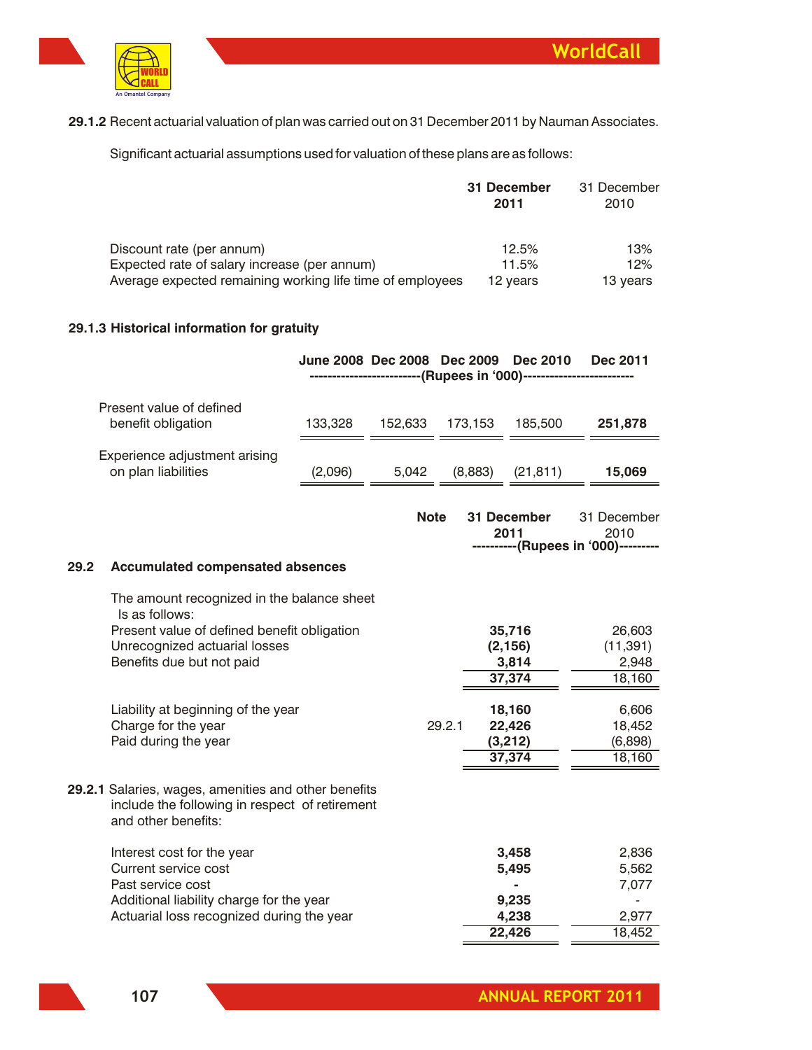**29.1.2** Recent actuarial valuation of plan was carried out on 31 December 2011 by Nauman Associates.

Significant actuarial assumptions used for valuation of these plans are as follows:

| | **31 December 2011** | 31 December 2010 |
|---|---|---|
| Discount rate (per annum) | 12.5% | 13% |
| Expected rate of salary increase (per annum) | 11.5% | 12% |
| Average expected remaining working life time of employees | 12 years | 13 years |

**29.1.3 Historical information for gratuity**

| | **June 2008** | **Dec 2008** | **Dec 2009** | **Dec 2010** | **Dec 2011** |
|---|---|---|---|---|---|
| | (Rupees in '000) | | | | |
| Present value of defined benefit obligation | 133,328 | 152,633 | 173,153 | 185,500 | **251,878** |
| Experience adjustment arising on plan liabilities | (2,096) | 5,042 | (8,883) | (21,811) | **15,069** |

| | Note | **31 December 2011** | 31 December 2010 |
|---|---|---|---|
| | | (Rupees in '000) | |
| **29.2 Accumulated compensated absences** | | | |
| The amount recognized in the balance sheet Is as follows: | | | |
| Present value of defined benefit obligation | | **35,716** | 26,603 |
| Unrecognized actuarial losses | | **(2,156)** | (11,391) |
| Benefits due but not paid | | **3,814** | 2,948 |
| | | **37,374** | 18,160 |
| Liability at beginning of the year | | **18,160** | 6,606 |
| Charge for the year | 29.2.1 | **22,426** | 18,452 |
| Paid during the year | | **(3,212)** | (6,898) |
| | | **37,374** | 18,160 |

**29.2.1** Salaries, wages, amenities and other benefits include the following in respect of retirement and other benefits:

| | **31 December 2011** | 31 December 2010 |
|---|---|---|
| Interest cost for the year | **3,458** | 2,836 |
| Current service cost | **5,495** | 5,562 |
| Past service cost | **-** | 7,077 |
| Additional liability charge for the year | **9,235** | - |
| Actuarial loss recognized during the year | **4,238** | 2,977 |
| | **22,426** | 18,452 |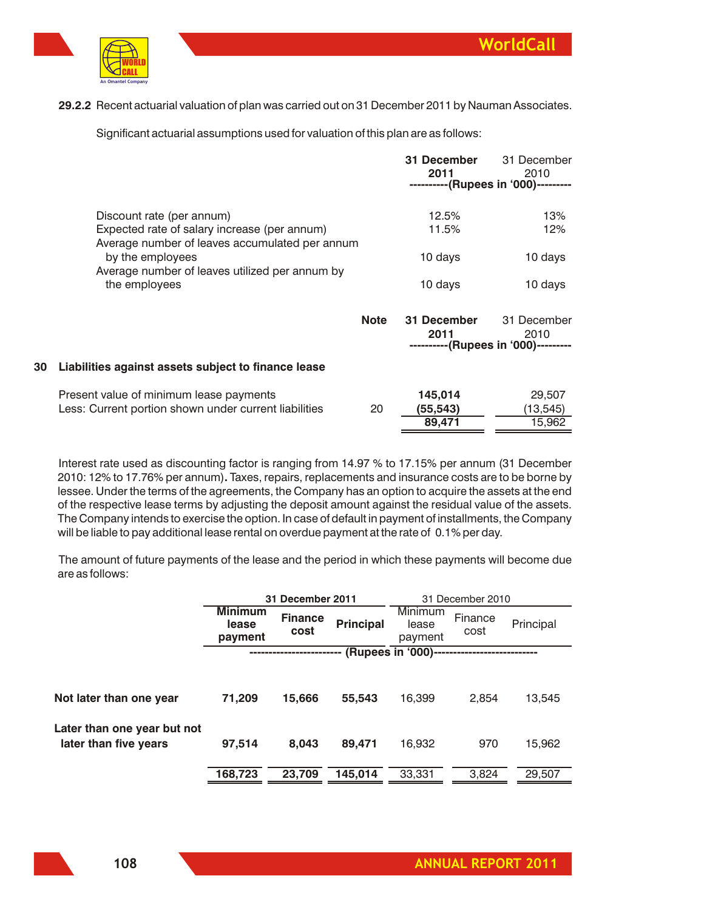**29.2.2** Recent actuarial valuation of plan was carried out on 31 December 2011 by Nauman Associates.

Significant actuarial assumptions used for valuation of this plan are as follows:

| | **31 December 2011** | 31 December 2010 |
|---|---|---|
| | **----------(Rupees in '000)---------** | |
| Discount rate (per annum) | 12.5% | 13% |
| Expected rate of salary increase (per annum) | 11.5% | 12% |
| Average number of leaves accumulated per annum by the employees | 10 days | 10 days |
| Average number of leaves utilized per annum by the employees | 10 days | 10 days |

## 30 Liabilities against assets subject to finance lease

| | **Note** | **31 December 2011** | 31 December 2010 |
|---|---|---|---|
| | | **----------(Rupees in '000)---------** | |
| Present value of minimum lease payments | | **145,014** | 29,507 |
| Less: Current portion shown under current liabilities | 20 | **(55,543)** | (13,545) |
| | | **89,471** | 15,962 |

Interest rate used as discounting factor is ranging from 14.97 % to 17.15% per annum (31 December 2010: 12% to 17.76% per annum). Taxes, repairs, replacements and insurance costs are to be borne by lessee. Under the terms of the agreements, the Company has an option to acquire the assets at the end of the respective lease terms by adjusting the deposit amount against the residual value of the assets. The Company intends to exercise the option. In case of default in payment of installments, the Company will be liable to pay additional lease rental on overdue payment at the rate of 0.1% per day.

The amount of future payments of the lease and the period in which these payments will become due are as follows:

| | **31 December 2011** | | | 31 December 2010 | | |
|---|---|---|---|---|---|---|
| | **Minimum lease payment** | **Finance cost** | **Principal** | Minimum lease payment | Finance cost | Principal |
| | **(Rupees in '000)** | | | | | |
| **Not later than one year** | **71,209** | **15,666** | **55,543** | 16,399 | 2,854 | 13,545 |
| **Later than one year but not later than five years** | **97,514** | **8,043** | **89,471** | 16,932 | 970 | 15,962 |
| | **168,723** | **23,709** | **145,014** | 33,331 | 3,824 | 29,507 |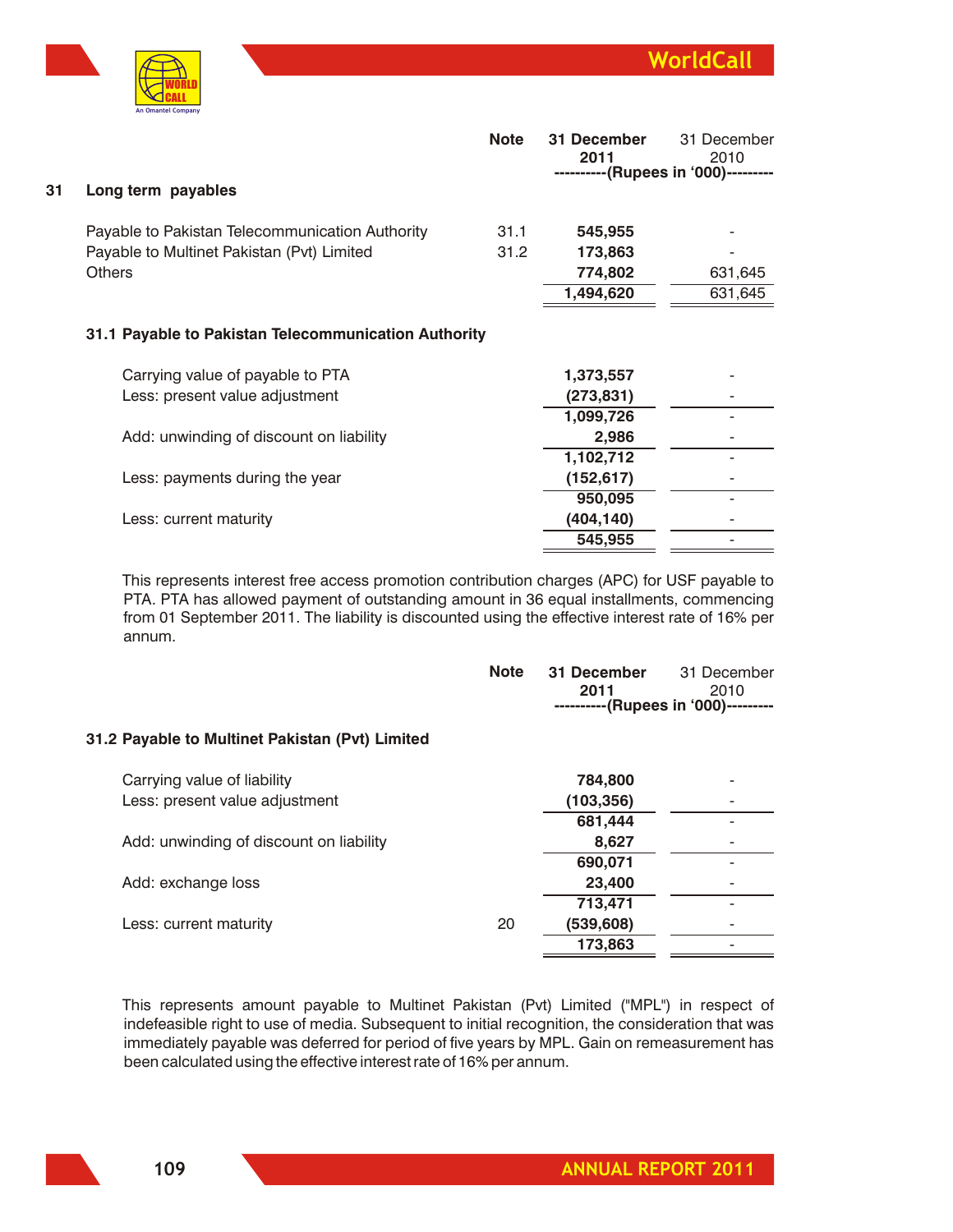| | Note | 31 December 2011 | 31 December 2010 |
|---|---|---|---|
| | | ----------(Rupees in '000)--------- | |

## 31 Long term payables

| | Note | 31 December 2011 | 31 December 2010 |
|---|---|---|---|
| Payable to Pakistan Telecommunication Authority | 31.1 | **545,955** | - |
| Payable to Multinet Pakistan (Pvt) Limited | 31.2 | **173,863** | - |
| Others | | **774,802** | 631,645 |
| | | **1,494,620** | 631,645 |

### 31.1 Payable to Pakistan Telecommunication Authority

| | 31 December 2011 | 31 December 2010 |
|---|---|---|
| Carrying value of payable to PTA | **1,373,557** | - |
| Less: present value adjustment | **(273,831)** | - |
| | **1,099,726** | - |
| Add: unwinding of discount on liability | **2,986** | - |
| | **1,102,712** | - |
| Less: payments during the year | **(152,617)** | - |
| | **950,095** | - |
| Less: current maturity | **(404,140)** | - |
| | **545,955** | - |

This represents interest free access promotion contribution charges (APC) for USF payable to PTA. PTA has allowed payment of outstanding amount in 36 equal installments, commencing from 01 September 2011. The liability is discounted using the effective interest rate of 16% per annum.

### 31.2 Payable to Multinet Pakistan (Pvt) Limited

| | Note | 31 December 2011 | 31 December 2010 |
|---|---|---|---|
| | | ----------(Rupees in '000)--------- | |
| Carrying value of liability | | **784,800** | - |
| Less: present value adjustment | | **(103,356)** | - |
| | | **681,444** | - |
| Add: unwinding of discount on liability | | **8,627** | - |
| | | **690,071** | - |
| Add: exchange loss | | **23,400** | - |
| | | **713,471** | - |
| Less: current maturity | 20 | **(539,608)** | - |
| | | **173,863** | - |

This represents amount payable to Multinet Pakistan (Pvt) Limited ("MPL") in respect of indefeasible right to use of media. Subsequent to initial recognition, the consideration that was immediately payable was deferred for period of five years by MPL. Gain on remeasurement has been calculated using the effective interest rate of 16% per annum.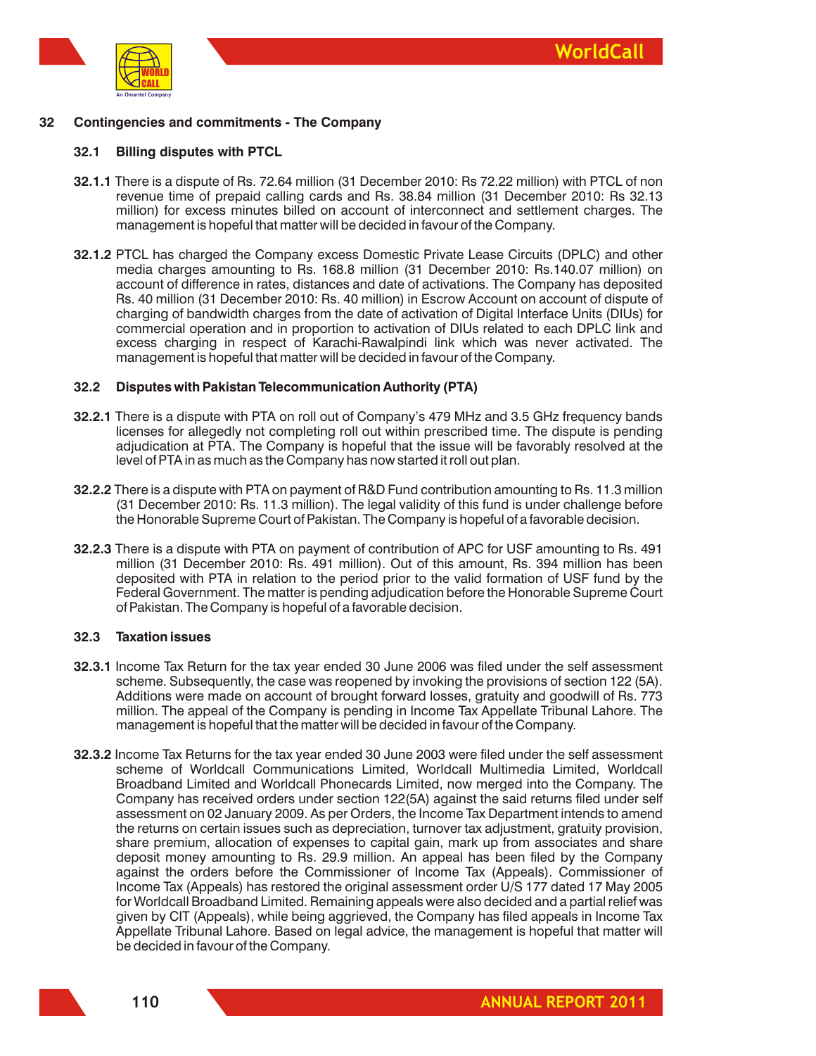## 32 Contingencies and commitments - The Company

### 32.1 Billing disputes with PTCL

**32.1.1** There is a dispute of Rs. 72.64 million (31 December 2010: Rs 72.22 million) with PTCL of non revenue time of prepaid calling cards and Rs. 38.84 million (31 December 2010: Rs 32.13 million) for excess minutes billed on account of interconnect and settlement charges. The management is hopeful that matter will be decided in favour of the Company.

**32.1.2** PTCL has charged the Company excess Domestic Private Lease Circuits (DPLC) and other media charges amounting to Rs. 168.8 million (31 December 2010: Rs.140.07 million) on account of difference in rates, distances and date of activations. The Company has deposited Rs. 40 million (31 December 2010: Rs. 40 million) in Escrow Account on account of dispute of charging of bandwidth charges from the date of activation of Digital Interface Units (DIUs) for commercial operation and in proportion to activation of DIUs related to each DPLC link and excess charging in respect of Karachi-Rawalpindi link which was never activated. The management is hopeful that matter will be decided in favour of the Company.

### 32.2 Disputes with Pakistan Telecommunication Authority (PTA)

**32.2.1** There is a dispute with PTA on roll out of Company's 479 MHz and 3.5 GHz frequency bands licenses for allegedly not completing roll out within prescribed time. The dispute is pending adjudication at PTA. The Company is hopeful that the issue will be favorably resolved at the level of PTA in as much as the Company has now started it roll out plan.

**32.2.2** There is a dispute with PTA on payment of R&D Fund contribution amounting to Rs. 11.3 million (31 December 2010: Rs. 11.3 million). The legal validity of this fund is under challenge before the Honorable Supreme Court of Pakistan. The Company is hopeful of a favorable decision.

**32.2.3** There is a dispute with PTA on payment of contribution of APC for USF amounting to Rs. 491 million (31 December 2010: Rs. 491 million). Out of this amount, Rs. 394 million has been deposited with PTA in relation to the period prior to the valid formation of USF fund by the Federal Government. The matter is pending adjudication before the Honorable Supreme Court of Pakistan. The Company is hopeful of a favorable decision.

### 32.3 Taxation issues

**32.3.1** Income Tax Return for the tax year ended 30 June 2006 was filed under the self assessment scheme. Subsequently, the case was reopened by invoking the provisions of section 122 (5A). Additions were made on account of brought forward losses, gratuity and goodwill of Rs. 773 million. The appeal of the Company is pending in Income Tax Appellate Tribunal Lahore. The management is hopeful that the matter will be decided in favour of the Company.

**32.3.2** Income Tax Returns for the tax year ended 30 June 2003 were filed under the self assessment scheme of Worldcall Communications Limited, Worldcall Multimedia Limited, Worldcall Broadband Limited and Worldcall Phonecards Limited, now merged into the Company. The Company has received orders under section 122(5A) against the said returns filed under self assessment on 02 January 2009. As per Orders, the Income Tax Department intends to amend the returns on certain issues such as depreciation, turnover tax adjustment, gratuity provision, share premium, allocation of expenses to capital gain, mark up from associates and share deposit money amounting to Rs. 29.9 million. An appeal has been filed by the Company against the orders before the Commissioner of Income Tax (Appeals). Commissioner of Income Tax (Appeals) has restored the original assessment order U/S 177 dated 17 May 2005 for Worldcall Broadband Limited. Remaining appeals were also decided and a partial relief was given by CIT (Appeals), while being aggrieved, the Company has filed appeals in Income Tax Appellate Tribunal Lahore. Based on legal advice, the management is hopeful that matter will be decided in favour of the Company.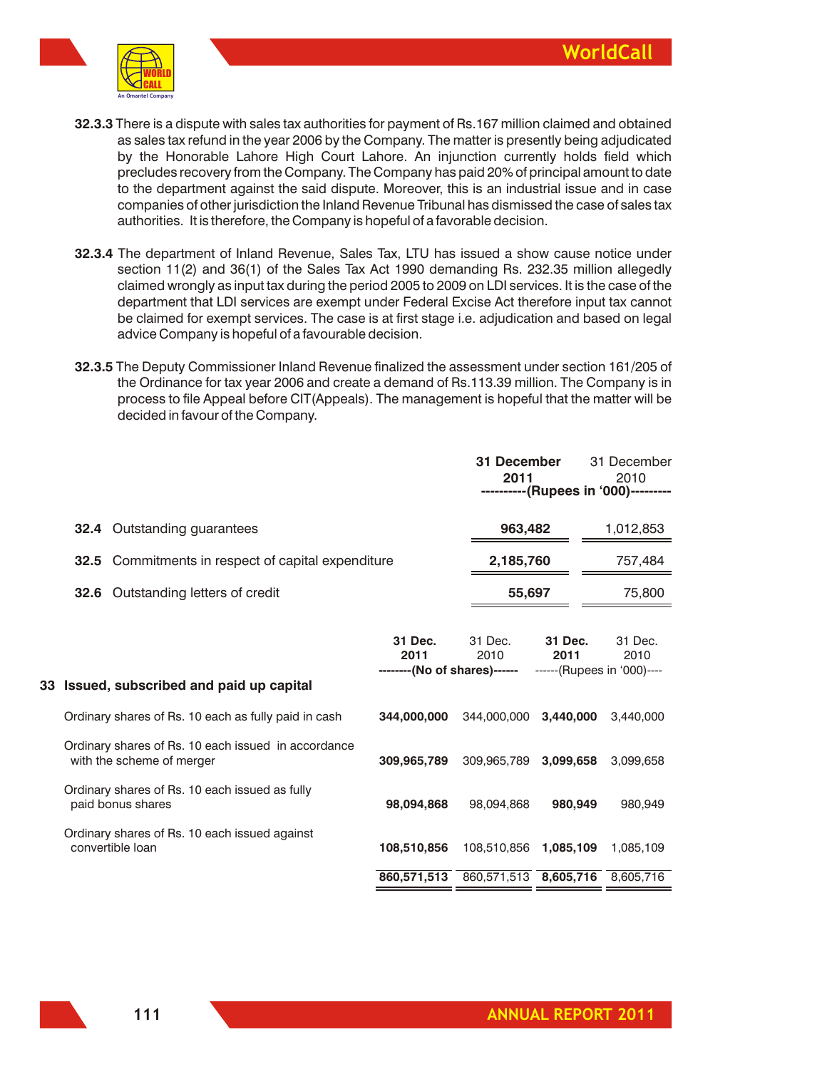**32.3.3** There is a dispute with sales tax authorities for payment of Rs.167 million claimed and obtained as sales tax refund in the year 2006 by the Company. The matter is presently being adjudicated by the Honorable Lahore High Court Lahore. An injunction currently holds field which precludes recovery from the Company. The Company has paid 20% of principal amount to date to the department against the said dispute. Moreover, this is an industrial issue and in case companies of other jurisdiction the Inland Revenue Tribunal has dismissed the case of sales tax authorities. It is therefore, the Company is hopeful of a favorable decision.

**32.3.4** The department of Inland Revenue, Sales Tax, LTU has issued a show cause notice under section 11(2) and 36(1) of the Sales Tax Act 1990 demanding Rs. 232.35 million allegedly claimed wrongly as input tax during the period 2005 to 2009 on LDI services. It is the case of the department that LDI services are exempt under Federal Excise Act therefore input tax cannot be claimed for exempt services. The case is at first stage i.e. adjudication and based on legal advice Company is hopeful of a favourable decision.

**32.3.5** The Deputy Commissioner Inland Revenue finalized the assessment under section 161/205 of the Ordinance for tax year 2006 and create a demand of Rs.113.39 million. The Company is in process to file Appeal before CIT(Appeals). The management is hopeful that the matter will be decided in favour of the Company.

| | **31 December 2011** | 31 December 2010 |
|---|---|---|
| | **(Rupees in '000)** | |
| **32.4** Outstanding guarantees | **963,482** | 1,012,853 |
| **32.5** Commitments in respect of capital expenditure | **2,185,760** | 757,484 |
| **32.6** Outstanding letters of credit | **55,697** | 75,800 |

## 33 Issued, subscribed and paid up capital

| | **31 Dec. 2011** | 31 Dec. 2010 | **31 Dec. 2011** | 31 Dec. 2010 |
|---|---|---|---|---|
| | **(No of shares)** | | (Rupees in '000) | |
| Ordinary shares of Rs. 10 each as fully paid in cash | **344,000,000** | 344,000,000 | **3,440,000** | 3,440,000 |
| Ordinary shares of Rs. 10 each issued in accordance with the scheme of merger | **309,965,789** | 309,965,789 | **3,099,658** | 3,099,658 |
| Ordinary shares of Rs. 10 each issued as fully paid bonus shares | **98,094,868** | 98,094,868 | **980,949** | 980,949 |
| Ordinary shares of Rs. 10 each issued against convertible loan | **108,510,856** | 108,510,856 | **1,085,109** | 1,085,109 |
| | **860,571,513** | 860,571,513 | **8,605,716** | 8,605,716 |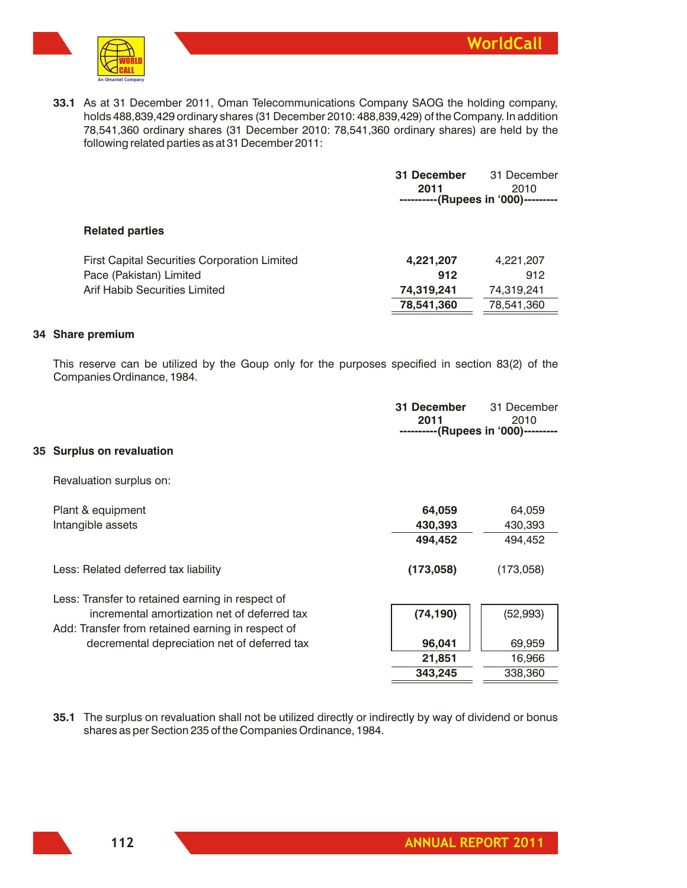**33.1** As at 31 December 2011, Oman Telecommunications Company SAOG the holding company, holds 488,839,429 ordinary shares (31 December 2010: 488,839,429) of the Company. In addition 78,541,360 ordinary shares (31 December 2010: 78,541,360 ordinary shares) are held by the following related parties as at 31 December 2011:

| | **31 December 2011** | 31 December 2010 |
|---|---|---|
| | **----------(Rupees in '000)---------** | |
| **Related parties** | | |
| First Capital Securities Corporation Limited | **4,221,207** | 4,221,207 |
| Pace (Pakistan) Limited | **912** | 912 |
| Arif Habib Securities Limited | **74,319,241** | 74,319,241 |
| | **78,541,360** | 78,541,360 |

## 34 Share premium

This reserve can be utilized by the Goup only for the purposes specified in section 83(2) of the Companies Ordinance, 1984.

## 35 Surplus on revaluation

| | **31 December 2011** | 31 December 2010 |
|---|---|---|
| | **----------(Rupees in '000)---------** | |
| Revaluation surplus on: | | |
| Plant & equipment | **64,059** | 64,059 |
| Intangible assets | **430,393** | 430,393 |
| | **494,452** | 494,452 |
| Less: Related deferred tax liability | **(173,058)** | (173,058) |
| Less: Transfer to retained earning in respect of incremental amortization net of deferred tax | **(74,190)** | (52,993) |
| Add: Transfer from retained earning in respect of decremental depreciation net of deferred tax | **96,041** | 69,959 |
| | **21,851** | 16,966 |
| | **343,245** | 338,360 |

**35.1** The surplus on revaluation shall not be utilized directly or indirectly by way of dividend or bonus shares as per Section 235 of the Companies Ordinance, 1984.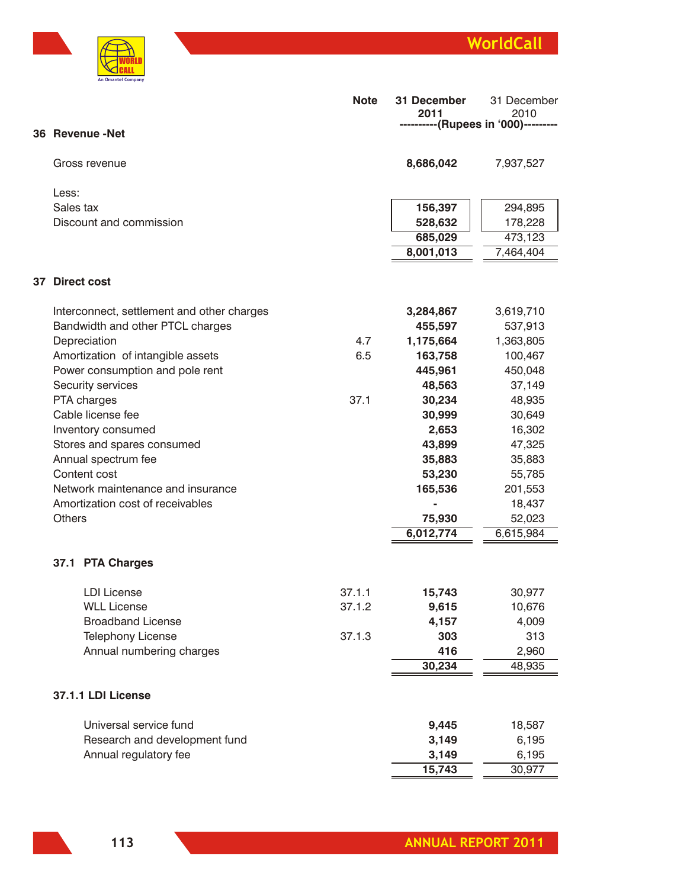| | Note | 31 December 2011 | 31 December 2010 |
|---|---|---|---|
| | | ----------(Rupees in '000)--------- | |
| **36 Revenue -Net** | | | |
| Gross revenue | | **8,686,042** | 7,937,527 |
| Less: | | | |
| Sales tax | | **156,397** | 294,895 |
| Discount and commission | | **528,632** | 178,228 |
| | | **685,029** | 473,123 |
| | | **8,001,013** | 7,464,404 |
| **37 Direct cost** | | | |
| Interconnect, settlement and other charges | | **3,284,867** | 3,619,710 |
| Bandwidth and other PTCL charges | | **455,597** | 537,913 |
| Depreciation | 4.7 | **1,175,664** | 1,363,805 |
| Amortization of intangible assets | 6.5 | **163,758** | 100,467 |
| Power consumption and pole rent | | **445,961** | 450,048 |
| Security services | | **48,563** | 37,149 |
| PTA charges | 37.1 | **30,234** | 48,935 |
| Cable license fee | | **30,999** | 30,649 |
| Inventory consumed | | **2,653** | 16,302 |
| Stores and spares consumed | | **43,899** | 47,325 |
| Annual spectrum fee | | **35,883** | 35,883 |
| Content cost | | **53,230** | 55,785 |
| Network maintenance and insurance | | **165,536** | 201,553 |
| Amortization cost of receivables | | **-** | 18,437 |
| Others | | **75,930** | 52,023 |
| | | **6,012,774** | 6,615,984 |
| **37.1 PTA Charges** | | | |
| LDI License | 37.1.1 | **15,743** | 30,977 |
| WLL License | 37.1.2 | **9,615** | 10,676 |
| Broadband License | | **4,157** | 4,009 |
| Telephony License | 37.1.3 | **303** | 313 |
| Annual numbering charges | | **416** | 2,960 |
| | | **30,234** | 48,935 |
| **37.1.1 LDI License** | | | |
| Universal service fund | | **9,445** | 18,587 |
| Research and development fund | | **3,149** | 6,195 |
| Annual regulatory fee | | **3,149** | 6,195 |
| | | **15,743** | 30,977 |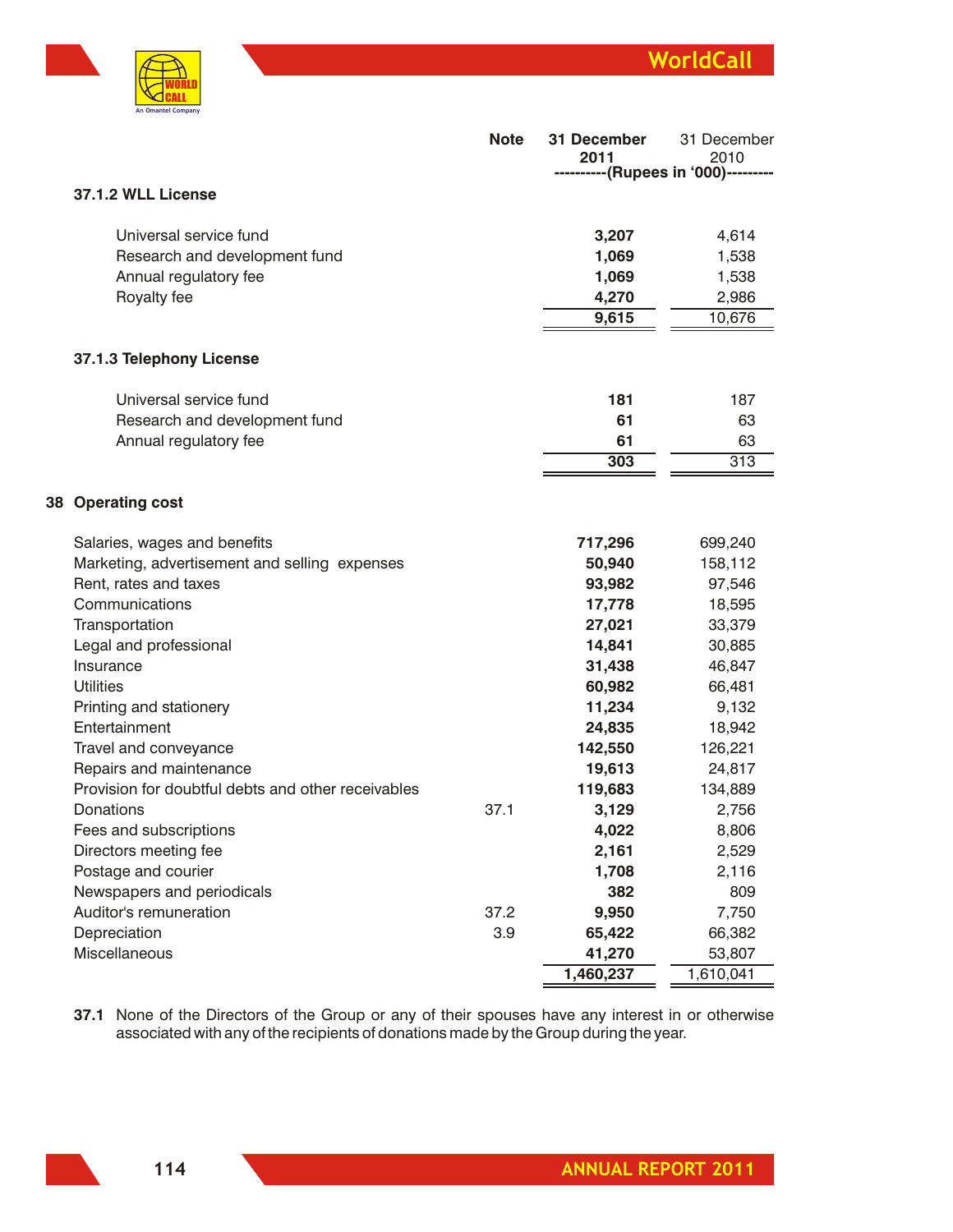| | Note | 31 December 2011 | 31 December 2010 |
|---|---|---|---|
| | | ----------(Rupees in '000)--------- | |

#### 37.1.2 WLL License

| | | 31 December 2011 | 31 December 2010 |
|---|---|---|---|
| Universal service fund | | **3,207** | 4,614 |
| Research and development fund | | **1,069** | 1,538 |
| Annual regulatory fee | | **1,069** | 1,538 |
| Royalty fee | | **4,270** | 2,986 |
| | | **9,615** | 10,676 |

#### 37.1.3 Telephony License

| | | 31 December 2011 | 31 December 2010 |
|---|---|---|---|
| Universal service fund | | **181** | 187 |
| Research and development fund | | **61** | 63 |
| Annual regulatory fee | | **61** | 63 |
| | | **303** | 313 |

## 38 Operating cost

| | Note | 31 December 2011 | 31 December 2010 |
|---|---|---|---|
| Salaries, wages and benefits | | **717,296** | 699,240 |
| Marketing, advertisement and selling expenses | | **50,940** | 158,112 |
| Rent, rates and taxes | | **93,982** | 97,546 |
| Communications | | **17,778** | 18,595 |
| Transportation | | **27,021** | 33,379 |
| Legal and professional | | **14,841** | 30,885 |
| Insurance | | **31,438** | 46,847 |
| Utilities | | **60,982** | 66,481 |
| Printing and stationery | | **11,234** | 9,132 |
| Entertainment | | **24,835** | 18,942 |
| Travel and conveyance | | **142,550** | 126,221 |
| Repairs and maintenance | | **19,613** | 24,817 |
| Provision for doubtful debts and other receivables | | **119,683** | 134,889 |
| Donations | 37.1 | **3,129** | 2,756 |
| Fees and subscriptions | | **4,022** | 8,806 |
| Directors meeting fee | | **2,161** | 2,529 |
| Postage and courier | | **1,708** | 2,116 |
| Newspapers and periodicals | | **382** | 809 |
| Auditor's remuneration | 37.2 | **9,950** | 7,750 |
| Depreciation | 3.9 | **65,422** | 66,382 |
| Miscellaneous | | **41,270** | 53,807 |
| | | **1,460,237** | 1,610,041 |

**37.1** None of the Directors of the Group or any of their spouses have any interest in or otherwise associated with any of the recipients of donations made by the Group during the year.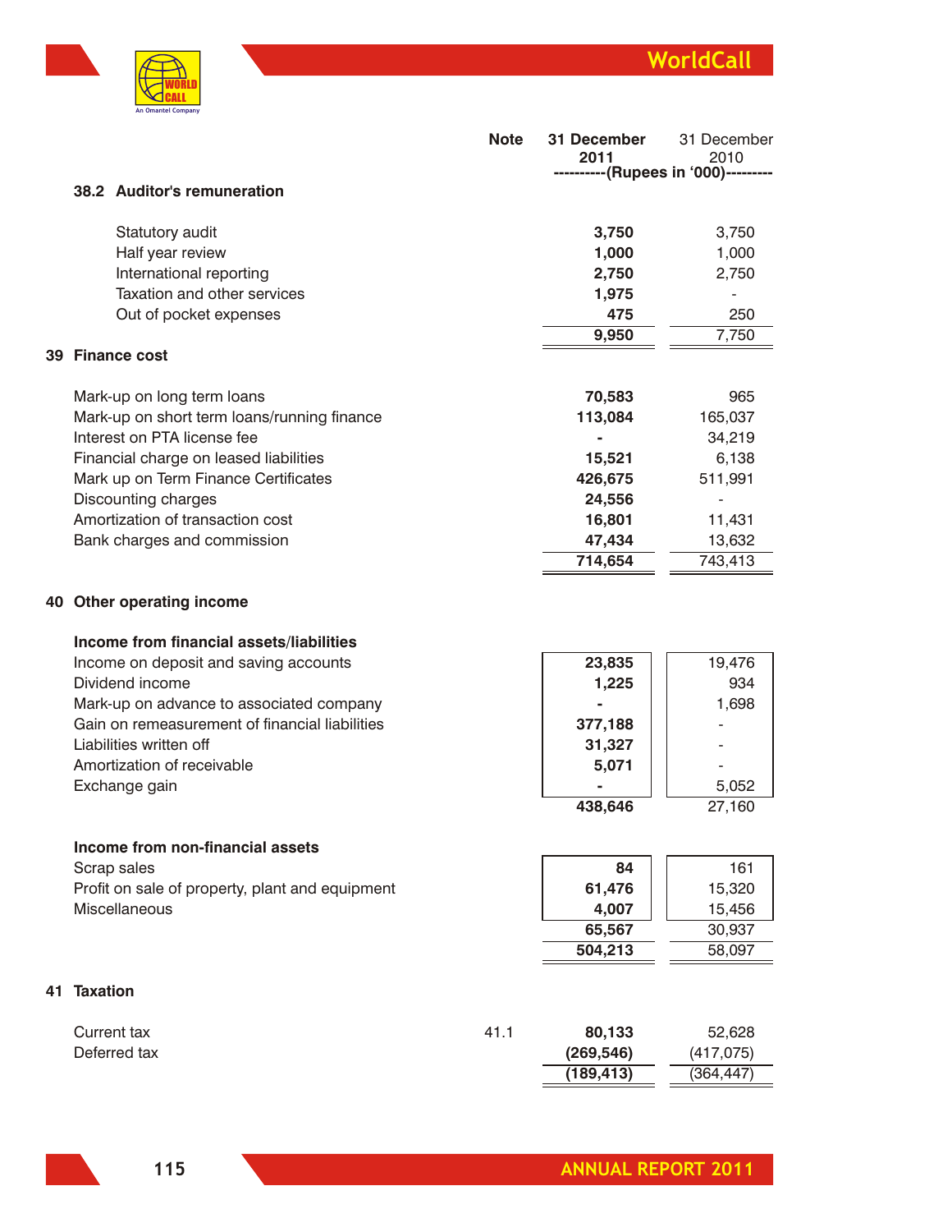| | Note | 31 December 2011 | 31 December 2010 |
|---|---|---|---|
| | | ----------(Rupees in '000)--------- | |

**38.2 Auditor's remuneration**

| | Note | 31 December 2011 | 31 December 2010 |
|---|---|---|---|
| Statutory audit | | 3,750 | 3,750 |
| Half year review | | 1,000 | 1,000 |
| International reporting | | 2,750 | 2,750 |
| Taxation and other services | | 1,975 | - |
| Out of pocket expenses | | 475 | 250 |
| | | 9,950 | 7,750 |

## 39 Finance cost

| | Note | 31 December 2011 | 31 December 2010 |
|---|---|---|---|
| Mark-up on long term loans | | 70,583 | 965 |
| Mark-up on short term loans/running finance | | 113,084 | 165,037 |
| Interest on PTA license fee | | - | 34,219 |
| Financial charge on leased liabilities | | 15,521 | 6,138 |
| Mark up on Term Finance Certificates | | 426,675 | 511,991 |
| Discounting charges | | 24,556 | - |
| Amortization of transaction cost | | 16,801 | 11,431 |
| Bank charges and commission | | 47,434 | 13,632 |
| | | 714,654 | 743,413 |

## 40 Other operating income

| | Note | 31 December 2011 | 31 December 2010 |
|---|---|---|---|
| **Income from financial assets/liabilities** | | | |
| Income on deposit and saving accounts | | 23,835 | 19,476 |
| Dividend income | | 1,225 | 934 |
| Mark-up on advance to associated company | | - | 1,698 |
| Gain on remeasurement of financial liabilities | | 377,188 | - |
| Liabilities written off | | 31,327 | - |
| Amortization of receivable | | 5,071 | - |
| Exchange gain | | - | 5,052 |
| | | 438,646 | 27,160 |
| **Income from non-financial assets** | | | |
| Scrap sales | | 84 | 161 |
| Profit on sale of property, plant and equipment | | 61,476 | 15,320 |
| Miscellaneous | | 4,007 | 15,456 |
| | | 65,567 | 30,937 |
| | | 504,213 | 58,097 |

## 41 Taxation

| | Note | 31 December 2011 | 31 December 2010 |
|---|---|---|---|
| Current tax | 41.1 | 80,133 | 52,628 |
| Deferred tax | | (269,546) | (417,075) |
| | | (189,413) | (364,447) |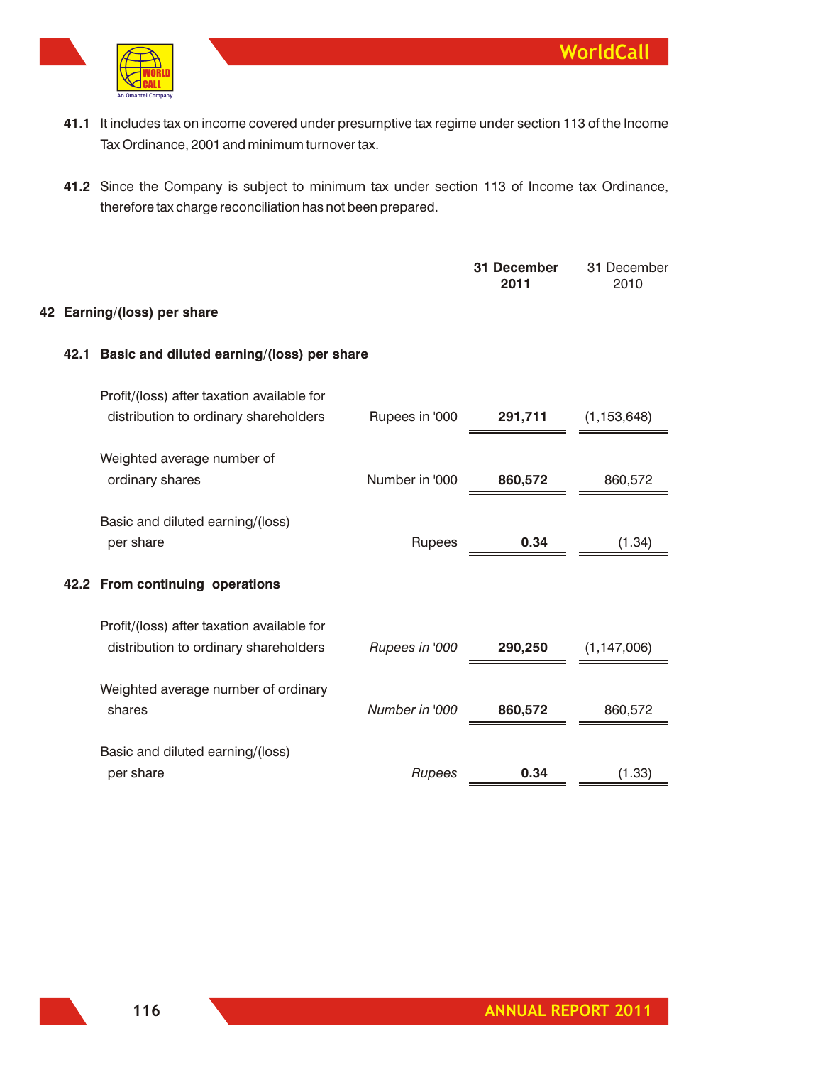**41.1** It includes tax on income covered under presumptive tax regime under section 113 of the Income Tax Ordinance, 2001 and minimum turnover tax.

**41.2** Since the Company is subject to minimum tax under section 113 of Income tax Ordinance, therefore tax charge reconciliation has not been prepared.

## 42 Earning/(loss) per share

### 42.1 Basic and diluted earning/(loss) per share

| | | **31 December 2011** | 31 December 2010 |
|---|---|---|---|
| Profit/(loss) after taxation available for distribution to ordinary shareholders | Rupees in '000 | **291,711** | (1,153,648) |
| Weighted average number of ordinary shares | Number in '000 | **860,572** | 860,572 |
| Basic and diluted earning/(loss) per share | Rupees | **0.34** | (1.34) |

### 42.2 From continuing operations

| | | **31 December 2011** | 31 December 2010 |
|---|---|---|---|
| Profit/(loss) after taxation available for distribution to ordinary shareholders | *Rupees in '000* | **290,250** | (1,147,006) |
| Weighted average number of ordinary shares | *Number in '000* | **860,572** | 860,572 |
| Basic and diluted earning/(loss) per share | *Rupees* | **0.34** | (1.33) |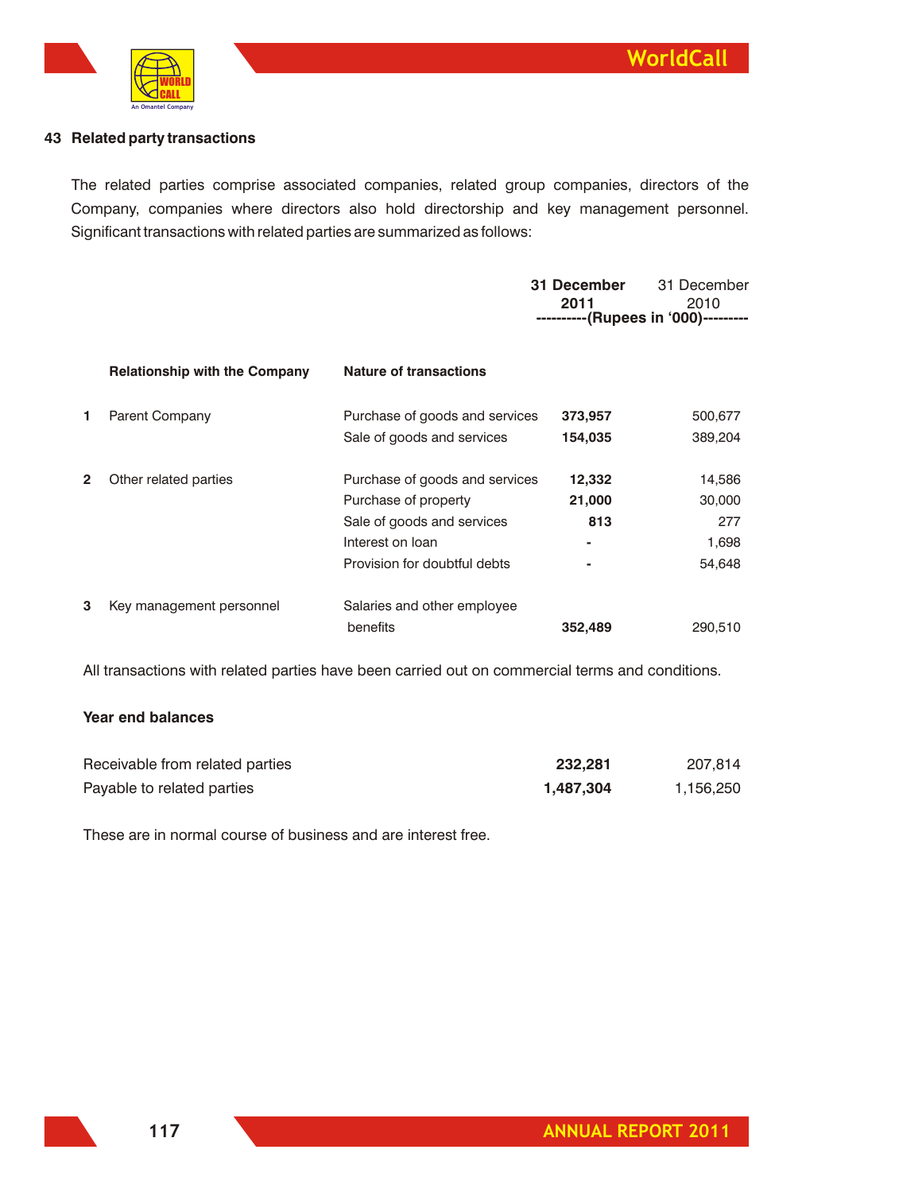## 43 Related party transactions

The related parties comprise associated companies, related group companies, directors of the Company, companies where directors also hold directorship and key management personnel. Significant transactions with related parties are summarized as follows:

| | Relationship with the Company | Nature of transactions | 31 December 2011 | 31 December 2010 |
|---|---|---|---|---|
| | | | ----------(Rupees in '000)--------- | |
| 1 | Parent Company | Purchase of goods and services | **373,957** | 500,677 |
| | | Sale of goods and services | **154,035** | 389,204 |
| 2 | Other related parties | Purchase of goods and services | **12,332** | 14,586 |
| | | Purchase of property | **21,000** | 30,000 |
| | | Sale of goods and services | **813** | 277 |
| | | Interest on loan | **-** | 1,698 |
| | | Provision for doubtful debts | **-** | 54,648 |
| 3 | Key management personnel | Salaries and other employee benefits | **352,489** | 290,510 |

All transactions with related parties have been carried out on commercial terms and conditions.

**Year end balances**

| | 31 December 2011 | 31 December 2010 |
|---|---|---|
| Receivable from related parties | **232,281** | 207,814 |
| Payable to related parties | **1,487,304** | 1,156,250 |

These are in normal course of business and are interest free.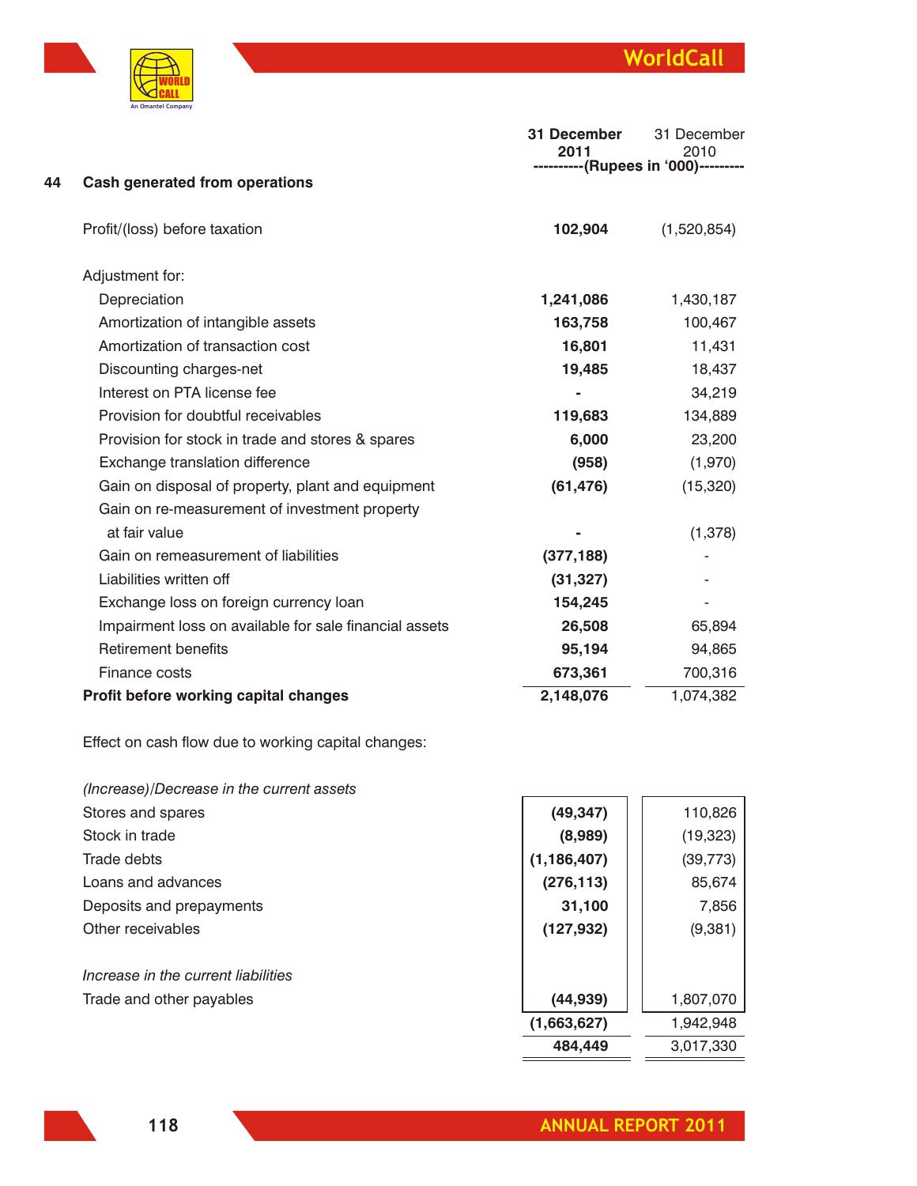## 44 Cash generated from operations

| | 31 December 2011 | 31 December 2010 |
|---|---|---|
| | ----------(Rupees in '000)--------- | |
| Profit/(loss) before taxation | **102,904** | (1,520,854) |
| Adjustment for: | | |
| Depreciation | **1,241,086** | 1,430,187 |
| Amortization of intangible assets | **163,758** | 100,467 |
| Amortization of transaction cost | **16,801** | 11,431 |
| Discounting charges-net | **19,485** | 18,437 |
| Interest on PTA license fee | **-** | 34,219 |
| Provision for doubtful receivables | **119,683** | 134,889 |
| Provision for stock in trade and stores & spares | **6,000** | 23,200 |
| Exchange translation difference | **(958)** | (1,970) |
| Gain on disposal of property, plant and equipment | **(61,476)** | (15,320) |
| Gain on re-measurement of investment property at fair value | **-** | (1,378) |
| Gain on remeasurement of liabilities | **(377,188)** | - |
| Liabilities written off | **(31,327)** | - |
| Exchange loss on foreign currency loan | **154,245** | - |
| Impairment loss on available for sale financial assets | **26,508** | 65,894 |
| Retirement benefits | **95,194** | 94,865 |
| Finance costs | **673,361** | 700,316 |
| **Profit before working capital changes** | **2,148,076** | 1,074,382 |
| Effect on cash flow due to working capital changes: | | |
| *(Increase)/Decrease in the current assets* | | |
| Stores and spares | **(49,347)** | 110,826 |
| Stock in trade | **(8,989)** | (19,323) |
| Trade debts | **(1,186,407)** | (39,773) |
| Loans and advances | **(276,113)** | 85,674 |
| Deposits and prepayments | **31,100** | 7,856 |
| Other receivables | **(127,932)** | (9,381) |
| *Increase in the current liabilities* | | |
| Trade and other payables | **(44,939)** | 1,807,070 |
| | **(1,663,627)** | 1,942,948 |
| | **484,449** | 3,017,330 |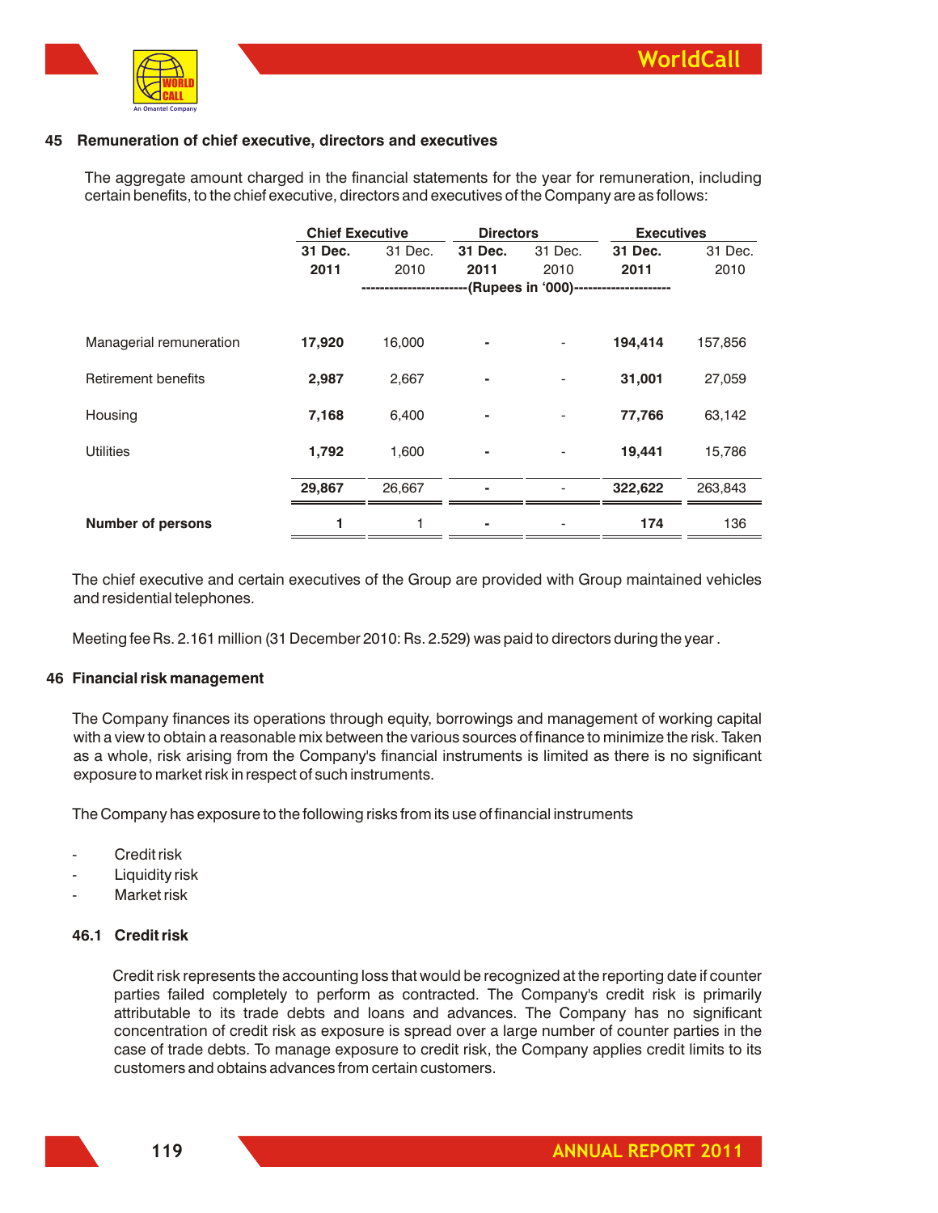## 45 Remuneration of chief executive, directors and executives

The aggregate amount charged in the financial statements for the year for remuneration, including certain benefits, to the chief executive, directors and executives of the Company are as follows:

| | Chief Executive | | Directors | | Executives | |
|---|---|---|---|---|---|---|
| | **31 Dec. 2011** | 31 Dec. 2010 | **31 Dec. 2011** | 31 Dec. 2010 | **31 Dec. 2011** | 31 Dec. 2010 |
| | -----------------------(Rupees in '000)--------------------- | | | | | |
| Managerial remuneration | **17,920** | 16,000 | **-** | - | **194,414** | 157,856 |
| Retirement benefits | **2,987** | 2,667 | **-** | - | **31,001** | 27,059 |
| Housing | **7,168** | 6,400 | **-** | - | **77,766** | 63,142 |
| Utilities | **1,792** | 1,600 | **-** | - | **19,441** | 15,786 |
| | **29,867** | 26,667 | **-** | - | **322,622** | 263,843 |
| **Number of persons** | **1** | 1 | **-** | - | **174** | 136 |

The chief executive and certain executives of the Group are provided with Group maintained vehicles and residential telephones.

Meeting fee Rs. 2.161 million (31 December 2010: Rs. 2.529) was paid to directors during the year .

## 46 Financial risk management

The Company finances its operations through equity, borrowings and management of working capital with a view to obtain a reasonable mix between the various sources of finance to minimize the risk. Taken as a whole, risk arising from the Company's financial instruments is limited as there is no significant exposure to market risk in respect of such instruments.

The Company has exposure to the following risks from its use of financial instruments

- Credit risk
- Liquidity risk
- Market risk

### 46.1 Credit risk

Credit risk represents the accounting loss that would be recognized at the reporting date if counter parties failed completely to perform as contracted. The Company's credit risk is primarily attributable to its trade debts and loans and advances. The Company has no significant concentration of credit risk as exposure is spread over a large number of counter parties in the case of trade debts. To manage exposure to credit risk, the Company applies credit limits to its customers and obtains advances from certain customers.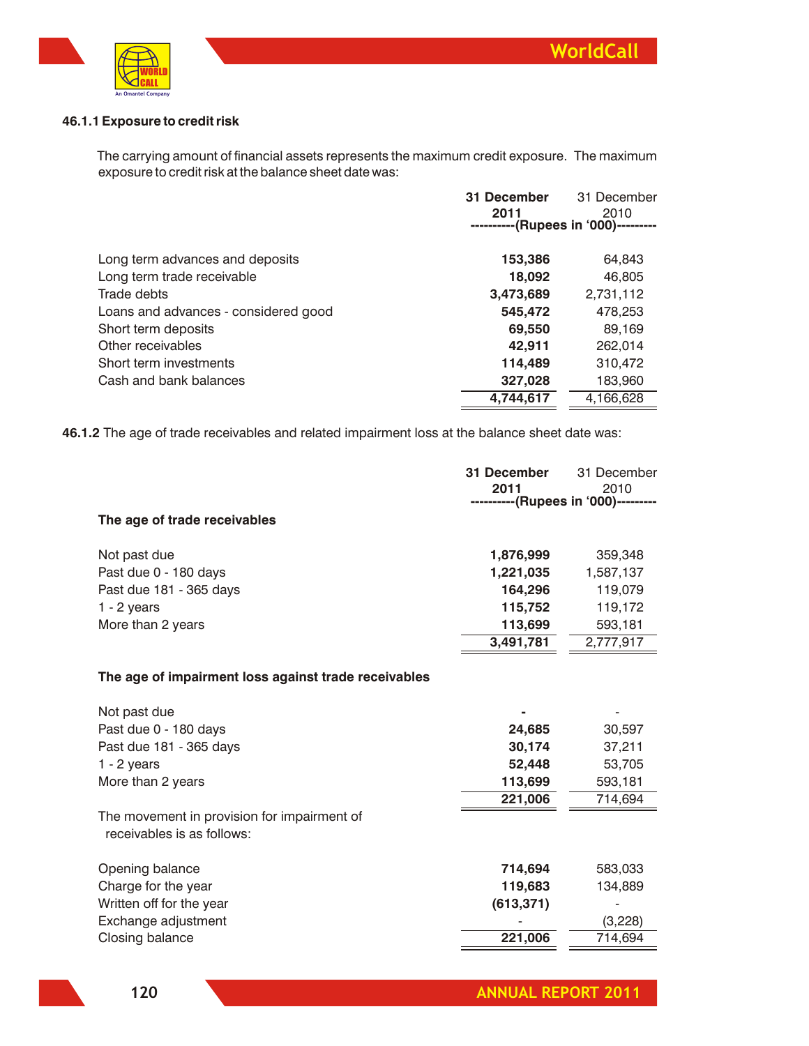#### 46.1.1 Exposure to credit risk

The carrying amount of financial assets represents the maximum credit exposure. The maximum exposure to credit risk at the balance sheet date was:

| | 31 December 2011 | 31 December 2010 |
|---|---|---|
| | (Rupees in '000) | |
| Long term advances and deposits | **153,386** | 64,843 |
| Long term trade receivable | **18,092** | 46,805 |
| Trade debts | **3,473,689** | 2,731,112 |
| Loans and advances - considered good | **545,472** | 478,253 |
| Short term deposits | **69,550** | 89,169 |
| Other receivables | **42,911** | 262,014 |
| Short term investments | **114,489** | 310,472 |
| Cash and bank balances | **327,028** | 183,960 |
| | **4,744,617** | 4,166,628 |

**46.1.2** The age of trade receivables and related impairment loss at the balance sheet date was:

| | 31 December 2011 | 31 December 2010 |
|---|---|---|
| | (Rupees in '000) | |
| **The age of trade receivables** | | |
| Not past due | **1,876,999** | 359,348 |
| Past due 0 - 180 days | **1,221,035** | 1,587,137 |
| Past due 181 - 365 days | **164,296** | 119,079 |
| 1 - 2 years | **115,752** | 119,172 |
| More than 2 years | **113,699** | 593,181 |
| | **3,491,781** | 2,777,917 |
| **The age of impairment loss against trade receivables** | | |
| Not past due | **-** | - |
| Past due 0 - 180 days | **24,685** | 30,597 |
| Past due 181 - 365 days | **30,174** | 37,211 |
| 1 - 2 years | **52,448** | 53,705 |
| More than 2 years | **113,699** | 593,181 |
| | **221,006** | 714,694 |
| The movement in provision for impairment of receivables is as follows: | | |
| Opening balance | **714,694** | 583,033 |
| Charge for the year | **119,683** | 134,889 |
| Written off for the year | **(613,371)** | - |
| Exchange adjustment | - | (3,228) |
| Closing balance | **221,006** | 714,694 |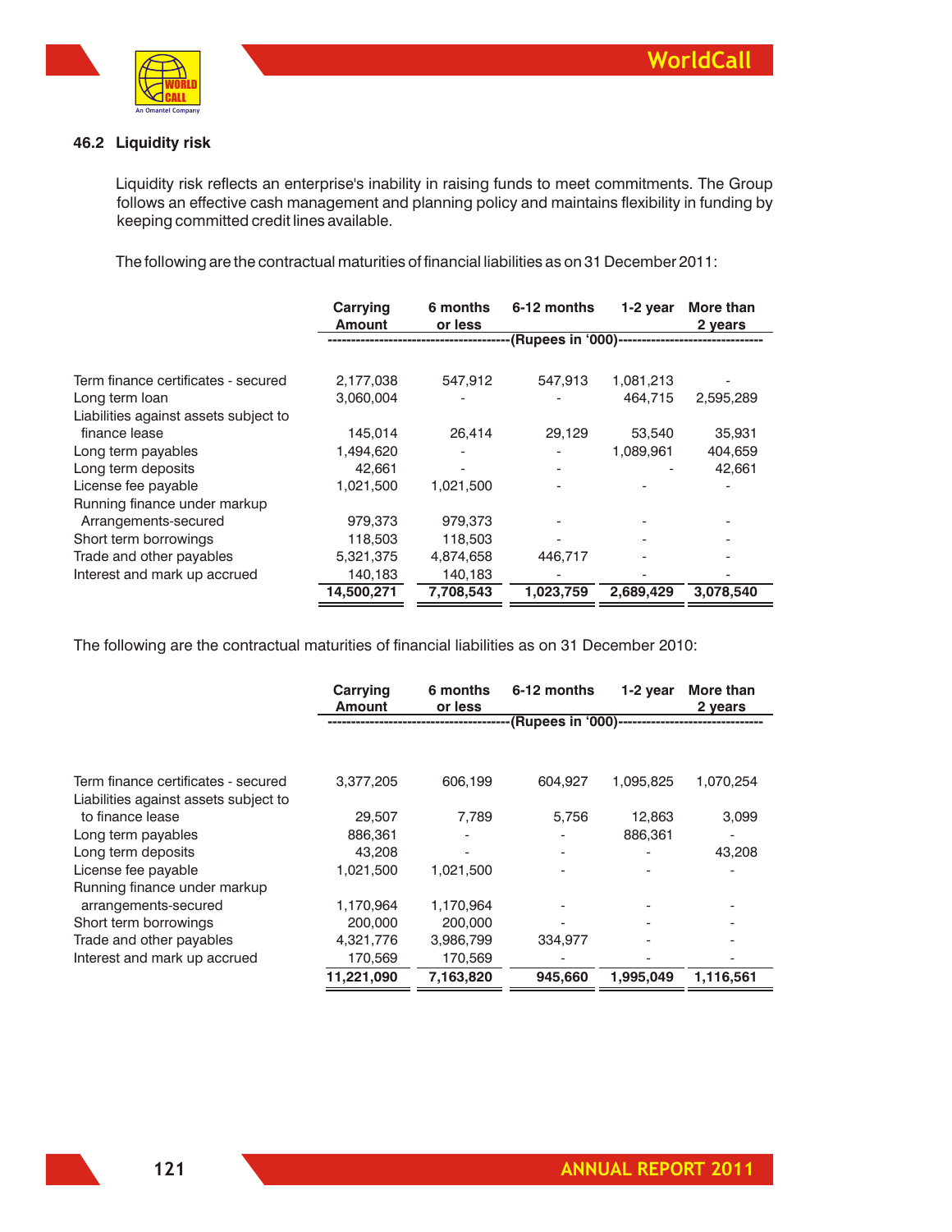### 46.2 Liquidity risk

Liquidity risk reflects an enterprise's inability in raising funds to meet commitments. The Group follows an effective cash management and planning policy and maintains flexibility in funding by keeping committed credit lines available.

The following are the contractual maturities of financial liabilities as on 31 December 2011:

| | Carrying Amount | 6 months or less | 6-12 months | 1-2 year | More than 2 years |
|---|---|---|---|---|---|
| | -----(Rupees in '000)----- | | | | |
| Term finance certificates - secured | 2,177,038 | 547,912 | 547,913 | 1,081,213 | - |
| Long term loan | 3,060,004 | - | - | 464,715 | 2,595,289 |
| Liabilities against assets subject to finance lease | 145,014 | 26,414 | 29,129 | 53,540 | 35,931 |
| Long term payables | 1,494,620 | - | - | 1,089,961 | 404,659 |
| Long term deposits | 42,661 | - | - | - | 42,661 |
| License fee payable | 1,021,500 | 1,021,500 | - | - | - |
| Running finance under markup Arrangements-secured | 979,373 | 979,373 | - | - | - |
| Short term borrowings | 118,503 | 118,503 | - | - | - |
| Trade and other payables | 5,321,375 | 4,874,658 | 446,717 | - | - |
| Interest and mark up accrued | 140,183 | 140,183 | - | - | - |
| | **14,500,271** | **7,708,543** | **1,023,759** | **2,689,429** | **3,078,540** |

The following are the contractual maturities of financial liabilities as on 31 December 2010:

| | Carrying Amount | 6 months or less | 6-12 months | 1-2 year | More than 2 years |
|---|---|---|---|---|---|
| | -----(Rupees in '000)----- | | | | |
| Term finance certificates - secured | 3,377,205 | 606,199 | 604,927 | 1,095,825 | 1,070,254 |
| Liabilities against assets subject to to finance lease | 29,507 | 7,789 | 5,756 | 12,863 | 3,099 |
| Long term payables | 886,361 | - | - | 886,361 | - |
| Long term deposits | 43,208 | - | - | - | 43,208 |
| License fee payable | 1,021,500 | 1,021,500 | - | - | - |
| Running finance under markup arrangements-secured | 1,170,964 | 1,170,964 | - | - | - |
| Short term borrowings | 200,000 | 200,000 | - | - | - |
| Trade and other payables | 4,321,776 | 3,986,799 | 334,977 | - | - |
| Interest and mark up accrued | 170,569 | 170,569 | - | - | - |
| | **11,221,090** | **7,163,820** | **945,660** | **1,995,049** | **1,116,561** |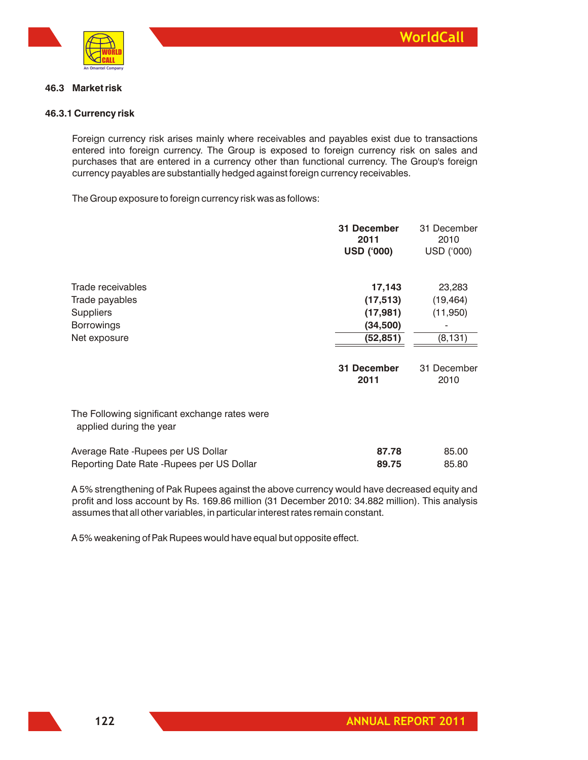### 46.3 Market risk

#### 46.3.1 Currency risk

Foreign currency risk arises mainly where receivables and payables exist due to transactions entered into foreign currency. The Group is exposed to foreign currency risk on sales and purchases that are entered in a currency other than functional currency. The Group's foreign currency payables are substantially hedged against foreign currency receivables.

The Group exposure to foreign currency risk was as follows:

| | **31 December 2011 USD ('000)** | 31 December 2010 USD ('000) |
|---|---|---|
| Trade receivables | **17,143** | 23,283 |
| Trade payables | **(17,513)** | (19,464) |
| Suppliers | **(17,981)** | (11,950) |
| Borrowings | **(34,500)** | - |
| Net exposure | **(52,851)** | (8,131) |

| | **31 December 2011** | 31 December 2010 |
|---|---|---|
| The Following significant exchange rates were applied during the year | | |
| Average Rate -Rupees per US Dollar | **87.78** | 85.00 |
| Reporting Date Rate -Rupees per US Dollar | **89.75** | 85.80 |

A 5% strengthening of Pak Rupees against the above currency would have decreased equity and profit and loss account by Rs. 169.86 million (31 December 2010: 34.882 million). This analysis assumes that all other variables, in particular interest rates remain constant.

A 5% weakening of Pak Rupees would have equal but opposite effect.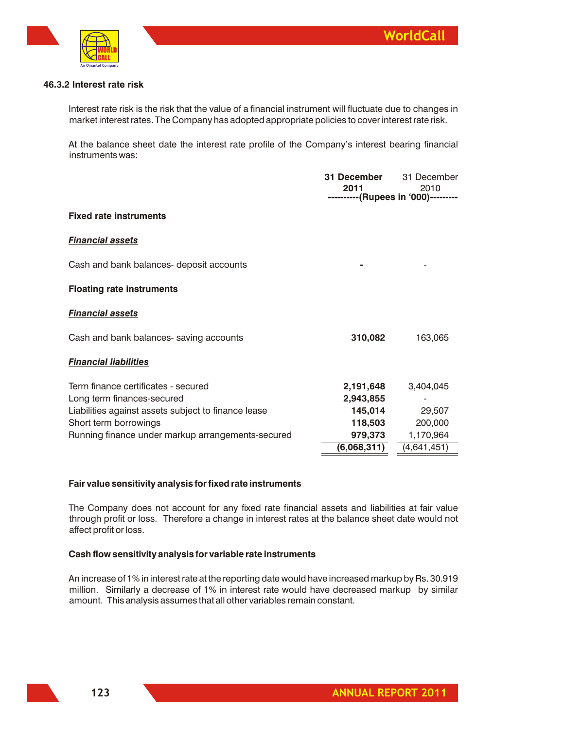### 46.3.2 Interest rate risk

Interest rate risk is the risk that the value of a financial instrument will fluctuate due to changes in market interest rates. The Company has adopted appropriate policies to cover interest rate risk.

At the balance sheet date the interest rate profile of the Company's interest bearing financial instruments was:

| | **31 December 2011** | 31 December 2010 |
|---|---|---|
| | **(Rupees in '000)** | |
| **Fixed rate instruments** | | |
| ***Financial assets*** | | |
| Cash and bank balances- deposit accounts | **-** | - |
| **Floating rate instruments** | | |
| ***Financial assets*** | | |
| Cash and bank balances- saving accounts | **310,082** | 163,065 |
| ***Financial liabilities*** | | |
| Term finance certificates - secured | **2,191,648** | 3,404,045 |
| Long term finances-secured | **2,943,855** | - |
| Liabilities against assets subject to finance lease | **145,014** | 29,507 |
| Short term borrowings | **118,503** | 200,000 |
| Running finance under markup arrangements-secured | **979,373** | 1,170,964 |
| | **(6,068,311)** | (4,641,451) |

**Fair value sensitivity analysis for fixed rate instruments**

The Company does not account for any fixed rate financial assets and liabilities at fair value through profit or loss. Therefore a change in interest rates at the balance sheet date would not affect profit or loss.

**Cash flow sensitivity analysis for variable rate instruments**

An increase of 1% in interest rate at the reporting date would have increased markup by Rs. 30.919 million. Similarly a decrease of 1% in interest rate would have decreased markup by similar amount. This analysis assumes that all other variables remain constant.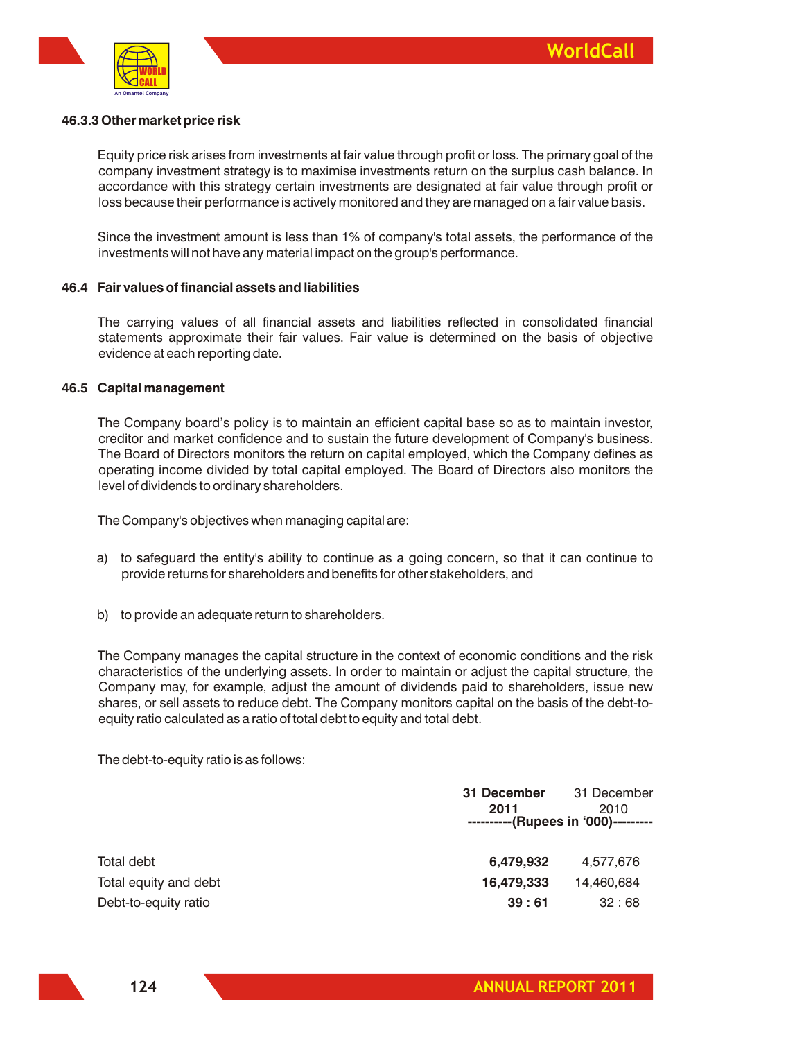#### 46.3.3 Other market price risk

Equity price risk arises from investments at fair value through profit or loss. The primary goal of the company investment strategy is to maximise investments return on the surplus cash balance. In accordance with this strategy certain investments are designated at fair value through profit or loss because their performance is actively monitored and they are managed on a fair value basis.

Since the investment amount is less than 1% of company's total assets, the performance of the investments will not have any material impact on the group's performance.

### 46.4 Fair values of financial assets and liabilities

The carrying values of all financial assets and liabilities reflected in consolidated financial statements approximate their fair values. Fair value is determined on the basis of objective evidence at each reporting date.

### 46.5 Capital management

The Company board's policy is to maintain an efficient capital base so as to maintain investor, creditor and market confidence and to sustain the future development of Company's business. The Board of Directors monitors the return on capital employed, which the Company defines as operating income divided by total capital employed. The Board of Directors also monitors the level of dividends to ordinary shareholders.

The Company's objectives when managing capital are:

a) to safeguard the entity's ability to continue as a going concern, so that it can continue to provide returns for shareholders and benefits for other stakeholders, and

b) to provide an adequate return to shareholders.

The Company manages the capital structure in the context of economic conditions and the risk characteristics of the underlying assets. In order to maintain or adjust the capital structure, the Company may, for example, adjust the amount of dividends paid to shareholders, issue new shares, or sell assets to reduce debt. The Company monitors capital on the basis of the debt-to-equity ratio calculated as a ratio of total debt to equity and total debt.

The debt-to-equity ratio is as follows:

| | **31 December 2011** | 31 December 2010 |
|---|---|---|
| | **(Rupees in '000)** | |
| Total debt | **6,479,932** | 4,577,676 |
| Total equity and debt | **16,479,333** | 14,460,684 |
| Debt-to-equity ratio | **39 : 61** | 32 : 68 |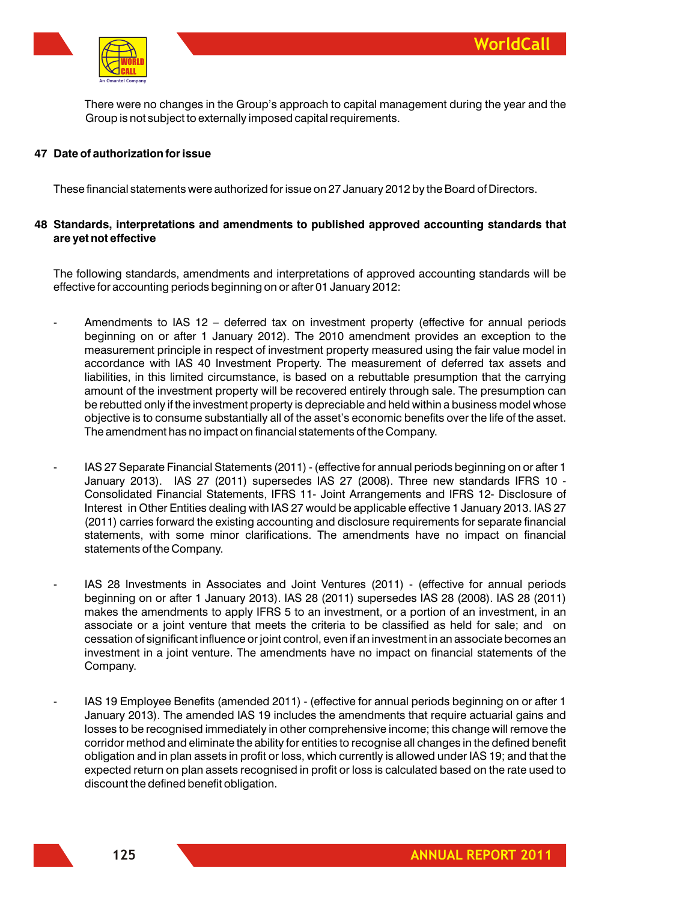There were no changes in the Group's approach to capital management during the year and the Group is not subject to externally imposed capital requirements.

## 47 Date of authorization for issue

These financial statements were authorized for issue on 27 January 2012 by the Board of Directors.

## 48 Standards, interpretations and amendments to published approved accounting standards that are yet not effective

The following standards, amendments and interpretations of approved accounting standards will be effective for accounting periods beginning on or after 01 January 2012:

- Amendments to IAS 12 – deferred tax on investment property (effective for annual periods beginning on or after 1 January 2012). The 2010 amendment provides an exception to the measurement principle in respect of investment property measured using the fair value model in accordance with IAS 40 Investment Property. The measurement of deferred tax assets and liabilities, in this limited circumstance, is based on a rebuttable presumption that the carrying amount of the investment property will be recovered entirely through sale. The presumption can be rebutted only if the investment property is depreciable and held within a business model whose objective is to consume substantially all of the asset's economic benefits over the life of the asset. The amendment has no impact on financial statements of the Company.

- IAS 27 Separate Financial Statements (2011) - (effective for annual periods beginning on or after 1 January 2013). IAS 27 (2011) supersedes IAS 27 (2008). Three new standards IFRS 10 - Consolidated Financial Statements, IFRS 11- Joint Arrangements and IFRS 12- Disclosure of Interest in Other Entities dealing with IAS 27 would be applicable effective 1 January 2013. IAS 27 (2011) carries forward the existing accounting and disclosure requirements for separate financial statements, with some minor clarifications. The amendments have no impact on financial statements of the Company.

- IAS 28 Investments in Associates and Joint Ventures (2011) - (effective for annual periods beginning on or after 1 January 2013). IAS 28 (2011) supersedes IAS 28 (2008). IAS 28 (2011) makes the amendments to apply IFRS 5 to an investment, or a portion of an investment, in an associate or a joint venture that meets the criteria to be classified as held for sale; and on cessation of significant influence or joint control, even if an investment in an associate becomes an investment in a joint venture. The amendments have no impact on financial statements of the Company.

- IAS 19 Employee Benefits (amended 2011) - (effective for annual periods beginning on or after 1 January 2013). The amended IAS 19 includes the amendments that require actuarial gains and losses to be recognised immediately in other comprehensive income; this change will remove the corridor method and eliminate the ability for entities to recognise all changes in the defined benefit obligation and in plan assets in profit or loss, which currently is allowed under IAS 19; and that the expected return on plan assets recognised in profit or loss is calculated based on the rate used to discount the defined benefit obligation.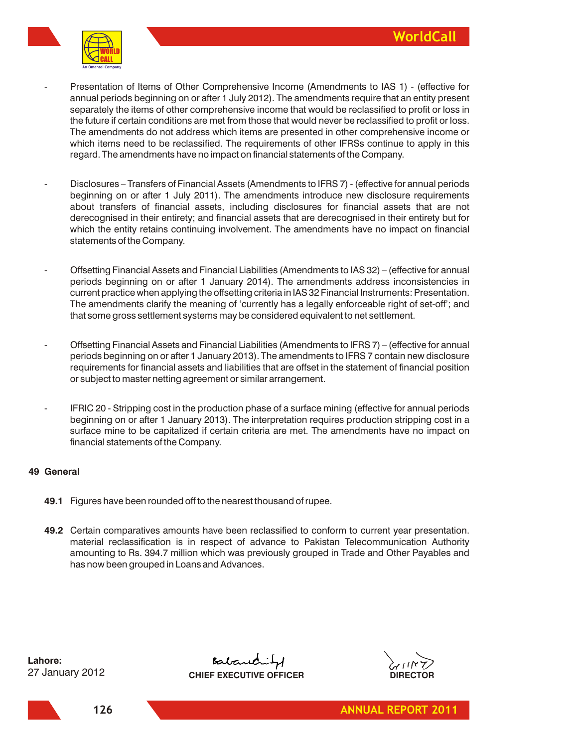- Presentation of Items of Other Comprehensive Income (Amendments to IAS 1) - (effective for annual periods beginning on or after 1 July 2012). The amendments require that an entity present separately the items of other comprehensive income that would be reclassified to profit or loss in the future if certain conditions are met from those that would never be reclassified to profit or loss. The amendments do not address which items are presented in other comprehensive income or which items need to be reclassified. The requirements of other IFRSs continue to apply in this regard. The amendments have no impact on financial statements of the Company.

- Disclosures – Transfers of Financial Assets (Amendments to IFRS 7) - (effective for annual periods beginning on or after 1 July 2011). The amendments introduce new disclosure requirements about transfers of financial assets, including disclosures for financial assets that are not derecognised in their entirety; and financial assets that are derecognised in their entirety but for which the entity retains continuing involvement. The amendments have no impact on financial statements of the Company.

- Offsetting Financial Assets and Financial Liabilities (Amendments to IAS 32) – (effective for annual periods beginning on or after 1 January 2014). The amendments address inconsistencies in current practice when applying the offsetting criteria in IAS 32 Financial Instruments: Presentation. The amendments clarify the meaning of 'currently has a legally enforceable right of set-off'; and that some gross settlement systems may be considered equivalent to net settlement.

- Offsetting Financial Assets and Financial Liabilities (Amendments to IFRS 7) – (effective for annual periods beginning on or after 1 January 2013). The amendments to IFRS 7 contain new disclosure requirements for financial assets and liabilities that are offset in the statement of financial position or subject to master netting agreement or similar arrangement.

- IFRIC 20 - Stripping cost in the production phase of a surface mining (effective for annual periods beginning on or after 1 January 2013). The interpretation requires production stripping cost in a surface mine to be capitalized if certain criteria are met. The amendments have no impact on financial statements of the Company.

## 49 General

**49.1** Figures have been rounded off to the nearest thousand of rupee.

**49.2** Certain comparatives amounts have been reclassified to conform to current year presentation. material reclassification is in respect of advance to Pakistan Telecommunication Authority amounting to Rs. 394.7 million which was previously grouped in Trade and Other Payables and has now been grouped in Loans and Advances.

**Lahore:**
27 January 2012

**CHIEF EXECUTIVE OFFICER**

**DIRECTOR**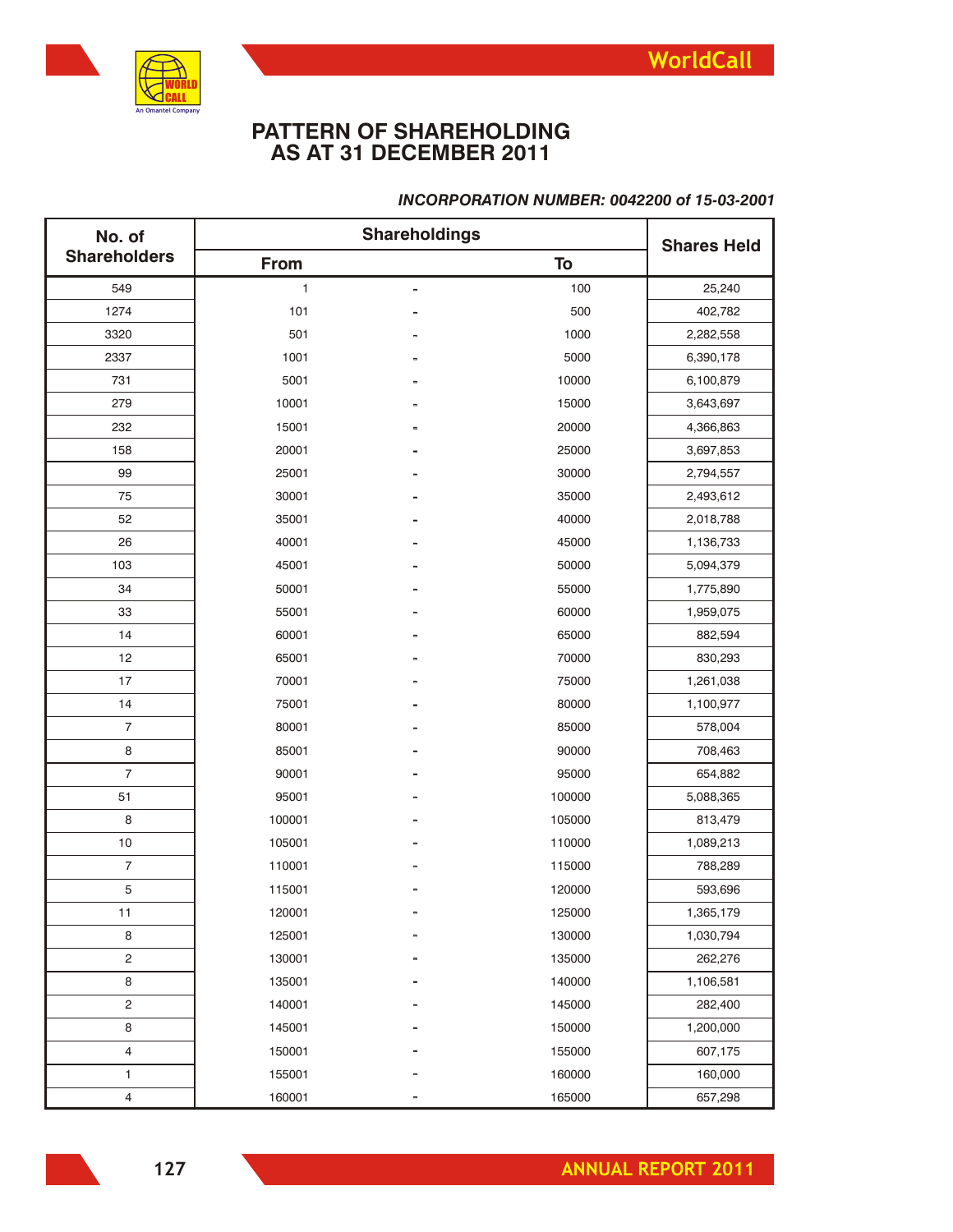# PATTERN OF SHAREHOLDING AS AT 31 DECEMBER 2011

***INCORPORATION NUMBER: 0042200 of 15-03-2001***

| No. of Shareholders | Shareholdings | | | Shares Held |
|---|---|---|---|---|
| | From | | To | |
| 549 | 1 | - | 100 | 25,240 |
| 1274 | 101 | - | 500 | 402,782 |
| 3320 | 501 | - | 1000 | 2,282,558 |
| 2337 | 1001 | - | 5000 | 6,390,178 |
| 731 | 5001 | - | 10000 | 6,100,879 |
| 279 | 10001 | - | 15000 | 3,643,697 |
| 232 | 15001 | - | 20000 | 4,366,863 |
| 158 | 20001 | - | 25000 | 3,697,853 |
| 99 | 25001 | - | 30000 | 2,794,557 |
| 75 | 30001 | - | 35000 | 2,493,612 |
| 52 | 35001 | - | 40000 | 2,018,788 |
| 26 | 40001 | - | 45000 | 1,136,733 |
| 103 | 45001 | - | 50000 | 5,094,379 |
| 34 | 50001 | - | 55000 | 1,775,890 |
| 33 | 55001 | - | 60000 | 1,959,075 |
| 14 | 60001 | - | 65000 | 882,594 |
| 12 | 65001 | - | 70000 | 830,293 |
| 17 | 70001 | - | 75000 | 1,261,038 |
| 14 | 75001 | - | 80000 | 1,100,977 |
| 7 | 80001 | - | 85000 | 578,004 |
| 8 | 85001 | - | 90000 | 708,463 |
| 7 | 90001 | - | 95000 | 654,882 |
| 51 | 95001 | - | 100000 | 5,088,365 |
| 8 | 100001 | - | 105000 | 813,479 |
| 10 | 105001 | - | 110000 | 1,089,213 |
| 7 | 110001 | - | 115000 | 788,289 |
| 5 | 115001 | - | 120000 | 593,696 |
| 11 | 120001 | - | 125000 | 1,365,179 |
| 8 | 125001 | - | 130000 | 1,030,794 |
| 2 | 130001 | - | 135000 | 262,276 |
| 8 | 135001 | - | 140000 | 1,106,581 |
| 2 | 140001 | - | 145000 | 282,400 |
| 8 | 145001 | - | 150000 | 1,200,000 |
| 4 | 150001 | - | 155000 | 607,175 |
| 1 | 155001 | - | 160000 | 160,000 |
| 4 | 160001 | - | 165000 | 657,298 |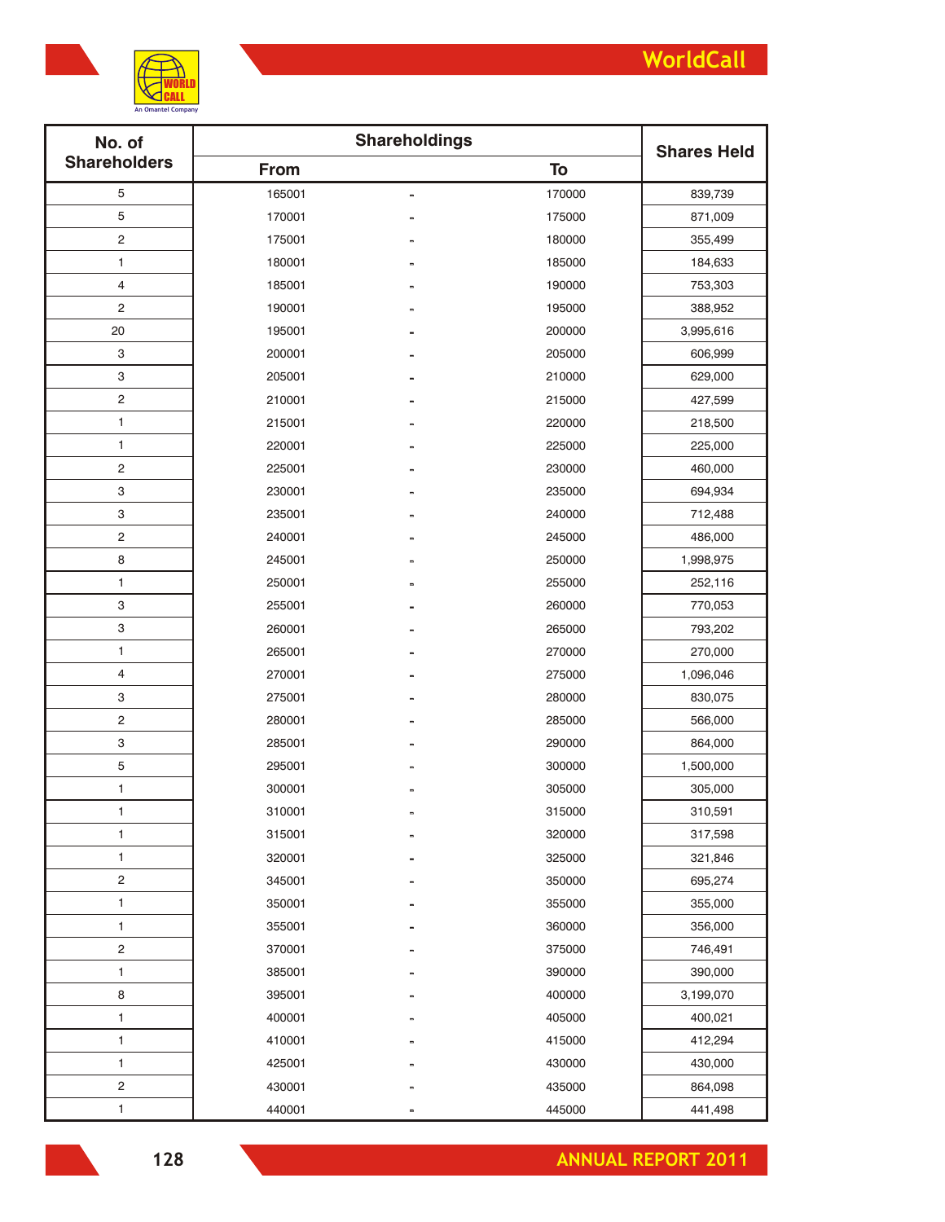| No. of Shareholders | Shareholdings | | | Shares Held |
|---|---|---|---|---|
| | From | | To | |
| 5 | 165001 | - | 170000 | 839,739 |
| 5 | 170001 | - | 175000 | 871,009 |
| 2 | 175001 | - | 180000 | 355,499 |
| 1 | 180001 | - | 185000 | 184,633 |
| 4 | 185001 | - | 190000 | 753,303 |
| 2 | 190001 | - | 195000 | 388,952 |
| 20 | 195001 | - | 200000 | 3,995,616 |
| 3 | 200001 | - | 205000 | 606,999 |
| 3 | 205001 | - | 210000 | 629,000 |
| 2 | 210001 | - | 215000 | 427,599 |
| 1 | 215001 | - | 220000 | 218,500 |
| 1 | 220001 | - | 225000 | 225,000 |
| 2 | 225001 | - | 230000 | 460,000 |
| 3 | 230001 | - | 235000 | 694,934 |
| 3 | 235001 | - | 240000 | 712,488 |
| 2 | 240001 | - | 245000 | 486,000 |
| 8 | 245001 | - | 250000 | 1,998,975 |
| 1 | 250001 | - | 255000 | 252,116 |
| 3 | 255001 | - | 260000 | 770,053 |
| 3 | 260001 | - | 265000 | 793,202 |
| 1 | 265001 | - | 270000 | 270,000 |
| 4 | 270001 | - | 275000 | 1,096,046 |
| 3 | 275001 | - | 280000 | 830,075 |
| 2 | 280001 | - | 285000 | 566,000 |
| 3 | 285001 | - | 290000 | 864,000 |
| 5 | 295001 | - | 300000 | 1,500,000 |
| 1 | 300001 | - | 305000 | 305,000 |
| 1 | 310001 | - | 315000 | 310,591 |
| 1 | 315001 | - | 320000 | 317,598 |
| 1 | 320001 | - | 325000 | 321,846 |
| 2 | 345001 | - | 350000 | 695,274 |
| 1 | 350001 | - | 355000 | 355,000 |
| 1 | 355001 | - | 360000 | 356,000 |
| 2 | 370001 | - | 375000 | 746,491 |
| 1 | 385001 | - | 390000 | 390,000 |
| 8 | 395001 | - | 400000 | 3,199,070 |
| 1 | 400001 | - | 405000 | 400,021 |
| 1 | 410001 | - | 415000 | 412,294 |
| 1 | 425001 | - | 430000 | 430,000 |
| 2 | 430001 | - | 435000 | 864,098 |
| 1 | 440001 | - | 445000 | 441,498 |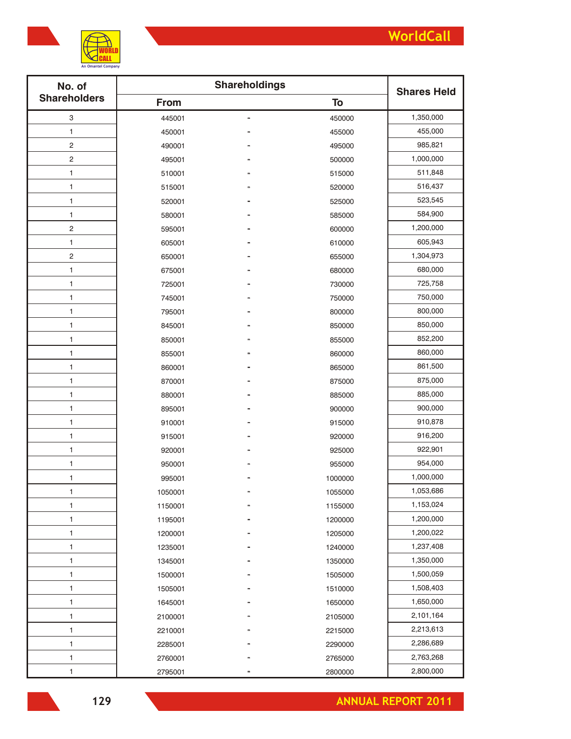| No. of Shareholders | Shareholdings | | | Shares Held |
|---|---|---|---|---|
| | From | | To | |
| 3 | 445001 | - | 450000 | 1,350,000 |
| 1 | 450001 | - | 455000 | 455,000 |
| 2 | 490001 | - | 495000 | 985,821 |
| 2 | 495001 | - | 500000 | 1,000,000 |
| 1 | 510001 | - | 515000 | 511,848 |
| 1 | 515001 | - | 520000 | 516,437 |
| 1 | 520001 | - | 525000 | 523,545 |
| 1 | 580001 | - | 585000 | 584,900 |
| 2 | 595001 | - | 600000 | 1,200,000 |
| 1 | 605001 | - | 610000 | 605,943 |
| 2 | 650001 | - | 655000 | 1,304,973 |
| 1 | 675001 | - | 680000 | 680,000 |
| 1 | 725001 | - | 730000 | 725,758 |
| 1 | 745001 | - | 750000 | 750,000 |
| 1 | 795001 | - | 800000 | 800,000 |
| 1 | 845001 | - | 850000 | 850,000 |
| 1 | 850001 | - | 855000 | 852,200 |
| 1 | 855001 | - | 860000 | 860,000 |
| 1 | 860001 | - | 865000 | 861,500 |
| 1 | 870001 | - | 875000 | 875,000 |
| 1 | 880001 | - | 885000 | 885,000 |
| 1 | 895001 | - | 900000 | 900,000 |
| 1 | 910001 | - | 915000 | 910,878 |
| 1 | 915001 | - | 920000 | 916,200 |
| 1 | 920001 | - | 925000 | 922,901 |
| 1 | 950001 | - | 955000 | 954,000 |
| 1 | 995001 | - | 1000000 | 1,000,000 |
| 1 | 1050001 | - | 1055000 | 1,053,686 |
| 1 | 1150001 | - | 1155000 | 1,153,024 |
| 1 | 1195001 | - | 1200000 | 1,200,000 |
| 1 | 1200001 | - | 1205000 | 1,200,022 |
| 1 | 1235001 | - | 1240000 | 1,237,408 |
| 1 | 1345001 | - | 1350000 | 1,350,000 |
| 1 | 1500001 | - | 1505000 | 1,500,059 |
| 1 | 1505001 | - | 1510000 | 1,508,403 |
| 1 | 1645001 | - | 1650000 | 1,650,000 |
| 1 | 2100001 | - | 2105000 | 2,101,164 |
| 1 | 2210001 | - | 2215000 | 2,213,613 |
| 1 | 2285001 | - | 2290000 | 2,286,689 |
| 1 | 2760001 | - | 2765000 | 2,763,268 |
| 1 | 2795001 | - | 2800000 | 2,800,000 |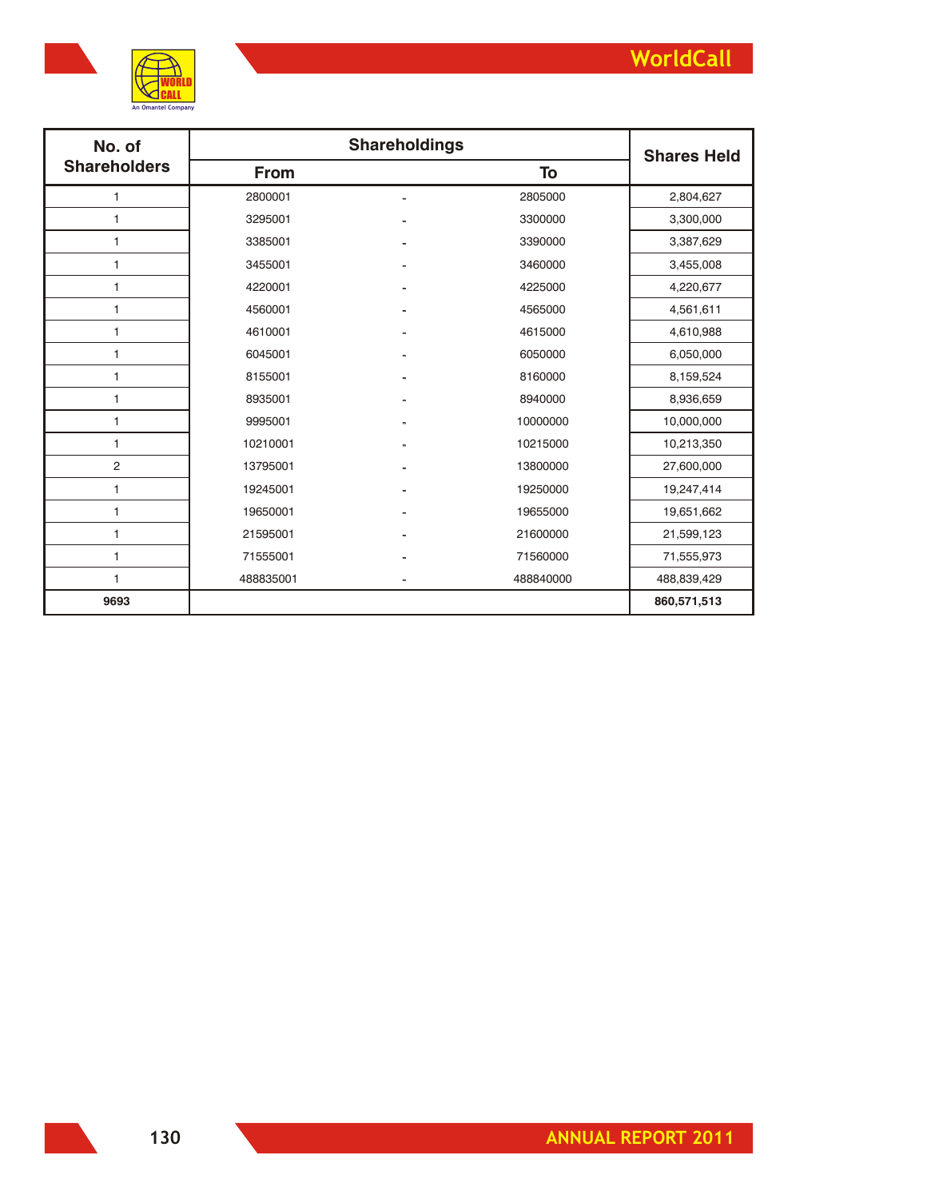| No. of Shareholders | Shareholdings | | | Shares Held |
|---|---|---|---|---|
| | From | | To | |
| 1 | 2800001 | - | 2805000 | 2,804,627 |
| 1 | 3295001 | - | 3300000 | 3,300,000 |
| 1 | 3385001 | - | 3390000 | 3,387,629 |
| 1 | 3455001 | - | 3460000 | 3,455,008 |
| 1 | 4220001 | - | 4225000 | 4,220,677 |
| 1 | 4560001 | - | 4565000 | 4,561,611 |
| 1 | 4610001 | - | 4615000 | 4,610,988 |
| 1 | 6045001 | - | 6050000 | 6,050,000 |
| 1 | 8155001 | - | 8160000 | 8,159,524 |
| 1 | 8935001 | - | 8940000 | 8,936,659 |
| 1 | 9995001 | - | 10000000 | 10,000,000 |
| 1 | 10210001 | - | 10215000 | 10,213,350 |
| 2 | 13795001 | - | 13800000 | 27,600,000 |
| 1 | 19245001 | - | 19250000 | 19,247,414 |
| 1 | 19650001 | - | 19655000 | 19,651,662 |
| 1 | 21595001 | - | 21600000 | 21,599,123 |
| 1 | 71555001 | - | 71560000 | 71,555,973 |
| 1 | 488835001 | - | 488840000 | 488,839,429 |
| **9693** | | | | **860,571,513** |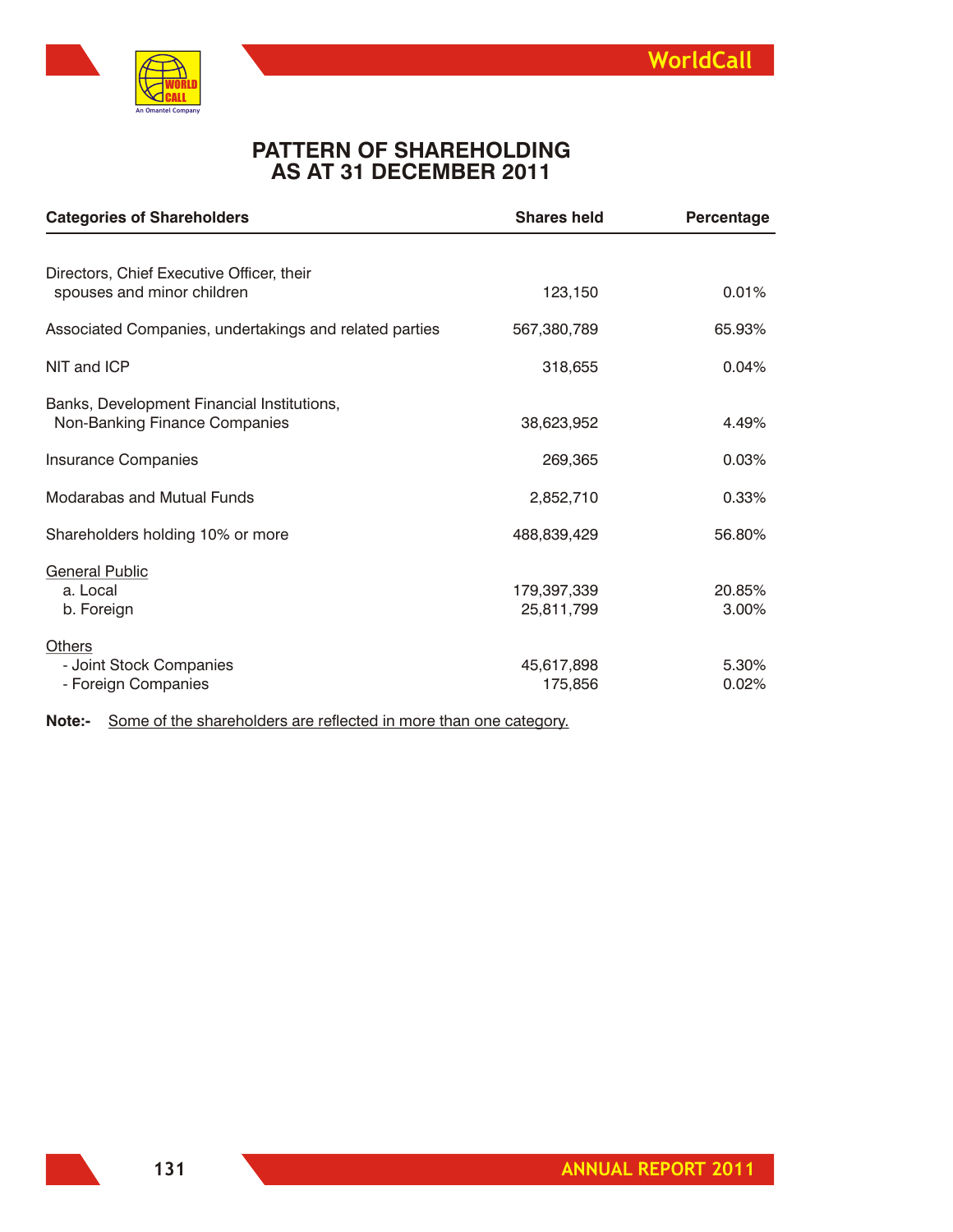# PATTERN OF SHAREHOLDING AS AT 31 DECEMBER 2011

| Categories of Shareholders | Shares held | Percentage |
|---|---|---|
| Directors, Chief Executive Officer, their spouses and minor children | 123,150 | 0.01% |
| Associated Companies, undertakings and related parties | 567,380,789 | 65.93% |
| NIT and ICP | 318,655 | 0.04% |
| Banks, Development Financial Institutions, Non-Banking Finance Companies | 38,623,952 | 4.49% |
| Insurance Companies | 269,365 | 0.03% |
| Modarabas and Mutual Funds | 2,852,710 | 0.33% |
| Shareholders holding 10% or more | 488,839,429 | 56.80% |
| General Public | | |
| a. Local | 179,397,339 | 20.85% |
| b. Foreign | 25,811,799 | 3.00% |
| Others | | |
| - Joint Stock Companies | 45,617,898 | 5.30% |
| - Foreign Companies | 175,856 | 0.02% |

**Note:-** Some of the shareholders are reflected in more than one category.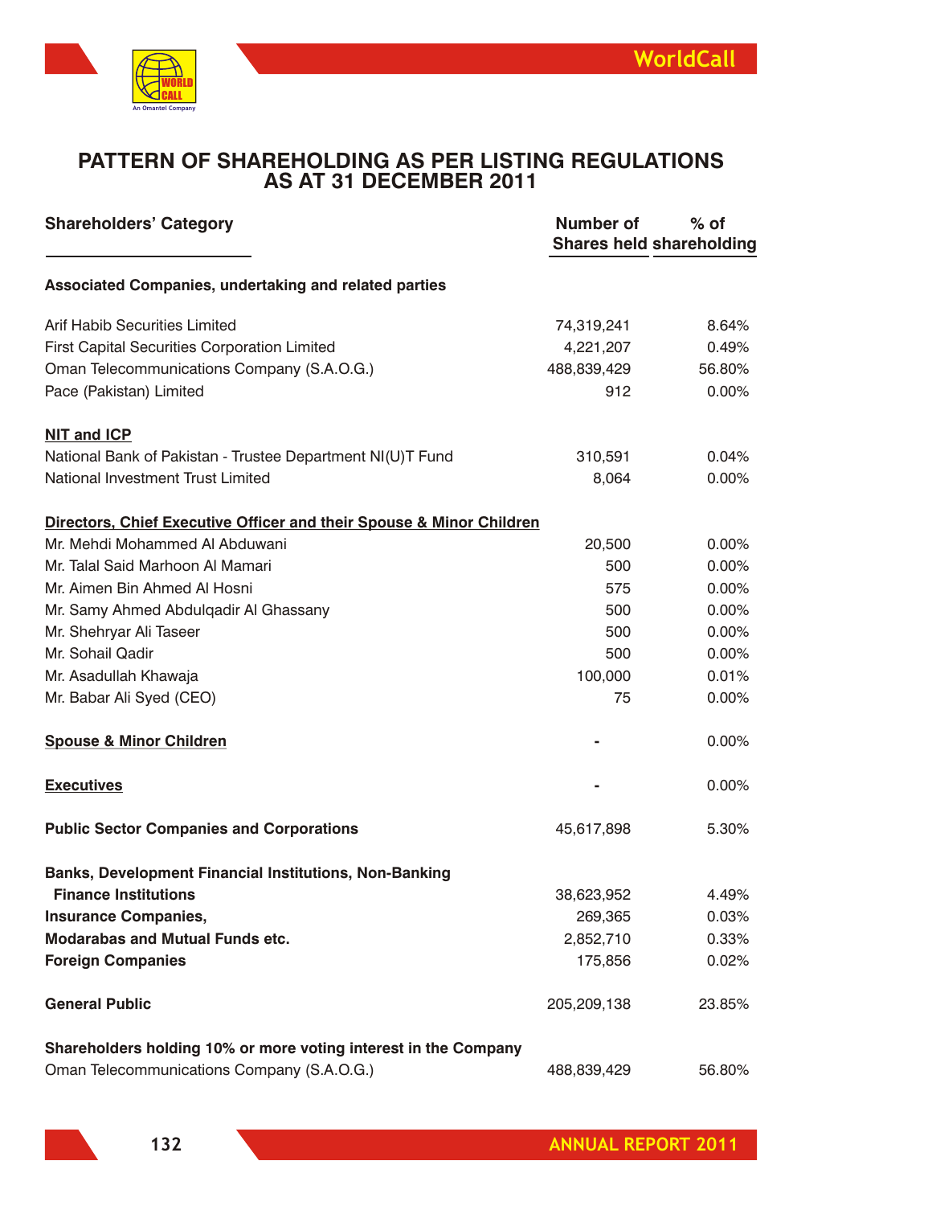# PATTERN OF SHAREHOLDING AS PER LISTING REGULATIONS AS AT 31 DECEMBER 2011

| Shareholders' Category | Number of Shares held | % of shareholding |
|---|---|---|
| **Associated Companies, undertaking and related parties** | | |
| Arif Habib Securities Limited | 74,319,241 | 8.64% |
| First Capital Securities Corporation Limited | 4,221,207 | 0.49% |
| Oman Telecommunications Company (S.A.O.G.) | 488,839,429 | 56.80% |
| Pace (Pakistan) Limited | 912 | 0.00% |
| **NIT and ICP** | | |
| National Bank of Pakistan - Trustee Department NI(U)T Fund | 310,591 | 0.04% |
| National Investment Trust Limited | 8,064 | 0.00% |
| **Directors, Chief Executive Officer and their Spouse & Minor Children** | | |
| Mr. Mehdi Mohammed Al Abduwani | 20,500 | 0.00% |
| Mr. Talal Said Marhoon Al Mamari | 500 | 0.00% |
| Mr. Aimen Bin Ahmed Al Hosni | 575 | 0.00% |
| Mr. Samy Ahmed Abdulqadir Al Ghassany | 500 | 0.00% |
| Mr. Shehryar Ali Taseer | 500 | 0.00% |
| Mr. Sohail Qadir | 500 | 0.00% |
| Mr. Asadullah Khawaja | 100,000 | 0.01% |
| Mr. Babar Ali Syed (CEO) | 75 | 0.00% |
| **Spouse & Minor Children** | - | 0.00% |
| **Executives** | - | 0.00% |
| **Public Sector Companies and Corporations** | 45,617,898 | 5.30% |
| **Banks, Development Financial Institutions, Non-Banking Finance Institutions** | 38,623,952 | 4.49% |
| **Insurance Companies,** | 269,365 | 0.03% |
| **Modarabas and Mutual Funds etc.** | 2,852,710 | 0.33% |
| **Foreign Companies** | 175,856 | 0.02% |
| **General Public** | 205,209,138 | 23.85% |
| **Shareholders holding 10% or more voting interest in the Company** | | |
| Oman Telecommunications Company (S.A.O.G.) | 488,839,429 | 56.80% |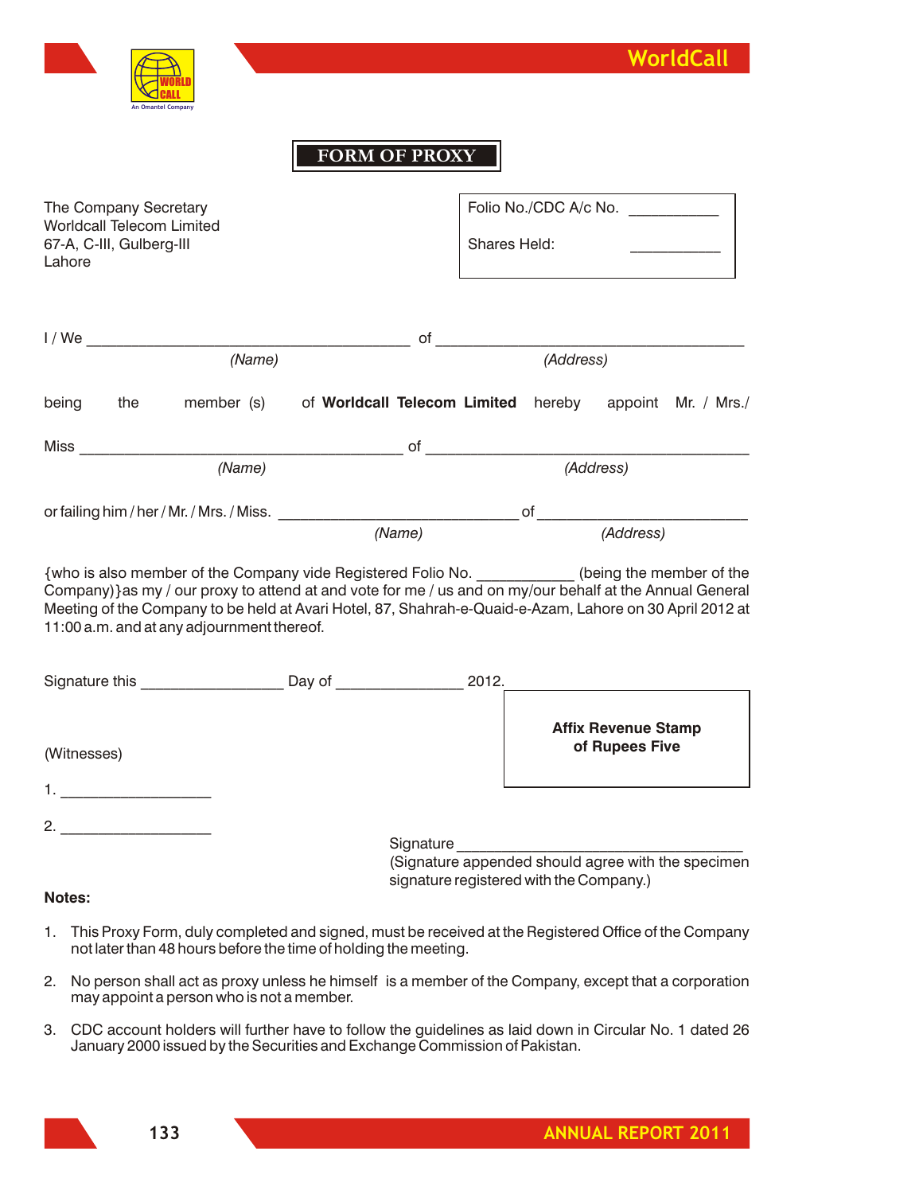# FORM OF PROXY

The Company Secretary
Worldcall Telecom Limited
67-A, C-III, Gulberg-III
Lahore

Folio No./CDC A/c No. __________

Shares Held: __________

I / We ______________________________________ of ____________________________________
*(Name)* *(Address)*

being the member (s) of **Worldcall Telecom Limited** hereby appoint Mr. / Mrs./

Miss ______________________________________ of ______________________________________
*(Name)* *(Address)*

or failing him / her / Mr. / Mrs. / Miss. ____________________________ of ________________________
*(Name)* *(Address)*

{who is also member of the Company vide Registered Folio No. ___________ (being the member of the Company)}as my / our proxy to attend at and vote for me / us and on my/our behalf at the Annual General Meeting of the Company to be held at Avari Hotel, 87, Shahrah-e-Quaid-e-Azam, Lahore on 30 April 2012 at 11:00 a.m. and at any adjournment thereof.

Signature this ________________ Day of ______________ 2012.

**Affix Revenue Stamp of Rupees Five**

(Witnesses)

1. _________________

2. _________________

Signature _________________________________
(Signature appended should agree with the specimen signature registered with the Company.)

**Notes:**

1. This Proxy Form, duly completed and signed, must be received at the Registered Office of the Company not later than 48 hours before the time of holding the meeting.
2. No person shall act as proxy unless he himself is a member of the Company, except that a corporation may appoint a person who is not a member.
3. CDC account holders will further have to follow the guidelines as laid down in Circular No. 1 dated 26 January 2000 issued by the Securities and Exchange Commission of Pakistan.